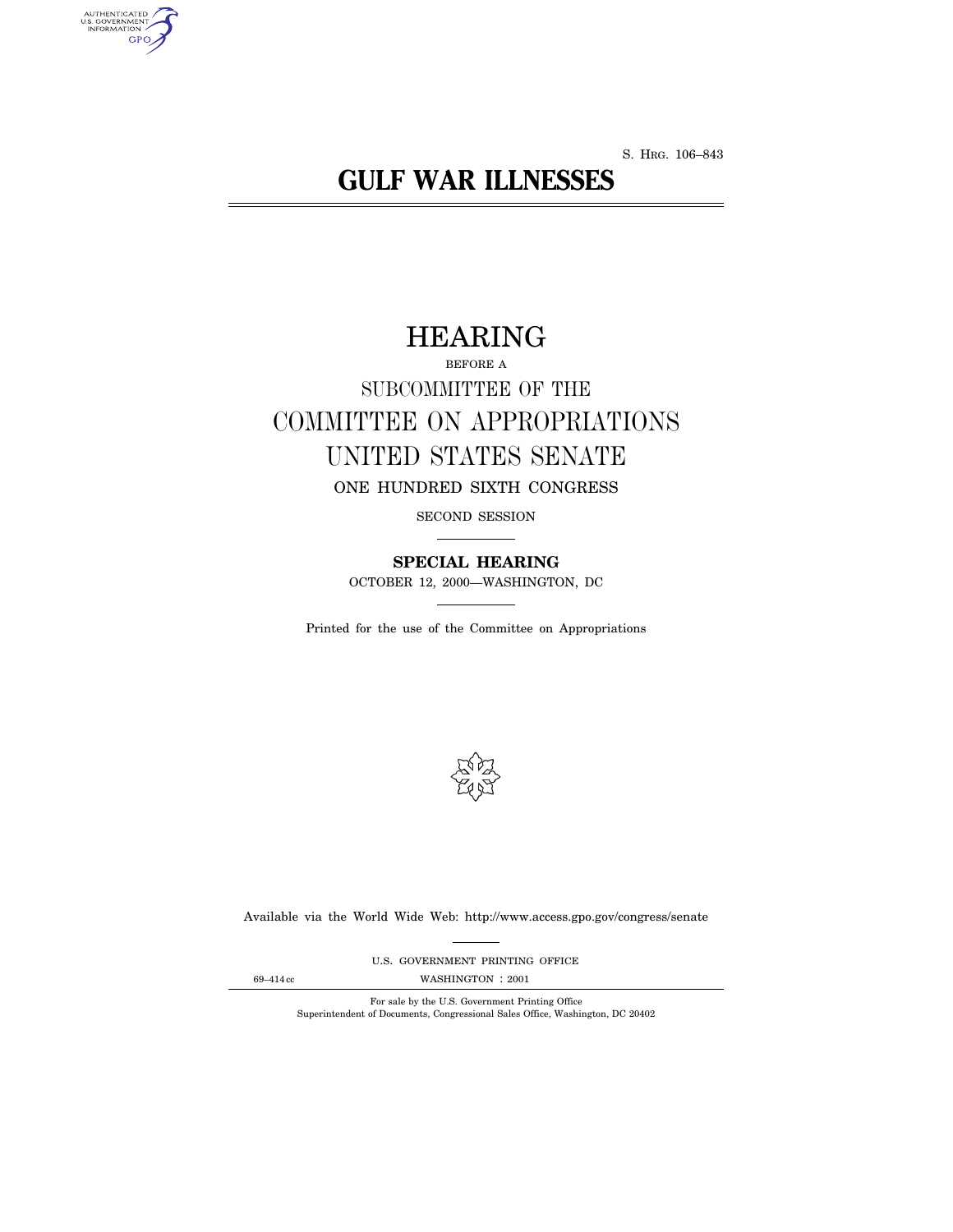S. HRG. 106–843

# GULF WAR ILLNESSES

## HEARING

BEFORE A

SUBCOMMITTEE OF THE

COMMITTEE ON APPROPRIATIONS

UNITED STATES SENATE

ONE HUNDRED SIXTH CONGRESS

SECOND SESSION

**SPECIAL HEARING**

OCTOBER 12, 2000—WASHINGTON, DC

Printed for the use of the Committee on Appropriations

Available via the World Wide Web: http://www.access.gpo.gov/congress/senate

U.S. GOVERNMENT PRINTING OFFICE

69–414 cc WASHINGTON : 2001

For sale by the U.S. Government Printing Office
Superintendent of Documents, Congressional Sales Office, Washington, DC 20402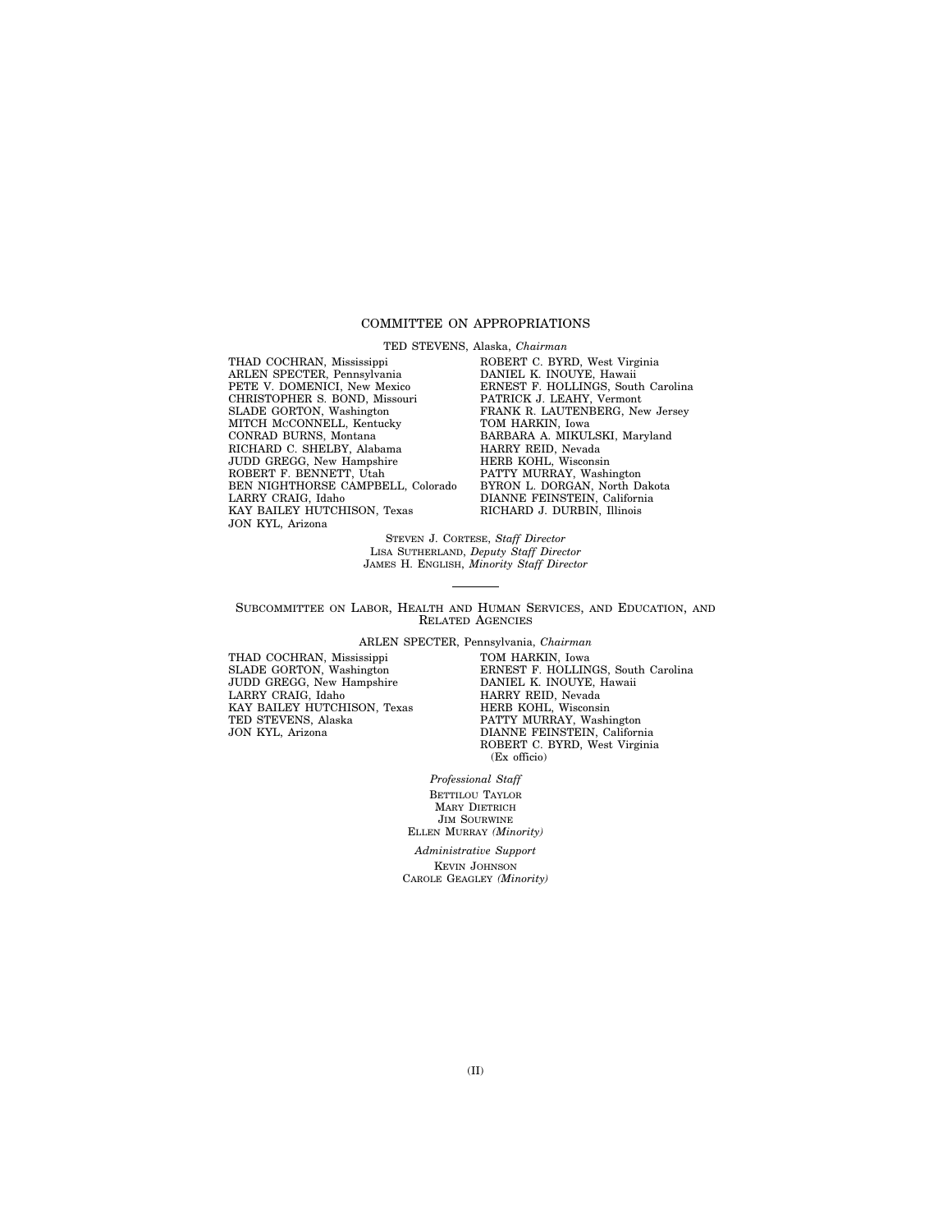## COMMITTEE ON APPROPRIATIONS

TED STEVENS, Alaska, *Chairman*

THAD COCHRAN, Mississippi
ARLEN SPECTER, Pennsylvania
PETE V. DOMENICI, New Mexico
CHRISTOPHER S. BOND, Missouri
SLADE GORTON, Washington
MITCH McCONNELL, Kentucky
CONRAD BURNS, Montana
RICHARD C. SHELBY, Alabama
JUDD GREGG, New Hampshire
ROBERT F. BENNETT, Utah
BEN NIGHTHORSE CAMPBELL, Colorado
LARRY CRAIG, Idaho
KAY BAILEY HUTCHISON, Texas
JON KYL, Arizona

ROBERT C. BYRD, West Virginia
DANIEL K. INOUYE, Hawaii
ERNEST F. HOLLINGS, South Carolina
PATRICK J. LEAHY, Vermont
FRANK R. LAUTENBERG, New Jersey
TOM HARKIN, Iowa
BARBARA A. MIKULSKI, Maryland
HARRY REID, Nevada
HERB KOHL, Wisconsin
PATTY MURRAY, Washington
BYRON L. DORGAN, North Dakota
DIANNE FEINSTEIN, California
RICHARD J. DURBIN, Illinois

STEVEN J. CORTESE, *Staff Director*
LISA SUTHERLAND, *Deputy Staff Director*
JAMES H. ENGLISH, *Minority Staff Director*

---

## SUBCOMMITTEE ON LABOR, HEALTH AND HUMAN SERVICES, AND EDUCATION, AND RELATED AGENCIES

ARLEN SPECTER, Pennsylvania, *Chairman*

THAD COCHRAN, Mississippi
SLADE GORTON, Washington
JUDD GREGG, New Hampshire
LARRY CRAIG, Idaho
KAY BAILEY HUTCHISON, Texas
TED STEVENS, Alaska
JON KYL, Arizona

TOM HARKIN, Iowa
ERNEST F. HOLLINGS, South Carolina
DANIEL K. INOUYE, Hawaii
HARRY REID, Nevada
HERB KOHL, Wisconsin
PATTY MURRAY, Washington
DIANNE FEINSTEIN, California
ROBERT C. BYRD, West Virginia
(Ex officio)

*Professional Staff*

BETTILOU TAYLOR
MARY DIETRICH
JIM SOURWINE
ELLEN MURRAY *(Minority)*

*Administrative Support*

KEVIN JOHNSON
CAROLE GEAGLEY *(Minority)*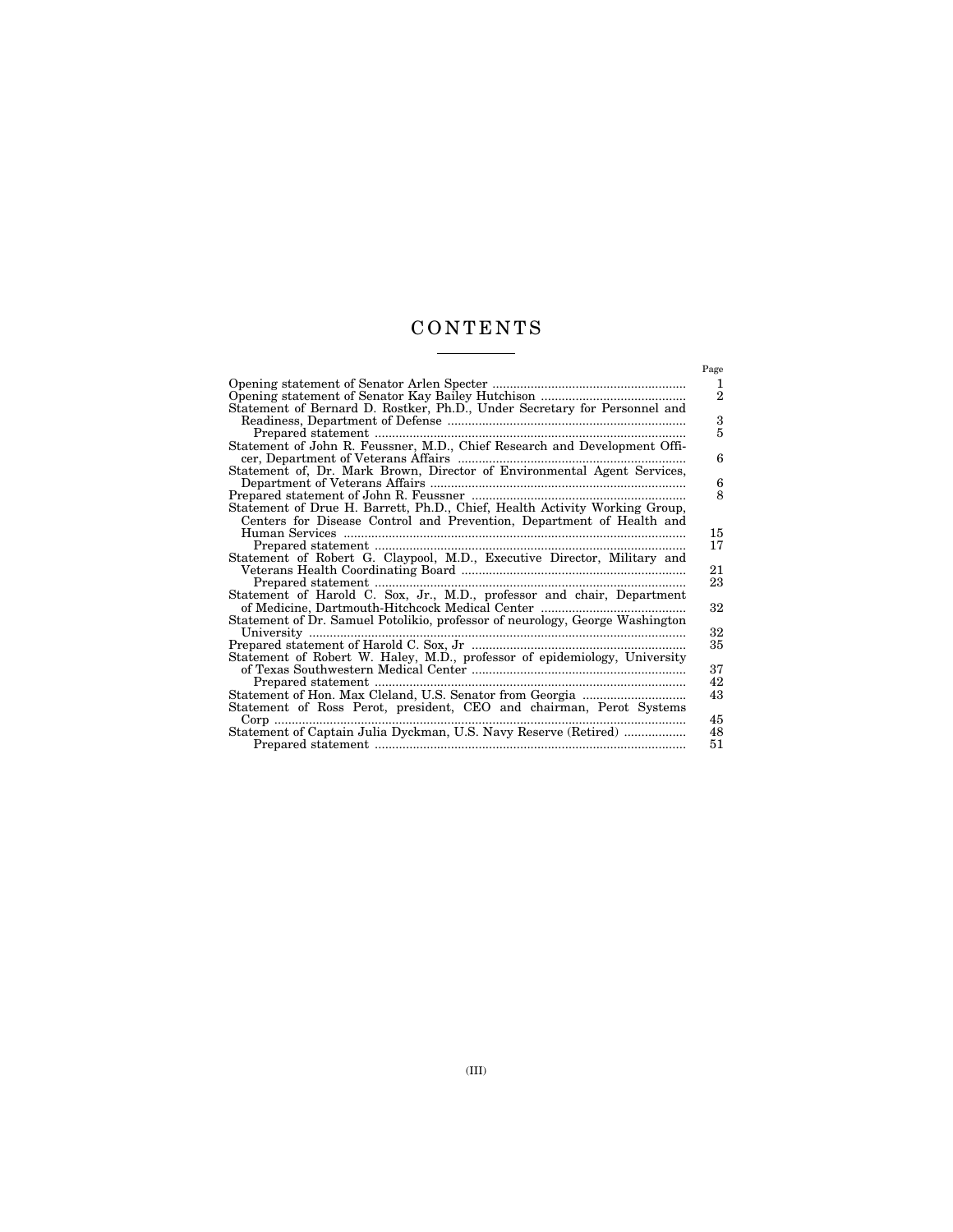# CONTENTS

| | Page |
|---|---|
| Opening statement of Senator Arlen Specter | 1 |
| Opening statement of Senator Kay Bailey Hutchison | 2 |
| Statement of Bernard D. Rostker, Ph.D., Under Secretary for Personnel and Readiness, Department of Defense | 3 |
| Prepared statement | 5 |
| Statement of John R. Feussner, M.D., Chief Research and Development Officer, Department of Veterans Affairs | 6 |
| Statement of, Dr. Mark Brown, Director of Environmental Agent Services, Department of Veterans Affairs | 6 |
| Prepared statement of John R. Feussner | 8 |
| Statement of Drue H. Barrett, Ph.D., Chief, Health Activity Working Group, Centers for Disease Control and Prevention, Department of Health and Human Services | 15 |
| Prepared statement | 17 |
| Statement of Robert G. Claypool, M.D., Executive Director, Military and Veterans Health Coordinating Board | 21 |
| Prepared statement | 23 |
| Statement of Harold C. Sox, Jr., M.D., professor and chair, Department of Medicine, Dartmouth-Hitchcock Medical Center | 32 |
| Statement of Dr. Samuel Potolikio, professor of neurology, George Washington University | 32 |
| Prepared statement of Harold C. Sox, Jr | 35 |
| Statement of Robert W. Haley, M.D., professor of epidemiology, University of Texas Southwestern Medical Center | 37 |
| Prepared statement | 42 |
| Statement of Hon. Max Cleland, U.S. Senator from Georgia | 43 |
| Statement of Ross Perot, president, CEO and chairman, Perot Systems Corp | 45 |
| Statement of Captain Julia Dyckman, U.S. Navy Reserve (Retired) | 48 |
| Prepared statement | 51 |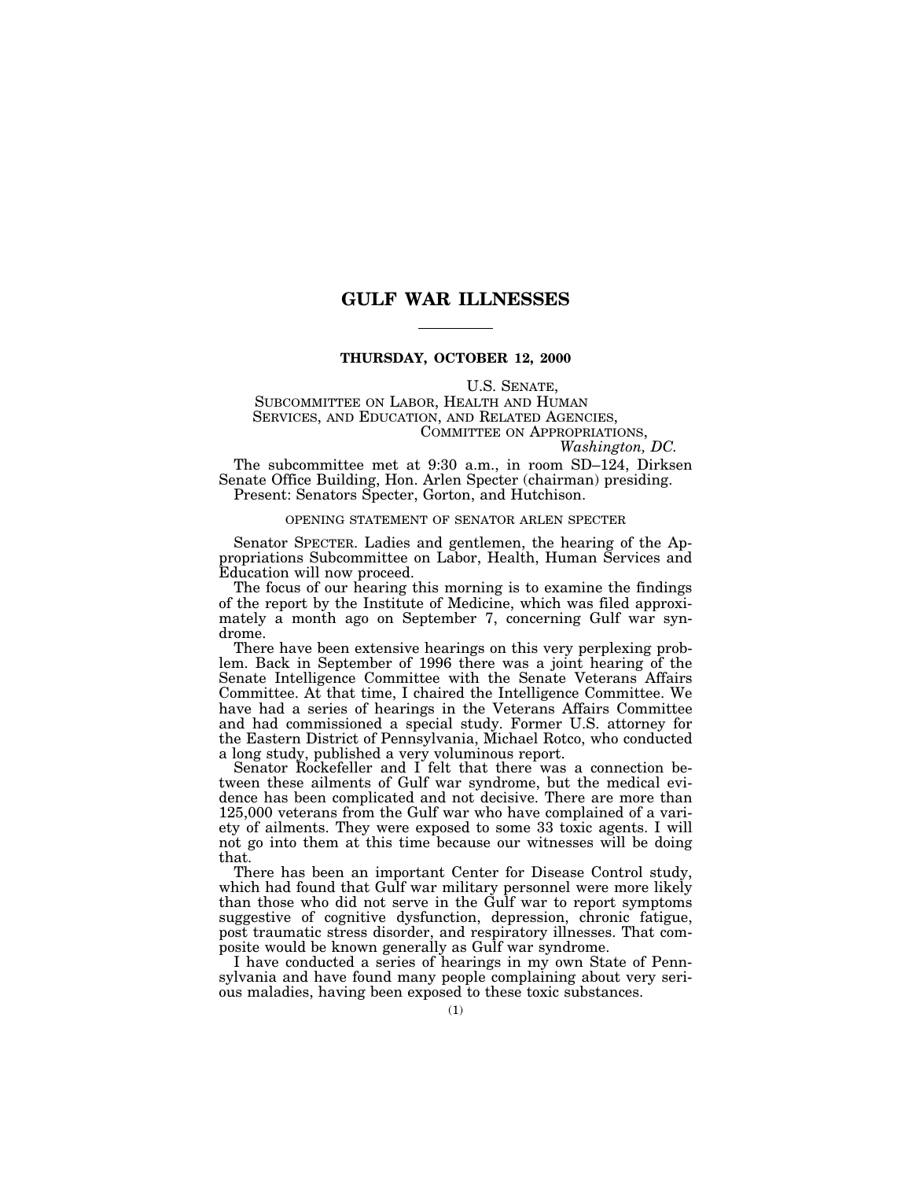# GULF WAR ILLNESSES

---

**THURSDAY, OCTOBER 12, 2000**

U.S. SENATE,
SUBCOMMITTEE ON LABOR, HEALTH AND HUMAN SERVICES, AND EDUCATION, AND RELATED AGENCIES,
COMMITTEE ON APPROPRIATIONS,
*Washington, DC.*

The subcommittee met at 9:30 a.m., in room SD–124, Dirksen Senate Office Building, Hon. Arlen Specter (chairman) presiding.

Present: Senators Specter, Gorton, and Hutchison.

OPENING STATEMENT OF SENATOR ARLEN SPECTER

Senator SPECTER. Ladies and gentlemen, the hearing of the Appropriations Subcommittee on Labor, Health, Human Services and Education will now proceed.

The focus of our hearing this morning is to examine the findings of the report by the Institute of Medicine, which was filed approximately a month ago on September 7, concerning Gulf war syndrome.

There have been extensive hearings on this very perplexing problem. Back in September of 1996 there was a joint hearing of the Senate Intelligence Committee with the Senate Veterans Affairs Committee. At that time, I chaired the Intelligence Committee. We have had a series of hearings in the Veterans Affairs Committee and had commissioned a special study. Former U.S. attorney for the Eastern District of Pennsylvania, Michael Rotco, who conducted a long study, published a very voluminous report.

Senator Rockefeller and I felt that there was a connection between these ailments of Gulf war syndrome, but the medical evidence has been complicated and not decisive. There are more than 125,000 veterans from the Gulf war who have complained of a variety of ailments. They were exposed to some 33 toxic agents. I will not go into them at this time because our witnesses will be doing that.

There has been an important Center for Disease Control study, which had found that Gulf war military personnel were more likely than those who did not serve in the Gulf war to report symptoms suggestive of cognitive dysfunction, depression, chronic fatigue, post traumatic stress disorder, and respiratory illnesses. That composite would be known generally as Gulf war syndrome.

I have conducted a series of hearings in my own State of Pennsylvania and have found many people complaining about very serious maladies, having been exposed to these toxic substances.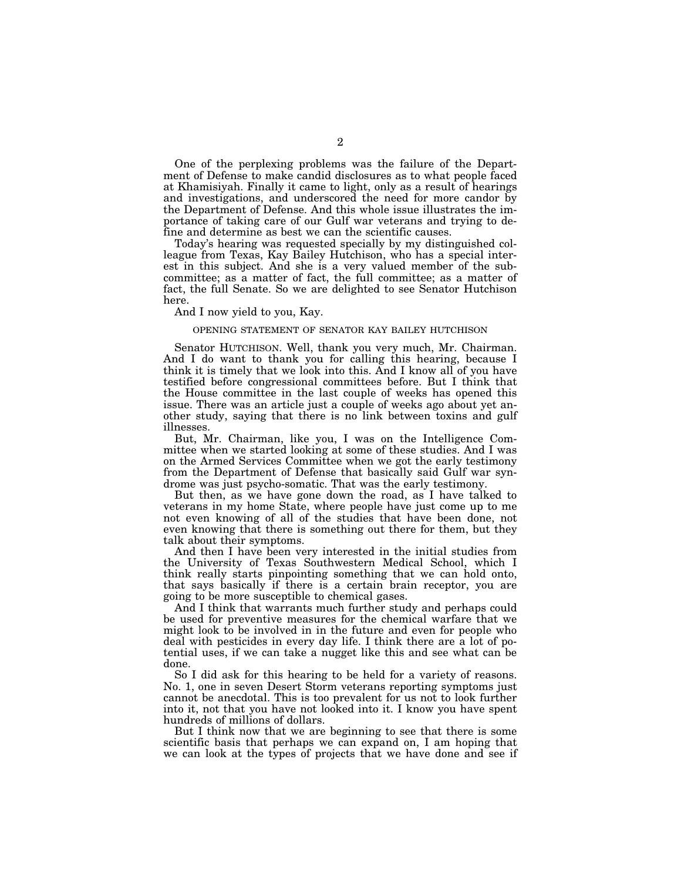One of the perplexing problems was the failure of the Department of Defense to make candid disclosures as to what people faced at Khamisiyah. Finally it came to light, only as a result of hearings and investigations, and underscored the need for more candor by the Department of Defense. And this whole issue illustrates the importance of taking care of our Gulf war veterans and trying to define and determine as best we can the scientific causes.

Today's hearing was requested specially by my distinguished colleague from Texas, Kay Bailey Hutchison, who has a special interest in this subject. And she is a very valued member of the subcommittee; as a matter of fact, the full committee; as a matter of fact, the full Senate. So we are delighted to see Senator Hutchison here.

And I now yield to you, Kay.

## OPENING STATEMENT OF SENATOR KAY BAILEY HUTCHISON

Senator HUTCHISON. Well, thank you very much, Mr. Chairman. And I do want to thank you for calling this hearing, because I think it is timely that we look into this. And I know all of you have testified before congressional committees before. But I think that the House committee in the last couple of weeks has opened this issue. There was an article just a couple of weeks ago about yet another study, saying that there is no link between toxins and gulf illnesses.

But, Mr. Chairman, like you, I was on the Intelligence Committee when we started looking at some of these studies. And I was on the Armed Services Committee when we got the early testimony from the Department of Defense that basically said Gulf war syndrome was just psycho-somatic. That was the early testimony.

But then, as we have gone down the road, as I have talked to veterans in my home State, where people have just come up to me not even knowing of all of the studies that have been done, not even knowing that there is something out there for them, but they talk about their symptoms.

And then I have been very interested in the initial studies from the University of Texas Southwestern Medical School, which I think really starts pinpointing something that we can hold onto, that says basically if there is a certain brain receptor, you are going to be more susceptible to chemical gases.

And I think that warrants much further study and perhaps could be used for preventive measures for the chemical warfare that we might look to be involved in in the future and even for people who deal with pesticides in every day life. I think there are a lot of potential uses, if we can take a nugget like this and see what can be done.

So I did ask for this hearing to be held for a variety of reasons. No. 1, one in seven Desert Storm veterans reporting symptoms just cannot be anecdotal. This is too prevalent for us not to look further into it, not that you have not looked into it. I know you have spent hundreds of millions of dollars.

But I think now that we are beginning to see that there is some scientific basis that perhaps we can expand on, I am hoping that we can look at the types of projects that we have done and see if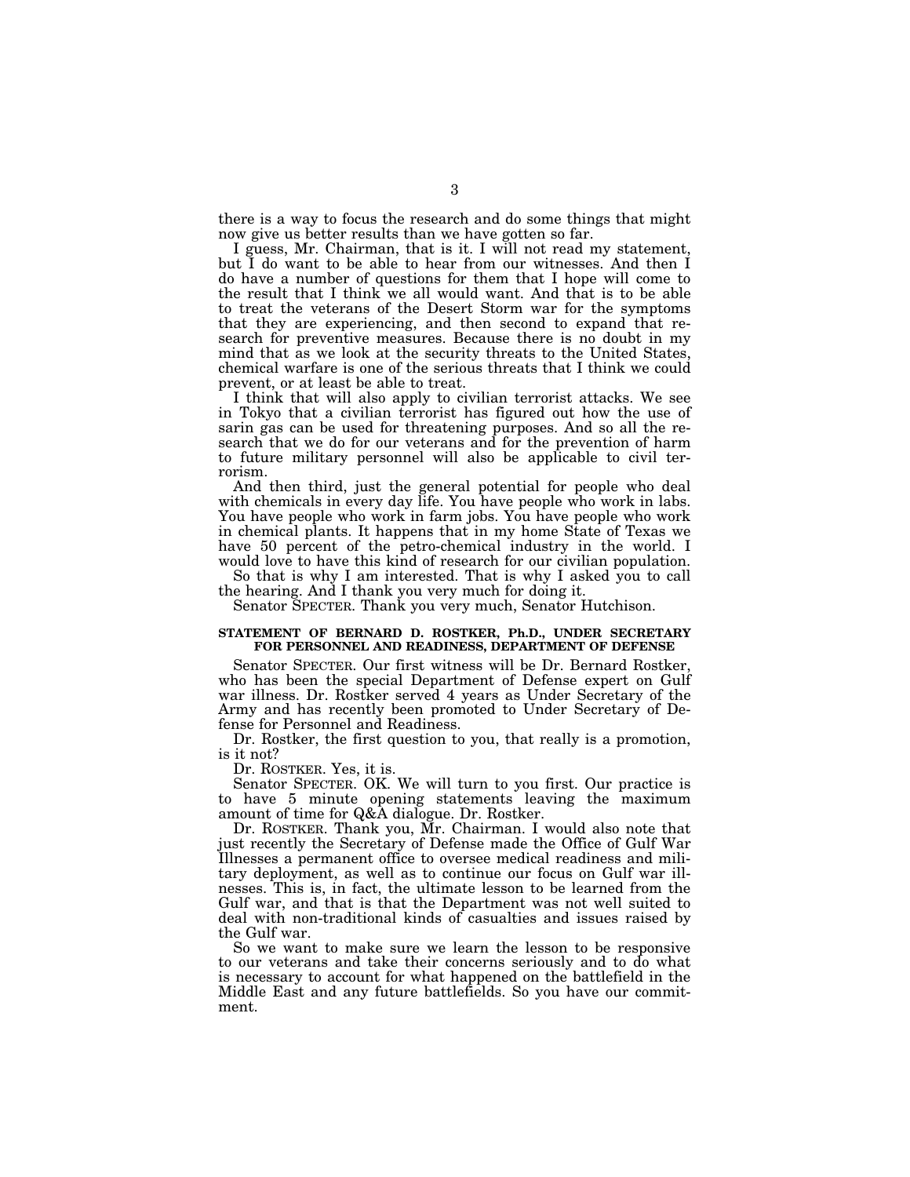there is a way to focus the research and do some things that might now give us better results than we have gotten so far.

I guess, Mr. Chairman, that is it. I will not read my statement, but I do want to be able to hear from our witnesses. And then I do have a number of questions for them that I hope will come to the result that I think we all would want. And that is to be able to treat the veterans of the Desert Storm war for the symptoms that they are experiencing, and then second to expand that research for preventive measures. Because there is no doubt in my mind that as we look at the security threats to the United States, chemical warfare is one of the serious threats that I think we could prevent, or at least be able to treat.

I think that will also apply to civilian terrorist attacks. We see in Tokyo that a civilian terrorist has figured out how the use of sarin gas can be used for threatening purposes. And so all the research that we do for our veterans and for the prevention of harm to future military personnel will also be applicable to civil terrorism.

And then third, just the general potential for people who deal with chemicals in every day life. You have people who work in labs. You have people who work in farm jobs. You have people who work in chemical plants. It happens that in my home State of Texas we have 50 percent of the petro-chemical industry in the world. I would love to have this kind of research for our civilian population.

So that is why I am interested. That is why I asked you to call the hearing. And I thank you very much for doing it.

Senator SPECTER. Thank you very much, Senator Hutchison.

## STATEMENT OF BERNARD D. ROSTKER, Ph.D., UNDER SECRETARY FOR PERSONNEL AND READINESS, DEPARTMENT OF DEFENSE

Senator SPECTER. Our first witness will be Dr. Bernard Rostker, who has been the special Department of Defense expert on Gulf war illness. Dr. Rostker served 4 years as Under Secretary of the Army and has recently been promoted to Under Secretary of Defense for Personnel and Readiness.

Dr. Rostker, the first question to you, that really is a promotion, is it not?

Dr. ROSTKER. Yes, it is.

Senator SPECTER. OK. We will turn to you first. Our practice is to have 5 minute opening statements leaving the maximum amount of time for Q&A dialogue. Dr. Rostker.

Dr. ROSTKER. Thank you, Mr. Chairman. I would also note that just recently the Secretary of Defense made the Office of Gulf War Illnesses a permanent office to oversee medical readiness and military deployment, as well as to continue our focus on Gulf war illnesses. This is, in fact, the ultimate lesson to be learned from the Gulf war, and that is that the Department was not well suited to deal with non-traditional kinds of casualties and issues raised by the Gulf war.

So we want to make sure we learn the lesson to be responsive to our veterans and take their concerns seriously and to do what is necessary to account for what happened on the battlefield in the Middle East and any future battlefields. So you have our commitment.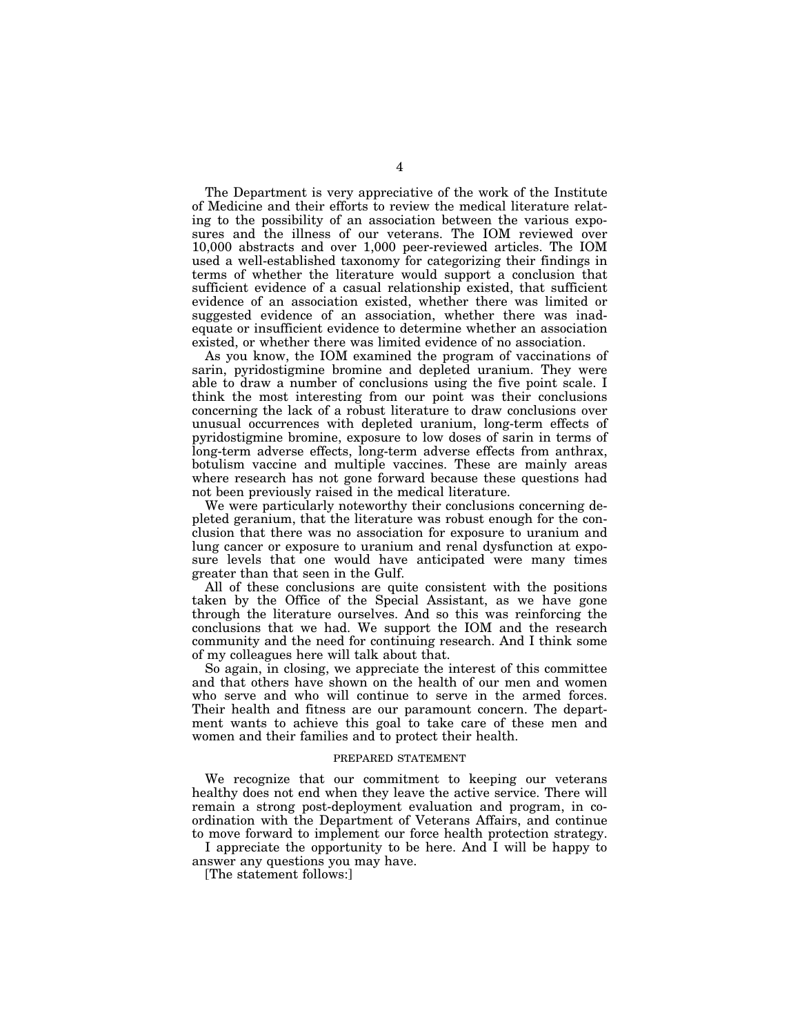The Department is very appreciative of the work of the Institute of Medicine and their efforts to review the medical literature relating to the possibility of an association between the various exposures and the illness of our veterans. The IOM reviewed over 10,000 abstracts and over 1,000 peer-reviewed articles. The IOM used a well-established taxonomy for categorizing their findings in terms of whether the literature would support a conclusion that sufficient evidence of a casual relationship existed, that sufficient evidence of an association existed, whether there was limited or suggested evidence of an association, whether there was inadequate or insufficient evidence to determine whether an association existed, or whether there was limited evidence of no association.

As you know, the IOM examined the program of vaccinations of sarin, pyridostigmine bromine and depleted uranium. They were able to draw a number of conclusions using the five point scale. I think the most interesting from our point was their conclusions concerning the lack of a robust literature to draw conclusions over unusual occurrences with depleted uranium, long-term effects of pyridostigmine bromine, exposure to low doses of sarin in terms of long-term adverse effects, long-term adverse effects from anthrax, botulism vaccine and multiple vaccines. These are mainly areas where research has not gone forward because these questions had not been previously raised in the medical literature.

We were particularly noteworthy their conclusions concerning depleted geranium, that the literature was robust enough for the conclusion that there was no association for exposure to uranium and lung cancer or exposure to uranium and renal dysfunction at exposure levels that one would have anticipated were many times greater than that seen in the Gulf.

All of these conclusions are quite consistent with the positions taken by the Office of the Special Assistant, as we have gone through the literature ourselves. And so this was reinforcing the conclusions that we had. We support the IOM and the research community and the need for continuing research. And I think some of my colleagues here will talk about that.

So again, in closing, we appreciate the interest of this committee and that others have shown on the health of our men and women who serve and who will continue to serve in the armed forces. Their health and fitness are our paramount concern. The department wants to achieve this goal to take care of these men and women and their families and to protect their health.

PREPARED STATEMENT

We recognize that our commitment to keeping our veterans healthy does not end when they leave the active service. There will remain a strong post-deployment evaluation and program, in coordination with the Department of Veterans Affairs, and continue to move forward to implement our force health protection strategy.

I appreciate the opportunity to be here. And I will be happy to answer any questions you may have.

[The statement follows:]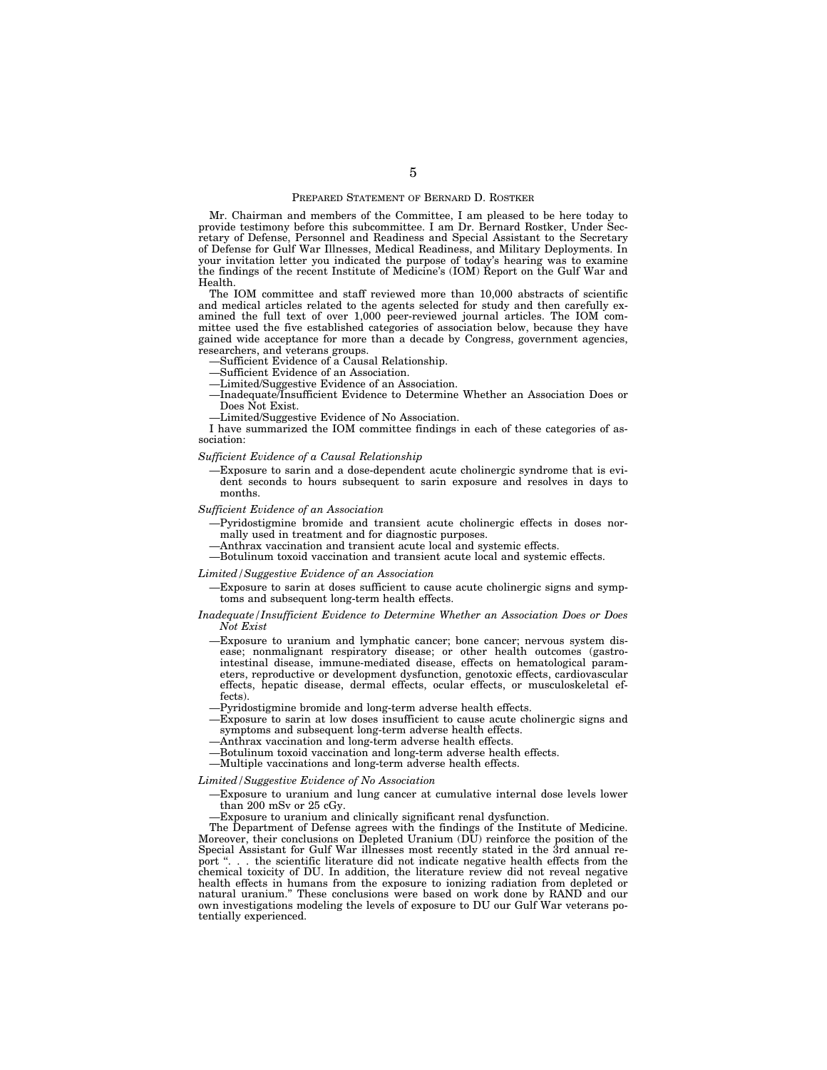## PREPARED STATEMENT OF BERNARD D. ROSTKER

Mr. Chairman and members of the Committee, I am pleased to be here today to provide testimony before this subcommittee. I am Dr. Bernard Rostker, Under Secretary of Defense, Personnel and Readiness and Special Assistant to the Secretary of Defense for Gulf War Illnesses, Medical Readiness, and Military Deployments. In your invitation letter you indicated the purpose of today's hearing was to examine the findings of the recent Institute of Medicine's (IOM) Report on the Gulf War and Health.

The IOM committee and staff reviewed more than 10,000 abstracts of scientific and medical articles related to the agents selected for study and then carefully examined the full text of over 1,000 peer-reviewed journal articles. The IOM committee used the five established categories of association below, because they have gained wide acceptance for more than a decade by Congress, government agencies, researchers, and veterans groups.

—Sufficient Evidence of a Causal Relationship.

—Sufficient Evidence of an Association.

—Limited/Suggestive Evidence of an Association.

—Inadequate/Insufficient Evidence to Determine Whether an Association Does or Does Not Exist.

—Limited/Suggestive Evidence of No Association.

I have summarized the IOM committee findings in each of these categories of association:

*Sufficient Evidence of a Causal Relationship*

—Exposure to sarin and a dose-dependent acute cholinergic syndrome that is evident seconds to hours subsequent to sarin exposure and resolves in days to months.

*Sufficient Evidence of an Association*

—Pyridostigmine bromide and transient acute cholinergic effects in doses normally used in treatment and for diagnostic purposes.

—Anthrax vaccination and transient acute local and systemic effects.

—Botulinum toxoid vaccination and transient acute local and systemic effects.

*Limited/Suggestive Evidence of an Association*

—Exposure to sarin at doses sufficient to cause acute cholinergic signs and symptoms and subsequent long-term health effects.

*Inadequate/Insufficient Evidence to Determine Whether an Association Does or Does Not Exist*

—Exposure to uranium and lymphatic cancer; bone cancer; nervous system disease; nonmalignant respiratory disease; or other health outcomes (gastrointestinal disease, immune-mediated disease, effects on hematological parameters, reproductive or development dysfunction, genotoxic effects, cardiovascular effects, hepatic disease, dermal effects, ocular effects, or musculoskeletal effects).

—Pyridostigmine bromide and long-term adverse health effects.

—Exposure to sarin at low doses insufficient to cause acute cholinergic signs and symptoms and subsequent long-term adverse health effects.

—Anthrax vaccination and long-term adverse health effects.

—Botulinum toxoid vaccination and long-term adverse health effects.

—Multiple vaccinations and long-term adverse health effects.

*Limited/Suggestive Evidence of No Association*

—Exposure to uranium and lung cancer at cumulative internal dose levels lower than 200 mSv or 25 cGy.

—Exposure to uranium and clinically significant renal dysfunction.

The Department of Defense agrees with the findings of the Institute of Medicine. Moreover, their conclusions on Depleted Uranium (DU) reinforce the position of the Special Assistant for Gulf War illnesses most recently stated in the 3rd annual report ". . . the scientific literature did not indicate negative health effects from the chemical toxicity of DU. In addition, the literature review did not reveal negative health effects in humans from the exposure to ionizing radiation from depleted or natural uranium." These conclusions were based on work done by RAND and our own investigations modeling the levels of exposure to DU our Gulf War veterans potentially experienced.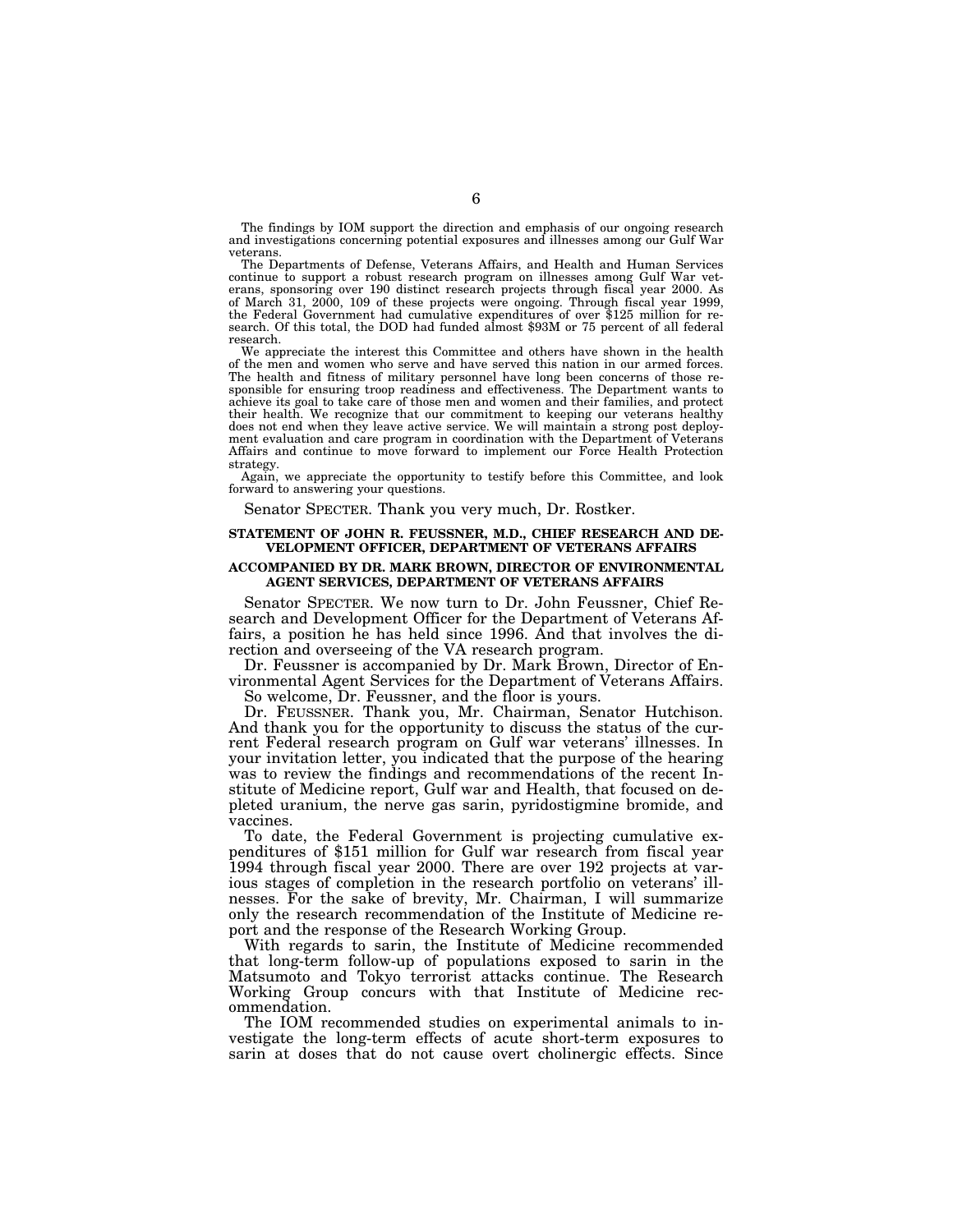The findings by IOM support the direction and emphasis of our ongoing research and investigations concerning potential exposures and illnesses among our Gulf War veterans.

The Departments of Defense, Veterans Affairs, and Health and Human Services continue to support a robust research program on illnesses among Gulf War veterans, sponsoring over 190 distinct research projects through fiscal year 2000. As of March 31, 2000, 109 of these projects were ongoing. Through fiscal year 1999, the Federal Government had cumulative expenditures of over $125 million for research. Of this total, the DOD had funded almost $93M or 75 percent of all federal research.

We appreciate the interest this Committee and others have shown in the health of the men and women who serve and have served this nation in our armed forces. The health and fitness of military personnel have long been concerns of those responsible for ensuring troop readiness and effectiveness. The Department wants to achieve its goal to take care of those men and women and their families, and protect their health. We recognize that our commitment to keeping our veterans healthy does not end when they leave active service. We will maintain a strong post deployment evaluation and care program in coordination with the Department of Veterans Affairs and continue to move forward to implement our Force Health Protection strategy.

Again, we appreciate the opportunity to testify before this Committee, and look forward to answering your questions.

Senator SPECTER. Thank you very much, Dr. Rostker.

**STATEMENT OF JOHN R. FEUSSNER, M.D., CHIEF RESEARCH AND DEVELOPMENT OFFICER, DEPARTMENT OF VETERANS AFFAIRS**

**ACCOMPANIED BY DR. MARK BROWN, DIRECTOR OF ENVIRONMENTAL AGENT SERVICES, DEPARTMENT OF VETERANS AFFAIRS**

Senator SPECTER. We now turn to Dr. John Feussner, Chief Research and Development Officer for the Department of Veterans Affairs, a position he has held since 1996. And that involves the direction and overseeing of the VA research program.

Dr. Feussner is accompanied by Dr. Mark Brown, Director of Environmental Agent Services for the Department of Veterans Affairs.

So welcome, Dr. Feussner, and the floor is yours.

Dr. FEUSSNER. Thank you, Mr. Chairman, Senator Hutchison. And thank you for the opportunity to discuss the status of the current Federal research program on Gulf war veterans' illnesses. In your invitation letter, you indicated that the purpose of the hearing was to review the findings and recommendations of the recent Institute of Medicine report, Gulf war and Health, that focused on depleted uranium, the nerve gas sarin, pyridostigmine bromide, and vaccines.

To date, the Federal Government is projecting cumulative expenditures of $151 million for Gulf war research from fiscal year 1994 through fiscal year 2000. There are over 192 projects at various stages of completion in the research portfolio on veterans' illnesses. For the sake of brevity, Mr. Chairman, I will summarize only the research recommendation of the Institute of Medicine report and the response of the Research Working Group.

With regards to sarin, the Institute of Medicine recommended that long-term follow-up of populations exposed to sarin in the Matsumoto and Tokyo terrorist attacks continue. The Research Working Group concurs with that Institute of Medicine recommendation.

The IOM recommended studies on experimental animals to investigate the long-term effects of acute short-term exposures to sarin at doses that do not cause overt cholinergic effects. Since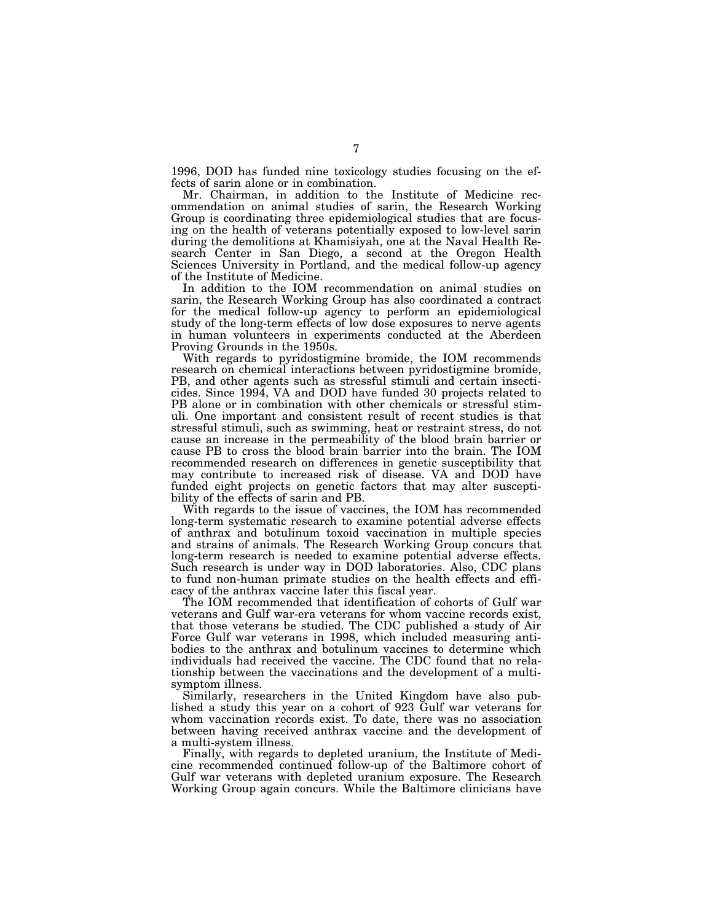1996, DOD has funded nine toxicology studies focusing on the effects of sarin alone or in combination.

Mr. Chairman, in addition to the Institute of Medicine recommendation on animal studies of sarin, the Research Working Group is coordinating three epidemiological studies that are focusing on the health of veterans potentially exposed to low-level sarin during the demolitions at Khamisiyah, one at the Naval Health Research Center in San Diego, a second at the Oregon Health Sciences University in Portland, and the medical follow-up agency of the Institute of Medicine.

In addition to the IOM recommendation on animal studies on sarin, the Research Working Group has also coordinated a contract for the medical follow-up agency to perform an epidemiological study of the long-term effects of low dose exposures to nerve agents in human volunteers in experiments conducted at the Aberdeen Proving Grounds in the 1950s.

With regards to pyridostigmine bromide, the IOM recommends research on chemical interactions between pyridostigmine bromide, PB, and other agents such as stressful stimuli and certain insecticides. Since 1994, VA and DOD have funded 30 projects related to PB alone or in combination with other chemicals or stressful stimuli. One important and consistent result of recent studies is that stressful stimuli, such as swimming, heat or restraint stress, do not cause an increase in the permeability of the blood brain barrier or cause PB to cross the blood brain barrier into the brain. The IOM recommended research on differences in genetic susceptibility that may contribute to increased risk of disease. VA and DOD have funded eight projects on genetic factors that may alter susceptibility of the effects of sarin and PB.

With regards to the issue of vaccines, the IOM has recommended long-term systematic research to examine potential adverse effects of anthrax and botulinum toxoid vaccination in multiple species and strains of animals. The Research Working Group concurs that long-term research is needed to examine potential adverse effects. Such research is under way in DOD laboratories. Also, CDC plans to fund non-human primate studies on the health effects and efficacy of the anthrax vaccine later this fiscal year.

The IOM recommended that identification of cohorts of Gulf war veterans and Gulf war-era veterans for whom vaccine records exist, that those veterans be studied. The CDC published a study of Air Force Gulf war veterans in 1998, which included measuring antibodies to the anthrax and botulinum vaccines to determine which individuals had received the vaccine. The CDC found that no relationship between the vaccinations and the development of a multi-symptom illness.

Similarly, researchers in the United Kingdom have also published a study this year on a cohort of 923 Gulf war veterans for whom vaccination records exist. To date, there was no association between having received anthrax vaccine and the development of a multi-system illness.

Finally, with regards to depleted uranium, the Institute of Medicine recommended continued follow-up of the Baltimore cohort of Gulf war veterans with depleted uranium exposure. The Research Working Group again concurs. While the Baltimore clinicians have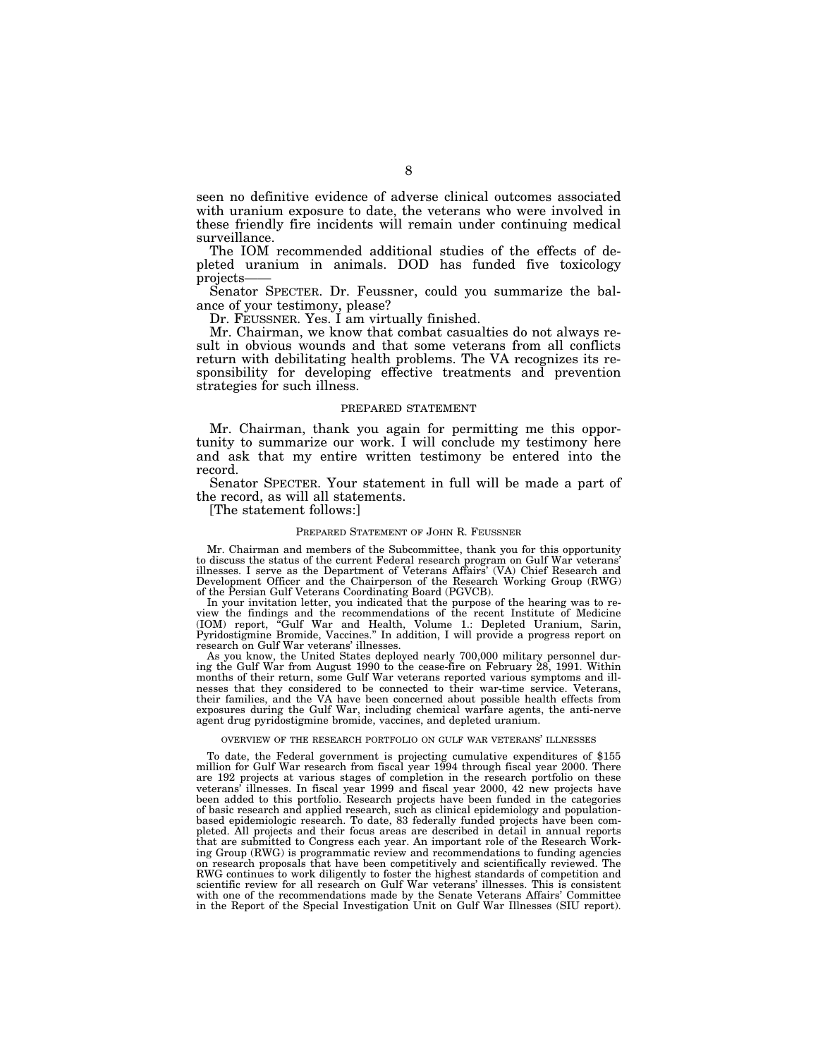seen no definitive evidence of adverse clinical outcomes associated with uranium exposure to date, the veterans who were involved in these friendly fire incidents will remain under continuing medical surveillance.

The IOM recommended additional studies of the effects of depleted uranium in animals. DOD has funded five toxicology projects——

Senator SPECTER. Dr. Feussner, could you summarize the balance of your testimony, please?

Dr. FEUSSNER. Yes. I am virtually finished.

Mr. Chairman, we know that combat casualties do not always result in obvious wounds and that some veterans from all conflicts return with debilitating health problems. The VA recognizes its responsibility for developing effective treatments and prevention strategies for such illness.

## PREPARED STATEMENT

Mr. Chairman, thank you again for permitting me this opportunity to summarize our work. I will conclude my testimony here and ask that my entire written testimony be entered into the record.

Senator SPECTER. Your statement in full will be made a part of the record, as will all statements.

[The statement follows:]

### PREPARED STATEMENT OF JOHN R. FEUSSNER

Mr. Chairman and members of the Subcommittee, thank you for this opportunity to discuss the status of the current Federal research program on Gulf War veterans' illnesses. I serve as the Department of Veterans Affairs' (VA) Chief Research and Development Officer and the Chairperson of the Research Working Group (RWG) of the Persian Gulf Veterans Coordinating Board (PGVCB).

In your invitation letter, you indicated that the purpose of the hearing was to review the findings and the recommendations of the recent Institute of Medicine (IOM) report, "Gulf War and Health, Volume 1.: Depleted Uranium, Sarin, Pyridostigmine Bromide, Vaccines." In addition, I will provide a progress report on research on Gulf War veterans' illnesses.

As you know, the United States deployed nearly 700,000 military personnel during the Gulf War from August 1990 to the cease-fire on February 28, 1991. Within months of their return, some Gulf War veterans reported various symptoms and illnesses that they considered to be connected to their war-time service. Veterans, their families, and the VA have been concerned about possible health effects from exposures during the Gulf War, including chemical warfare agents, the anti-nerve agent drug pyridostigmine bromide, vaccines, and depleted uranium.

#### OVERVIEW OF THE RESEARCH PORTFOLIO ON GULF WAR VETERANS' ILLNESSES

To date, the Federal government is projecting cumulative expenditures of $155 million for Gulf War research from fiscal year 1994 through fiscal year 2000. There are 192 projects at various stages of completion in the research portfolio on these veterans' illnesses. In fiscal year 1999 and fiscal year 2000, 42 new projects have been added to this portfolio. Research projects have been funded in the categories of basic research and applied research, such as clinical epidemiology and population-based epidemiologic research. To date, 83 federally funded projects have been completed. All projects and their focus areas are described in detail in annual reports that are submitted to Congress each year. An important role of the Research Working Group (RWG) is programmatic review and recommendations to funding agencies on research proposals that have been competitively and scientifically reviewed. The RWG continues to work diligently to foster the highest standards of competition and scientific review for all research on Gulf War veterans' illnesses. This is consistent with one of the recommendations made by the Senate Veterans Affairs' Committee in the Report of the Special Investigation Unit on Gulf War Illnesses (SIU report).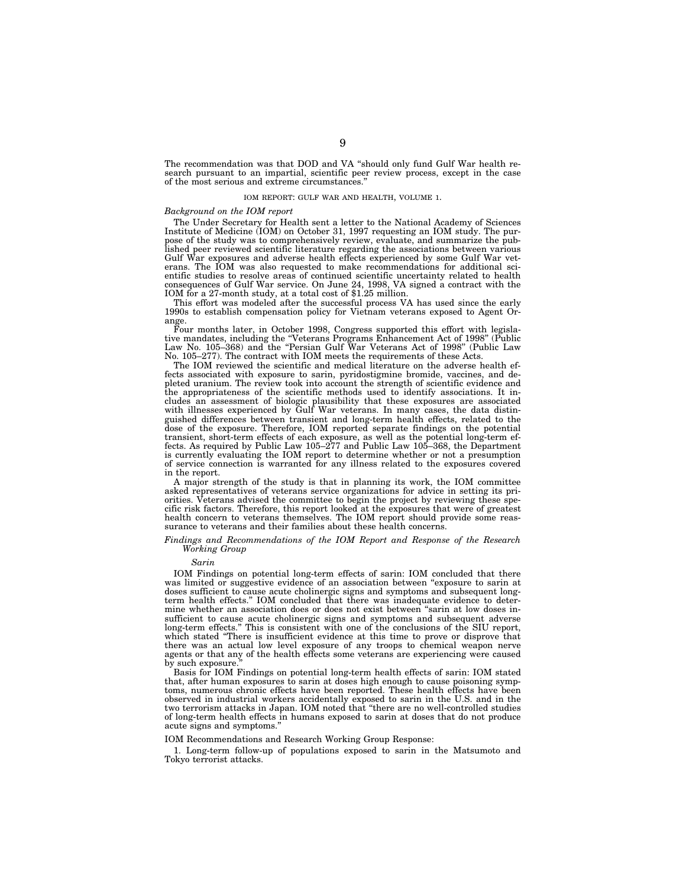The recommendation was that DOD and VA "should only fund Gulf War health research pursuant to an impartial, scientific peer review process, except in the case of the most serious and extreme circumstances."

## IOM REPORT: GULF WAR AND HEALTH, VOLUME 1.

### *Background on the IOM report*

The Under Secretary for Health sent a letter to the National Academy of Sciences Institute of Medicine (IOM) on October 31, 1997 requesting an IOM study. The purpose of the study was to comprehensively review, evaluate, and summarize the published peer reviewed scientific literature regarding the associations between various Gulf War exposures and adverse health effects experienced by some Gulf War veterans. The IOM was also requested to make recommendations for additional scientific studies to resolve areas of continued scientific uncertainty related to health consequences of Gulf War service. On June 24, 1998, VA signed a contract with the IOM for a 27-month study, at a total cost of $1.25 million.

This effort was modeled after the successful process VA has used since the early 1990s to establish compensation policy for Vietnam veterans exposed to Agent Orange.

Four months later, in October 1998, Congress supported this effort with legislative mandates, including the "Veterans Programs Enhancement Act of 1998" (Public Law No. 105–368) and the "Persian Gulf War Veterans Act of 1998" (Public Law No. 105–277). The contract with IOM meets the requirements of these Acts.

The IOM reviewed the scientific and medical literature on the adverse health effects associated with exposure to sarin, pyridostigmine bromide, vaccines, and depleted uranium. The review took into account the strength of scientific evidence and the appropriateness of the scientific methods used to identify associations. It includes an assessment of biologic plausibility that these exposures are associated with illnesses experienced by Gulf War veterans. In many cases, the data distinguished differences between transient and long-term health effects, related to the dose of the exposure. Therefore, IOM reported separate findings on the potential transient, short-term effects of each exposure, as well as the potential long-term effects. As required by Public Law 105–277 and Public Law 105–368, the Department is currently evaluating the IOM report to determine whether or not a presumption of service connection is warranted for any illness related to the exposures covered in the report.

A major strength of the study is that in planning its work, the IOM committee asked representatives of veterans service organizations for advice in setting its priorities. Veterans advised the committee to begin the project by reviewing these specific risk factors. Therefore, this report looked at the exposures that were of greatest health concern to veterans themselves. The IOM report should provide some reassurance to veterans and their families about these health concerns.

### *Findings and Recommendations of the IOM Report and Response of the Research Working Group*

#### *Sarin*

IOM Findings on potential long-term effects of sarin: IOM concluded that there was limited or suggestive evidence of an association between "exposure to sarin at doses sufficient to cause acute cholinergic signs and symptoms and subsequent long-term health effects." IOM concluded that there was inadequate evidence to determine whether an association does or does not exist between "sarin at low doses insufficient to cause acute cholinergic signs and symptoms and subsequent adverse long-term effects." This is consistent with one of the conclusions of the SIU report, which stated "There is insufficient evidence at this time to prove or disprove that there was an actual low level exposure of any troops to chemical weapon nerve agents or that any of the health effects some veterans are experiencing were caused by such exposure."

Basis for IOM Findings on potential long-term health effects of sarin: IOM stated that, after human exposures to sarin at doses high enough to cause poisoning symptoms, numerous chronic effects have been reported. These health effects have been observed in industrial workers accidentally exposed to sarin in the U.S. and in the two terrorism attacks in Japan. IOM noted that "there are no well-controlled studies of long-term health effects in humans exposed to sarin at doses that do not produce acute signs and symptoms."

IOM Recommendations and Research Working Group Response:

1. Long-term follow-up of populations exposed to sarin in the Matsumoto and Tokyo terrorist attacks.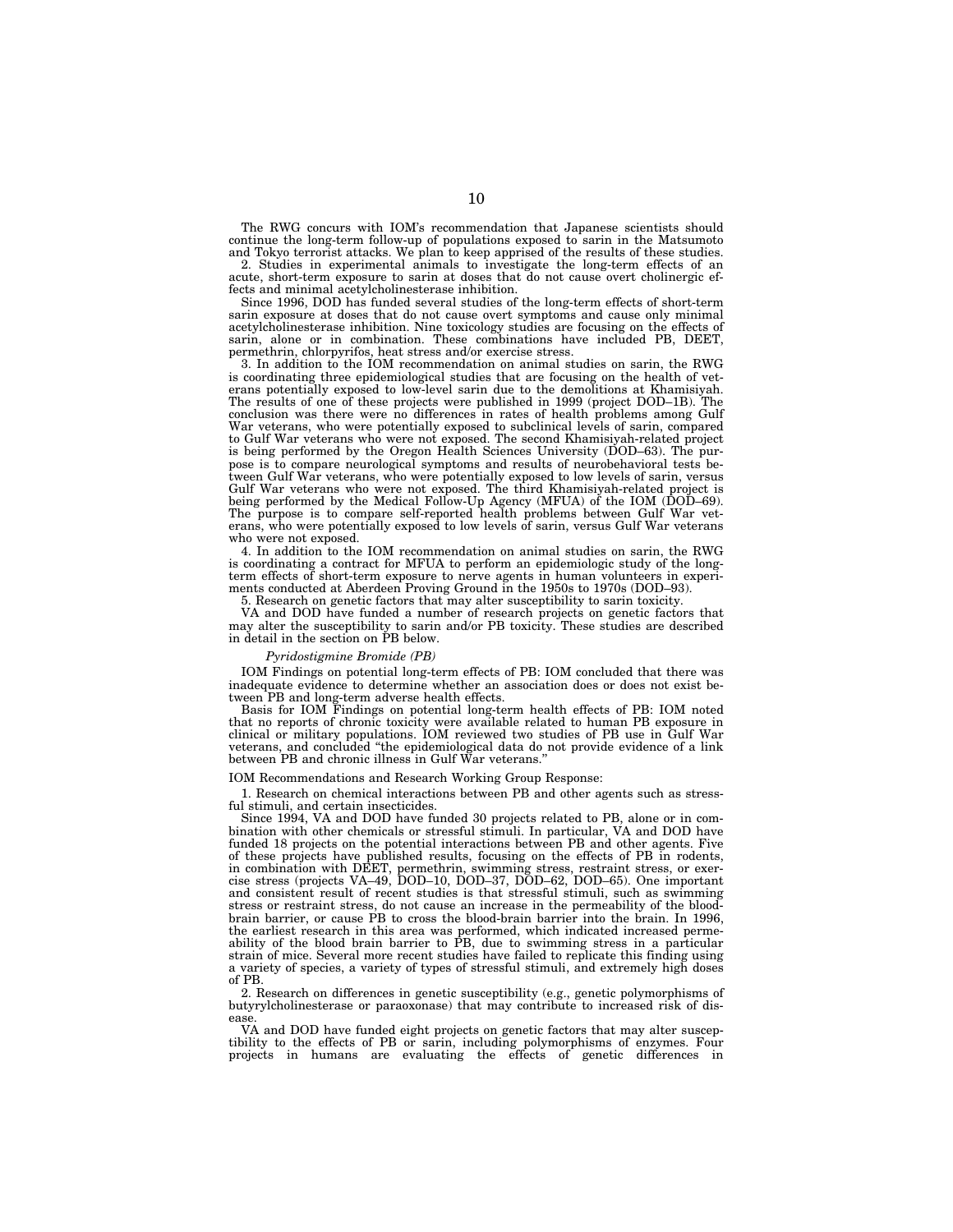The RWG concurs with IOM's recommendation that Japanese scientists should continue the long-term follow-up of populations exposed to sarin in the Matsumoto and Tokyo terrorist attacks. We plan to keep apprised of the results of these studies.

2. Studies in experimental animals to investigate the long-term effects of an acute, short-term exposure to sarin at doses that do not cause overt cholinergic effects and minimal acetylcholinesterase inhibition.

Since 1996, DOD has funded several studies of the long-term effects of short-term sarin exposure at doses that do not cause overt symptoms and cause only minimal acetylcholinesterase inhibition. Nine toxicology studies are focusing on the effects of sarin, alone or in combination. These combinations have included PB, DEET, permethrin, chlorpyrifos, heat stress and/or exercise stress.

3. In addition to the IOM recommendation on animal studies on sarin, the RWG is coordinating three epidemiological studies that are focusing on the health of veterans potentially exposed to low-level sarin due to the demolitions at Khamisiyah. The results of one of these projects were published in 1999 (project DOD–1B). The conclusion was there were no differences in rates of health problems among Gulf War veterans, who were potentially exposed to subclinical levels of sarin, compared to Gulf War veterans who were not exposed. The second Khamisiyah-related project is being performed by the Oregon Health Sciences University (DOD–63). The purpose is to compare neurological symptoms and results of neurobehavioral tests between Gulf War veterans, who were potentially exposed to low levels of sarin, versus Gulf War veterans who were not exposed. The third Khamisiyah-related project is being performed by the Medical Follow-Up Agency (MFUA) of the IOM (DOD–69). The purpose is to compare self-reported health problems between Gulf War veterans, who were potentially exposed to low levels of sarin, versus Gulf War veterans who were not exposed.

4. In addition to the IOM recommendation on animal studies on sarin, the RWG is coordinating a contract for MFUA to perform an epidemiologic study of the long-term effects of short-term exposure to nerve agents in human volunteers in experiments conducted at Aberdeen Proving Ground in the 1950s to 1970s (DOD–93).

5. Research on genetic factors that may alter susceptibility to sarin toxicity.

VA and DOD have funded a number of research projects on genetic factors that may alter the susceptibility to sarin and/or PB toxicity. These studies are described in detail in the section on PB below.

*Pyridostigmine Bromide (PB)*

IOM Findings on potential long-term effects of PB: IOM concluded that there was inadequate evidence to determine whether an association does or does not exist between PB and long-term adverse health effects.

Basis for IOM Findings on potential long-term health effects of PB: IOM noted that no reports of chronic toxicity were available related to human PB exposure in clinical or military populations. IOM reviewed two studies of PB use in Gulf War veterans, and concluded "the epidemiological data do not provide evidence of a link between PB and chronic illness in Gulf War veterans."

IOM Recommendations and Research Working Group Response:

1. Research on chemical interactions between PB and other agents such as stressful stimuli, and certain insecticides.

Since 1994, VA and DOD have funded 30 projects related to PB, alone or in combination with other chemicals or stressful stimuli. In particular, VA and DOD have funded 18 projects on the potential interactions between PB and other agents. Five of these projects have published results, focusing on the effects of PB in rodents, in combination with DEET, permethrin, swimming stress, restraint stress, or exercise stress (projects VA–49, DOD–10, DOD–37, DOD–62, DOD–65). One important and consistent result of recent studies is that stressful stimuli, such as swimming stress or restraint stress, do not cause an increase in the permeability of the blood-brain barrier, or cause PB to cross the blood-brain barrier into the brain. In 1996, the earliest research in this area was performed, which indicated increased permeability of the blood brain barrier to PB, due to swimming stress in a particular strain of mice. Several more recent studies have failed to replicate this finding using a variety of species, a variety of types of stressful stimuli, and extremely high doses of PB.

2. Research on differences in genetic susceptibility (e.g., genetic polymorphisms of butyrylcholinesterase or paraoxonase) that may contribute to increased risk of disease.

VA and DOD have funded eight projects on genetic factors that may alter susceptibility to the effects of PB or sarin, including polymorphisms of enzymes. Four projects in humans are evaluating the effects of genetic differences in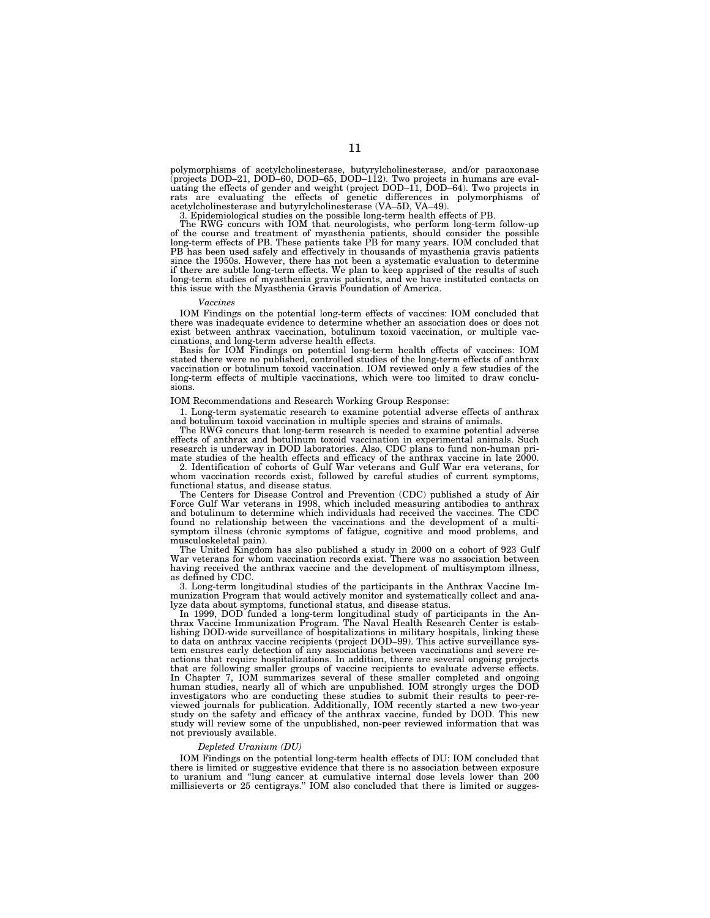polymorphisms of acetylcholinesterase, butyrylcholinesterase, and/or paraoxonase (projects DOD–21, DOD–60, DOD–65, DOD–112). Two projects in humans are evaluating the effects of gender and weight (project DOD–11, DOD–64). Two projects in rats are evaluating the effects of genetic differences in polymorphisms of acetylcholinesterase and butyrylcholinesterase (VA–5D, VA–49).

3. Epidemiological studies on the possible long-term health effects of PB.

The RWG concurs with IOM that neurologists, who perform long-term follow-up of the course and treatment of myasthenia patients, should consider the possible long-term effects of PB. These patients take PB for many years. IOM concluded that PB has been used safely and effectively in thousands of myasthenia gravis patients since the 1950s. However, there has not been a systematic evaluation to determine if there are subtle long-term effects. We plan to keep apprised of the results of such long-term studies of myasthenia gravis patients, and we have instituted contacts on this issue with the Myasthenia Gravis Foundation of America.

*Vaccines*

IOM Findings on the potential long-term effects of vaccines: IOM concluded that there was inadequate evidence to determine whether an association does or does not exist between anthrax vaccination, botulinum toxoid vaccination, or multiple vaccinations, and long-term adverse health effects.

Basis for IOM Findings on potential long-term health effects of vaccines: IOM stated there were no published, controlled studies of the long-term effects of anthrax vaccination or botulinum toxoid vaccination. IOM reviewed only a few studies of the long-term effects of multiple vaccinations, which were too limited to draw conclusions.

IOM Recommendations and Research Working Group Response:

1. Long-term systematic research to examine potential adverse effects of anthrax and botulinum toxoid vaccination in multiple species and strains of animals.

The RWG concurs that long-term research is needed to examine potential adverse effects of anthrax and botulinum toxoid vaccination in experimental animals. Such research is underway in DOD laboratories. Also, CDC plans to fund non-human primate studies of the health effects and efficacy of the anthrax vaccine in late 2000.

2. Identification of cohorts of Gulf War veterans and Gulf War era veterans, for whom vaccination records exist, followed by careful studies of current symptoms, functional status, and disease status.

The Centers for Disease Control and Prevention (CDC) published a study of Air Force Gulf War veterans in 1998, which included measuring antibodies to anthrax and botulinum to determine which individuals had received the vaccines. The CDC found no relationship between the vaccinations and the development of a multisymptom illness (chronic symptoms of fatigue, cognitive and mood problems, and musculoskeletal pain).

The United Kingdom has also published a study in 2000 on a cohort of 923 Gulf War veterans for whom vaccination records exist. There was no association between having received the anthrax vaccine and the development of multisymptom illness, as defined by CDC.

3. Long-term longitudinal studies of the participants in the Anthrax Vaccine Immunization Program that would actively monitor and systematically collect and analyze data about symptoms, functional status, and disease status.

In 1999, DOD funded a long-term longitudinal study of participants in the Anthrax Vaccine Immunization Program. The Naval Health Research Center is establishing DOD-wide surveillance of hospitalizations in military hospitals, linking these to data on anthrax vaccine recipients (project DOD–99). This active surveillance system ensures early detection of any associations between vaccinations and severe reactions that require hospitalizations. In addition, there are several ongoing projects that are following smaller groups of vaccine recipients to evaluate adverse effects. In Chapter 7, IOM summarizes several of these smaller completed and ongoing human studies, nearly all of which are unpublished. IOM strongly urges the DOD investigators who are conducting these studies to submit their results to peer-reviewed journals for publication. Additionally, IOM recently started a new two-year study on the safety and efficacy of the anthrax vaccine, funded by DOD. This new study will review some of the unpublished, non-peer reviewed information that was not previously available.

*Depleted Uranium (DU)*

IOM Findings on the potential long-term health effects of DU: IOM concluded that there is limited or suggestive evidence that there is no association between exposure to uranium and "lung cancer at cumulative internal dose levels lower than 200 millisieverts or 25 centigrays." IOM also concluded that there is limited or sugges-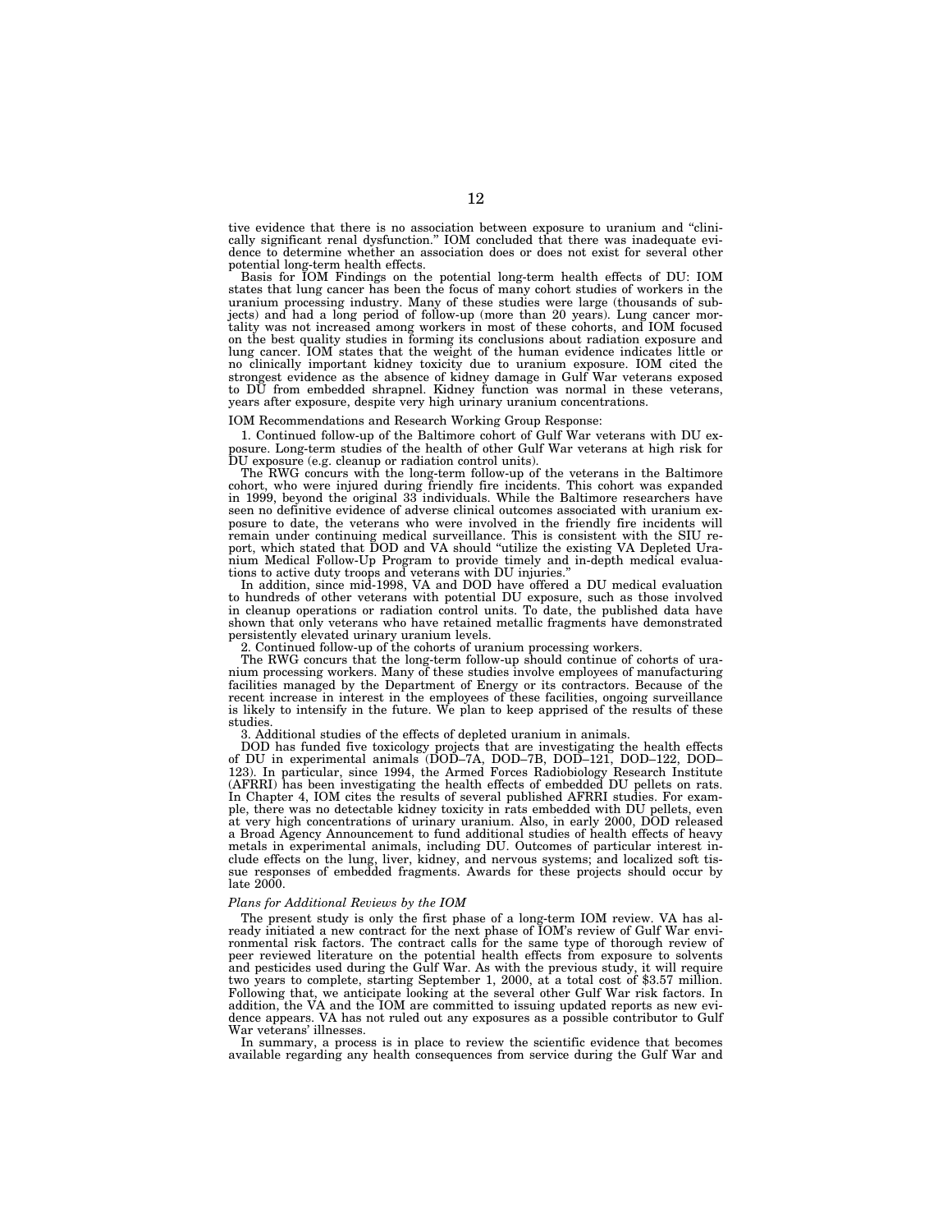tive evidence that there is no association between exposure to uranium and "clinically significant renal dysfunction." IOM concluded that there was inadequate evidence to determine whether an association does or does not exist for several other potential long-term health effects.

Basis for IOM Findings on the potential long-term health effects of DU: IOM states that lung cancer has been the focus of many cohort studies of workers in the uranium processing industry. Many of these studies were large (thousands of subjects) and had a long period of follow-up (more than 20 years). Lung cancer mortality was not increased among workers in most of these cohorts, and IOM focused on the best quality studies in forming its conclusions about radiation exposure and lung cancer. IOM states that the weight of the human evidence indicates little or no clinically important kidney toxicity due to uranium exposure. IOM cited the strongest evidence as the absence of kidney damage in Gulf War veterans exposed to DU from embedded shrapnel. Kidney function was normal in these veterans, years after exposure, despite very high urinary uranium concentrations.

IOM Recommendations and Research Working Group Response:

1. Continued follow-up of the Baltimore cohort of Gulf War veterans with DU exposure. Long-term studies of the health of other Gulf War veterans at high risk for DU exposure (e.g. cleanup or radiation control units).

The RWG concurs with the long-term follow-up of the veterans in the Baltimore cohort, who were injured during friendly fire incidents. This cohort was expanded in 1999, beyond the original 33 individuals. While the Baltimore researchers have seen no definitive evidence of adverse clinical outcomes associated with uranium exposure to date, the veterans who were involved in the friendly fire incidents will remain under continuing medical surveillance. This is consistent with the SIU report, which stated that DOD and VA should "utilize the existing VA Depleted Uranium Medical Follow-Up Program to provide timely and in-depth medical evaluations to active duty troops and veterans with DU injuries."

In addition, since mid-1998, VA and DOD have offered a DU medical evaluation to hundreds of other veterans with potential DU exposure, such as those involved in cleanup operations or radiation control units. To date, the published data have shown that only veterans who have retained metallic fragments have demonstrated persistently elevated urinary uranium levels.

2. Continued follow-up of the cohorts of uranium processing workers.

The RWG concurs that the long-term follow-up should continue of cohorts of uranium processing workers. Many of these studies involve employees of manufacturing facilities managed by the Department of Energy or its contractors. Because of the recent increase in interest in the employees of these facilities, ongoing surveillance is likely to intensify in the future. We plan to keep apprised of the results of these studies.

3. Additional studies of the effects of depleted uranium in animals.

DOD has funded five toxicology projects that are investigating the health effects of DU in experimental animals (DOD–7A, DOD–7B, DOD–121, DOD–122, DOD–123). In particular, since 1994, the Armed Forces Radiobiology Research Institute (AFRRI) has been investigating the health effects of embedded DU pellets on rats. In Chapter 4, IOM cites the results of several published AFRRI studies. For example, there was no detectable kidney toxicity in rats embedded with DU pellets, even at very high concentrations of urinary uranium. Also, in early 2000, DOD released a Broad Agency Announcement to fund additional studies of health effects of heavy metals in experimental animals, including DU. Outcomes of particular interest include effects on the lung, liver, kidney, and nervous systems; and localized soft tissue responses of embedded fragments. Awards for these projects should occur by late 2000.

*Plans for Additional Reviews by the IOM*

The present study is only the first phase of a long-term IOM review. VA has already initiated a new contract for the next phase of IOM's review of Gulf War environmental risk factors. The contract calls for the same type of thorough review of peer reviewed literature on the potential health effects from exposure to solvents and pesticides used during the Gulf War. As with the previous study, it will require two years to complete, starting September 1, 2000, at a total cost of $3.57 million. Following that, we anticipate looking at the several other Gulf War risk factors. In addition, the VA and the IOM are committed to issuing updated reports as new evidence appears. VA has not ruled out any exposures as a possible contributor to Gulf War veterans' illnesses.

In summary, a process is in place to review the scientific evidence that becomes available regarding any health consequences from service during the Gulf War and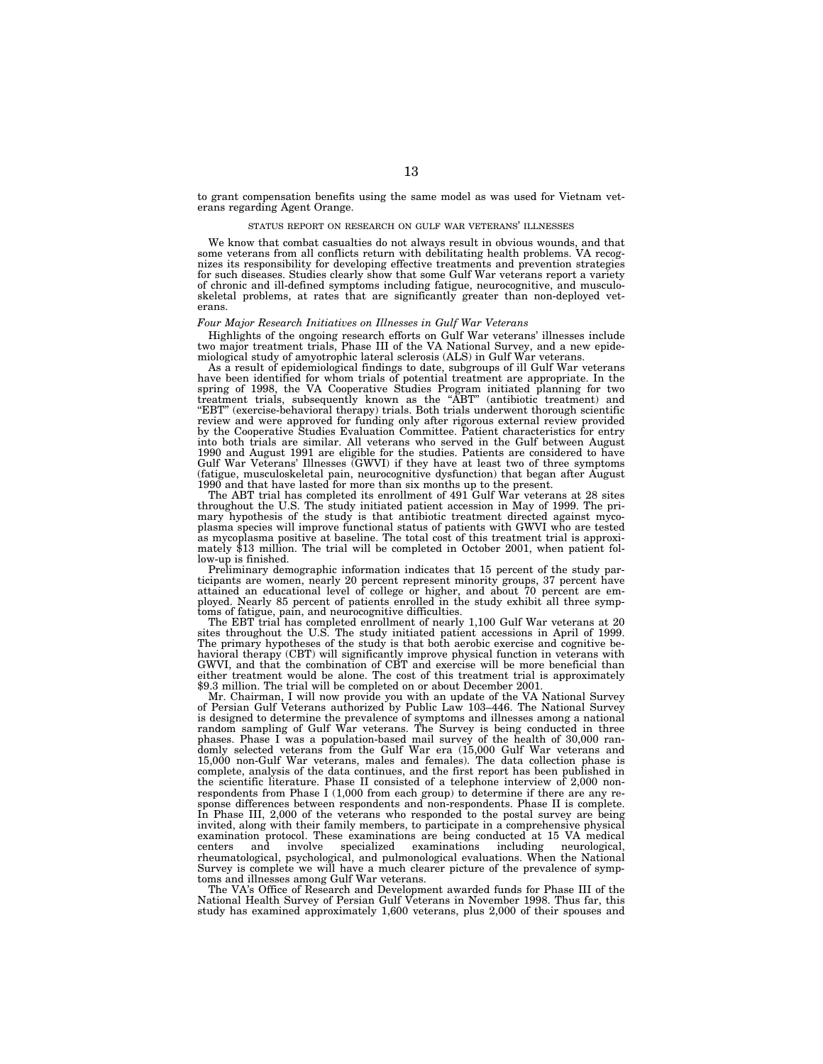to grant compensation benefits using the same model as was used for Vietnam veterans regarding Agent Orange.

## STATUS REPORT ON RESEARCH ON GULF WAR VETERANS' ILLNESSES

We know that combat casualties do not always result in obvious wounds, and that some veterans from all conflicts return with debilitating health problems. VA recognizes its responsibility for developing effective treatments and prevention strategies for such diseases. Studies clearly show that some Gulf War veterans report a variety of chronic and ill-defined symptoms including fatigue, neurocognitive, and musculoskeletal problems, at rates that are significantly greater than non-deployed veterans.

### *Four Major Research Initiatives on Illnesses in Gulf War Veterans*

Highlights of the ongoing research efforts on Gulf War veterans' illnesses include two major treatment trials, Phase III of the VA National Survey, and a new epidemiological study of amyotrophic lateral sclerosis (ALS) in Gulf War veterans.

As a result of epidemiological findings to date, subgroups of ill Gulf War veterans have been identified for whom trials of potential treatment are appropriate. In the spring of 1998, the VA Cooperative Studies Program initiated planning for two treatment trials, subsequently known as the "ABT" (antibiotic treatment) and "EBT" (exercise-behavioral therapy) trials. Both trials underwent thorough scientific review and were approved for funding only after rigorous external review provided by the Cooperative Studies Evaluation Committee. Patient characteristics for entry into both trials are similar. All veterans who served in the Gulf between August 1990 and August 1991 are eligible for the studies. Patients are considered to have Gulf War Veterans' Illnesses (GWVI) if they have at least two of three symptoms (fatigue, musculoskeletal pain, neurocognitive dysfunction) that began after August 1990 and that have lasted for more than six months up to the present.

The ABT trial has completed its enrollment of 491 Gulf War veterans at 28 sites throughout the U.S. The study initiated patient accession in May of 1999. The primary hypothesis of the study is that antibiotic treatment directed against mycoplasma species will improve functional status of patients with GWVI who are tested as mycoplasma positive at baseline. The total cost of this treatment trial is approximately $13 million. The trial will be completed in October 2001, when patient follow-up is finished.

Preliminary demographic information indicates that 15 percent of the study participants are women, nearly 20 percent represent minority groups, 37 percent have attained an educational level of college or higher, and about 70 percent are employed. Nearly 85 percent of patients enrolled in the study exhibit all three symptoms of fatigue, pain, and neurocognitive difficulties.

The EBT trial has completed enrollment of nearly 1,100 Gulf War veterans at 20 sites throughout the U.S. The study initiated patient accessions in April of 1999. The primary hypotheses of the study is that both aerobic exercise and cognitive behavioral therapy (CBT) will significantly improve physical function in veterans with GWVI, and that the combination of CBT and exercise will be more beneficial than either treatment would be alone. The cost of this treatment trial is approximately $9.3 million. The trial will be completed on or about December 2001.

Mr. Chairman, I will now provide you with an update of the VA National Survey of Persian Gulf Veterans authorized by Public Law 103–446. The National Survey is designed to determine the prevalence of symptoms and illnesses among a national random sampling of Gulf War veterans. The Survey is being conducted in three phases. Phase I was a population-based mail survey of the health of 30,000 randomly selected veterans from the Gulf War era (15,000 Gulf War veterans and 15,000 non-Gulf War veterans, males and females). The data collection phase is complete, analysis of the data continues, and the first report has been published in the scientific literature. Phase II consisted of a telephone interview of 2,000 non-respondents from Phase I (1,000 from each group) to determine if there are any response differences between respondents and non-respondents. Phase II is complete. In Phase III, 2,000 of the veterans who responded to the postal survey are being invited, along with their family members, to participate in a comprehensive physical examination protocol. These examinations are being conducted at 15 VA medical centers and involve specialized examinations including neurological, rheumatological, psychological, and pulmonological evaluations. When the National Survey is complete we will have a much clearer picture of the prevalence of symptoms and illnesses among Gulf War veterans.

The VA's Office of Research and Development awarded funds for Phase III of the National Health Survey of Persian Gulf Veterans in November 1998. Thus far, this study has examined approximately 1,600 veterans, plus 2,000 of their spouses and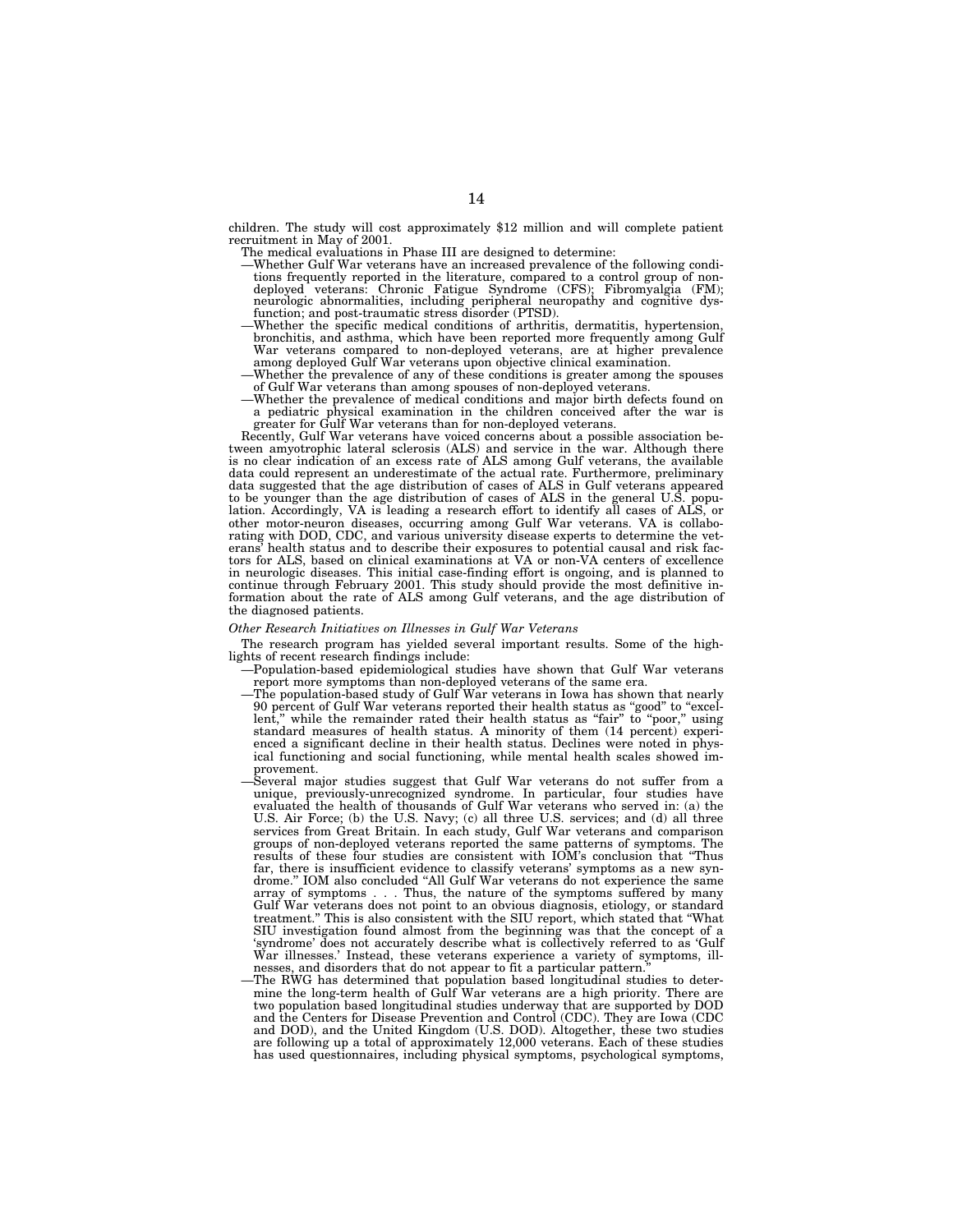children. The study will cost approximately $12 million and will complete patient recruitment in May of 2001.

The medical evaluations in Phase III are designed to determine:

—Whether Gulf War veterans have an increased prevalence of the following conditions frequently reported in the literature, compared to a control group of non-deployed veterans: Chronic Fatigue Syndrome (CFS); Fibromyalgia (FM); neurologic abnormalities, including peripheral neuropathy and cognitive dysfunction; and post-traumatic stress disorder (PTSD).

—Whether the specific medical conditions of arthritis, dermatitis, hypertension, bronchitis, and asthma, which have been reported more frequently among Gulf War veterans compared to non-deployed veterans, are at higher prevalence among deployed Gulf War veterans upon objective clinical examination.

—Whether the prevalence of any of these conditions is greater among the spouses of Gulf War veterans than among spouses of non-deployed veterans.

—Whether the prevalence of medical conditions and major birth defects found on a pediatric physical examination in the children conceived after the war is greater for Gulf War veterans than for non-deployed veterans.

Recently, Gulf War veterans have voiced concerns about a possible association between amyotrophic lateral sclerosis (ALS) and service in the war. Although there is no clear indication of an excess rate of ALS among Gulf veterans, the available data could represent an underestimate of the actual rate. Furthermore, preliminary data suggested that the age distribution of cases of ALS in Gulf veterans appeared to be younger than the age distribution of cases of ALS in the general U.S. population. Accordingly, VA is leading a research effort to identify all cases of ALS, or other motor-neuron diseases, occurring among Gulf War veterans. VA is collaborating with DOD, CDC, and various university disease experts to determine the veterans' health status and to describe their exposures to potential causal and risk factors for ALS, based on clinical examinations at VA or non-VA centers of excellence in neurologic diseases. This initial case-finding effort is ongoing, and is planned to continue through February 2001. This study should provide the most definitive information about the rate of ALS among Gulf veterans, and the age distribution of the diagnosed patients.

*Other Research Initiatives on Illnesses in Gulf War Veterans*

The research program has yielded several important results. Some of the highlights of recent research findings include:

—Population-based epidemiological studies have shown that Gulf War veterans report more symptoms than non-deployed veterans of the same era.

—The population-based study of Gulf War veterans in Iowa has shown that nearly 90 percent of Gulf War veterans reported their health status as "good" to "excellent," while the remainder rated their health status as "fair" to "poor," using standard measures of health status. A minority of them (14 percent) experienced a significant decline in their health status. Declines were noted in physical functioning and social functioning, while mental health scales showed improvement.

—Several major studies suggest that Gulf War veterans do not suffer from a unique, previously-unrecognized syndrome. In particular, four studies have evaluated the health of thousands of Gulf War veterans who served in: (a) the U.S. Air Force; (b) the U.S. Navy; (c) all three U.S. services; and (d) all three services from Great Britain. In each study, Gulf War veterans and comparison groups of non-deployed veterans reported the same patterns of symptoms. The results of these four studies are consistent with IOM's conclusion that "Thus far, there is insufficient evidence to classify veterans' symptoms as a new syndrome." IOM also concluded "All Gulf War veterans do not experience the same array of symptoms . . . Thus, the nature of the symptoms suffered by many Gulf War veterans does not point to an obvious diagnosis, etiology, or standard treatment." This is also consistent with the SIU report, which stated that "What SIU investigation found almost from the beginning was that the concept of a 'syndrome' does not accurately describe what is collectively referred to as 'Gulf War illnesses.' Instead, these veterans experience a variety of symptoms, illnesses, and disorders that do not appear to fit a particular pattern."

—The RWG has determined that population based longitudinal studies to determine the long-term health of Gulf War veterans are a high priority. There are two population based longitudinal studies underway that are supported by DOD and the Centers for Disease Prevention and Control (CDC). They are Iowa (CDC and DOD), and the United Kingdom (U.S. DOD). Altogether, these two studies are following up a total of approximately 12,000 veterans. Each of these studies has used questionnaires, including physical symptoms, psychological symptoms,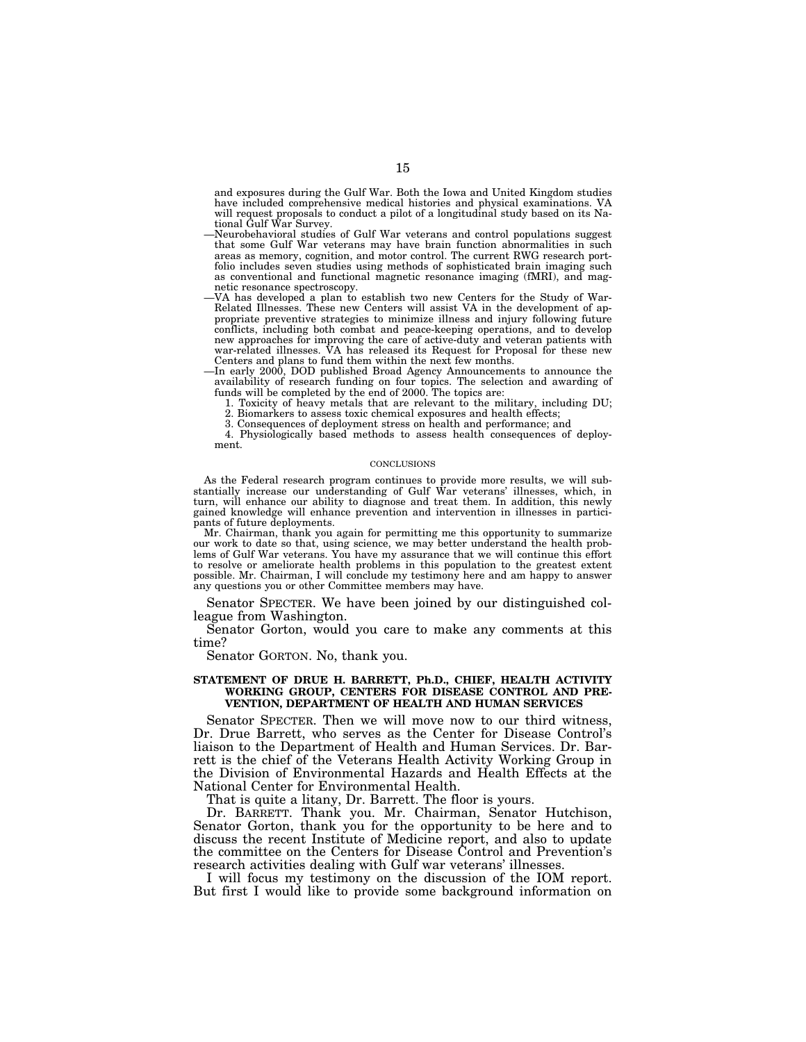and exposures during the Gulf War. Both the Iowa and United Kingdom studies have included comprehensive medical histories and physical examinations. VA will request proposals to conduct a pilot of a longitudinal study based on its National Gulf War Survey.

—Neurobehavioral studies of Gulf War veterans and control populations suggest that some Gulf War veterans may have brain function abnormalities in such areas as memory, cognition, and motor control. The current RWG research portfolio includes seven studies using methods of sophisticated brain imaging such as conventional and functional magnetic resonance imaging (fMRI), and magnetic resonance spectroscopy.

—VA has developed a plan to establish two new Centers for the Study of War-Related Illnesses. These new Centers will assist VA in the development of appropriate preventive strategies to minimize illness and injury following future conflicts, including both combat and peace-keeping operations, and to develop new approaches for improving the care of active-duty and veteran patients with war-related illnesses. VA has released its Request for Proposal for these new Centers and plans to fund them within the next few months.

—In early 2000, DOD published Broad Agency Announcements to announce the availability of research funding on four topics. The selection and awarding of funds will be completed by the end of 2000. The topics are:

1. Toxicity of heavy metals that are relevant to the military, including DU;
2. Biomarkers to assess toxic chemical exposures and health effects;
3. Consequences of deployment stress on health and performance; and
4. Physiologically based methods to assess health consequences of deployment.

CONCLUSIONS

As the Federal research program continues to provide more results, we will substantially increase our understanding of Gulf War veterans' illnesses, which, in turn, will enhance our ability to diagnose and treat them. In addition, this newly gained knowledge will enhance prevention and intervention in illnesses in participants of future deployments.

Mr. Chairman, thank you again for permitting me this opportunity to summarize our work to date so that, using science, we may better understand the health problems of Gulf War veterans. You have my assurance that we will continue this effort to resolve or ameliorate health problems in this population to the greatest extent possible. Mr. Chairman, I will conclude my testimony here and am happy to answer any questions you or other Committee members may have.

Senator SPECTER. We have been joined by our distinguished colleague from Washington.

Senator Gorton, would you care to make any comments at this time?

Senator GORTON. No, thank you.

**STATEMENT OF DRUE H. BARRETT, Ph.D., CHIEF, HEALTH ACTIVITY WORKING GROUP, CENTERS FOR DISEASE CONTROL AND PREVENTION, DEPARTMENT OF HEALTH AND HUMAN SERVICES**

Senator SPECTER. Then we will move now to our third witness, Dr. Drue Barrett, who serves as the Center for Disease Control's liaison to the Department of Health and Human Services. Dr. Barrett is the chief of the Veterans Health Activity Working Group in the Division of Environmental Hazards and Health Effects at the National Center for Environmental Health.

That is quite a litany, Dr. Barrett. The floor is yours.

Dr. BARRETT. Thank you. Mr. Chairman, Senator Hutchison, Senator Gorton, thank you for the opportunity to be here and to discuss the recent Institute of Medicine report, and also to update the committee on the Centers for Disease Control and Prevention's research activities dealing with Gulf war veterans' illnesses.

I will focus my testimony on the discussion of the IOM report. But first I would like to provide some background information on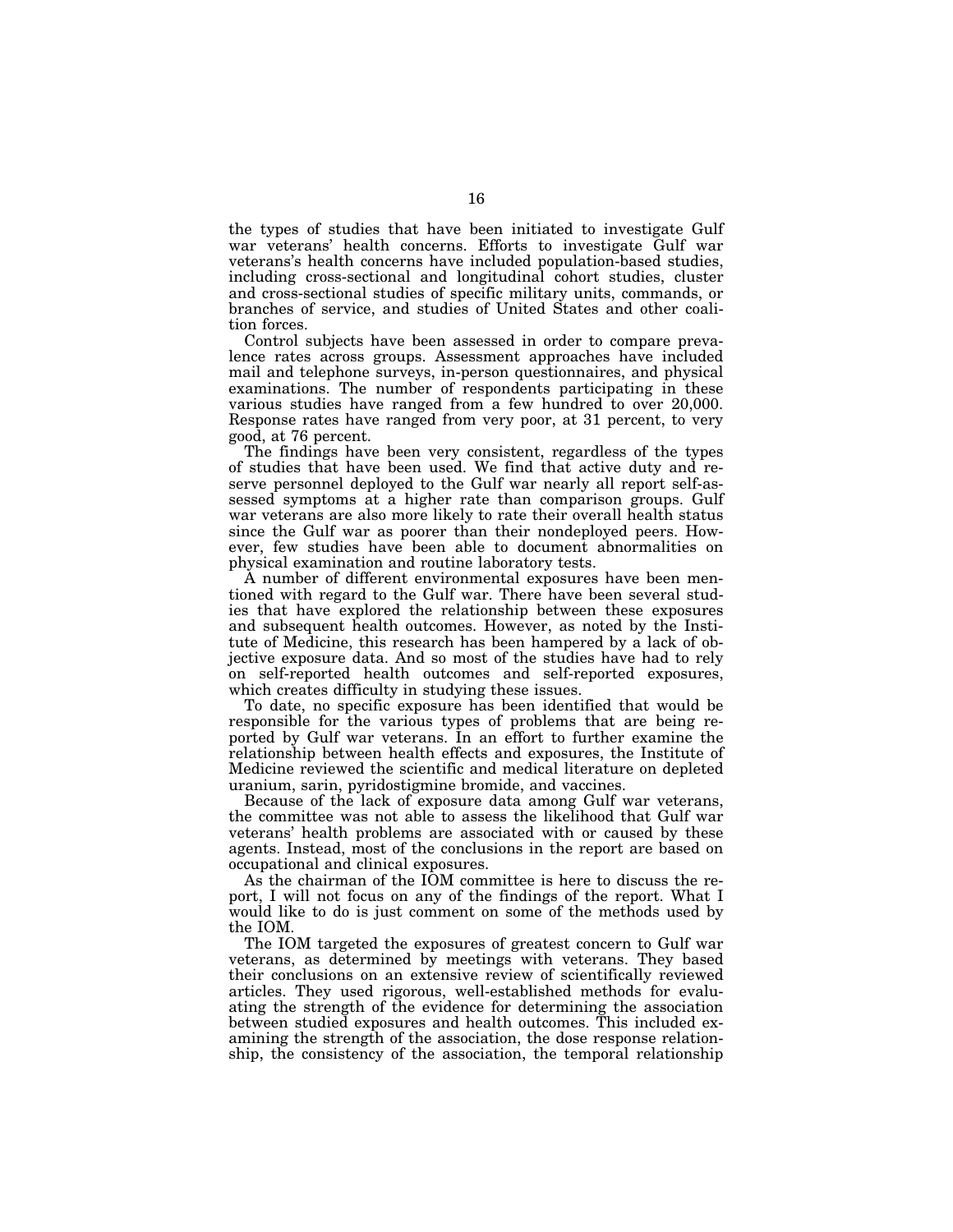the types of studies that have been initiated to investigate Gulf war veterans' health concerns. Efforts to investigate Gulf war veterans's health concerns have included population-based studies, including cross-sectional and longitudinal cohort studies, cluster and cross-sectional studies of specific military units, commands, or branches of service, and studies of United States and other coalition forces.

Control subjects have been assessed in order to compare prevalence rates across groups. Assessment approaches have included mail and telephone surveys, in-person questionnaires, and physical examinations. The number of respondents participating in these various studies have ranged from a few hundred to over 20,000. Response rates have ranged from very poor, at 31 percent, to very good, at 76 percent.

The findings have been very consistent, regardless of the types of studies that have been used. We find that active duty and reserve personnel deployed to the Gulf war nearly all report self-assessed symptoms at a higher rate than comparison groups. Gulf war veterans are also more likely to rate their overall health status since the Gulf war as poorer than their nondeployed peers. However, few studies have been able to document abnormalities on physical examination and routine laboratory tests.

A number of different environmental exposures have been mentioned with regard to the Gulf war. There have been several studies that have explored the relationship between these exposures and subsequent health outcomes. However, as noted by the Institute of Medicine, this research has been hampered by a lack of objective exposure data. And so most of the studies have had to rely on self-reported health outcomes and self-reported exposures, which creates difficulty in studying these issues.

To date, no specific exposure has been identified that would be responsible for the various types of problems that are being reported by Gulf war veterans. In an effort to further examine the relationship between health effects and exposures, the Institute of Medicine reviewed the scientific and medical literature on depleted uranium, sarin, pyridostigmine bromide, and vaccines.

Because of the lack of exposure data among Gulf war veterans, the committee was not able to assess the likelihood that Gulf war veterans' health problems are associated with or caused by these agents. Instead, most of the conclusions in the report are based on occupational and clinical exposures.

As the chairman of the IOM committee is here to discuss the report, I will not focus on any of the findings of the report. What I would like to do is just comment on some of the methods used by the IOM.

The IOM targeted the exposures of greatest concern to Gulf war veterans, as determined by meetings with veterans. They based their conclusions on an extensive review of scientifically reviewed articles. They used rigorous, well-established methods for evaluating the strength of the evidence for determining the association between studied exposures and health outcomes. This included examining the strength of the association, the dose response relationship, the consistency of the association, the temporal relationship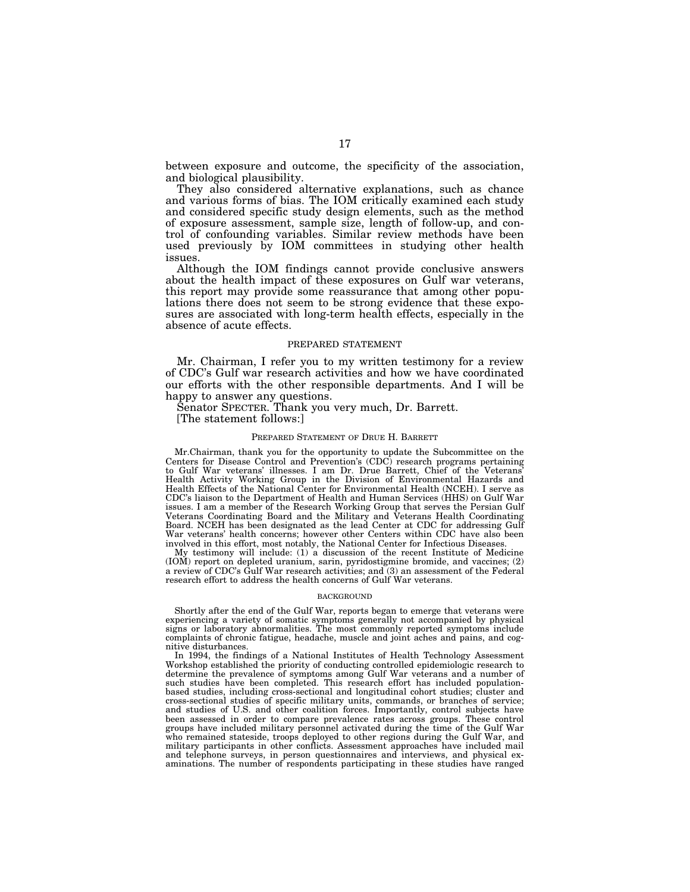between exposure and outcome, the specificity of the association, and biological plausibility.

They also considered alternative explanations, such as chance and various forms of bias. The IOM critically examined each study and considered specific study design elements, such as the method of exposure assessment, sample size, length of follow-up, and control of confounding variables. Similar review methods have been used previously by IOM committees in studying other health issues.

Although the IOM findings cannot provide conclusive answers about the health impact of these exposures on Gulf war veterans, this report may provide some reassurance that among other populations there does not seem to be strong evidence that these exposures are associated with long-term health effects, especially in the absence of acute effects.

## PREPARED STATEMENT

Mr. Chairman, I refer you to my written testimony for a review of CDC's Gulf war research activities and how we have coordinated our efforts with the other responsible departments. And I will be happy to answer any questions.

Senator SPECTER. Thank you very much, Dr. Barrett.

[The statement follows:]

### PREPARED STATEMENT OF DRUE H. BARRETT

Mr.Chairman, thank you for the opportunity to update the Subcommittee on the Centers for Disease Control and Prevention's (CDC) research programs pertaining to Gulf War veterans' illnesses. I am Dr. Drue Barrett, Chief of the Veterans' Health Activity Working Group in the Division of Environmental Hazards and Health Effects of the National Center for Environmental Health (NCEH). I serve as CDC's liaison to the Department of Health and Human Services (HHS) on Gulf War issues. I am a member of the Research Working Group that serves the Persian Gulf Veterans Coordinating Board and the Military and Veterans Health Coordinating Board. NCEH has been designated as the lead Center at CDC for addressing Gulf War veterans' health concerns; however other Centers within CDC have also been involved in this effort, most notably, the National Center for Infectious Diseases.

My testimony will include: (1) a discussion of the recent Institute of Medicine (IOM) report on depleted uranium, sarin, pyridostigmine bromide, and vaccines; (2) a review of CDC's Gulf War research activities; and (3) an assessment of the Federal research effort to address the health concerns of Gulf War veterans.

#### BACKGROUND

Shortly after the end of the Gulf War, reports began to emerge that veterans were experiencing a variety of somatic symptoms generally not accompanied by physical signs or laboratory abnormalities. The most commonly reported symptoms include complaints of chronic fatigue, headache, muscle and joint aches and pains, and cognitive disturbances.

In 1994, the findings of a National Institutes of Health Technology Assessment Workshop established the priority of conducting controlled epidemiologic research to determine the prevalence of symptoms among Gulf War veterans and a number of such studies have been completed. This research effort has included population-based studies, including cross-sectional and longitudinal cohort studies; cluster and cross-sectional studies of specific military units, commands, or branches of service; and studies of U.S. and other coalition forces. Importantly, control subjects have been assessed in order to compare prevalence rates across groups. These control groups have included military personnel activated during the time of the Gulf War who remained stateside, troops deployed to other regions during the Gulf War, and military participants in other conflicts. Assessment approaches have included mail and telephone surveys, in person questionnaires and interviews, and physical examinations. The number of respondents participating in these studies have ranged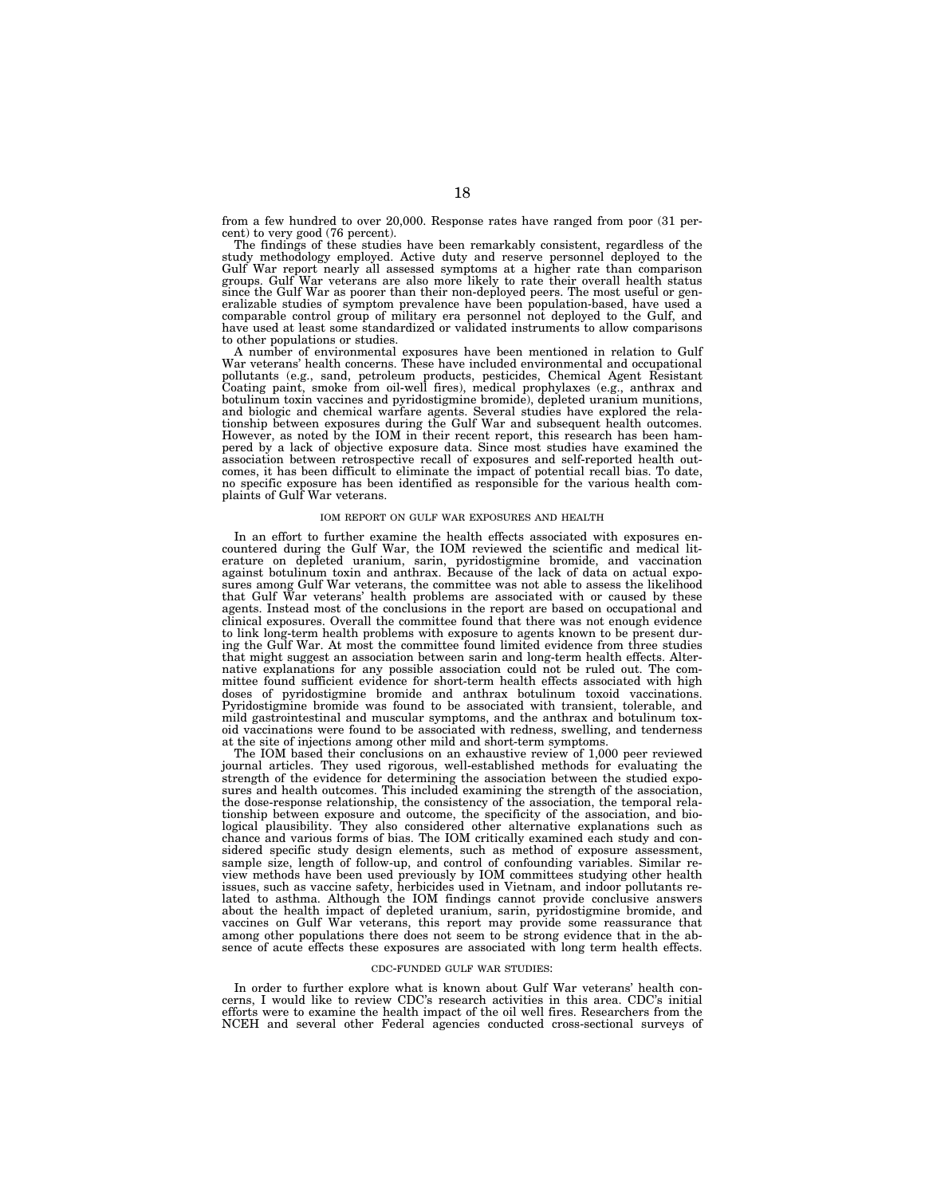from a few hundred to over 20,000. Response rates have ranged from poor (31 percent) to very good (76 percent).

The findings of these studies have been remarkably consistent, regardless of the study methodology employed. Active duty and reserve personnel deployed to the Gulf War report nearly all assessed symptoms at a higher rate than comparison groups. Gulf War veterans are also more likely to rate their overall health status since the Gulf War as poorer than their non-deployed peers. The most useful or generalizable studies of symptom prevalence have been population-based, have used a comparable control group of military era personnel not deployed to the Gulf, and have used at least some standardized or validated instruments to allow comparisons to other populations or studies.

A number of environmental exposures have been mentioned in relation to Gulf War veterans' health concerns. These have included environmental and occupational pollutants (e.g., sand, petroleum products, pesticides, Chemical Agent Resistant Coating paint, smoke from oil-well fires), medical prophylaxes (e.g., anthrax and botulinum toxin vaccines and pyridostigmine bromide), depleted uranium munitions, and biologic and chemical warfare agents. Several studies have explored the relationship between exposures during the Gulf War and subsequent health outcomes. However, as noted by the IOM in their recent report, this research has been hampered by a lack of objective exposure data. Since most studies have examined the association between retrospective recall of exposures and self-reported health outcomes, it has been difficult to eliminate the impact of potential recall bias. To date, no specific exposure has been identified as responsible for the various health complaints of Gulf War veterans.

## IOM REPORT ON GULF WAR EXPOSURES AND HEALTH

In an effort to further examine the health effects associated with exposures encountered during the Gulf War, the IOM reviewed the scientific and medical literature on depleted uranium, sarin, pyridostigmine bromide, and vaccination against botulinum toxin and anthrax. Because of the lack of data on actual exposures among Gulf War veterans, the committee was not able to assess the likelihood that Gulf War veterans' health problems are associated with or caused by these agents. Instead most of the conclusions in the report are based on occupational and clinical exposures. Overall the committee found that there was not enough evidence to link long-term health problems with exposure to agents known to be present during the Gulf War. At most the committee found limited evidence from three studies that might suggest an association between sarin and long-term health effects. Alternative explanations for any possible association could not be ruled out. The committee found sufficient evidence for short-term health effects associated with high doses of pyridostigmine bromide and anthrax botulinum toxoid vaccinations. Pyridostigmine bromide was found to be associated with transient, tolerable, and mild gastrointestinal and muscular symptoms, and the anthrax and botulinum toxoid vaccinations were found to be associated with redness, swelling, and tenderness at the site of injections among other mild and short-term symptoms.

The IOM based their conclusions on an exhaustive review of 1,000 peer reviewed journal articles. They used rigorous, well-established methods for evaluating the strength of the evidence for determining the association between the studied exposures and health outcomes. This included examining the strength of the association, the dose-response relationship, the consistency of the association, the temporal relationship between exposure and outcome, the specificity of the association, and biological plausibility. They also considered other alternative explanations such as chance and various forms of bias. The IOM critically examined each study and considered specific study design elements, such as method of exposure assessment, sample size, length of follow-up, and control of confounding variables. Similar review methods have been used previously by IOM committees studying other health issues, such as vaccine safety, herbicides used in Vietnam, and indoor pollutants related to asthma. Although the IOM findings cannot provide conclusive answers about the health impact of depleted uranium, sarin, pyridostigmine bromide, and vaccines on Gulf War veterans, this report may provide some reassurance that among other populations there does not seem to be strong evidence that in the absence of acute effects these exposures are associated with long term health effects.

## CDC-FUNDED GULF WAR STUDIES:

In order to further explore what is known about Gulf War veterans' health concerns, I would like to review CDC's research activities in this area. CDC's initial efforts were to examine the health impact of the oil well fires. Researchers from the NCEH and several other Federal agencies conducted cross-sectional surveys of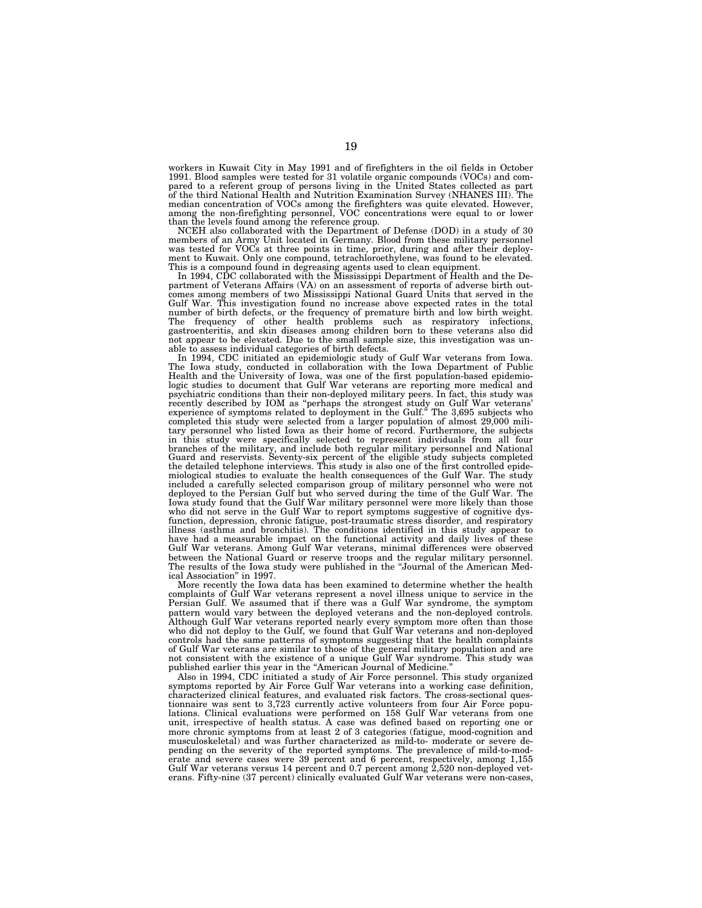workers in Kuwait City in May 1991 and of firefighters in the oil fields in October 1991. Blood samples were tested for 31 volatile organic compounds (VOCs) and compared to a referent group of persons living in the United States collected as part of the third National Health and Nutrition Examination Survey (NHANES III). The median concentration of VOCs among the firefighters was quite elevated. However, among the non-firefighting personnel, VOC concentrations were equal to or lower than the levels found among the reference group.

NCEH also collaborated with the Department of Defense (DOD) in a study of 30 members of an Army Unit located in Germany. Blood from these military personnel was tested for VOCs at three points in time, prior, during and after their deployment to Kuwait. Only one compound, tetrachloroethylene, was found to be elevated. This is a compound found in degreasing agents used to clean equipment.

In 1994, CDC collaborated with the Mississippi Department of Health and the Department of Veterans Affairs (VA) on an assessment of reports of adverse birth outcomes among members of two Mississippi National Guard Units that served in the Gulf War. This investigation found no increase above expected rates in the total number of birth defects, or the frequency of premature birth and low birth weight. The frequency of other health problems such as respiratory infections, gastroenteritis, and skin diseases among children born to these veterans also did not appear to be elevated. Due to the small sample size, this investigation was unable to assess individual categories of birth defects.

In 1994, CDC initiated an epidemiologic study of Gulf War veterans from Iowa. The Iowa study, conducted in collaboration with the Iowa Department of Public Health and the University of Iowa, was one of the first population-based epidemiologic studies to document that Gulf War veterans are reporting more medical and psychiatric conditions than their non-deployed military peers. In fact, this study was recently described by IOM as "perhaps the strongest study on Gulf War veterans' experience of symptoms related to deployment in the Gulf." The 3,695 subjects who completed this study were selected from a larger population of almost 29,000 military personnel who listed Iowa as their home of record. Furthermore, the subjects in this study were specifically selected to represent individuals from all four branches of the military, and include both regular military personnel and National Guard and reservists. Seventy-six percent of the eligible study subjects completed the detailed telephone interviews. This study is also one of the first controlled epidemiological studies to evaluate the health consequences of the Gulf War. The study included a carefully selected comparison group of military personnel who were not deployed to the Persian Gulf but who served during the time of the Gulf War. The Iowa study found that the Gulf War military personnel were more likely than those who did not serve in the Gulf War to report symptoms suggestive of cognitive dysfunction, depression, chronic fatigue, post-traumatic stress disorder, and respiratory illness (asthma and bronchitis). The conditions identified in this study appear to have had a measurable impact on the functional activity and daily lives of these Gulf War veterans. Among Gulf War veterans, minimal differences were observed between the National Guard or reserve troops and the regular military personnel. The results of the Iowa study were published in the "Journal of the American Medical Association" in 1997.

More recently the Iowa data has been examined to determine whether the health complaints of Gulf War veterans represent a novel illness unique to service in the Persian Gulf. We assumed that if there was a Gulf War syndrome, the symptom pattern would vary between the deployed veterans and the non-deployed controls. Although Gulf War veterans reported nearly every symptom more often than those who did not deploy to the Gulf, we found that Gulf War veterans and non-deployed controls had the same patterns of symptoms suggesting that the health complaints of Gulf War veterans are similar to those of the general military population and are not consistent with the existence of a unique Gulf War syndrome. This study was published earlier this year in the "American Journal of Medicine."

Also in 1994, CDC initiated a study of Air Force personnel. This study organized symptoms reported by Air Force Gulf War veterans into a working case definition, characterized clinical features, and evaluated risk factors. The cross-sectional questionnaire was sent to 3,723 currently active volunteers from four Air Force populations. Clinical evaluations were performed on 158 Gulf War veterans from one unit, irrespective of health status. A case was defined based on reporting one or more chronic symptoms from at least 2 of 3 categories (fatigue, mood-cognition and musculoskeletal) and was further characterized as mild-to- moderate or severe depending on the severity of the reported symptoms. The prevalence of mild-to-moderate and severe cases were 39 percent and 6 percent, respectively, among 1,155 Gulf War veterans versus 14 percent and 0.7 percent among 2,520 non-deployed veterans. Fifty-nine (37 percent) clinically evaluated Gulf War veterans were non-cases,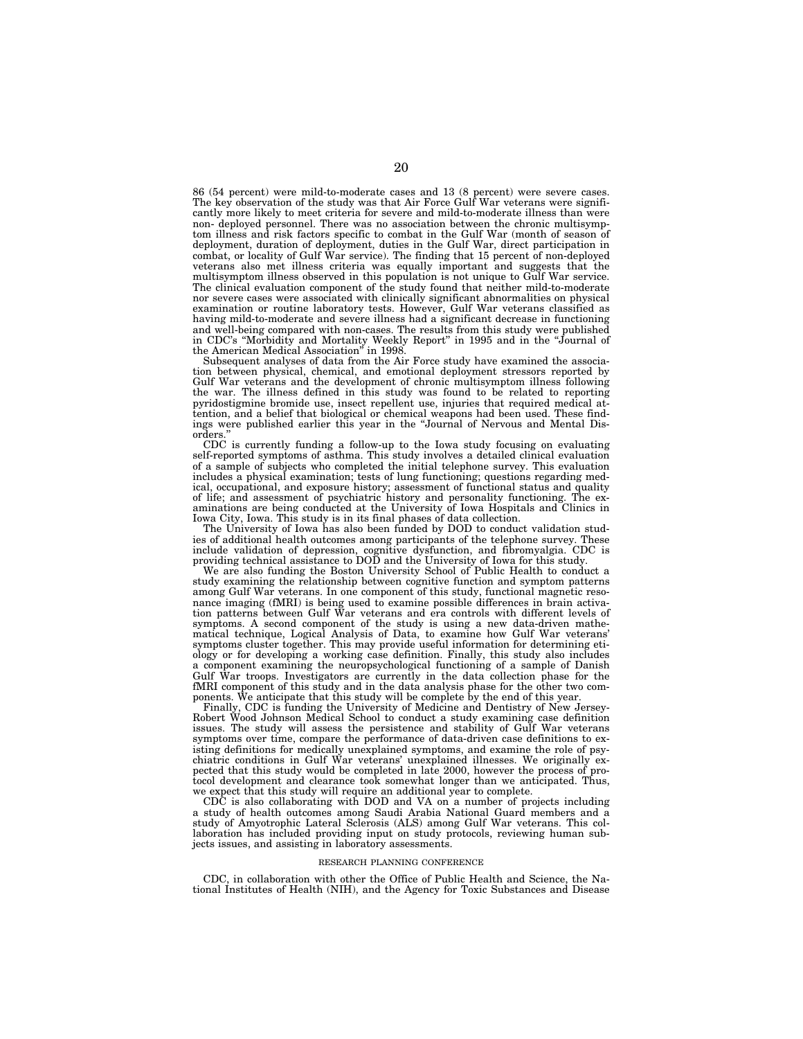86 (54 percent) were mild-to-moderate cases and 13 (8 percent) were severe cases. The key observation of the study was that Air Force Gulf War veterans were significantly more likely to meet criteria for severe and mild-to-moderate illness than were non- deployed personnel. There was no association between the chronic multisymptom illness and risk factors specific to combat in the Gulf War (month of season of deployment, duration of deployment, duties in the Gulf War, direct participation in combat, or locality of Gulf War service). The finding that 15 percent of non-deployed veterans also met illness criteria was equally important and suggests that the multisymptom illness observed in this population is not unique to Gulf War service. The clinical evaluation component of the study found that neither mild-to-moderate nor severe cases were associated with clinically significant abnormalities on physical examination or routine laboratory tests. However, Gulf War veterans classified as having mild-to-moderate and severe illness had a significant decrease in functioning and well-being compared with non-cases. The results from this study were published in CDC's "Morbidity and Mortality Weekly Report" in 1995 and in the "Journal of the American Medical Association" in 1998.

Subsequent analyses of data from the Air Force study have examined the association between physical, chemical, and emotional deployment stressors reported by Gulf War veterans and the development of chronic multisymptom illness following the war. The illness defined in this study was found to be related to reporting pyridostigmine bromide use, insect repellent use, injuries that required medical attention, and a belief that biological or chemical weapons had been used. These findings were published earlier this year in the "Journal of Nervous and Mental Disorders."

CDC is currently funding a follow-up to the Iowa study focusing on evaluating self-reported symptoms of asthma. This study involves a detailed clinical evaluation of a sample of subjects who completed the initial telephone survey. This evaluation includes a physical examination; tests of lung functioning; questions regarding medical, occupational, and exposure history; assessment of functional status and quality of life; and assessment of psychiatric history and personality functioning. The examinations are being conducted at the University of Iowa Hospitals and Clinics in Iowa City, Iowa. This study is in its final phases of data collection.

The University of Iowa has also been funded by DOD to conduct validation studies of additional health outcomes among participants of the telephone survey. These include validation of depression, cognitive dysfunction, and fibromyalgia. CDC is providing technical assistance to DOD and the University of Iowa for this study.

We are also funding the Boston University School of Public Health to conduct a study examining the relationship between cognitive function and symptom patterns among Gulf War veterans. In one component of this study, functional magnetic resonance imaging (fMRI) is being used to examine possible differences in brain activation patterns between Gulf War veterans and era controls with different levels of symptoms. A second component of the study is using a new data-driven mathematical technique, Logical Analysis of Data, to examine how Gulf War veterans' symptoms cluster together. This may provide useful information for determining etiology or for developing a working case definition. Finally, this study also includes a component examining the neuropsychological functioning of a sample of Danish Gulf War troops. Investigators are currently in the data collection phase for the fMRI component of this study and in the data analysis phase for the other two components. We anticipate that this study will be complete by the end of this year.

Finally, CDC is funding the University of Medicine and Dentistry of New Jersey-Robert Wood Johnson Medical School to conduct a study examining case definition issues. The study will assess the persistence and stability of Gulf War veterans symptoms over time, compare the performance of data-driven case definitions to existing definitions for medically unexplained symptoms, and examine the role of psychiatric conditions in Gulf War veterans' unexplained illnesses. We originally expected that this study would be completed in late 2000, however the process of protocol development and clearance took somewhat longer than we anticipated. Thus, we expect that this study will require an additional year to complete.

CDC is also collaborating with DOD and VA on a number of projects including a study of health outcomes among Saudi Arabia National Guard members and a study of Amyotrophic Lateral Sclerosis (ALS) among Gulf War veterans. This collaboration has included providing input on study protocols, reviewing human subjects issues, and assisting in laboratory assessments.

## RESEARCH PLANNING CONFERENCE

CDC, in collaboration with other the Office of Public Health and Science, the National Institutes of Health (NIH), and the Agency for Toxic Substances and Disease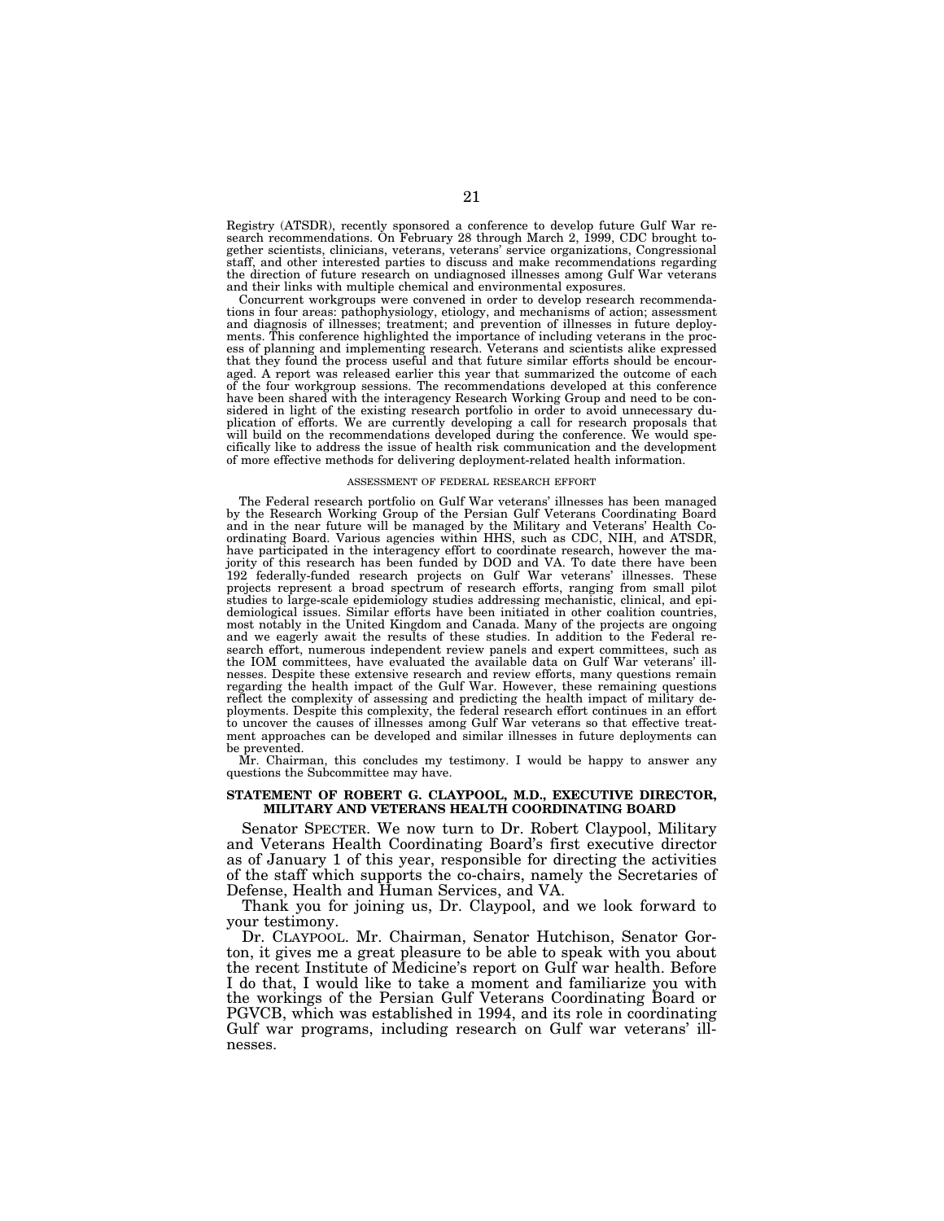Registry (ATSDR), recently sponsored a conference to develop future Gulf War research recommendations. On February 28 through March 2, 1999, CDC brought together scientists, clinicians, veterans, veterans' service organizations, Congressional staff, and other interested parties to discuss and make recommendations regarding the direction of future research on undiagnosed illnesses among Gulf War veterans and their links with multiple chemical and environmental exposures.

Concurrent workgroups were convened in order to develop research recommendations in four areas: pathophysiology, etiology, and mechanisms of action; assessment and diagnosis of illnesses; treatment; and prevention of illnesses in future deployments. This conference highlighted the importance of including veterans in the process of planning and implementing research. Veterans and scientists alike expressed that they found the process useful and that future similar efforts should be encouraged. A report was released earlier this year that summarized the outcome of each of the four workgroup sessions. The recommendations developed at this conference have been shared with the interagency Research Working Group and need to be considered in light of the existing research portfolio in order to avoid unnecessary duplication of efforts. We are currently developing a call for research proposals that will build on the recommendations developed during the conference. We would specifically like to address the issue of health risk communication and the development of more effective methods for delivering deployment-related health information.

ASSESSMENT OF FEDERAL RESEARCH EFFORT

The Federal research portfolio on Gulf War veterans' illnesses has been managed by the Research Working Group of the Persian Gulf Veterans Coordinating Board and in the near future will be managed by the Military and Veterans' Health Coordinating Board. Various agencies within HHS, such as CDC, NIH, and ATSDR, have participated in the interagency effort to coordinate research, however the majority of this research has been funded by DOD and VA. To date there have been 192 federally-funded research projects on Gulf War veterans' illnesses. These projects represent a broad spectrum of research efforts, ranging from small pilot studies to large-scale epidemiology studies addressing mechanistic, clinical, and epidemiological issues. Similar efforts have been initiated in other coalition countries, most notably in the United Kingdom and Canada. Many of the projects are ongoing and we eagerly await the results of these studies. In addition to the Federal research effort, numerous independent review panels and expert committees, such as the IOM committees, have evaluated the available data on Gulf War veterans' illnesses. Despite these extensive research and review efforts, many questions remain regarding the health impact of the Gulf War. However, these remaining questions reflect the complexity of assessing and predicting the health impact of military deployments. Despite this complexity, the federal research effort continues in an effort to uncover the causes of illnesses among Gulf War veterans so that effective treatment approaches can be developed and similar illnesses in future deployments can be prevented.

Mr. Chairman, this concludes my testimony. I would be happy to answer any questions the Subcommittee may have.

**STATEMENT OF ROBERT G. CLAYPOOL, M.D., EXECUTIVE DIRECTOR, MILITARY AND VETERANS HEALTH COORDINATING BOARD**

Senator SPECTER. We now turn to Dr. Robert Claypool, Military and Veterans Health Coordinating Board's first executive director as of January 1 of this year, responsible for directing the activities of the staff which supports the co-chairs, namely the Secretaries of Defense, Health and Human Services, and VA.

Thank you for joining us, Dr. Claypool, and we look forward to your testimony.

Dr. CLAYPOOL. Mr. Chairman, Senator Hutchison, Senator Gorton, it gives me a great pleasure to be able to speak with you about the recent Institute of Medicine's report on Gulf war health. Before I do that, I would like to take a moment and familiarize you with the workings of the Persian Gulf Veterans Coordinating Board or PGVCB, which was established in 1994, and its role in coordinating Gulf war programs, including research on Gulf war veterans' illnesses.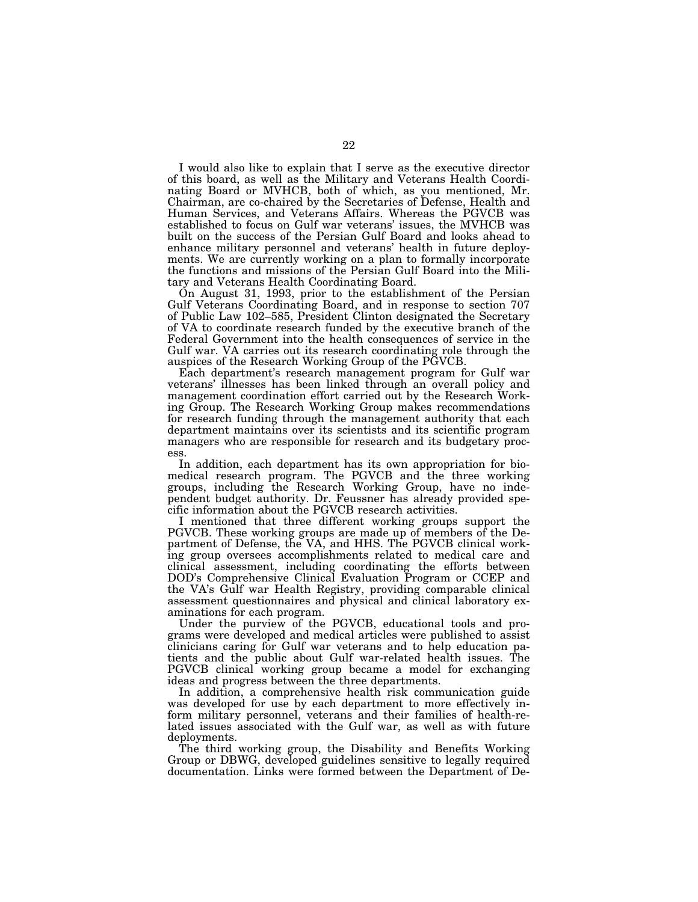I would also like to explain that I serve as the executive director of this board, as well as the Military and Veterans Health Coordinating Board or MVHCB, both of which, as you mentioned, Mr. Chairman, are co-chaired by the Secretaries of Defense, Health and Human Services, and Veterans Affairs. Whereas the PGVCB was established to focus on Gulf war veterans' issues, the MVHCB was built on the success of the Persian Gulf Board and looks ahead to enhance military personnel and veterans' health in future deployments. We are currently working on a plan to formally incorporate the functions and missions of the Persian Gulf Board into the Military and Veterans Health Coordinating Board.

On August 31, 1993, prior to the establishment of the Persian Gulf Veterans Coordinating Board, and in response to section 707 of Public Law 102–585, President Clinton designated the Secretary of VA to coordinate research funded by the executive branch of the Federal Government into the health consequences of service in the Gulf war. VA carries out its research coordinating role through the auspices of the Research Working Group of the PGVCB.

Each department's research management program for Gulf war veterans' illnesses has been linked through an overall policy and management coordination effort carried out by the Research Working Group. The Research Working Group makes recommendations for research funding through the management authority that each department maintains over its scientists and its scientific program managers who are responsible for research and its budgetary process.

In addition, each department has its own appropriation for biomedical research program. The PGVCB and the three working groups, including the Research Working Group, have no independent budget authority. Dr. Feussner has already provided specific information about the PGVCB research activities.

I mentioned that three different working groups support the PGVCB. These working groups are made up of members of the Department of Defense, the VA, and HHS. The PGVCB clinical working group oversees accomplishments related to medical care and clinical assessment, including coordinating the efforts between DOD's Comprehensive Clinical Evaluation Program or CCEP and the VA's Gulf war Health Registry, providing comparable clinical assessment questionnaires and physical and clinical laboratory examinations for each program.

Under the purview of the PGVCB, educational tools and programs were developed and medical articles were published to assist clinicians caring for Gulf war veterans and to help education patients and the public about Gulf war-related health issues. The PGVCB clinical working group became a model for exchanging ideas and progress between the three departments.

In addition, a comprehensive health risk communication guide was developed for use by each department to more effectively inform military personnel, veterans and their families of health-related issues associated with the Gulf war, as well as with future deployments.

The third working group, the Disability and Benefits Working Group or DBWG, developed guidelines sensitive to legally required documentation. Links were formed between the Department of De-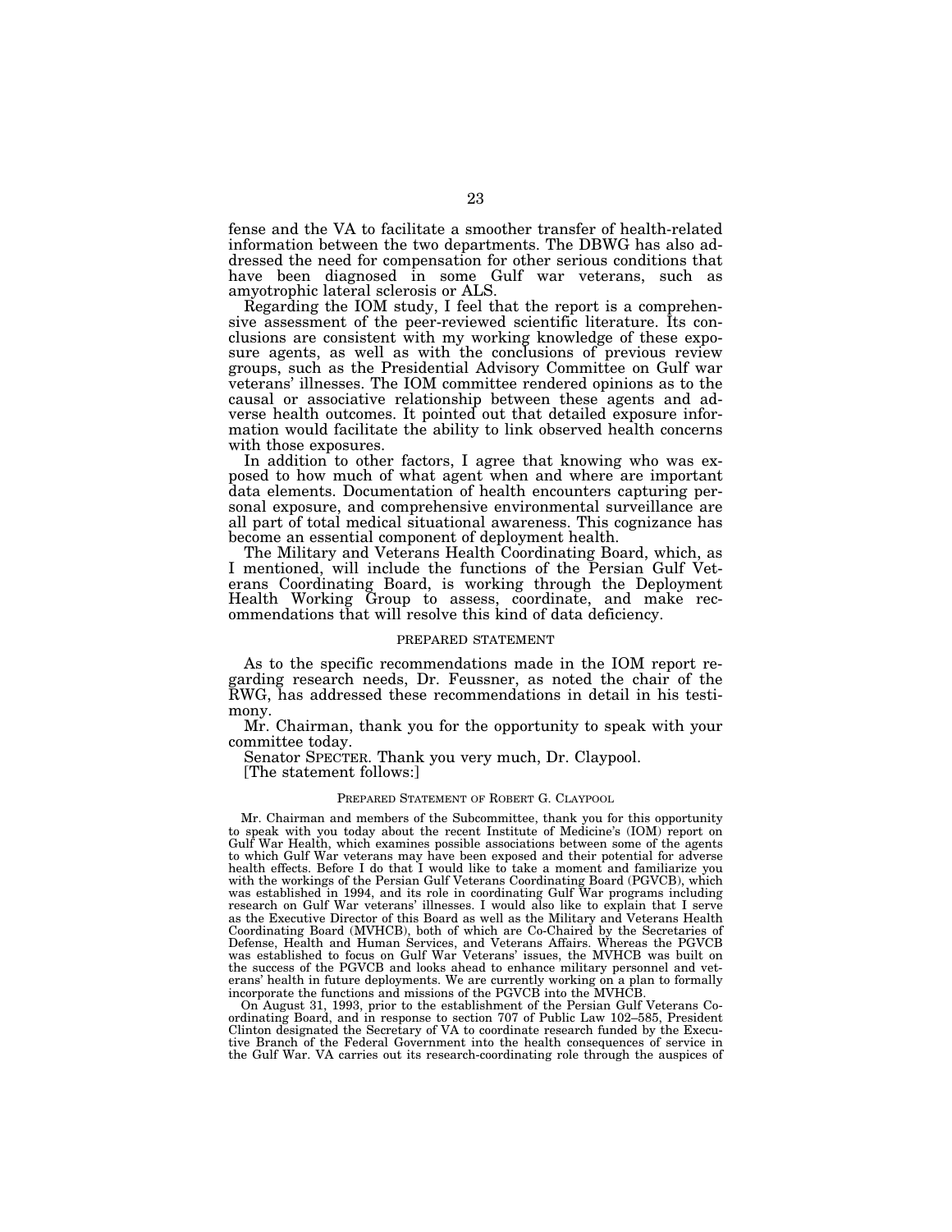fense and the VA to facilitate a smoother transfer of health-related information between the two departments. The DBWG has also addressed the need for compensation for other serious conditions that have been diagnosed in some Gulf war veterans, such as amyotrophic lateral sclerosis or ALS.

Regarding the IOM study, I feel that the report is a comprehensive assessment of the peer-reviewed scientific literature. Its conclusions are consistent with my working knowledge of these exposure agents, as well as with the conclusions of previous review groups, such as the Presidential Advisory Committee on Gulf war veterans' illnesses. The IOM committee rendered opinions as to the causal or associative relationship between these agents and adverse health outcomes. It pointed out that detailed exposure information would facilitate the ability to link observed health concerns with those exposures.

In addition to other factors, I agree that knowing who was exposed to how much of what agent when and where are important data elements. Documentation of health encounters capturing personal exposure, and comprehensive environmental surveillance are all part of total medical situational awareness. This cognizance has become an essential component of deployment health.

The Military and Veterans Health Coordinating Board, which, as I mentioned, will include the functions of the Persian Gulf Veterans Coordinating Board, is working through the Deployment Health Working Group to assess, coordinate, and make recommendations that will resolve this kind of data deficiency.

## PREPARED STATEMENT

As to the specific recommendations made in the IOM report regarding research needs, Dr. Feussner, as noted the chair of the RWG, has addressed these recommendations in detail in his testimony.

Mr. Chairman, thank you for the opportunity to speak with your committee today.

Senator SPECTER. Thank you very much, Dr. Claypool.

[The statement follows:]

### PREPARED STATEMENT OF ROBERT G. CLAYPOOL

Mr. Chairman and members of the Subcommittee, thank you for this opportunity to speak with you today about the recent Institute of Medicine's (IOM) report on Gulf War Health, which examines possible associations between some of the agents to which Gulf War veterans may have been exposed and their potential for adverse health effects. Before I do that I would like to take a moment and familiarize you with the workings of the Persian Gulf Veterans Coordinating Board (PGVCB), which was established in 1994, and its role in coordinating Gulf War programs including research on Gulf War veterans' illnesses. I would also like to explain that I serve as the Executive Director of this Board as well as the Military and Veterans Health Coordinating Board (MVHCB), both of which are Co-Chaired by the Secretaries of Defense, Health and Human Services, and Veterans Affairs. Whereas the PGVCB was established to focus on Gulf War Veterans' issues, the MVHCB was built on the success of the PGVCB and looks ahead to enhance military personnel and veterans' health in future deployments. We are currently working on a plan to formally incorporate the functions and missions of the PGVCB into the MVHCB.

On August 31, 1993, prior to the establishment of the Persian Gulf Veterans Coordinating Board, and in response to section 707 of Public Law 102–585, President Clinton designated the Secretary of VA to coordinate research funded by the Executive Branch of the Federal Government into the health consequences of service in the Gulf War. VA carries out its research-coordinating role through the auspices of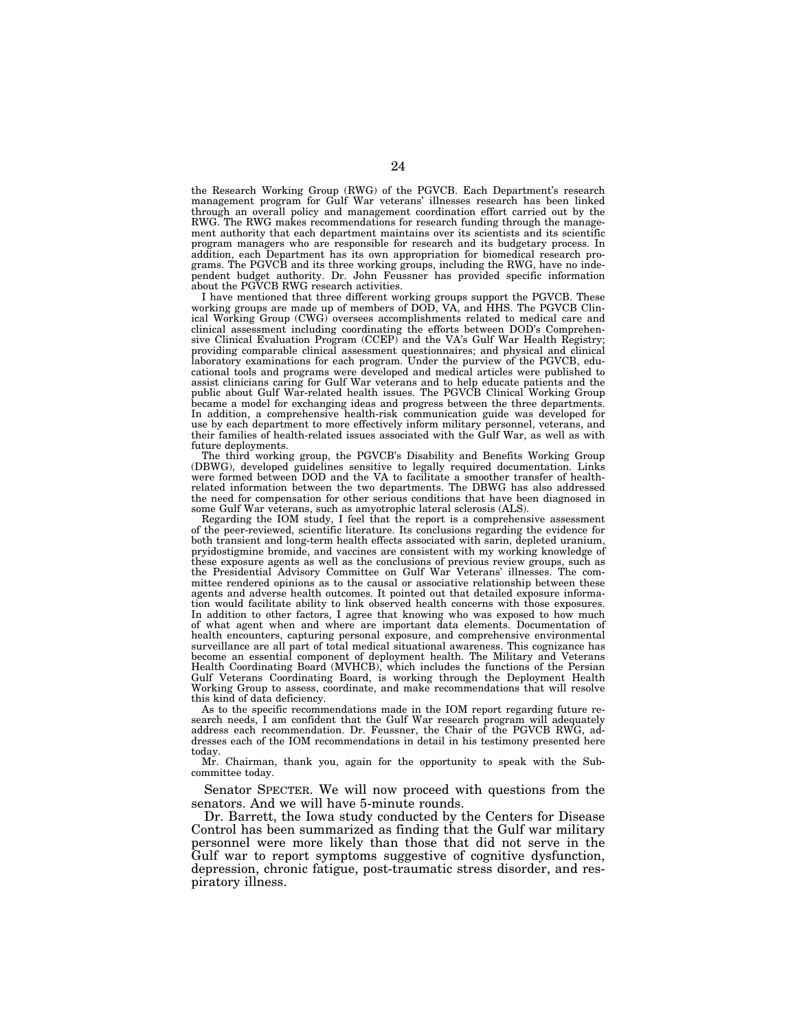the Research Working Group (RWG) of the PGVCB. Each Department's research management program for Gulf War veterans' illnesses research has been linked through an overall policy and management coordination effort carried out by the RWG. The RWG makes recommendations for research funding through the management authority that each department maintains over its scientists and its scientific program managers who are responsible for research and its budgetary process. In addition, each Department has its own appropriation for biomedical research programs. The PGVCB and its three working groups, including the RWG, have no independent budget authority. Dr. John Feussner has provided specific information about the PGVCB RWG research activities.

I have mentioned that three different working groups support the PGVCB. These working groups are made up of members of DOD, VA, and HHS. The PGVCB Clinical Working Group (CWG) oversees accomplishments related to medical care and clinical assessment including coordinating the efforts between DOD's Comprehensive Clinical Evaluation Program (CCEP) and the VA's Gulf War Health Registry; providing comparable clinical assessment questionnaires; and physical and clinical laboratory examinations for each program. Under the purview of the PGVCB, educational tools and programs were developed and medical articles were published to assist clinicians caring for Gulf War veterans and to help educate patients and the public about Gulf War-related health issues. The PGVCB Clinical Working Group became a model for exchanging ideas and progress between the three departments. In addition, a comprehensive health-risk communication guide was developed for use by each department to more effectively inform military personnel, veterans, and their families of health-related issues associated with the Gulf War, as well as with future deployments.

The third working group, the PGVCB's Disability and Benefits Working Group (DBWG), developed guidelines sensitive to legally required documentation. Links were formed between DOD and the VA to facilitate a smoother transfer of health-related information between the two departments. The DBWG has also addressed the need for compensation for other serious conditions that have been diagnosed in some Gulf War veterans, such as amyotrophic lateral sclerosis (ALS).

Regarding the IOM study, I feel that the report is a comprehensive assessment of the peer-reviewed, scientific literature. Its conclusions regarding the evidence for both transient and long-term health effects associated with sarin, depleted uranium, pryidostigmine bromide, and vaccines are consistent with my working knowledge of these exposure agents as well as the conclusions of previous review groups, such as the Presidential Advisory Committee on Gulf War Veterans' illnesses. The committee rendered opinions as to the causal or associative relationship between these agents and adverse health outcomes. It pointed out that detailed exposure information would facilitate ability to link observed health concerns with those exposures. In addition to other factors, I agree that knowing who was exposed to how much of what agent when and where are important data elements. Documentation of health encounters, capturing personal exposure, and comprehensive environmental surveillance are all part of total medical situational awareness. This cognizance has become an essential component of deployment health. The Military and Veterans Health Coordinating Board (MVHCB), which includes the functions of the Persian Gulf Veterans Coordinating Board, is working through the Deployment Health Working Group to assess, coordinate, and make recommendations that will resolve this kind of data deficiency.

As to the specific recommendations made in the IOM report regarding future research needs, I am confident that the Gulf War research program will adequately address each recommendation. Dr. Feussner, the Chair of the PGVCB RWG, addresses each of the IOM recommendations in detail in his testimony presented here today.

Mr. Chairman, thank you, again for the opportunity to speak with the Subcommittee today.

Senator SPECTER. We will now proceed with questions from the senators. And we will have 5-minute rounds.

Dr. Barrett, the Iowa study conducted by the Centers for Disease Control has been summarized as finding that the Gulf war military personnel were more likely than those that did not serve in the Gulf war to report symptoms suggestive of cognitive dysfunction, depression, chronic fatigue, post-traumatic stress disorder, and respiratory illness.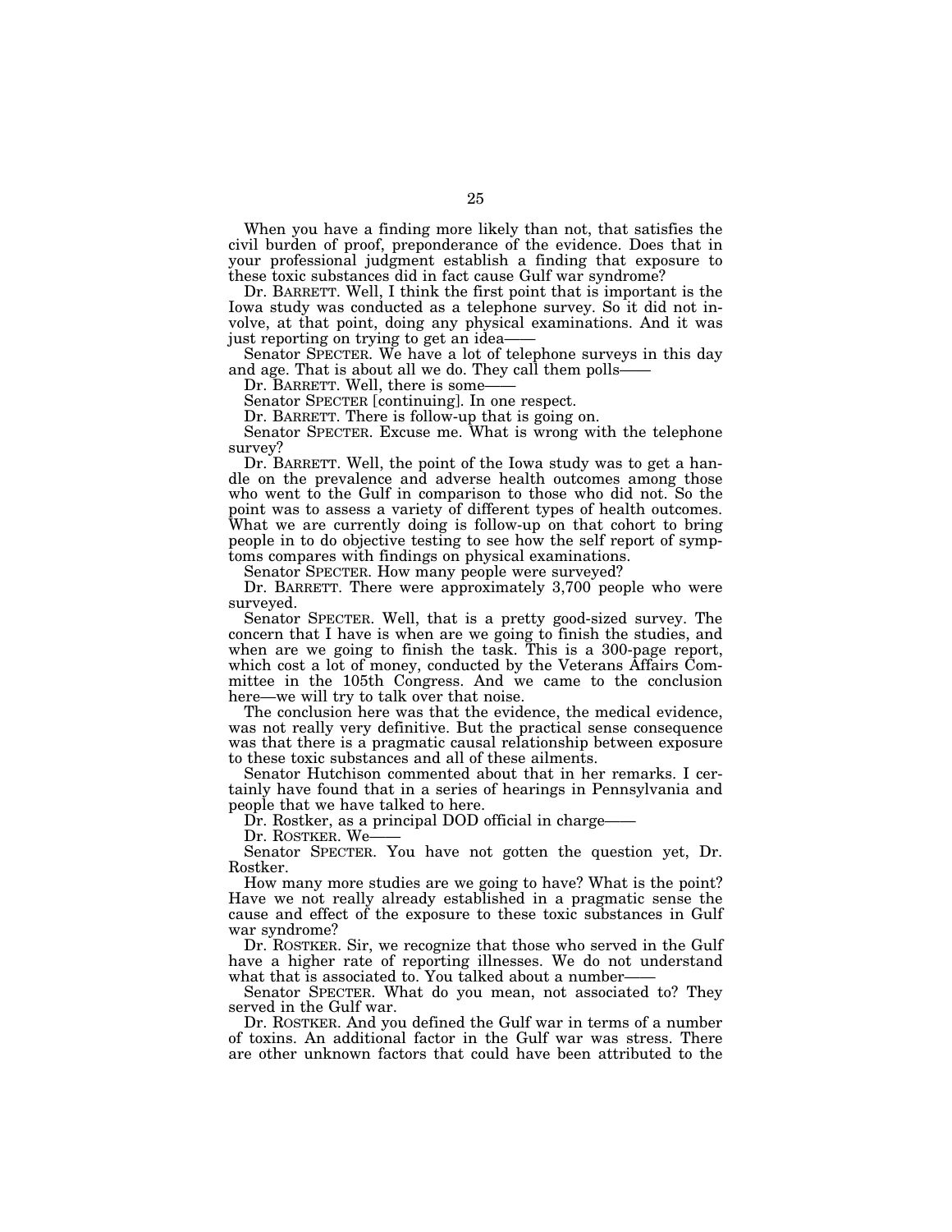When you have a finding more likely than not, that satisfies the civil burden of proof, preponderance of the evidence. Does that in your professional judgment establish a finding that exposure to these toxic substances did in fact cause Gulf war syndrome?

Dr. BARRETT. Well, I think the first point that is important is the Iowa study was conducted as a telephone survey. So it did not involve, at that point, doing any physical examinations. And it was just reporting on trying to get an idea——

Senator SPECTER. We have a lot of telephone surveys in this day and age. That is about all we do. They call them polls——

Dr. BARRETT. Well, there is some——

Senator SPECTER [continuing]. In one respect.

Dr. BARRETT. There is follow-up that is going on.

Senator SPECTER. Excuse me. What is wrong with the telephone survey?

Dr. BARRETT. Well, the point of the Iowa study was to get a handle on the prevalence and adverse health outcomes among those who went to the Gulf in comparison to those who did not. So the point was to assess a variety of different types of health outcomes. What we are currently doing is follow-up on that cohort to bring people in to do objective testing to see how the self report of symptoms compares with findings on physical examinations.

Senator SPECTER. How many people were surveyed?

Dr. BARRETT. There were approximately 3,700 people who were surveyed.

Senator SPECTER. Well, that is a pretty good-sized survey. The concern that I have is when are we going to finish the studies, and when are we going to finish the task. This is a 300-page report, which cost a lot of money, conducted by the Veterans Affairs Committee in the 105th Congress. And we came to the conclusion here—we will try to talk over that noise.

The conclusion here was that the evidence, the medical evidence, was not really very definitive. But the practical sense consequence was that there is a pragmatic causal relationship between exposure to these toxic substances and all of these ailments.

Senator Hutchison commented about that in her remarks. I certainly have found that in a series of hearings in Pennsylvania and people that we have talked to here.

Dr. Rostker, as a principal DOD official in charge——

Dr. ROSTKER. We——

Senator SPECTER. You have not gotten the question yet, Dr. Rostker.

How many more studies are we going to have? What is the point? Have we not really already established in a pragmatic sense the cause and effect of the exposure to these toxic substances in Gulf war syndrome?

Dr. ROSTKER. Sir, we recognize that those who served in the Gulf have a higher rate of reporting illnesses. We do not understand what that is associated to. You talked about a number——

Senator SPECTER. What do you mean, not associated to? They served in the Gulf war.

Dr. ROSTKER. And you defined the Gulf war in terms of a number of toxins. An additional factor in the Gulf war was stress. There are other unknown factors that could have been attributed to the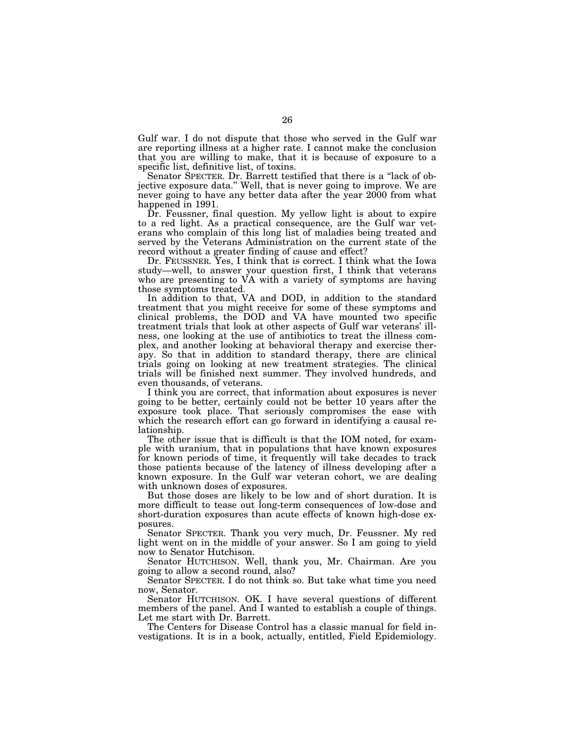Gulf war. I do not dispute that those who served in the Gulf war are reporting illness at a higher rate. I cannot make the conclusion that you are willing to make, that it is because of exposure to a specific list, definitive list, of toxins.

Senator SPECTER. Dr. Barrett testified that there is a "lack of objective exposure data." Well, that is never going to improve. We are never going to have any better data after the year 2000 from what happened in 1991.

Dr. Feussner, final question. My yellow light is about to expire to a red light. As a practical consequence, are the Gulf war veterans who complain of this long list of maladies being treated and served by the Veterans Administration on the current state of the record without a greater finding of cause and effect?

Dr. FEUSSNER. Yes, I think that is correct. I think what the Iowa study—well, to answer your question first, I think that veterans who are presenting to VA with a variety of symptoms are having those symptoms treated.

In addition to that, VA and DOD, in addition to the standard treatment that you might receive for some of these symptoms and clinical problems, the DOD and VA have mounted two specific treatment trials that look at other aspects of Gulf war veterans' illness, one looking at the use of antibiotics to treat the illness complex, and another looking at behavioral therapy and exercise therapy. So that in addition to standard therapy, there are clinical trials going on looking at new treatment strategies. The clinical trials will be finished next summer. They involved hundreds, and even thousands, of veterans.

I think you are correct, that information about exposures is never going to be better, certainly could not be better 10 years after the exposure took place. That seriously compromises the ease with which the research effort can go forward in identifying a causal relationship.

The other issue that is difficult is that the IOM noted, for example with uranium, that in populations that have known exposures for known periods of time, it frequently will take decades to track those patients because of the latency of illness developing after a known exposure. In the Gulf war veteran cohort, we are dealing with unknown doses of exposures.

But those doses are likely to be low and of short duration. It is more difficult to tease out long-term consequences of low-dose and short-duration exposures than acute effects of known high-dose exposures.

Senator SPECTER. Thank you very much, Dr. Feussner. My red light went on in the middle of your answer. So I am going to yield now to Senator Hutchison.

Senator HUTCHISON. Well, thank you, Mr. Chairman. Are you going to allow a second round, also?

Senator SPECTER. I do not think so. But take what time you need now, Senator.

Senator HUTCHISON. OK. I have several questions of different members of the panel. And I wanted to establish a couple of things. Let me start with Dr. Barrett.

The Centers for Disease Control has a classic manual for field investigations. It is in a book, actually, entitled, Field Epidemiology.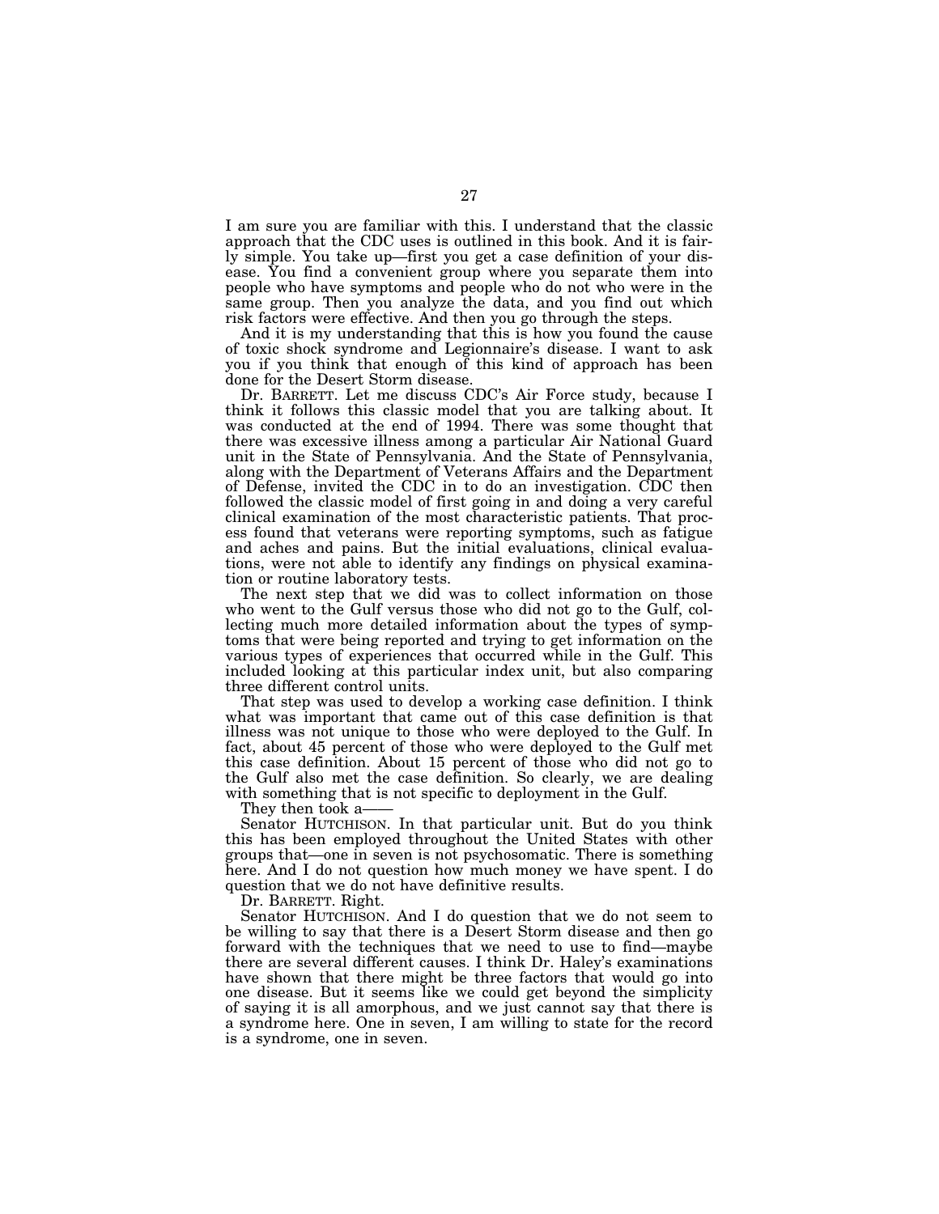I am sure you are familiar with this. I understand that the classic approach that the CDC uses is outlined in this book. And it is fairly simple. You take up—first you get a case definition of your disease. You find a convenient group where you separate them into people who have symptoms and people who do not who were in the same group. Then you analyze the data, and you find out which risk factors were effective. And then you go through the steps.

And it is my understanding that this is how you found the cause of toxic shock syndrome and Legionnaire's disease. I want to ask you if you think that enough of this kind of approach has been done for the Desert Storm disease.

Dr. BARRETT. Let me discuss CDC's Air Force study, because I think it follows this classic model that you are talking about. It was conducted at the end of 1994. There was some thought that there was excessive illness among a particular Air National Guard unit in the State of Pennsylvania. And the State of Pennsylvania, along with the Department of Veterans Affairs and the Department of Defense, invited the CDC in to do an investigation. CDC then followed the classic model of first going in and doing a very careful clinical examination of the most characteristic patients. That process found that veterans were reporting symptoms, such as fatigue and aches and pains. But the initial evaluations, clinical evaluations, were not able to identify any findings on physical examination or routine laboratory tests.

The next step that we did was to collect information on those who went to the Gulf versus those who did not go to the Gulf, collecting much more detailed information about the types of symptoms that were being reported and trying to get information on the various types of experiences that occurred while in the Gulf. This included looking at this particular index unit, but also comparing three different control units.

That step was used to develop a working case definition. I think what was important that came out of this case definition is that illness was not unique to those who were deployed to the Gulf. In fact, about 45 percent of those who were deployed to the Gulf met this case definition. About 15 percent of those who did not go to the Gulf also met the case definition. So clearly, we are dealing with something that is not specific to deployment in the Gulf.

They then took a——

Senator HUTCHISON. In that particular unit. But do you think this has been employed throughout the United States with other groups that—one in seven is not psychosomatic. There is something here. And I do not question how much money we have spent. I do question that we do not have definitive results.

Dr. BARRETT. Right.

Senator HUTCHISON. And I do question that we do not seem to be willing to say that there is a Desert Storm disease and then go forward with the techniques that we need to use to find—maybe there are several different causes. I think Dr. Haley's examinations have shown that there might be three factors that would go into one disease. But it seems like we could get beyond the simplicity of saying it is all amorphous, and we just cannot say that there is a syndrome here. One in seven, I am willing to state for the record is a syndrome, one in seven.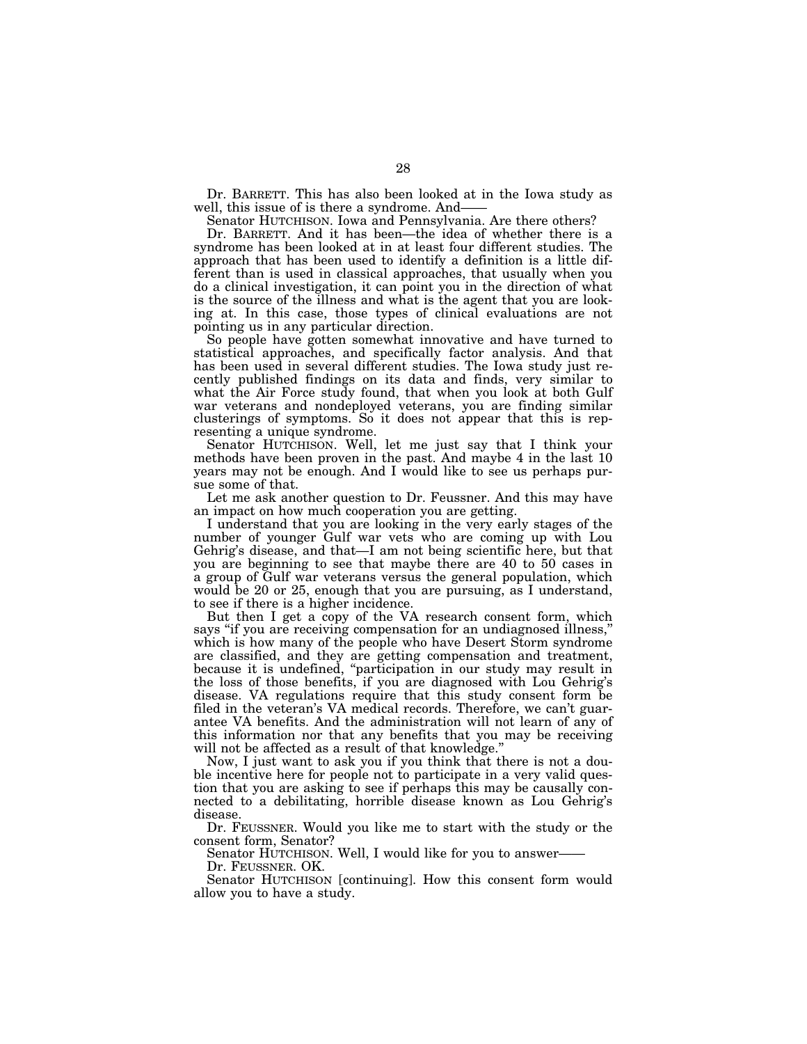Dr. BARRETT. This has also been looked at in the Iowa study as well, this issue of is there a syndrome. And——

Senator HUTCHISON. Iowa and Pennsylvania. Are there others?

Dr. BARRETT. And it has been—the idea of whether there is a syndrome has been looked at in at least four different studies. The approach that has been used to identify a definition is a little different than is used in classical approaches, that usually when you do a clinical investigation, it can point you in the direction of what is the source of the illness and what is the agent that you are looking at. In this case, those types of clinical evaluations are not pointing us in any particular direction.

So people have gotten somewhat innovative and have turned to statistical approaches, and specifically factor analysis. And that has been used in several different studies. The Iowa study just recently published findings on its data and finds, very similar to what the Air Force study found, that when you look at both Gulf war veterans and nondeployed veterans, you are finding similar clusterings of symptoms. So it does not appear that this is representing a unique syndrome.

Senator HUTCHISON. Well, let me just say that I think your methods have been proven in the past. And maybe 4 in the last 10 years may not be enough. And I would like to see us perhaps pursue some of that.

Let me ask another question to Dr. Feussner. And this may have an impact on how much cooperation you are getting.

I understand that you are looking in the very early stages of the number of younger Gulf war vets who are coming up with Lou Gehrig's disease, and that—I am not being scientific here, but that you are beginning to see that maybe there are 40 to 50 cases in a group of Gulf war veterans versus the general population, which would be 20 or 25, enough that you are pursuing, as I understand, to see if there is a higher incidence.

But then I get a copy of the VA research consent form, which says "if you are receiving compensation for an undiagnosed illness," which is how many of the people who have Desert Storm syndrome are classified, and they are getting compensation and treatment, because it is undefined, "participation in our study may result in the loss of those benefits, if you are diagnosed with Lou Gehrig's disease. VA regulations require that this study consent form be filed in the veteran's VA medical records. Therefore, we can't guarantee VA benefits. And the administration will not learn of any of this information nor that any benefits that you may be receiving will not be affected as a result of that knowledge."

Now, I just want to ask you if you think that there is not a double incentive here for people not to participate in a very valid question that you are asking to see if perhaps this may be causally connected to a debilitating, horrible disease known as Lou Gehrig's disease.

Dr. FEUSSNER. Would you like me to start with the study or the consent form, Senator?

Senator HUTCHISON. Well, I would like for you to answer——

Dr. FEUSSNER. OK.

Senator HUTCHISON [continuing]. How this consent form would allow you to have a study.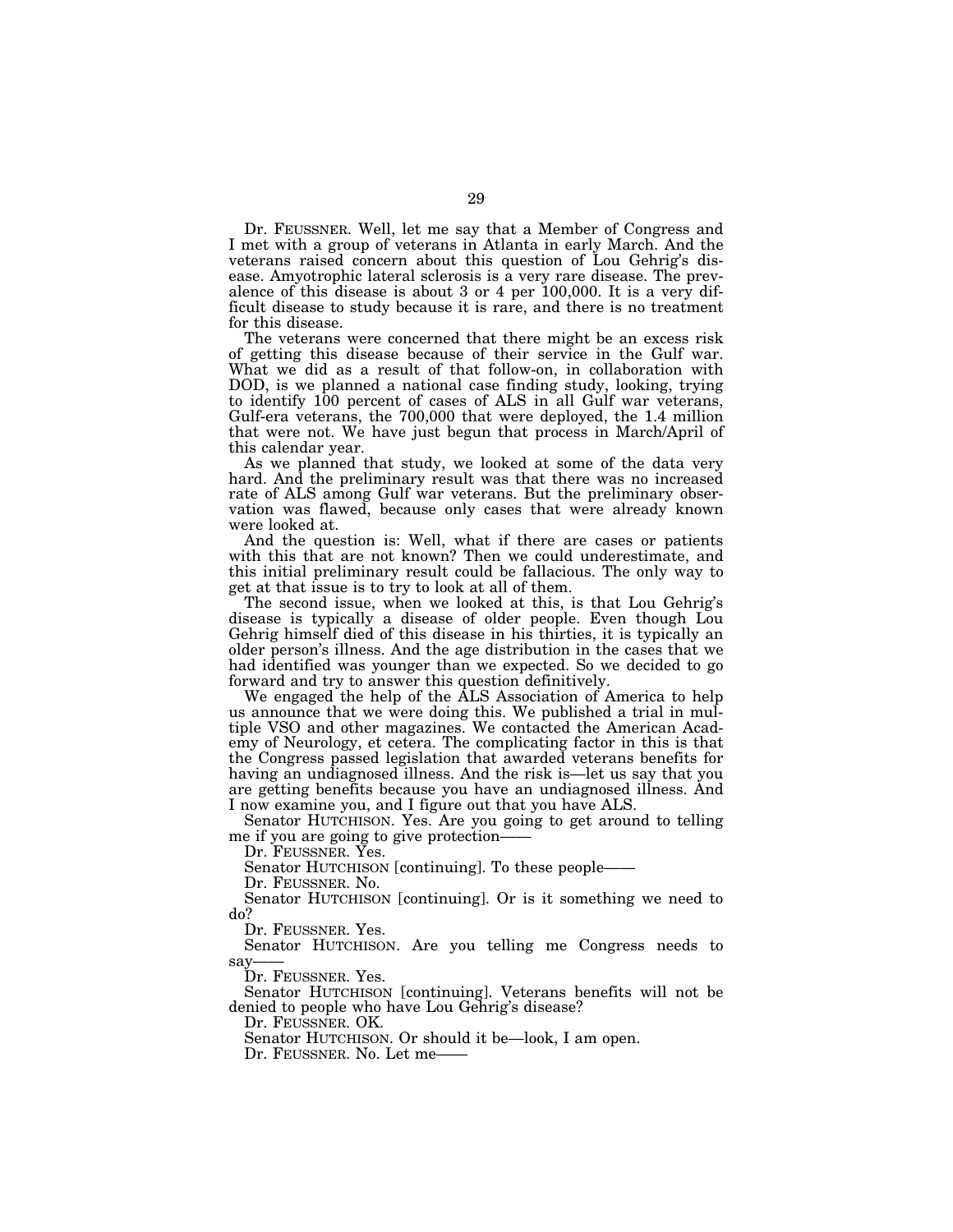Dr. FEUSSNER. Well, let me say that a Member of Congress and I met with a group of veterans in Atlanta in early March. And the veterans raised concern about this question of Lou Gehrig's disease. Amyotrophic lateral sclerosis is a very rare disease. The prevalence of this disease is about 3 or 4 per 100,000. It is a very difficult disease to study because it is rare, and there is no treatment for this disease.

The veterans were concerned that there might be an excess risk of getting this disease because of their service in the Gulf war. What we did as a result of that follow-on, in collaboration with DOD, is we planned a national case finding study, looking, trying to identify 100 percent of cases of ALS in all Gulf war veterans, Gulf-era veterans, the 700,000 that were deployed, the 1.4 million that were not. We have just begun that process in March/April of this calendar year.

As we planned that study, we looked at some of the data very hard. And the preliminary result was that there was no increased rate of ALS among Gulf war veterans. But the preliminary observation was flawed, because only cases that were already known were looked at.

And the question is: Well, what if there are cases or patients with this that are not known? Then we could underestimate, and this initial preliminary result could be fallacious. The only way to get at that issue is to try to look at all of them.

The second issue, when we looked at this, is that Lou Gehrig's disease is typically a disease of older people. Even though Lou Gehrig himself died of this disease in his thirties, it is typically an older person's illness. And the age distribution in the cases that we had identified was younger than we expected. So we decided to go forward and try to answer this question definitively.

We engaged the help of the ALS Association of America to help us announce that we were doing this. We published a trial in multiple VSO and other magazines. We contacted the American Academy of Neurology, et cetera. The complicating factor in this is that the Congress passed legislation that awarded veterans benefits for having an undiagnosed illness. And the risk is—let us say that you are getting benefits because you have an undiagnosed illness. And I now examine you, and I figure out that you have ALS.

Senator HUTCHISON. Yes. Are you going to get around to telling me if you are going to give protection——

Dr. FEUSSNER. Yes.

Senator HUTCHISON [continuing]. To these people——

Dr. FEUSSNER. No.

Senator HUTCHISON [continuing]. Or is it something we need to do?

Dr. FEUSSNER. Yes.

Senator HUTCHISON. Are you telling me Congress needs to say——

Dr. FEUSSNER. Yes.

Senator HUTCHISON [continuing]. Veterans benefits will not be denied to people who have Lou Gehrig's disease?

Dr. FEUSSNER. OK.

Senator HUTCHISON. Or should it be—look, I am open.

Dr. FEUSSNER. No. Let me——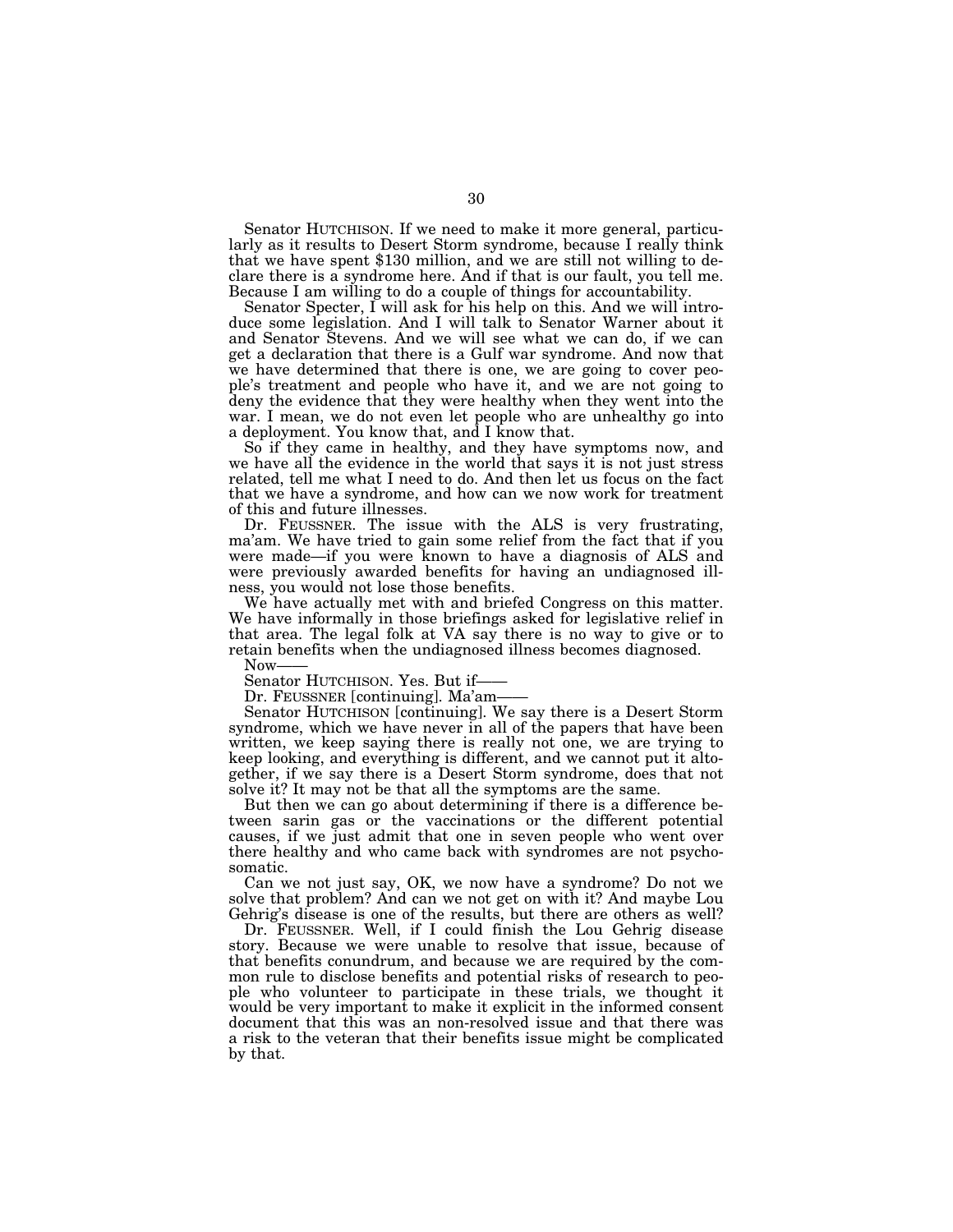Senator HUTCHISON. If we need to make it more general, particularly as it results to Desert Storm syndrome, because I really think that we have spent $130 million, and we are still not willing to declare there is a syndrome here. And if that is our fault, you tell me. Because I am willing to do a couple of things for accountability.

Senator Specter, I will ask for his help on this. And we will introduce some legislation. And I will talk to Senator Warner about it and Senator Stevens. And we will see what we can do, if we can get a declaration that there is a Gulf war syndrome. And now that we have determined that there is one, we are going to cover people's treatment and people who have it, and we are not going to deny the evidence that they were healthy when they went into the war. I mean, we do not even let people who are unhealthy go into a deployment. You know that, and I know that.

So if they came in healthy, and they have symptoms now, and we have all the evidence in the world that says it is not just stress related, tell me what I need to do. And then let us focus on the fact that we have a syndrome, and how can we now work for treatment of this and future illnesses.

Dr. FEUSSNER. The issue with the ALS is very frustrating, ma'am. We have tried to gain some relief from the fact that if you were made—if you were known to have a diagnosis of ALS and were previously awarded benefits for having an undiagnosed illness, you would not lose those benefits.

We have actually met with and briefed Congress on this matter. We have informally in those briefings asked for legislative relief in that area. The legal folk at VA say there is no way to give or to retain benefits when the undiagnosed illness becomes diagnosed.

Now——

Senator HUTCHISON. Yes. But if——

Dr. FEUSSNER [continuing]. Ma'am——

Senator HUTCHISON [continuing]. We say there is a Desert Storm syndrome, which we have never in all of the papers that have been written, we keep saying there is really not one, we are trying to keep looking, and everything is different, and we cannot put it altogether, if we say there is a Desert Storm syndrome, does that not solve it? It may not be that all the symptoms are the same.

But then we can go about determining if there is a difference between sarin gas or the vaccinations or the different potential causes, if we just admit that one in seven people who went over there healthy and who came back with syndromes are not psychosomatic.

Can we not just say, OK, we now have a syndrome? Do not we solve that problem? And can we not get on with it? And maybe Lou Gehrig's disease is one of the results, but there are others as well?

Dr. FEUSSNER. Well, if I could finish the Lou Gehrig disease story. Because we were unable to resolve that issue, because of that benefits conundrum, and because we are required by the common rule to disclose benefits and potential risks of research to people who volunteer to participate in these trials, we thought it would be very important to make it explicit in the informed consent document that this was an non-resolved issue and that there was a risk to the veteran that their benefits issue might be complicated by that.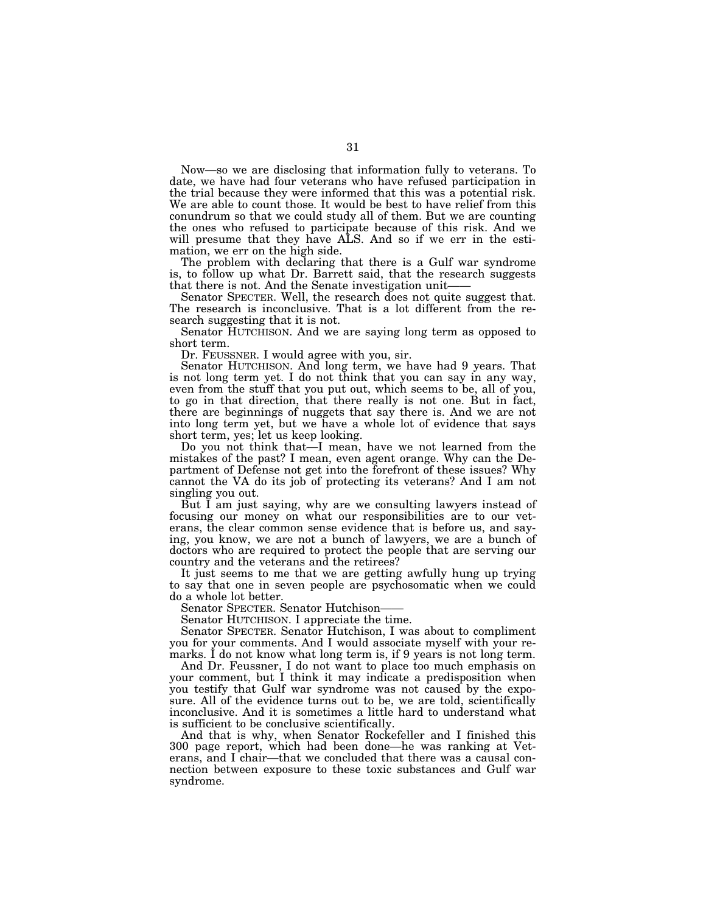Now—so we are disclosing that information fully to veterans. To date, we have had four veterans who have refused participation in the trial because they were informed that this was a potential risk. We are able to count those. It would be best to have relief from this conundrum so that we could study all of them. But we are counting the ones who refused to participate because of this risk. And we will presume that they have ALS. And so if we err in the estimation, we err on the high side.

The problem with declaring that there is a Gulf war syndrome is, to follow up what Dr. Barrett said, that the research suggests that there is not. And the Senate investigation unit——

Senator SPECTER. Well, the research does not quite suggest that. The research is inconclusive. That is a lot different from the research suggesting that it is not.

Senator HUTCHISON. And we are saying long term as opposed to short term.

Dr. FEUSSNER. I would agree with you, sir.

Senator HUTCHISON. And long term, we have had 9 years. That is not long term yet. I do not think that you can say in any way, even from the stuff that you put out, which seems to be, all of you, to go in that direction, that there really is not one. But in fact, there are beginnings of nuggets that say there is. And we are not into long term yet, but we have a whole lot of evidence that says short term, yes; let us keep looking.

Do you not think that—I mean, have we not learned from the mistakes of the past? I mean, even agent orange. Why can the Department of Defense not get into the forefront of these issues? Why cannot the VA do its job of protecting its veterans? And I am not singling you out.

But I am just saying, why are we consulting lawyers instead of focusing our money on what our responsibilities are to our veterans, the clear common sense evidence that is before us, and saying, you know, we are not a bunch of lawyers, we are a bunch of doctors who are required to protect the people that are serving our country and the veterans and the retirees?

It just seems to me that we are getting awfully hung up trying to say that one in seven people are psychosomatic when we could do a whole lot better.

Senator SPECTER. Senator Hutchison——

Senator HUTCHISON. I appreciate the time.

Senator SPECTER. Senator Hutchison, I was about to compliment you for your comments. And I would associate myself with your remarks. I do not know what long term is, if 9 years is not long term.

And Dr. Feussner, I do not want to place too much emphasis on your comment, but I think it may indicate a predisposition when you testify that Gulf war syndrome was not caused by the exposure. All of the evidence turns out to be, we are told, scientifically inconclusive. And it is sometimes a little hard to understand what is sufficient to be conclusive scientifically.

And that is why, when Senator Rockefeller and I finished this 300 page report, which had been done—he was ranking at Veterans, and I chair—that we concluded that there was a causal connection between exposure to these toxic substances and Gulf war syndrome.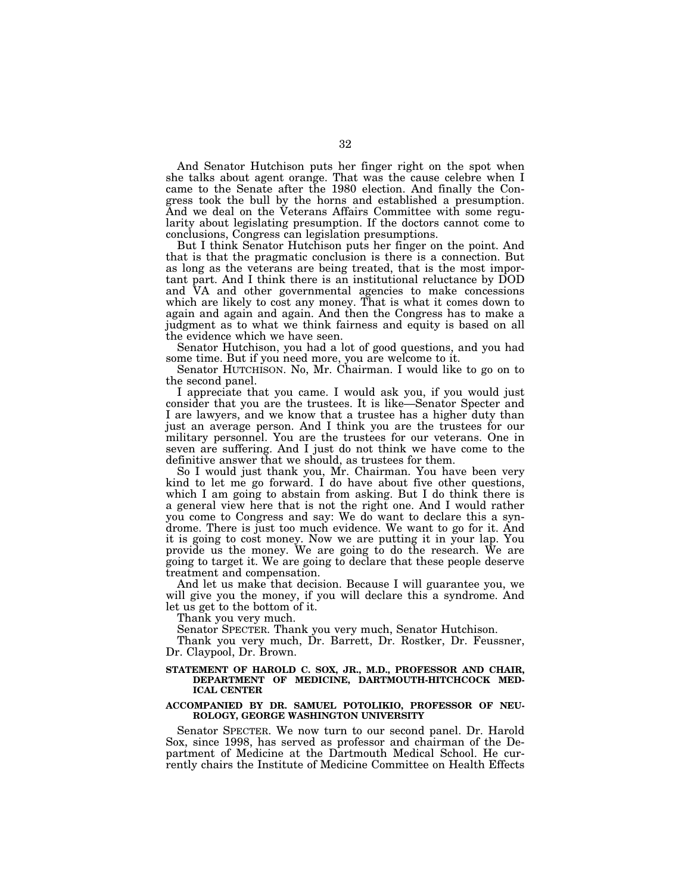And Senator Hutchison puts her finger right on the spot when she talks about agent orange. That was the cause celebre when I came to the Senate after the 1980 election. And finally the Congress took the bull by the horns and established a presumption. And we deal on the Veterans Affairs Committee with some regularity about legislating presumption. If the doctors cannot come to conclusions, Congress can legislation presumptions.

But I think Senator Hutchison puts her finger on the point. And that is that the pragmatic conclusion is there is a connection. But as long as the veterans are being treated, that is the most important part. And I think there is an institutional reluctance by DOD and VA and other governmental agencies to make concessions which are likely to cost any money. That is what it comes down to again and again and again. And then the Congress has to make a judgment as to what we think fairness and equity is based on all the evidence which we have seen.

Senator Hutchison, you had a lot of good questions, and you had some time. But if you need more, you are welcome to it.

Senator HUTCHISON. No, Mr. Chairman. I would like to go on to the second panel.

I appreciate that you came. I would ask you, if you would just consider that you are the trustees. It is like—Senator Specter and I are lawyers, and we know that a trustee has a higher duty than just an average person. And I think you are the trustees for our military personnel. You are the trustees for our veterans. One in seven are suffering. And I just do not think we have come to the definitive answer that we should, as trustees for them.

So I would just thank you, Mr. Chairman. You have been very kind to let me go forward. I do have about five other questions, which I am going to abstain from asking. But I do think there is a general view here that is not the right one. And I would rather you come to Congress and say: We do want to declare this a syndrome. There is just too much evidence. We want to go for it. And it is going to cost money. Now we are putting it in your lap. You provide us the money. We are going to do the research. We are going to target it. We are going to declare that these people deserve treatment and compensation.

And let us make that decision. Because I will guarantee you, we will give you the money, if you will declare this a syndrome. And let us get to the bottom of it.

Thank you very much.

Senator SPECTER. Thank you very much, Senator Hutchison.

Thank you very much, Dr. Barrett, Dr. Rostker, Dr. Feussner, Dr. Claypool, Dr. Brown.

## STATEMENT OF HAROLD C. SOX, JR., M.D., PROFESSOR AND CHAIR, DEPARTMENT OF MEDICINE, DARTMOUTH-HITCHCOCK MEDICAL CENTER

## ACCOMPANIED BY DR. SAMUEL POTOLIKIO, PROFESSOR OF NEUROLOGY, GEORGE WASHINGTON UNIVERSITY

Senator SPECTER. We now turn to our second panel. Dr. Harold Sox, since 1998, has served as professor and chairman of the Department of Medicine at the Dartmouth Medical School. He currently chairs the Institute of Medicine Committee on Health Effects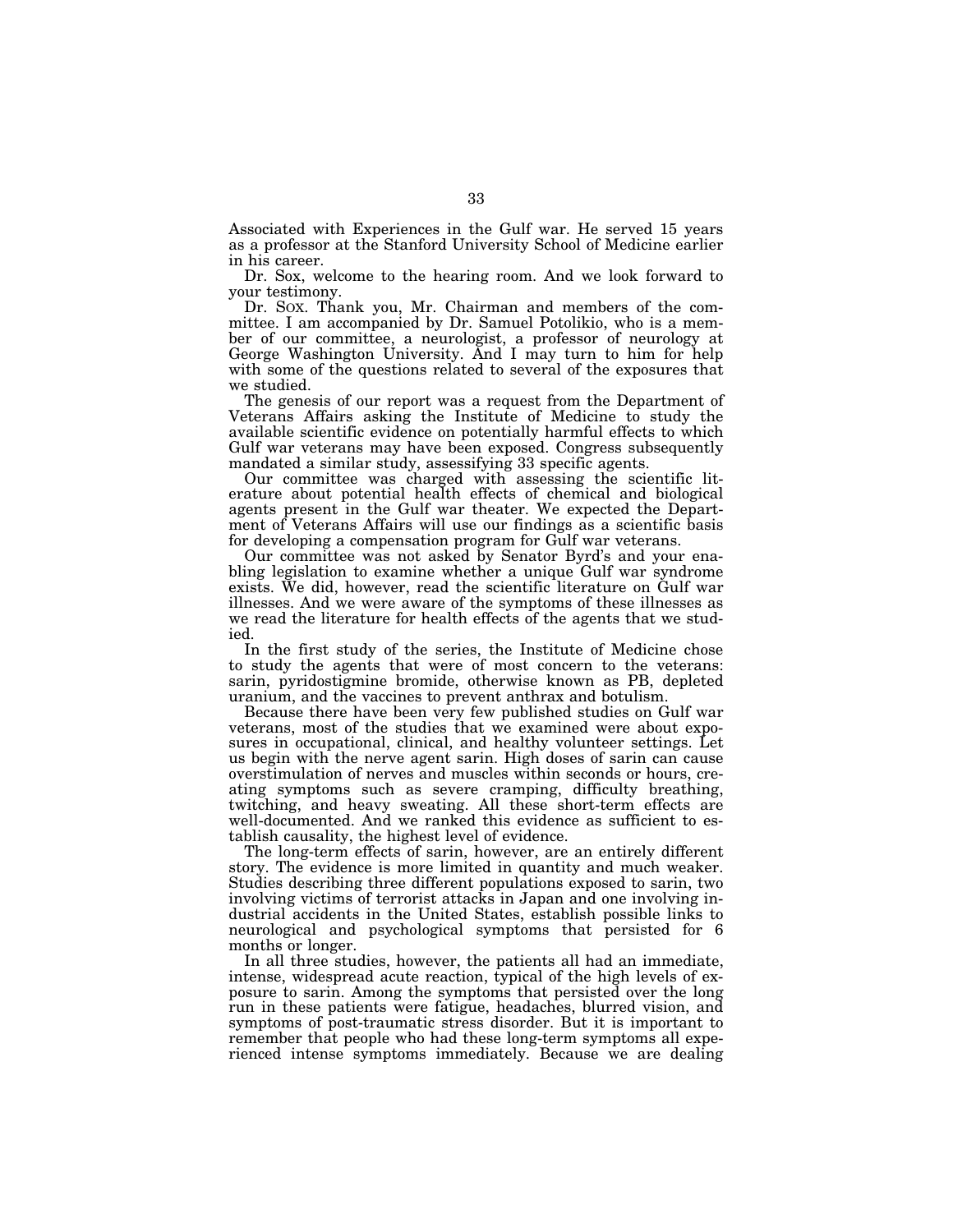Associated with Experiences in the Gulf war. He served 15 years as a professor at the Stanford University School of Medicine earlier in his career.

Dr. Sox, welcome to the hearing room. And we look forward to your testimony.

Dr. SOX. Thank you, Mr. Chairman and members of the committee. I am accompanied by Dr. Samuel Potolikio, who is a member of our committee, a neurologist, a professor of neurology at George Washington University. And I may turn to him for help with some of the questions related to several of the exposures that we studied.

The genesis of our report was a request from the Department of Veterans Affairs asking the Institute of Medicine to study the available scientific evidence on potentially harmful effects to which Gulf war veterans may have been exposed. Congress subsequently mandated a similar study, assessifying 33 specific agents.

Our committee was charged with assessing the scientific literature about potential health effects of chemical and biological agents present in the Gulf war theater. We expected the Department of Veterans Affairs will use our findings as a scientific basis for developing a compensation program for Gulf war veterans.

Our committee was not asked by Senator Byrd's and your enabling legislation to examine whether a unique Gulf war syndrome exists. We did, however, read the scientific literature on Gulf war illnesses. And we were aware of the symptoms of these illnesses as we read the literature for health effects of the agents that we studied.

In the first study of the series, the Institute of Medicine chose to study the agents that were of most concern to the veterans: sarin, pyridostigmine bromide, otherwise known as PB, depleted uranium, and the vaccines to prevent anthrax and botulism.

Because there have been very few published studies on Gulf war veterans, most of the studies that we examined were about exposures in occupational, clinical, and healthy volunteer settings. Let us begin with the nerve agent sarin. High doses of sarin can cause overstimulation of nerves and muscles within seconds or hours, creating symptoms such as severe cramping, difficulty breathing, twitching, and heavy sweating. All these short-term effects are well-documented. And we ranked this evidence as sufficient to establish causality, the highest level of evidence.

The long-term effects of sarin, however, are an entirely different story. The evidence is more limited in quantity and much weaker. Studies describing three different populations exposed to sarin, two involving victims of terrorist attacks in Japan and one involving industrial accidents in the United States, establish possible links to neurological and psychological symptoms that persisted for 6 months or longer.

In all three studies, however, the patients all had an immediate, intense, widespread acute reaction, typical of the high levels of exposure to sarin. Among the symptoms that persisted over the long run in these patients were fatigue, headaches, blurred vision, and symptoms of post-traumatic stress disorder. But it is important to remember that people who had these long-term symptoms all experienced intense symptoms immediately. Because we are dealing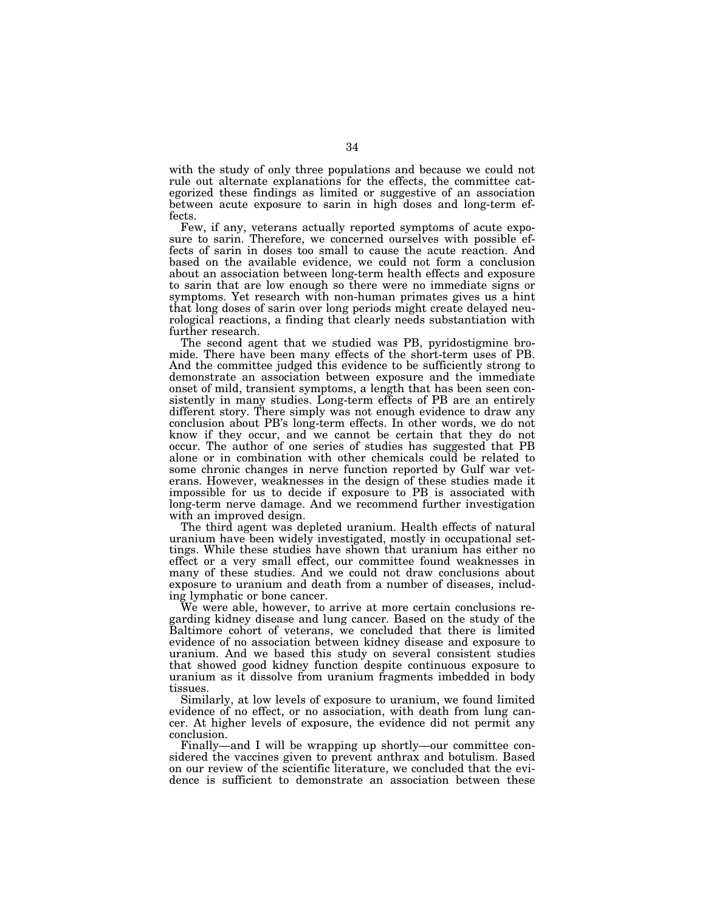with the study of only three populations and because we could not rule out alternate explanations for the effects, the committee categorized these findings as limited or suggestive of an association between acute exposure to sarin in high doses and long-term effects.

Few, if any, veterans actually reported symptoms of acute exposure to sarin. Therefore, we concerned ourselves with possible effects of sarin in doses too small to cause the acute reaction. And based on the available evidence, we could not form a conclusion about an association between long-term health effects and exposure to sarin that are low enough so there were no immediate signs or symptoms. Yet research with non-human primates gives us a hint that long doses of sarin over long periods might create delayed neurological reactions, a finding that clearly needs substantiation with further research.

The second agent that we studied was PB, pyridostigmine bromide. There have been many effects of the short-term uses of PB. And the committee judged this evidence to be sufficiently strong to demonstrate an association between exposure and the immediate onset of mild, transient symptoms, a length that has been seen consistently in many studies. Long-term effects of PB are an entirely different story. There simply was not enough evidence to draw any conclusion about PB's long-term effects. In other words, we do not know if they occur, and we cannot be certain that they do not occur. The author of one series of studies has suggested that PB alone or in combination with other chemicals could be related to some chronic changes in nerve function reported by Gulf war veterans. However, weaknesses in the design of these studies made it impossible for us to decide if exposure to PB is associated with long-term nerve damage. And we recommend further investigation with an improved design.

The third agent was depleted uranium. Health effects of natural uranium have been widely investigated, mostly in occupational settings. While these studies have shown that uranium has either no effect or a very small effect, our committee found weaknesses in many of these studies. And we could not draw conclusions about exposure to uranium and death from a number of diseases, including lymphatic or bone cancer.

We were able, however, to arrive at more certain conclusions regarding kidney disease and lung cancer. Based on the study of the Baltimore cohort of veterans, we concluded that there is limited evidence of no association between kidney disease and exposure to uranium. And we based this study on several consistent studies that showed good kidney function despite continuous exposure to uranium as it dissolve from uranium fragments imbedded in body tissues.

Similarly, at low levels of exposure to uranium, we found limited evidence of no effect, or no association, with death from lung cancer. At higher levels of exposure, the evidence did not permit any conclusion.

Finally—and I will be wrapping up shortly—our committee considered the vaccines given to prevent anthrax and botulism. Based on our review of the scientific literature, we concluded that the evidence is sufficient to demonstrate an association between these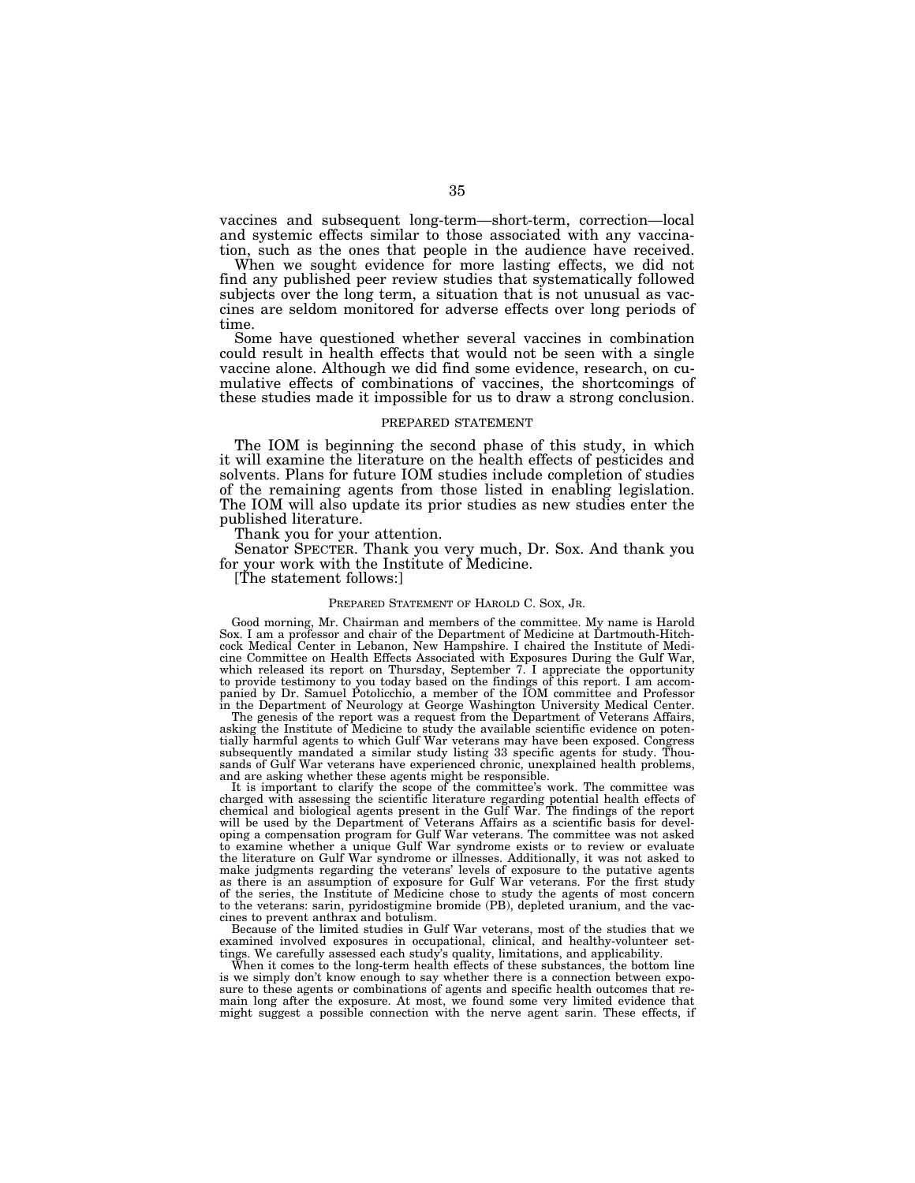vaccines and subsequent long-term—short-term, correction—local and systemic effects similar to those associated with any vaccination, such as the ones that people in the audience have received.

When we sought evidence for more lasting effects, we did not find any published peer review studies that systematically followed subjects over the long term, a situation that is not unusual as vaccines are seldom monitored for adverse effects over long periods of time.

Some have questioned whether several vaccines in combination could result in health effects that would not be seen with a single vaccine alone. Although we did find some evidence, research, on cumulative effects of combinations of vaccines, the shortcomings of these studies made it impossible for us to draw a strong conclusion.

PREPARED STATEMENT

The IOM is beginning the second phase of this study, in which it will examine the literature on the health effects of pesticides and solvents. Plans for future IOM studies include completion of studies of the remaining agents from those listed in enabling legislation. The IOM will also update its prior studies as new studies enter the published literature.

Thank you for your attention.

Senator SPECTER. Thank you very much, Dr. Sox. And thank you for your work with the Institute of Medicine.

[The statement follows:]

PREPARED STATEMENT OF HAROLD C. SOX, JR.

Good morning, Mr. Chairman and members of the committee. My name is Harold Sox. I am a professor and chair of the Department of Medicine at Dartmouth-Hitchcock Medical Center in Lebanon, New Hampshire. I chaired the Institute of Medicine Committee on Health Effects Associated with Exposures During the Gulf War, which released its report on Thursday, September 7. I appreciate the opportunity to provide testimony to you today based on the findings of this report. I am accompanied by Dr. Samuel Potolicchio, a member of the IOM committee and Professor in the Department of Neurology at George Washington University Medical Center.

The genesis of the report was a request from the Department of Veterans Affairs, asking the Institute of Medicine to study the available scientific evidence on potentially harmful agents to which Gulf War veterans may have been exposed. Congress subsequently mandated a similar study listing 33 specific agents for study. Thousands of Gulf War veterans have experienced chronic, unexplained health problems, and are asking whether these agents might be responsible.

It is important to clarify the scope of the committee's work. The committee was charged with assessing the scientific literature regarding potential health effects of chemical and biological agents present in the Gulf War. The findings of the report will be used by the Department of Veterans Affairs as a scientific basis for developing a compensation program for Gulf War veterans. The committee was not asked to examine whether a unique Gulf War syndrome exists or to review or evaluate the literature on Gulf War syndrome or illnesses. Additionally, it was not asked to make judgments regarding the veterans' levels of exposure to the putative agents as there is an assumption of exposure for Gulf War veterans. For the first study of the series, the Institute of Medicine chose to study the agents of most concern to the veterans: sarin, pyridostigmine bromide (PB), depleted uranium, and the vaccines to prevent anthrax and botulism.

Because of the limited studies in Gulf War veterans, most of the studies that we examined involved exposures in occupational, clinical, and healthy-volunteer settings. We carefully assessed each study's quality, limitations, and applicability.

When it comes to the long-term health effects of these substances, the bottom line is we simply don't know enough to say whether there is a connection between exposure to these agents or combinations of agents and specific health outcomes that remain long after the exposure. At most, we found some very limited evidence that might suggest a possible connection with the nerve agent sarin. These effects, if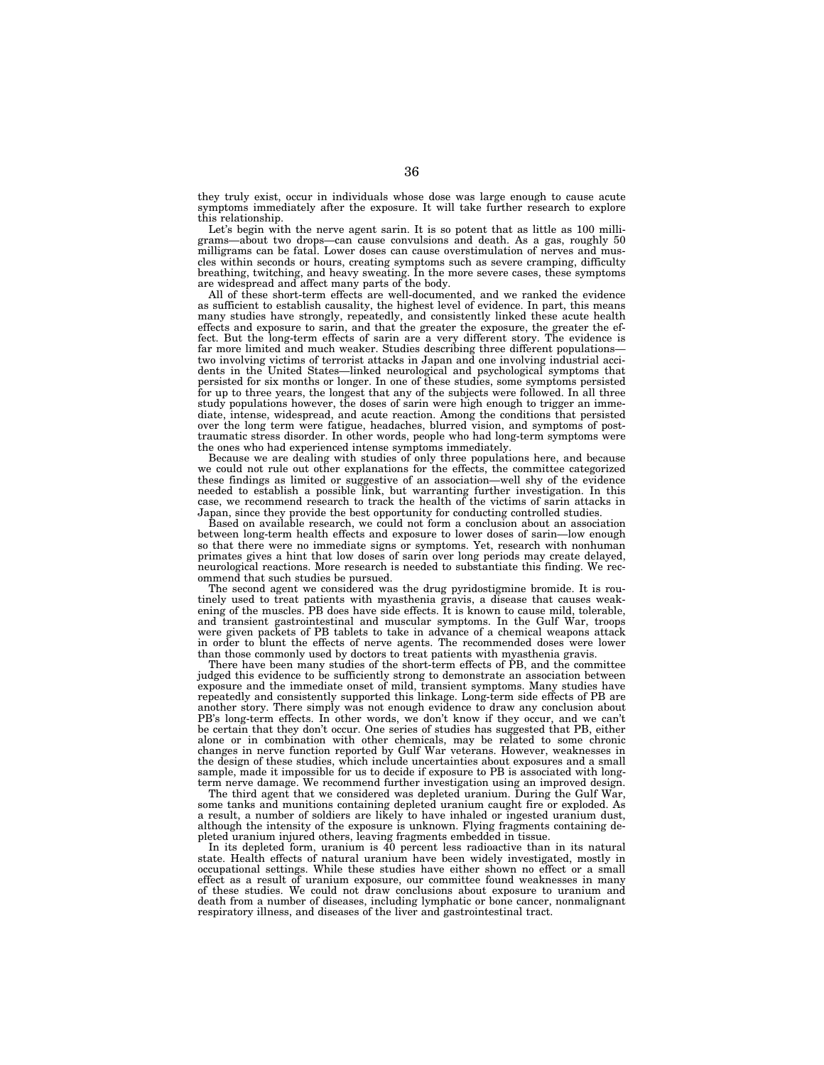they truly exist, occur in individuals whose dose was large enough to cause acute symptoms immediately after the exposure. It will take further research to explore this relationship.

Let's begin with the nerve agent sarin. It is so potent that as little as 100 milligrams—about two drops—can cause convulsions and death. As a gas, roughly 50 milligrams can be fatal. Lower doses can cause overstimulation of nerves and muscles within seconds or hours, creating symptoms such as severe cramping, difficulty breathing, twitching, and heavy sweating. In the more severe cases, these symptoms are widespread and affect many parts of the body.

All of these short-term effects are well-documented, and we ranked the evidence as sufficient to establish causality, the highest level of evidence. In part, this means many studies have strongly, repeatedly, and consistently linked these acute health effects and exposure to sarin, and that the greater the exposure, the greater the effect. But the long-term effects of sarin are a very different story. The evidence is far more limited and much weaker. Studies describing three different populations—two involving victims of terrorist attacks in Japan and one involving industrial accidents in the United States—linked neurological and psychological symptoms that persisted for six months or longer. In one of these studies, some symptoms persisted for up to three years, the longest that any of the subjects were followed. In all three study populations however, the doses of sarin were high enough to trigger an immediate, intense, widespread, and acute reaction. Among the conditions that persisted over the long term were fatigue, headaches, blurred vision, and symptoms of post-traumatic stress disorder. In other words, people who had long-term symptoms were the ones who had experienced intense symptoms immediately.

Because we are dealing with studies of only three populations here, and because we could not rule out other explanations for the effects, the committee categorized these findings as limited or suggestive of an association—well shy of the evidence needed to establish a possible link, but warranting further investigation. In this case, we recommend research to track the health of the victims of sarin attacks in Japan, since they provide the best opportunity for conducting controlled studies.

Based on available research, we could not form a conclusion about an association between long-term health effects and exposure to lower doses of sarin—low enough so that there were no immediate signs or symptoms. Yet, research with nonhuman primates gives a hint that low doses of sarin over long periods may create delayed, neurological reactions. More research is needed to substantiate this finding. We recommend that such studies be pursued.

The second agent we considered was the drug pyridostigmine bromide. It is routinely used to treat patients with myasthenia gravis, a disease that causes weakening of the muscles. PB does have side effects. It is known to cause mild, tolerable, and transient gastrointestinal and muscular symptoms. In the Gulf War, troops were given packets of PB tablets to take in advance of a chemical weapons attack in order to blunt the effects of nerve agents. The recommended doses were lower than those commonly used by doctors to treat patients with myasthenia gravis.

There have been many studies of the short-term effects of PB, and the committee judged this evidence to be sufficiently strong to demonstrate an association between exposure and the immediate onset of mild, transient symptoms. Many studies have repeatedly and consistently supported this linkage. Long-term side effects of PB are another story. There simply was not enough evidence to draw any conclusion about PB's long-term effects. In other words, we don't know if they occur, and we can't be certain that they don't occur. One series of studies has suggested that PB, either alone or in combination with other chemicals, may be related to some chronic changes in nerve function reported by Gulf War veterans. However, weaknesses in the design of these studies, which include uncertainties about exposures and a small sample, made it impossible for us to decide if exposure to PB is associated with long-term nerve damage. We recommend further investigation using an improved design.

The third agent that we considered was depleted uranium. During the Gulf War, some tanks and munitions containing depleted uranium caught fire or exploded. As a result, a number of soldiers are likely to have inhaled or ingested uranium dust, although the intensity of the exposure is unknown. Flying fragments containing depleted uranium injured others, leaving fragments embedded in tissue.

In its depleted form, uranium is 40 percent less radioactive than in its natural state. Health effects of natural uranium have been widely investigated, mostly in occupational settings. While these studies have either shown no effect or a small effect as a result of uranium exposure, our committee found weaknesses in many of these studies. We could not draw conclusions about exposure to uranium and death from a number of diseases, including lymphatic or bone cancer, nonmalignant respiratory illness, and diseases of the liver and gastrointestinal tract.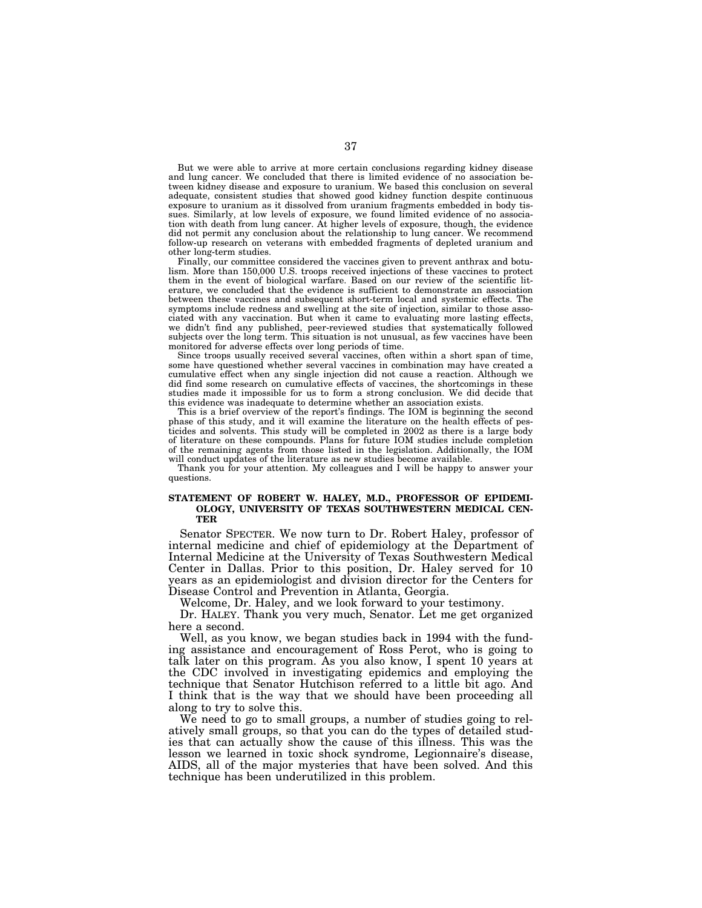But we were able to arrive at more certain conclusions regarding kidney disease and lung cancer. We concluded that there is limited evidence of no association between kidney disease and exposure to uranium. We based this conclusion on several adequate, consistent studies that showed good kidney function despite continuous exposure to uranium as it dissolved from uranium fragments embedded in body tissues. Similarly, at low levels of exposure, we found limited evidence of no association with death from lung cancer. At higher levels of exposure, though, the evidence did not permit any conclusion about the relationship to lung cancer. We recommend follow-up research on veterans with embedded fragments of depleted uranium and other long-term studies.

Finally, our committee considered the vaccines given to prevent anthrax and botulism. More than 150,000 U.S. troops received injections of these vaccines to protect them in the event of biological warfare. Based on our review of the scientific literature, we concluded that the evidence is sufficient to demonstrate an association between these vaccines and subsequent short-term local and systemic effects. The symptoms include redness and swelling at the site of injection, similar to those associated with any vaccination. But when it came to evaluating more lasting effects, we didn't find any published, peer-reviewed studies that systematically followed subjects over the long term. This situation is not unusual, as few vaccines have been monitored for adverse effects over long periods of time.

Since troops usually received several vaccines, often within a short span of time, some have questioned whether several vaccines in combination may have created a cumulative effect when any single injection did not cause a reaction. Although we did find some research on cumulative effects of vaccines, the shortcomings in these studies made it impossible for us to form a strong conclusion. We did decide that this evidence was inadequate to determine whether an association exists.

This is a brief overview of the report's findings. The IOM is beginning the second phase of this study, and it will examine the literature on the health effects of pesticides and solvents. This study will be completed in 2002 as there is a large body of literature on these compounds. Plans for future IOM studies include completion of the remaining agents from those listed in the legislation. Additionally, the IOM will conduct updates of the literature as new studies become available.

Thank you for your attention. My colleagues and I will be happy to answer your questions.

## STATEMENT OF ROBERT W. HALEY, M.D., PROFESSOR OF EPIDEMIOLOGY, UNIVERSITY OF TEXAS SOUTHWESTERN MEDICAL CENTER

Senator SPECTER. We now turn to Dr. Robert Haley, professor of internal medicine and chief of epidemiology at the Department of Internal Medicine at the University of Texas Southwestern Medical Center in Dallas. Prior to this position, Dr. Haley served for 10 years as an epidemiologist and division director for the Centers for Disease Control and Prevention in Atlanta, Georgia.

Welcome, Dr. Haley, and we look forward to your testimony.

Dr. HALEY. Thank you very much, Senator. Let me get organized here a second.

Well, as you know, we began studies back in 1994 with the funding assistance and encouragement of Ross Perot, who is going to talk later on this program. As you also know, I spent 10 years at the CDC involved in investigating epidemics and employing the technique that Senator Hutchison referred to a little bit ago. And I think that is the way that we should have been proceeding all along to try to solve this.

We need to go to small groups, a number of studies going to relatively small groups, so that you can do the types of detailed studies that can actually show the cause of this illness. This was the lesson we learned in toxic shock syndrome, Legionnaire's disease, AIDS, all of the major mysteries that have been solved. And this technique has been underutilized in this problem.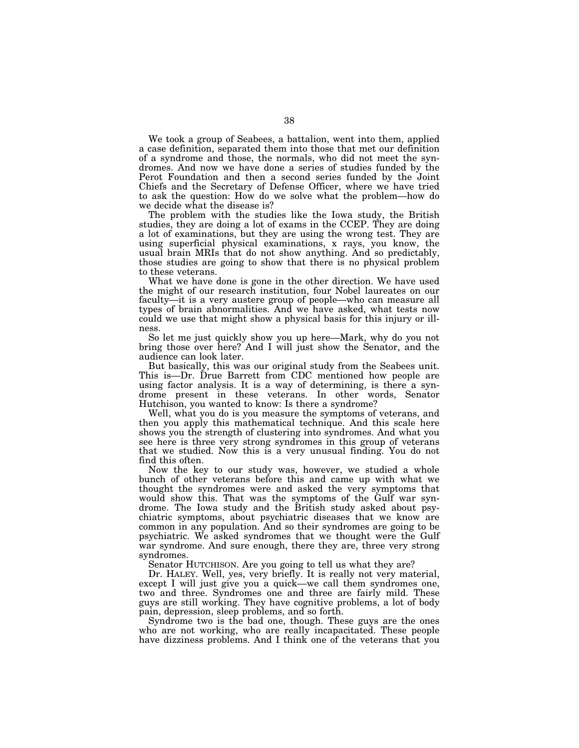We took a group of Seabees, a battalion, went into them, applied a case definition, separated them into those that met our definition of a syndrome and those, the normals, who did not meet the syndromes. And now we have done a series of studies funded by the Perot Foundation and then a second series funded by the Joint Chiefs and the Secretary of Defense Officer, where we have tried to ask the question: How do we solve what the problem—how do we decide what the disease is?

The problem with the studies like the Iowa study, the British studies, they are doing a lot of exams in the CCEP. They are doing a lot of examinations, but they are using the wrong test. They are using superficial physical examinations, x rays, you know, the usual brain MRIs that do not show anything. And so predictably, those studies are going to show that there is no physical problem to these veterans.

What we have done is gone in the other direction. We have used the might of our research institution, four Nobel laureates on our faculty—it is a very austere group of people—who can measure all types of brain abnormalities. And we have asked, what tests now could we use that might show a physical basis for this injury or illness.

So let me just quickly show you up here—Mark, why do you not bring those over here? And I will just show the Senator, and the audience can look later.

But basically, this was our original study from the Seabees unit. This is—Dr. Drue Barrett from CDC mentioned how people are using factor analysis. It is a way of determining, is there a syndrome present in these veterans. In other words, Senator Hutchison, you wanted to know: Is there a syndrome?

Well, what you do is you measure the symptoms of veterans, and then you apply this mathematical technique. And this scale here shows you the strength of clustering into syndromes. And what you see here is three very strong syndromes in this group of veterans that we studied. Now this is a very unusual finding. You do not find this often.

Now the key to our study was, however, we studied a whole bunch of other veterans before this and came up with what we thought the syndromes were and asked the very symptoms that would show this. That was the symptoms of the Gulf war syndrome. The Iowa study and the British study asked about psychiatric symptoms, about psychiatric diseases that we know are common in any population. And so their syndromes are going to be psychiatric. We asked syndromes that we thought were the Gulf war syndrome. And sure enough, there they are, three very strong syndromes.

Senator HUTCHISON. Are you going to tell us what they are?

Dr. HALEY. Well, yes, very briefly. It is really not very material, except I will just give you a quick—we call them syndromes one, two and three. Syndromes one and three are fairly mild. These guys are still working. They have cognitive problems, a lot of body pain, depression, sleep problems, and so forth.

Syndrome two is the bad one, though. These guys are the ones who are not working, who are really incapacitated. These people have dizziness problems. And I think one of the veterans that you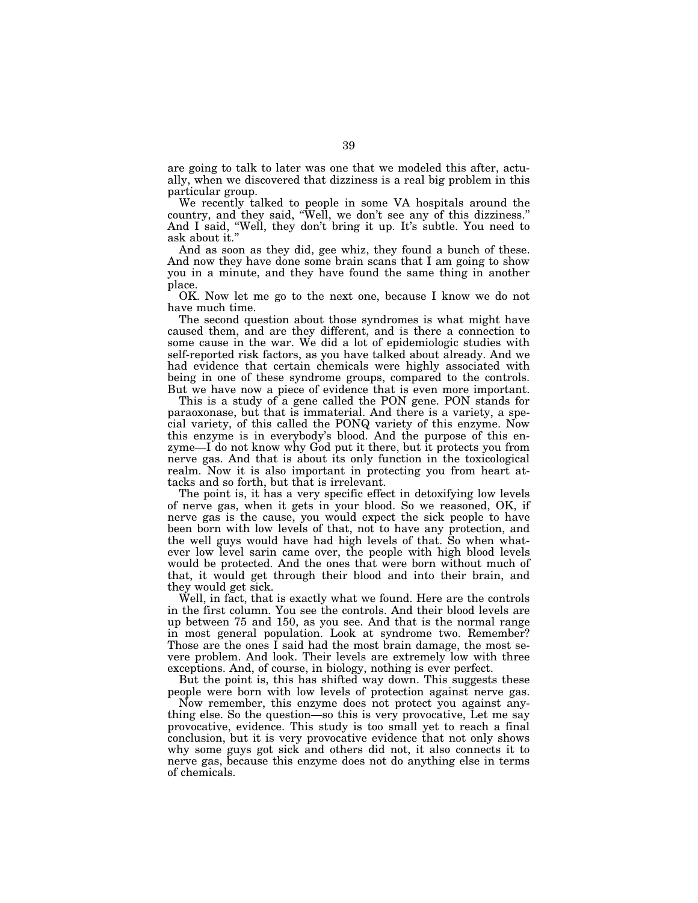are going to talk to later was one that we modeled this after, actually, when we discovered that dizziness is a real big problem in this particular group.

We recently talked to people in some VA hospitals around the country, and they said, "Well, we don't see any of this dizziness." And I said, "Well, they don't bring it up. It's subtle. You need to ask about it."

And as soon as they did, gee whiz, they found a bunch of these. And now they have done some brain scans that I am going to show you in a minute, and they have found the same thing in another place.

OK. Now let me go to the next one, because I know we do not have much time.

The second question about those syndromes is what might have caused them, and are they different, and is there a connection to some cause in the war. We did a lot of epidemiologic studies with self-reported risk factors, as you have talked about already. And we had evidence that certain chemicals were highly associated with being in one of these syndrome groups, compared to the controls. But we have now a piece of evidence that is even more important.

This is a study of a gene called the PON gene. PON stands for paraoxonase, but that is immaterial. And there is a variety, a special variety, of this called the PONQ variety of this enzyme. Now this enzyme is in everybody's blood. And the purpose of this enzyme—I do not know why God put it there, but it protects you from nerve gas. And that is about its only function in the toxicological realm. Now it is also important in protecting you from heart attacks and so forth, but that is irrelevant.

The point is, it has a very specific effect in detoxifying low levels of nerve gas, when it gets in your blood. So we reasoned, OK, if nerve gas is the cause, you would expect the sick people to have been born with low levels of that, not to have any protection, and the well guys would have had high levels of that. So when whatever low level sarin came over, the people with high blood levels would be protected. And the ones that were born without much of that, it would get through their blood and into their brain, and they would get sick.

Well, in fact, that is exactly what we found. Here are the controls in the first column. You see the controls. And their blood levels are up between 75 and 150, as you see. And that is the normal range in most general population. Look at syndrome two. Remember? Those are the ones I said had the most brain damage, the most severe problem. And look. Their levels are extremely low with three exceptions. And, of course, in biology, nothing is ever perfect.

But the point is, this has shifted way down. This suggests these people were born with low levels of protection against nerve gas.

Now remember, this enzyme does not protect you against anything else. So the question—so this is very provocative, Let me say provocative, evidence. This study is too small yet to reach a final conclusion, but it is very provocative evidence that not only shows why some guys got sick and others did not, it also connects it to nerve gas, because this enzyme does not do anything else in terms of chemicals.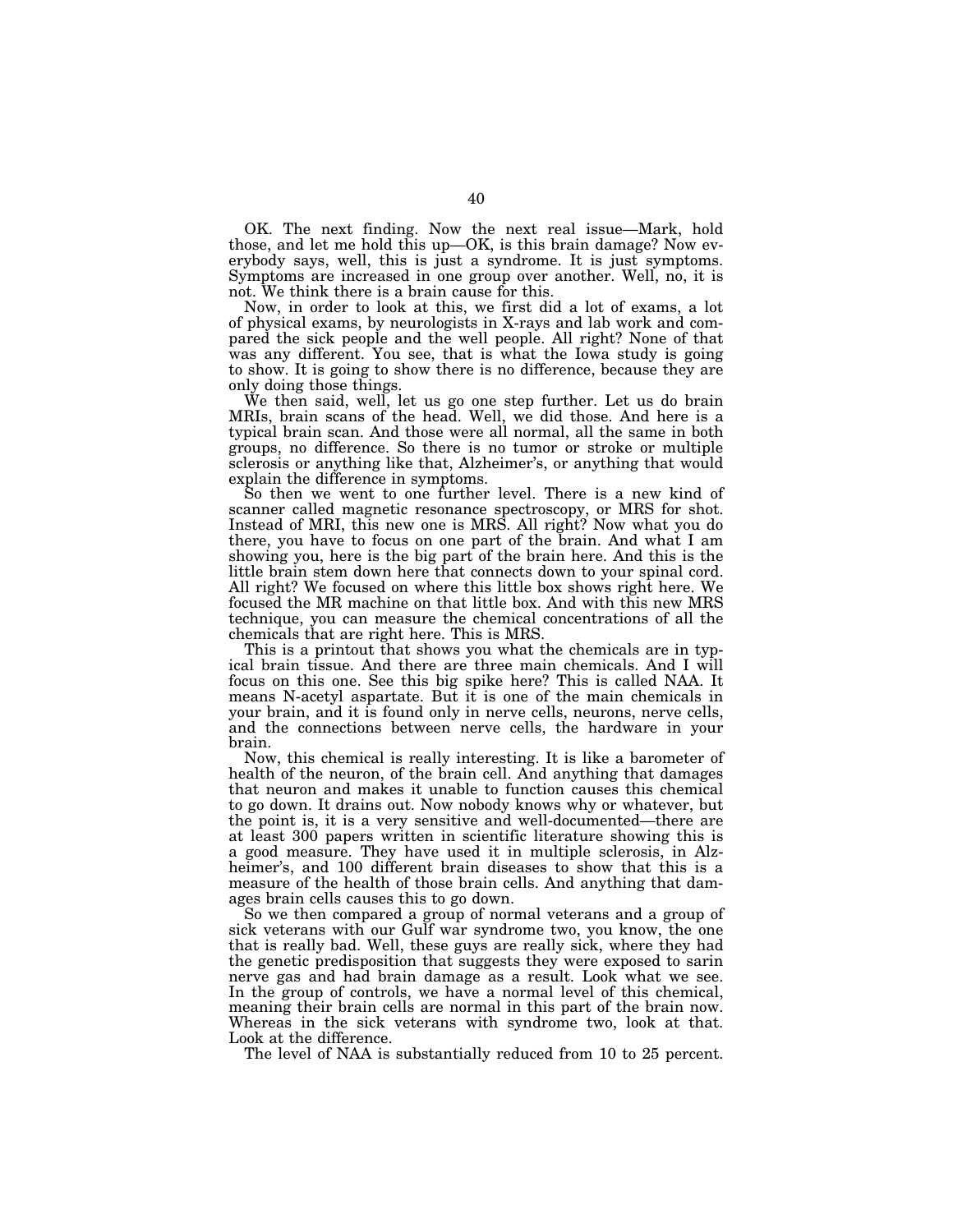OK. The next finding. Now the next real issue—Mark, hold those, and let me hold this up—OK, is this brain damage? Now everybody says, well, this is just a syndrome. It is just symptoms. Symptoms are increased in one group over another. Well, no, it is not. We think there is a brain cause for this.

Now, in order to look at this, we first did a lot of exams, a lot of physical exams, by neurologists in X-rays and lab work and compared the sick people and the well people. All right? None of that was any different. You see, that is what the Iowa study is going to show. It is going to show there is no difference, because they are only doing those things.

We then said, well, let us go one step further. Let us do brain MRIs, brain scans of the head. Well, we did those. And here is a typical brain scan. And those were all normal, all the same in both groups, no difference. So there is no tumor or stroke or multiple sclerosis or anything like that, Alzheimer's, or anything that would explain the difference in symptoms.

So then we went to one further level. There is a new kind of scanner called magnetic resonance spectroscopy, or MRS for shot. Instead of MRI, this new one is MRS. All right? Now what you do there, you have to focus on one part of the brain. And what I am showing you, here is the big part of the brain here. And this is the little brain stem down here that connects down to your spinal cord. All right? We focused on where this little box shows right here. We focused the MR machine on that little box. And with this new MRS technique, you can measure the chemical concentrations of all the chemicals that are right here. This is MRS.

This is a printout that shows you what the chemicals are in typical brain tissue. And there are three main chemicals. And I will focus on this one. See this big spike here? This is called NAA. It means N-acetyl aspartate. But it is one of the main chemicals in your brain, and it is found only in nerve cells, neurons, nerve cells, and the connections between nerve cells, the hardware in your brain.

Now, this chemical is really interesting. It is like a barometer of health of the neuron, of the brain cell. And anything that damages that neuron and makes it unable to function causes this chemical to go down. It drains out. Now nobody knows why or whatever, but the point is, it is a very sensitive and well-documented—there are at least 300 papers written in scientific literature showing this is a good measure. They have used it in multiple sclerosis, in Alzheimer's, and 100 different brain diseases to show that this is a measure of the health of those brain cells. And anything that damages brain cells causes this to go down.

So we then compared a group of normal veterans and a group of sick veterans with our Gulf war syndrome two, you know, the one that is really bad. Well, these guys are really sick, where they had the genetic predisposition that suggests they were exposed to sarin nerve gas and had brain damage as a result. Look what we see. In the group of controls, we have a normal level of this chemical, meaning their brain cells are normal in this part of the brain now. Whereas in the sick veterans with syndrome two, look at that. Look at the difference.

The level of NAA is substantially reduced from 10 to 25 percent.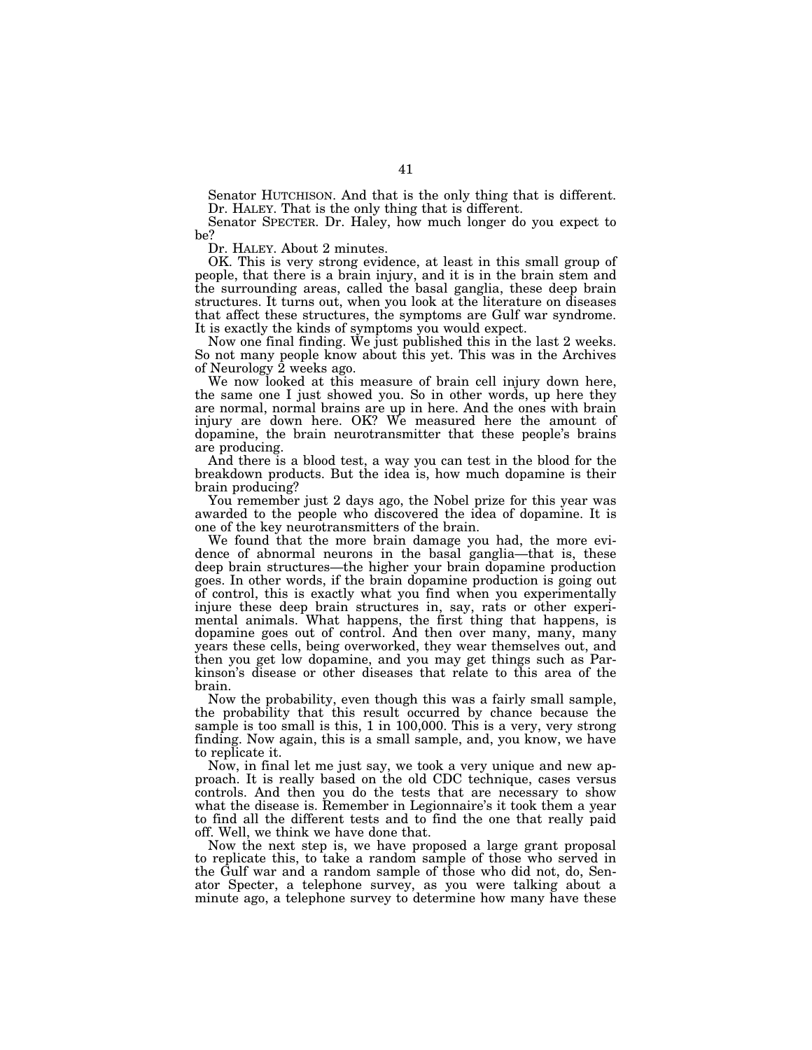Senator HUTCHISON. And that is the only thing that is different.

Dr. HALEY. That is the only thing that is different.

Senator SPECTER. Dr. Haley, how much longer do you expect to be?

Dr. HALEY. About 2 minutes.

OK. This is very strong evidence, at least in this small group of people, that there is a brain injury, and it is in the brain stem and the surrounding areas, called the basal ganglia, these deep brain structures. It turns out, when you look at the literature on diseases that affect these structures, the symptoms are Gulf war syndrome. It is exactly the kinds of symptoms you would expect.

Now one final finding. We just published this in the last 2 weeks. So not many people know about this yet. This was in the Archives of Neurology 2 weeks ago.

We now looked at this measure of brain cell injury down here, the same one I just showed you. So in other words, up here they are normal, normal brains are up in here. And the ones with brain injury are down here. OK? We measured here the amount of dopamine, the brain neurotransmitter that these people's brains are producing.

And there is a blood test, a way you can test in the blood for the breakdown products. But the idea is, how much dopamine is their brain producing?

You remember just 2 days ago, the Nobel prize for this year was awarded to the people who discovered the idea of dopamine. It is one of the key neurotransmitters of the brain.

We found that the more brain damage you had, the more evidence of abnormal neurons in the basal ganglia—that is, these deep brain structures—the higher your brain dopamine production goes. In other words, if the brain dopamine production is going out of control, this is exactly what you find when you experimentally injure these deep brain structures in, say, rats or other experimental animals. What happens, the first thing that happens, is dopamine goes out of control. And then over many, many, many years these cells, being overworked, they wear themselves out, and then you get low dopamine, and you may get things such as Parkinson's disease or other diseases that relate to this area of the brain.

Now the probability, even though this was a fairly small sample, the probability that this result occurred by chance because the sample is too small is this, 1 in 100,000. This is a very, very strong finding. Now again, this is a small sample, and, you know, we have to replicate it.

Now, in final let me just say, we took a very unique and new approach. It is really based on the old CDC technique, cases versus controls. And then you do the tests that are necessary to show what the disease is. Remember in Legionnaire's it took them a year to find all the different tests and to find the one that really paid off. Well, we think we have done that.

Now the next step is, we have proposed a large grant proposal to replicate this, to take a random sample of those who served in the Gulf war and a random sample of those who did not, do, Senator Specter, a telephone survey, as you were talking about a minute ago, a telephone survey to determine how many have these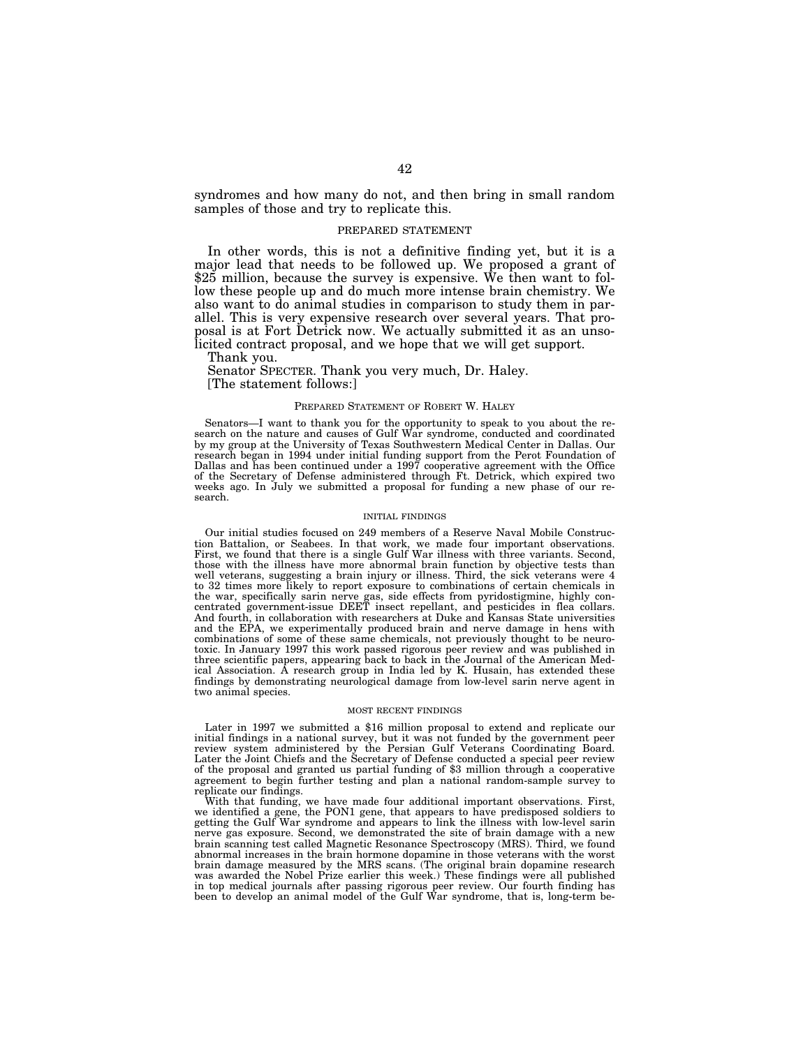syndromes and how many do not, and then bring in small random samples of those and try to replicate this.

PREPARED STATEMENT

In other words, this is not a definitive finding yet, but it is a major lead that needs to be followed up. We proposed a grant of $25 million, because the survey is expensive. We then want to follow these people up and do much more intense brain chemistry. We also want to do animal studies in comparison to study them in parallel. This is very expensive research over several years. That proposal is at Fort Detrick now. We actually submitted it as an unsolicited contract proposal, and we hope that we will get support.

Thank you.

Senator SPECTER. Thank you very much, Dr. Haley.

[The statement follows:]

PREPARED STATEMENT OF ROBERT W. HALEY

Senators—I want to thank you for the opportunity to speak to you about the research on the nature and causes of Gulf War syndrome, conducted and coordinated by my group at the University of Texas Southwestern Medical Center in Dallas. Our research began in 1994 under initial funding support from the Perot Foundation of Dallas and has been continued under a 1997 cooperative agreement with the Office of the Secretary of Defense administered through Ft. Detrick, which expired two weeks ago. In July we submitted a proposal for funding a new phase of our research.

INITIAL FINDINGS

Our initial studies focused on 249 members of a Reserve Naval Mobile Construction Battalion, or Seabees. In that work, we made four important observations. First, we found that there is a single Gulf War illness with three variants. Second, those with the illness have more abnormal brain function by objective tests than well veterans, suggesting a brain injury or illness. Third, the sick veterans were 4 to 32 times more likely to report exposure to combinations of certain chemicals in the war, specifically sarin nerve gas, side effects from pyridostigmine, highly concentrated government-issue DEET insect repellant, and pesticides in flea collars. And fourth, in collaboration with researchers at Duke and Kansas State universities and the EPA, we experimentally produced brain and nerve damage in hens with combinations of some of these same chemicals, not previously thought to be neurotoxic. In January 1997 this work passed rigorous peer review and was published in three scientific papers, appearing back to back in the Journal of the American Medical Association. A research group in India led by K. Husain, has extended these findings by demonstrating neurological damage from low-level sarin nerve agent in two animal species.

MOST RECENT FINDINGS

Later in 1997 we submitted a $16 million proposal to extend and replicate our initial findings in a national survey, but it was not funded by the government peer review system administered by the Persian Gulf Veterans Coordinating Board. Later the Joint Chiefs and the Secretary of Defense conducted a special peer review of the proposal and granted us partial funding of $3 million through a cooperative agreement to begin further testing and plan a national random-sample survey to replicate our findings.

With that funding, we have made four additional important observations. First, we identified a gene, the PON1 gene, that appears to have predisposed soldiers to getting the Gulf War syndrome and appears to link the illness with low-level sarin nerve gas exposure. Second, we demonstrated the site of brain damage with a new brain scanning test called Magnetic Resonance Spectroscopy (MRS). Third, we found abnormal increases in the brain hormone dopamine in those veterans with the worst brain damage measured by the MRS scans. (The original brain dopamine research was awarded the Nobel Prize earlier this week.) These findings were all published in top medical journals after passing rigorous peer review. Our fourth finding has been to develop an animal model of the Gulf War syndrome, that is, long-term be-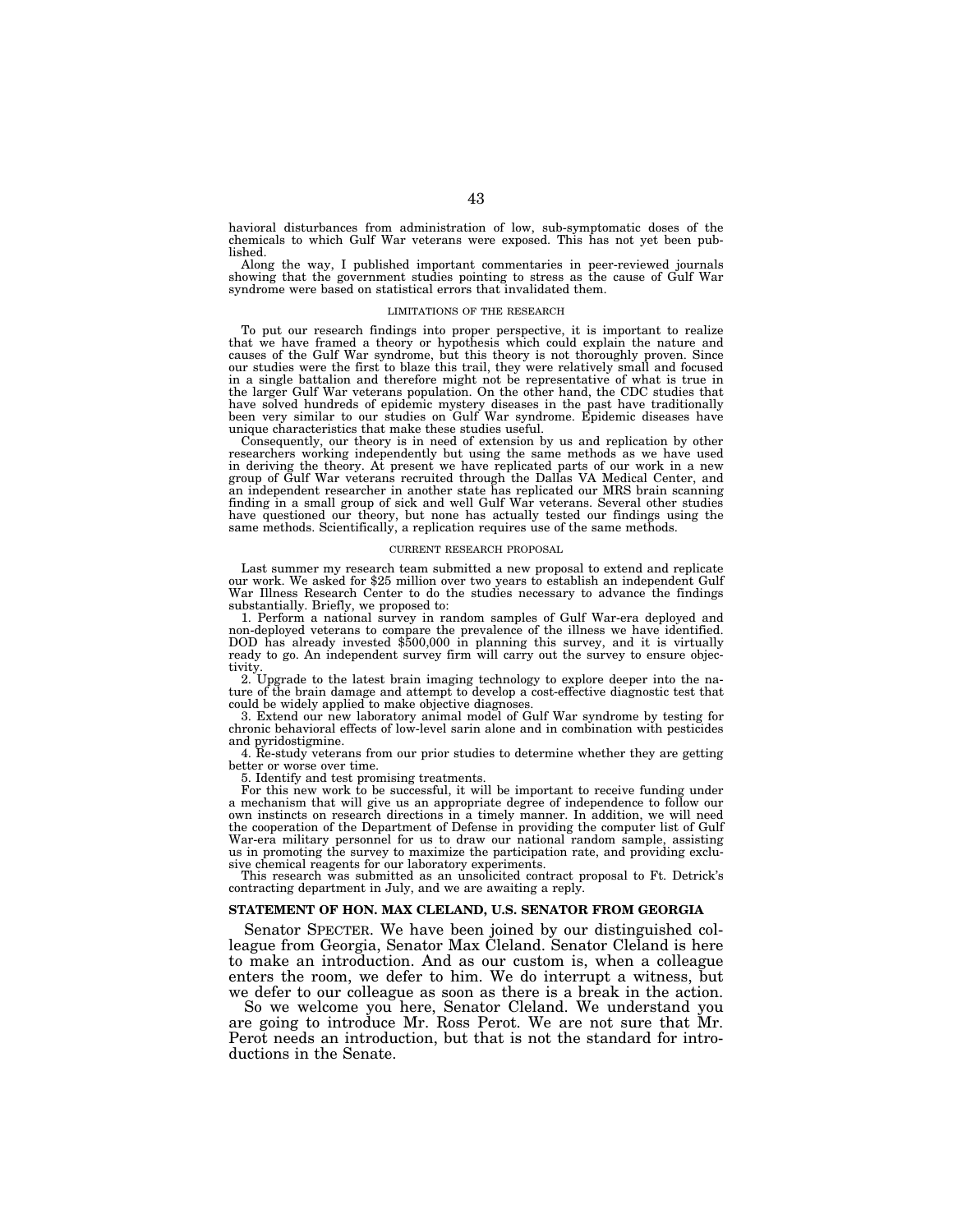havioral disturbances from administration of low, sub-symptomatic doses of the chemicals to which Gulf War veterans were exposed. This has not yet been published.

Along the way, I published important commentaries in peer-reviewed journals showing that the government studies pointing to stress as the cause of Gulf War syndrome were based on statistical errors that invalidated them.

### LIMITATIONS OF THE RESEARCH

To put our research findings into proper perspective, it is important to realize that we have framed a theory or hypothesis which could explain the nature and causes of the Gulf War syndrome, but this theory is not thoroughly proven. Since our studies were the first to blaze this trail, they were relatively small and focused in a single battalion and therefore might not be representative of what is true in the larger Gulf War veterans population. On the other hand, the CDC studies that have solved hundreds of epidemic mystery diseases in the past have traditionally been very similar to our studies on Gulf War syndrome. Epidemic diseases have unique characteristics that make these studies useful.

Consequently, our theory is in need of extension by us and replication by other researchers working independently but using the same methods as we have used in deriving the theory. At present we have replicated parts of our work in a new group of Gulf War veterans recruited through the Dallas VA Medical Center, and an independent researcher in another state has replicated our MRS brain scanning finding in a small group of sick and well Gulf War veterans. Several other studies have questioned our theory, but none has actually tested our findings using the same methods. Scientifically, a replication requires use of the same methods.

### CURRENT RESEARCH PROPOSAL

Last summer my research team submitted a new proposal to extend and replicate our work. We asked for $25 million over two years to establish an independent Gulf War Illness Research Center to do the studies necessary to advance the findings substantially. Briefly, we proposed to:

1. Perform a national survey in random samples of Gulf War-era deployed and non-deployed veterans to compare the prevalence of the illness we have identified. DOD has already invested $500,000 in planning this survey, and it is virtually ready to go. An independent survey firm will carry out the survey to ensure objectivity.
2. Upgrade to the latest brain imaging technology to explore deeper into the nature of the brain damage and attempt to develop a cost-effective diagnostic test that could be widely applied to make objective diagnoses.
3. Extend our new laboratory animal model of Gulf War syndrome by testing for chronic behavioral effects of low-level sarin alone and in combination with pesticides and pyridostigmine.
4. Re-study veterans from our prior studies to determine whether they are getting better or worse over time.
5. Identify and test promising treatments.

For this new work to be successful, it will be important to receive funding under a mechanism that will give us an appropriate degree of independence to follow our own instincts on research directions in a timely manner. In addition, we will need the cooperation of the Department of Defense in providing the computer list of Gulf War-era military personnel for us to draw our national random sample, assisting us in promoting the survey to maximize the participation rate, and providing exclusive chemical reagents for our laboratory experiments.

This research was submitted as an unsolicited contract proposal to Ft. Detrick's contracting department in July, and we are awaiting a reply.

## STATEMENT OF HON. MAX CLELAND, U.S. SENATOR FROM GEORGIA

Senator SPECTER. We have been joined by our distinguished colleague from Georgia, Senator Max Cleland. Senator Cleland is here to make an introduction. And as our custom is, when a colleague enters the room, we defer to him. We do interrupt a witness, but we defer to our colleague as soon as there is a break in the action.

So we welcome you here, Senator Cleland. We understand you are going to introduce Mr. Ross Perot. We are not sure that Mr. Perot needs an introduction, but that is not the standard for introductions in the Senate.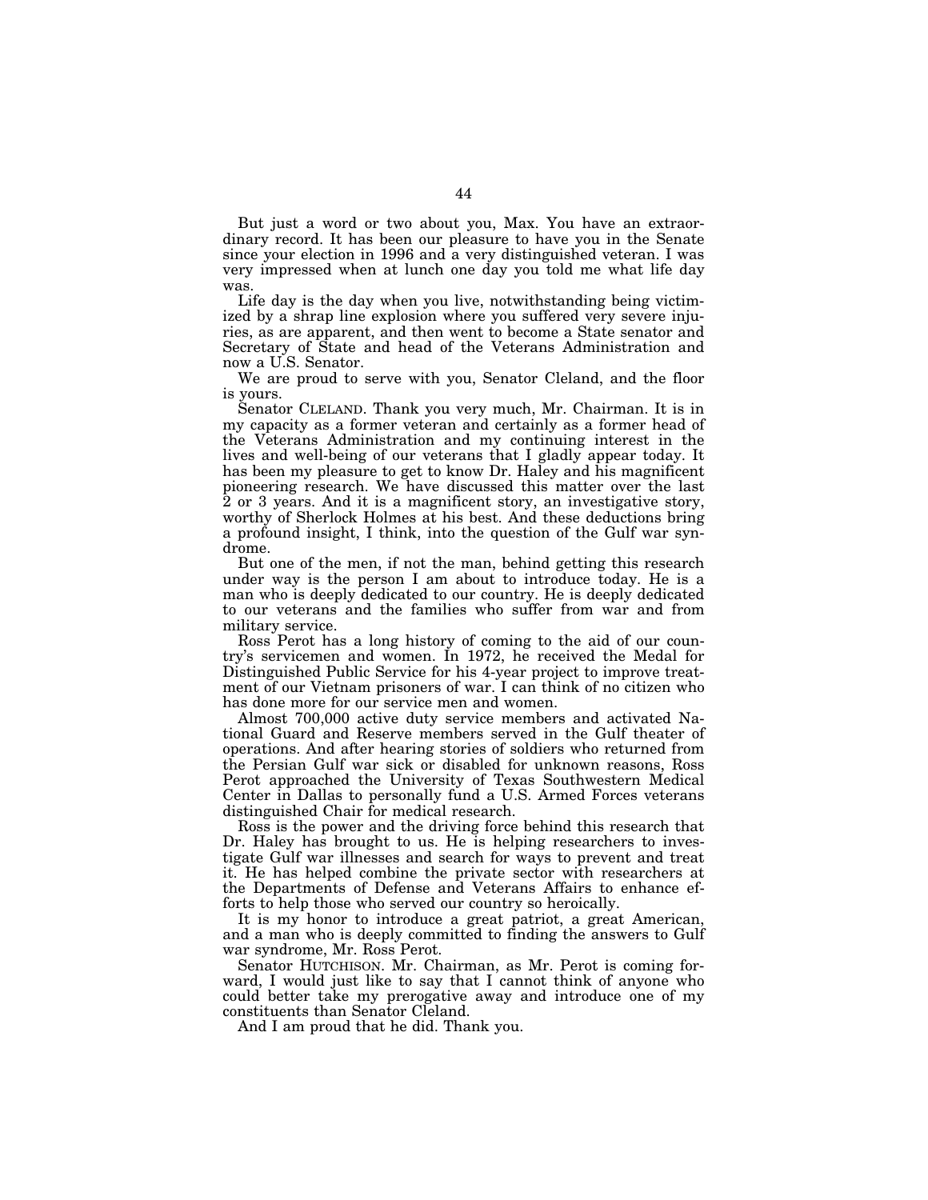But just a word or two about you, Max. You have an extraordinary record. It has been our pleasure to have you in the Senate since your election in 1996 and a very distinguished veteran. I was very impressed when at lunch one day you told me what life day was.

Life day is the day when you live, notwithstanding being victimized by a shrap line explosion where you suffered very severe injuries, as are apparent, and then went to become a State senator and Secretary of State and head of the Veterans Administration and now a U.S. Senator.

We are proud to serve with you, Senator Cleland, and the floor is yours.

Senator CLELAND. Thank you very much, Mr. Chairman. It is in my capacity as a former veteran and certainly as a former head of the Veterans Administration and my continuing interest in the lives and well-being of our veterans that I gladly appear today. It has been my pleasure to get to know Dr. Haley and his magnificent pioneering research. We have discussed this matter over the last 2 or 3 years. And it is a magnificent story, an investigative story, worthy of Sherlock Holmes at his best. And these deductions bring a profound insight, I think, into the question of the Gulf war syndrome.

But one of the men, if not the man, behind getting this research under way is the person I am about to introduce today. He is a man who is deeply dedicated to our country. He is deeply dedicated to our veterans and the families who suffer from war and from military service.

Ross Perot has a long history of coming to the aid of our country's servicemen and women. In 1972, he received the Medal for Distinguished Public Service for his 4-year project to improve treatment of our Vietnam prisoners of war. I can think of no citizen who has done more for our service men and women.

Almost 700,000 active duty service members and activated National Guard and Reserve members served in the Gulf theater of operations. And after hearing stories of soldiers who returned from the Persian Gulf war sick or disabled for unknown reasons, Ross Perot approached the University of Texas Southwestern Medical Center in Dallas to personally fund a U.S. Armed Forces veterans distinguished Chair for medical research.

Ross is the power and the driving force behind this research that Dr. Haley has brought to us. He is helping researchers to investigate Gulf war illnesses and search for ways to prevent and treat it. He has helped combine the private sector with researchers at the Departments of Defense and Veterans Affairs to enhance efforts to help those who served our country so heroically.

It is my honor to introduce a great patriot, a great American, and a man who is deeply committed to finding the answers to Gulf war syndrome, Mr. Ross Perot.

Senator HUTCHISON. Mr. Chairman, as Mr. Perot is coming forward, I would just like to say that I cannot think of anyone who could better take my prerogative away and introduce one of my constituents than Senator Cleland.

And I am proud that he did. Thank you.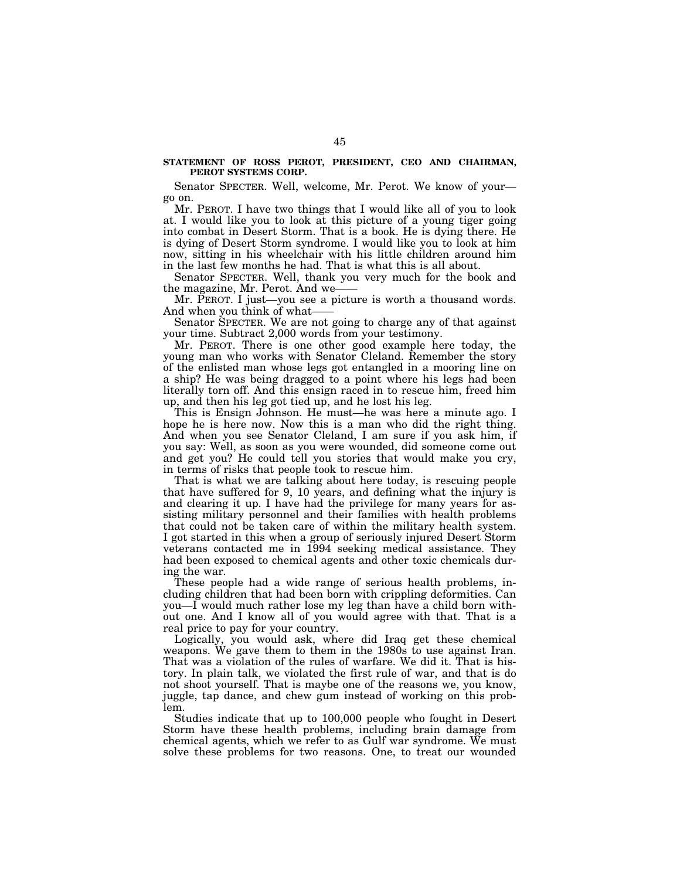**STATEMENT OF ROSS PEROT, PRESIDENT, CEO AND CHAIRMAN, PEROT SYSTEMS CORP.**

Senator SPECTER. Well, welcome, Mr. Perot. We know of your—go on.

Mr. PEROT. I have two things that I would like all of you to look at. I would like you to look at this picture of a young tiger going into combat in Desert Storm. That is a book. He is dying there. He is dying of Desert Storm syndrome. I would like you to look at him now, sitting in his wheelchair with his little children around him in the last few months he had. That is what this is all about.

Senator SPECTER. Well, thank you very much for the book and the magazine, Mr. Perot. And we——

Mr. PEROT. I just—you see a picture is worth a thousand words. And when you think of what——

Senator SPECTER. We are not going to charge any of that against your time. Subtract 2,000 words from your testimony.

Mr. PEROT. There is one other good example here today, the young man who works with Senator Cleland. Remember the story of the enlisted man whose legs got entangled in a mooring line on a ship? He was being dragged to a point where his legs had been literally torn off. And this ensign raced in to rescue him, freed him up, and then his leg got tied up, and he lost his leg.

This is Ensign Johnson. He must—he was here a minute ago. I hope he is here now. Now this is a man who did the right thing. And when you see Senator Cleland, I am sure if you ask him, if you say: Well, as soon as you were wounded, did someone come out and get you? He could tell you stories that would make you cry, in terms of risks that people took to rescue him.

That is what we are talking about here today, is rescuing people that have suffered for 9, 10 years, and defining what the injury is and clearing it up. I have had the privilege for many years for assisting military personnel and their families with health problems that could not be taken care of within the military health system. I got started in this when a group of seriously injured Desert Storm veterans contacted me in 1994 seeking medical assistance. They had been exposed to chemical agents and other toxic chemicals during the war.

These people had a wide range of serious health problems, including children that had been born with crippling deformities. Can you—I would much rather lose my leg than have a child born without one. And I know all of you would agree with that. That is a real price to pay for your country.

Logically, you would ask, where did Iraq get these chemical weapons. We gave them to them in the 1980s to use against Iran. That was a violation of the rules of warfare. We did it. That is history. In plain talk, we violated the first rule of war, and that is do not shoot yourself. That is maybe one of the reasons we, you know, juggle, tap dance, and chew gum instead of working on this problem.

Studies indicate that up to 100,000 people who fought in Desert Storm have these health problems, including brain damage from chemical agents, which we refer to as Gulf war syndrome. We must solve these problems for two reasons. One, to treat our wounded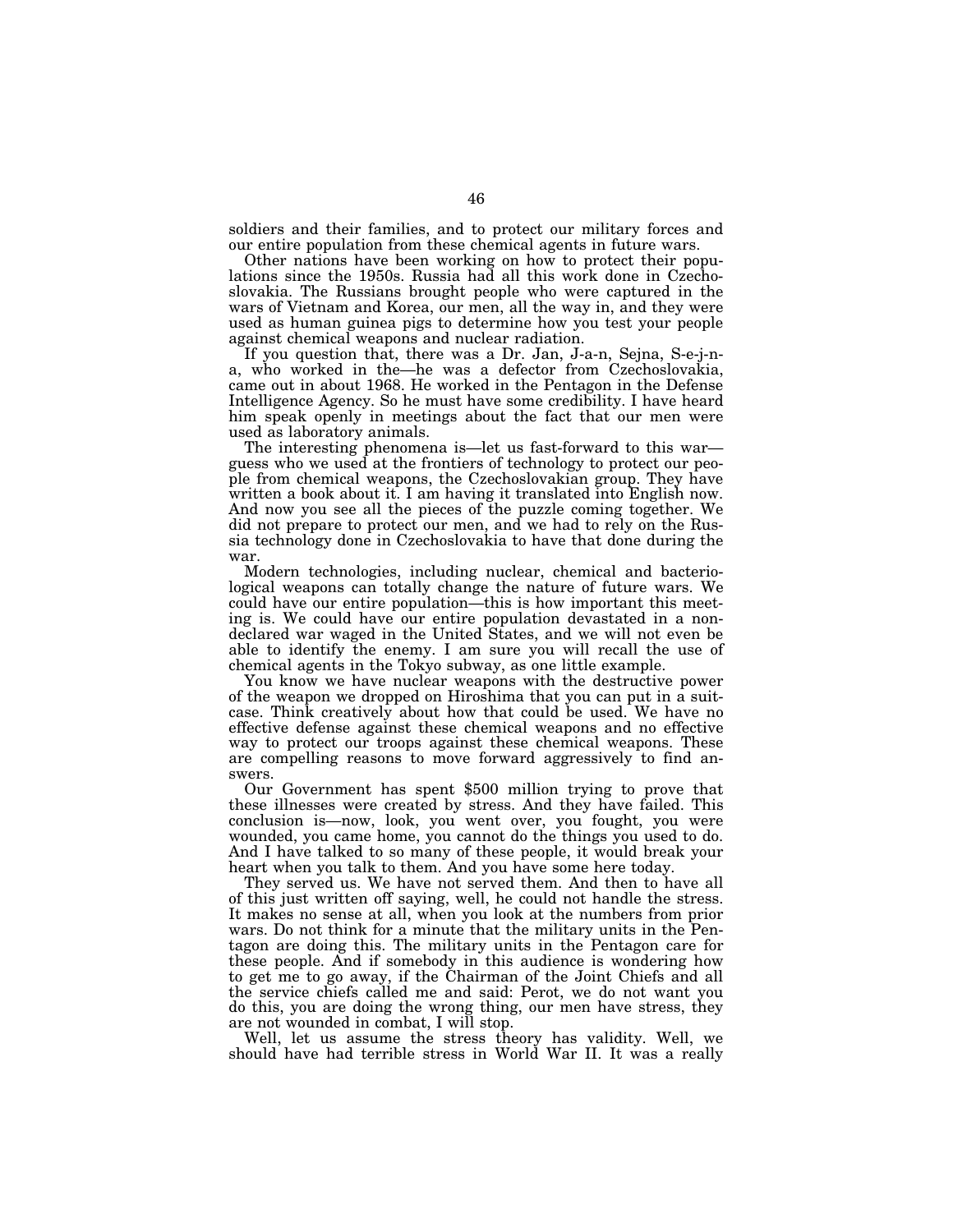soldiers and their families, and to protect our military forces and our entire population from these chemical agents in future wars.

Other nations have been working on how to protect their populations since the 1950s. Russia had all this work done in Czechoslovakia. The Russians brought people who were captured in the wars of Vietnam and Korea, our men, all the way in, and they were used as human guinea pigs to determine how you test your people against chemical weapons and nuclear radiation.

If you question that, there was a Dr. Jan, J-a-n, Sejna, S-e-j-n-a, who worked in the—he was a defector from Czechoslovakia, came out in about 1968. He worked in the Pentagon in the Defense Intelligence Agency. So he must have some credibility. I have heard him speak openly in meetings about the fact that our men were used as laboratory animals.

The interesting phenomena is—let us fast-forward to this war—guess who we used at the frontiers of technology to protect our people from chemical weapons, the Czechoslovakian group. They have written a book about it. I am having it translated into English now. And now you see all the pieces of the puzzle coming together. We did not prepare to protect our men, and we had to rely on the Russia technology done in Czechoslovakia to have that done during the war.

Modern technologies, including nuclear, chemical and bacteriological weapons can totally change the nature of future wars. We could have our entire population—this is how important this meeting is. We could have our entire population devastated in a non-declared war waged in the United States, and we will not even be able to identify the enemy. I am sure you will recall the use of chemical agents in the Tokyo subway, as one little example.

You know we have nuclear weapons with the destructive power of the weapon we dropped on Hiroshima that you can put in a suitcase. Think creatively about how that could be used. We have no effective defense against these chemical weapons and no effective way to protect our troops against these chemical weapons. These are compelling reasons to move forward aggressively to find answers.

Our Government has spent $500 million trying to prove that these illnesses were created by stress. And they have failed. This conclusion is—now, look, you went over, you fought, you were wounded, you came home, you cannot do the things you used to do. And I have talked to so many of these people, it would break your heart when you talk to them. And you have some here today.

They served us. We have not served them. And then to have all of this just written off saying, well, he could not handle the stress. It makes no sense at all, when you look at the numbers from prior wars. Do not think for a minute that the military units in the Pentagon are doing this. The military units in the Pentagon care for these people. And if somebody in this audience is wondering how to get me to go away, if the Chairman of the Joint Chiefs and all the service chiefs called me and said: Perot, we do not want you do this, you are doing the wrong thing, our men have stress, they are not wounded in combat, I will stop.

Well, let us assume the stress theory has validity. Well, we should have had terrible stress in World War II. It was a really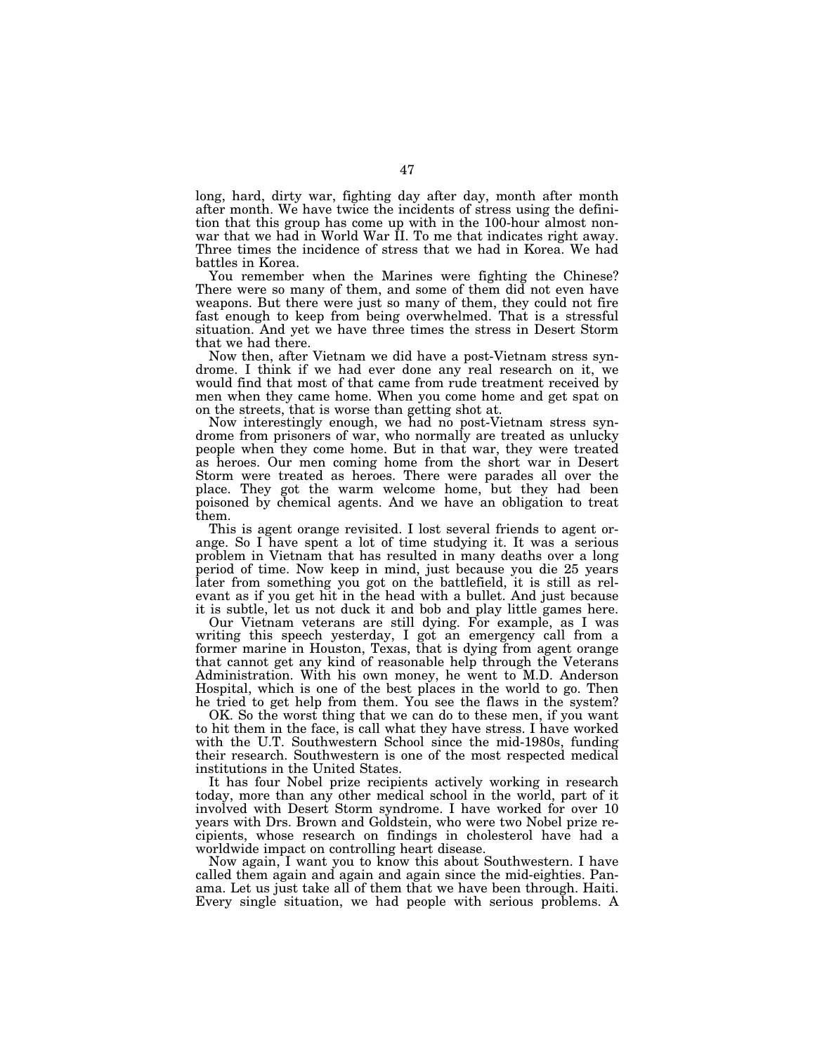long, hard, dirty war, fighting day after day, month after month after month. We have twice the incidents of stress using the definition that this group has come up with in the 100-hour almost non-war that we had in World War II. To me that indicates right away. Three times the incidence of stress that we had in Korea. We had battles in Korea.

You remember when the Marines were fighting the Chinese? There were so many of them, and some of them did not even have weapons. But there were just so many of them, they could not fire fast enough to keep from being overwhelmed. That is a stressful situation. And yet we have three times the stress in Desert Storm that we had there.

Now then, after Vietnam we did have a post-Vietnam stress syndrome. I think if we had ever done any real research on it, we would find that most of that came from rude treatment received by men when they came home. When you come home and get spat on on the streets, that is worse than getting shot at.

Now interestingly enough, we had no post-Vietnam stress syndrome from prisoners of war, who normally are treated as unlucky people when they come home. But in that war, they were treated as heroes. Our men coming home from the short war in Desert Storm were treated as heroes. There were parades all over the place. They got the warm welcome home, but they had been poisoned by chemical agents. And we have an obligation to treat them.

This is agent orange revisited. I lost several friends to agent orange. So I have spent a lot of time studying it. It was a serious problem in Vietnam that has resulted in many deaths over a long period of time. Now keep in mind, just because you die 25 years later from something you got on the battlefield, it is still as relevant as if you get hit in the head with a bullet. And just because it is subtle, let us not duck it and bob and play little games here.

Our Vietnam veterans are still dying. For example, as I was writing this speech yesterday, I got an emergency call from a former marine in Houston, Texas, that is dying from agent orange that cannot get any kind of reasonable help through the Veterans Administration. With his own money, he went to M.D. Anderson Hospital, which is one of the best places in the world to go. Then he tried to get help from them. You see the flaws in the system?

OK. So the worst thing that we can do to these men, if you want to hit them in the face, is call what they have stress. I have worked with the U.T. Southwestern School since the mid-1980s, funding their research. Southwestern is one of the most respected medical institutions in the United States.

It has four Nobel prize recipients actively working in research today, more than any other medical school in the world, part of it involved with Desert Storm syndrome. I have worked for over 10 years with Drs. Brown and Goldstein, who were two Nobel prize recipients, whose research on findings in cholesterol have had a worldwide impact on controlling heart disease.

Now again, I want you to know this about Southwestern. I have called them again and again and again since the mid-eighties. Panama. Let us just take all of them that we have been through. Haiti. Every single situation, we had people with serious problems. A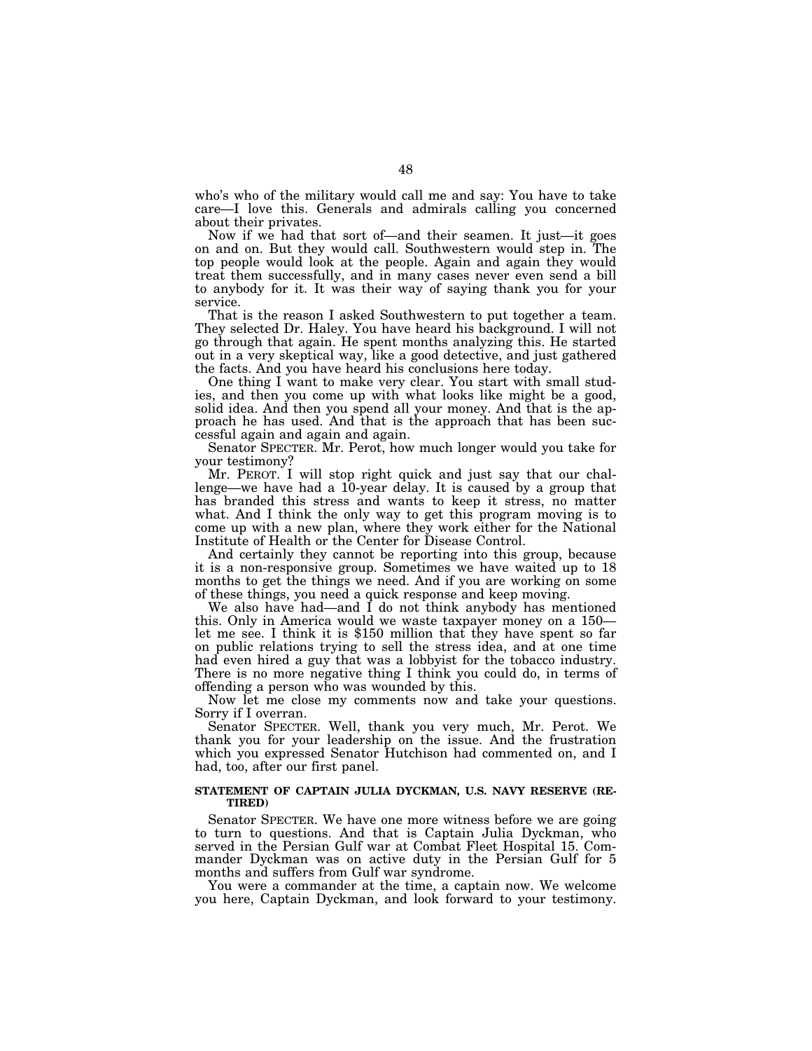who's who of the military would call me and say: You have to take care—I love this. Generals and admirals calling you concerned about their privates.

Now if we had that sort of—and their seamen. It just—it goes on and on. But they would call. Southwestern would step in. The top people would look at the people. Again and again they would treat them successfully, and in many cases never even send a bill to anybody for it. It was their way of saying thank you for your service.

That is the reason I asked Southwestern to put together a team. They selected Dr. Haley. You have heard his background. I will not go through that again. He spent months analyzing this. He started out in a very skeptical way, like a good detective, and just gathered the facts. And you have heard his conclusions here today.

One thing I want to make very clear. You start with small studies, and then you come up with what looks like might be a good, solid idea. And then you spend all your money. And that is the approach he has used. And that is the approach that has been successful again and again and again.

Senator SPECTER. Mr. Perot, how much longer would you take for your testimony?

Mr. PEROT. I will stop right quick and just say that our challenge—we have had a 10-year delay. It is caused by a group that has branded this stress and wants to keep it stress, no matter what. And I think the only way to get this program moving is to come up with a new plan, where they work either for the National Institute of Health or the Center for Disease Control.

And certainly they cannot be reporting into this group, because it is a non-responsive group. Sometimes we have waited up to 18 months to get the things we need. And if you are working on some of these things, you need a quick response and keep moving.

We also have had—and I do not think anybody has mentioned this. Only in America would we waste taxpayer money on a 150—let me see. I think it is $150 million that they have spent so far on public relations trying to sell the stress idea, and at one time had even hired a guy that was a lobbyist for the tobacco industry. There is no more negative thing I think you could do, in terms of offending a person who was wounded by this.

Now let me close my comments now and take your questions. Sorry if I overran.

Senator SPECTER. Well, thank you very much, Mr. Perot. We thank you for your leadership on the issue. And the frustration which you expressed Senator Hutchison had commented on, and I had, too, after our first panel.

**STATEMENT OF CAPTAIN JULIA DYCKMAN, U.S. NAVY RESERVE (RETIRED)**

Senator SPECTER. We have one more witness before we are going to turn to questions. And that is Captain Julia Dyckman, who served in the Persian Gulf war at Combat Fleet Hospital 15. Commander Dyckman was on active duty in the Persian Gulf for 5 months and suffers from Gulf war syndrome.

You were a commander at the time, a captain now. We welcome you here, Captain Dyckman, and look forward to your testimony.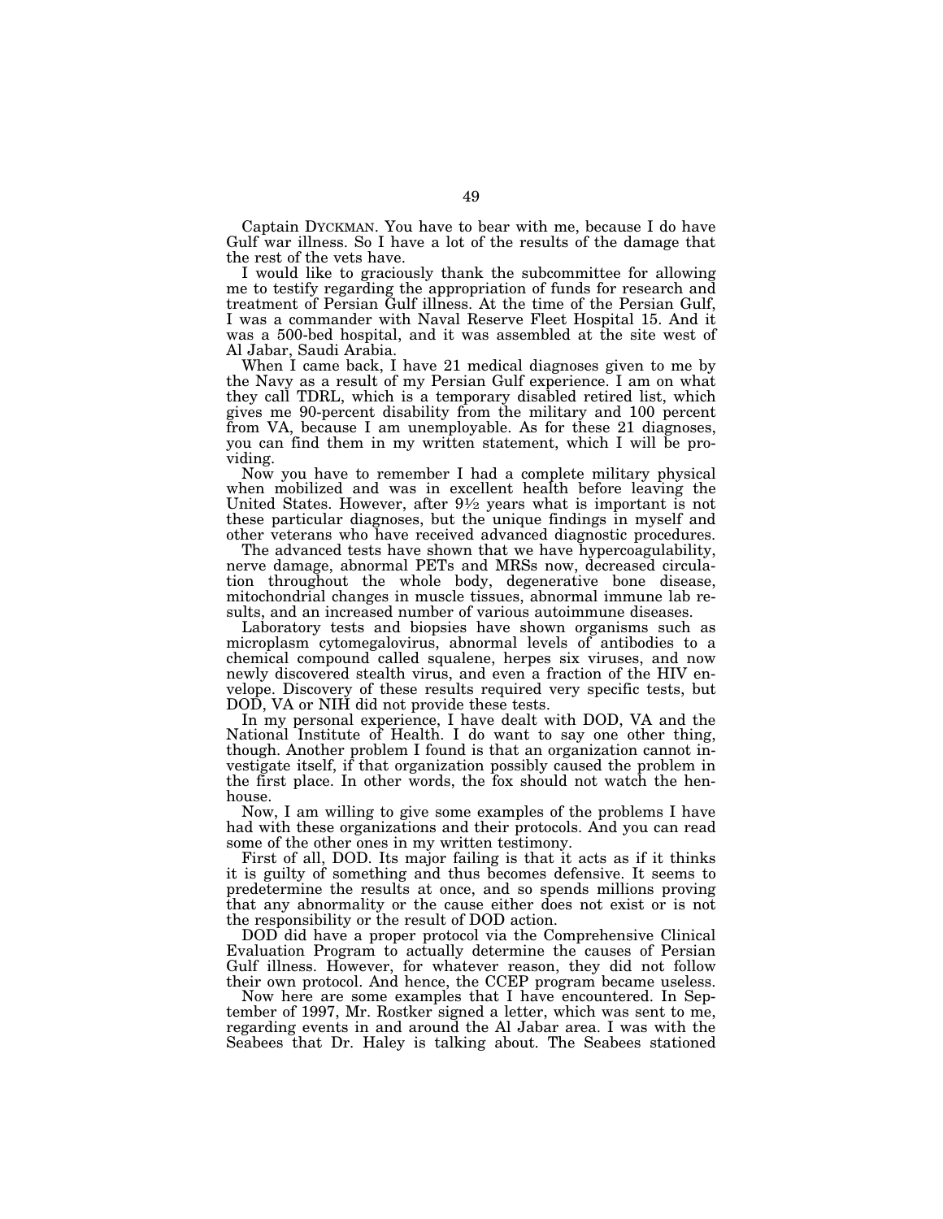Captain DYCKMAN. You have to bear with me, because I do have Gulf war illness. So I have a lot of the results of the damage that the rest of the vets have.

I would like to graciously thank the subcommittee for allowing me to testify regarding the appropriation of funds for research and treatment of Persian Gulf illness. At the time of the Persian Gulf, I was a commander with Naval Reserve Fleet Hospital 15. And it was a 500-bed hospital, and it was assembled at the site west of Al Jabar, Saudi Arabia.

When I came back, I have 21 medical diagnoses given to me by the Navy as a result of my Persian Gulf experience. I am on what they call TDRL, which is a temporary disabled retired list, which gives me 90-percent disability from the military and 100 percent from VA, because I am unemployable. As for these 21 diagnoses, you can find them in my written statement, which I will be providing.

Now you have to remember I had a complete military physical when mobilized and was in excellent health before leaving the United States. However, after 9½ years what is important is not these particular diagnoses, but the unique findings in myself and other veterans who have received advanced diagnostic procedures.

The advanced tests have shown that we have hypercoagulability, nerve damage, abnormal PETs and MRSs now, decreased circulation throughout the whole body, degenerative bone disease, mitochondrial changes in muscle tissues, abnormal immune lab results, and an increased number of various autoimmune diseases.

Laboratory tests and biopsies have shown organisms such as microplasm cytomegalovirus, abnormal levels of antibodies to a chemical compound called squalene, herpes six viruses, and now newly discovered stealth virus, and even a fraction of the HIV envelope. Discovery of these results required very specific tests, but DOD, VA or NIH did not provide these tests.

In my personal experience, I have dealt with DOD, VA and the National Institute of Health. I do want to say one other thing, though. Another problem I found is that an organization cannot investigate itself, if that organization possibly caused the problem in the first place. In other words, the fox should not watch the henhouse.

Now, I am willing to give some examples of the problems I have had with these organizations and their protocols. And you can read some of the other ones in my written testimony.

First of all, DOD. Its major failing is that it acts as if it thinks it is guilty of something and thus becomes defensive. It seems to predetermine the results at once, and so spends millions proving that any abnormality or the cause either does not exist or is not the responsibility or the result of DOD action.

DOD did have a proper protocol via the Comprehensive Clinical Evaluation Program to actually determine the causes of Persian Gulf illness. However, for whatever reason, they did not follow their own protocol. And hence, the CCEP program became useless.

Now here are some examples that I have encountered. In September of 1997, Mr. Rostker signed a letter, which was sent to me, regarding events in and around the Al Jabar area. I was with the Seabees that Dr. Haley is talking about. The Seabees stationed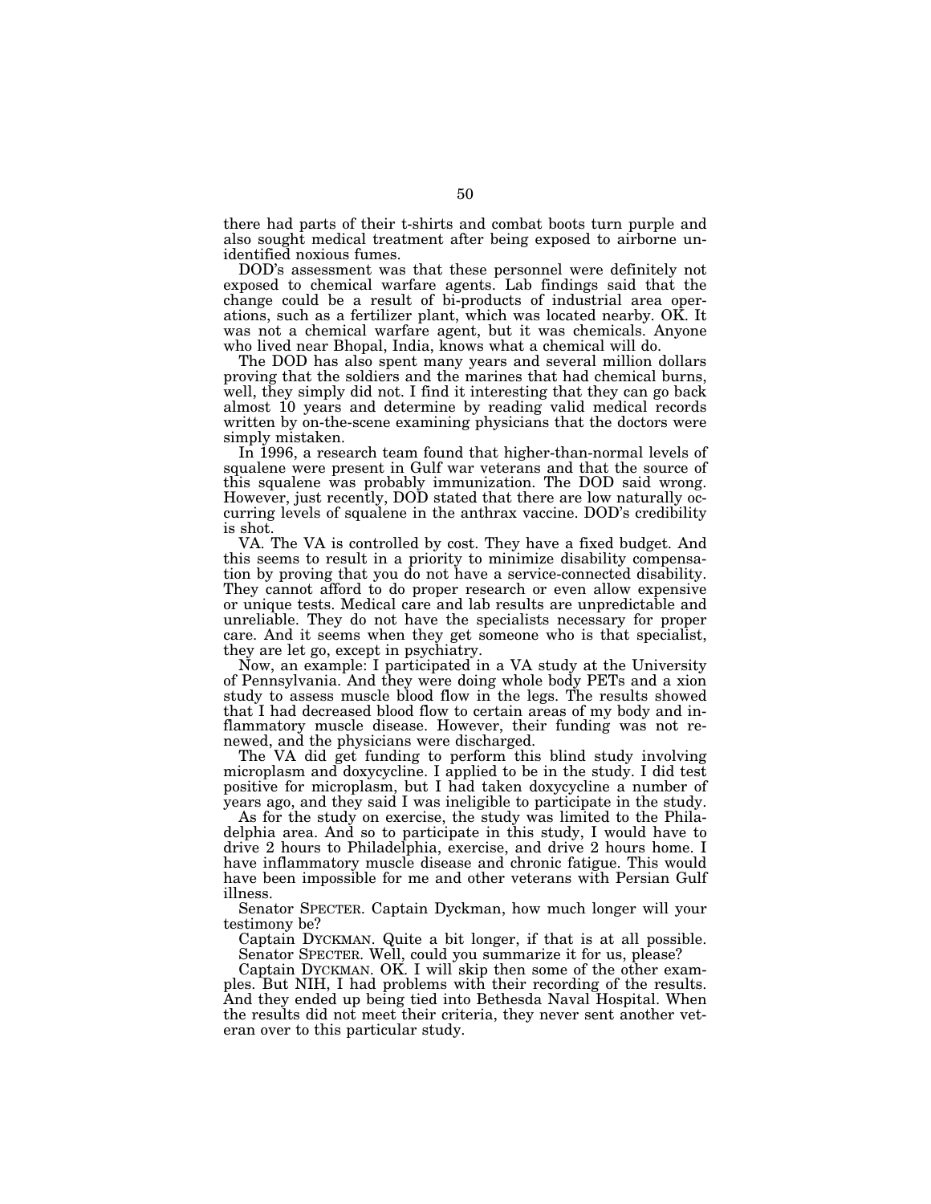there had parts of their t-shirts and combat boots turn purple and also sought medical treatment after being exposed to airborne unidentified noxious fumes.

DOD's assessment was that these personnel were definitely not exposed to chemical warfare agents. Lab findings said that the change could be a result of bi-products of industrial area operations, such as a fertilizer plant, which was located nearby. OK. It was not a chemical warfare agent, but it was chemicals. Anyone who lived near Bhopal, India, knows what a chemical will do.

The DOD has also spent many years and several million dollars proving that the soldiers and the marines that had chemical burns, well, they simply did not. I find it interesting that they can go back almost 10 years and determine by reading valid medical records written by on-the-scene examining physicians that the doctors were simply mistaken.

In 1996, a research team found that higher-than-normal levels of squalene were present in Gulf war veterans and that the source of this squalene was probably immunization. The DOD said wrong. However, just recently, DOD stated that there are low naturally occurring levels of squalene in the anthrax vaccine. DOD's credibility is shot.

VA. The VA is controlled by cost. They have a fixed budget. And this seems to result in a priority to minimize disability compensation by proving that you do not have a service-connected disability. They cannot afford to do proper research or even allow expensive or unique tests. Medical care and lab results are unpredictable and unreliable. They do not have the specialists necessary for proper care. And it seems when they get someone who is that specialist, they are let go, except in psychiatry.

Now, an example: I participated in a VA study at the University of Pennsylvania. And they were doing whole body PETs and a xion study to assess muscle blood flow in the legs. The results showed that I had decreased blood flow to certain areas of my body and inflammatory muscle disease. However, their funding was not renewed, and the physicians were discharged.

The VA did get funding to perform this blind study involving microplasm and doxycycline. I applied to be in the study. I did test positive for microplasm, but I had taken doxycycline a number of years ago, and they said I was ineligible to participate in the study.

As for the study on exercise, the study was limited to the Philadelphia area. And so to participate in this study, I would have to drive 2 hours to Philadelphia, exercise, and drive 2 hours home. I have inflammatory muscle disease and chronic fatigue. This would have been impossible for me and other veterans with Persian Gulf illness.

Senator SPECTER. Captain Dyckman, how much longer will your testimony be?

Captain DYCKMAN. Quite a bit longer, if that is at all possible.

Senator SPECTER. Well, could you summarize it for us, please?

Captain DYCKMAN. OK. I will skip then some of the other examples. But NIH, I had problems with their recording of the results. And they ended up being tied into Bethesda Naval Hospital. When the results did not meet their criteria, they never sent another veteran over to this particular study.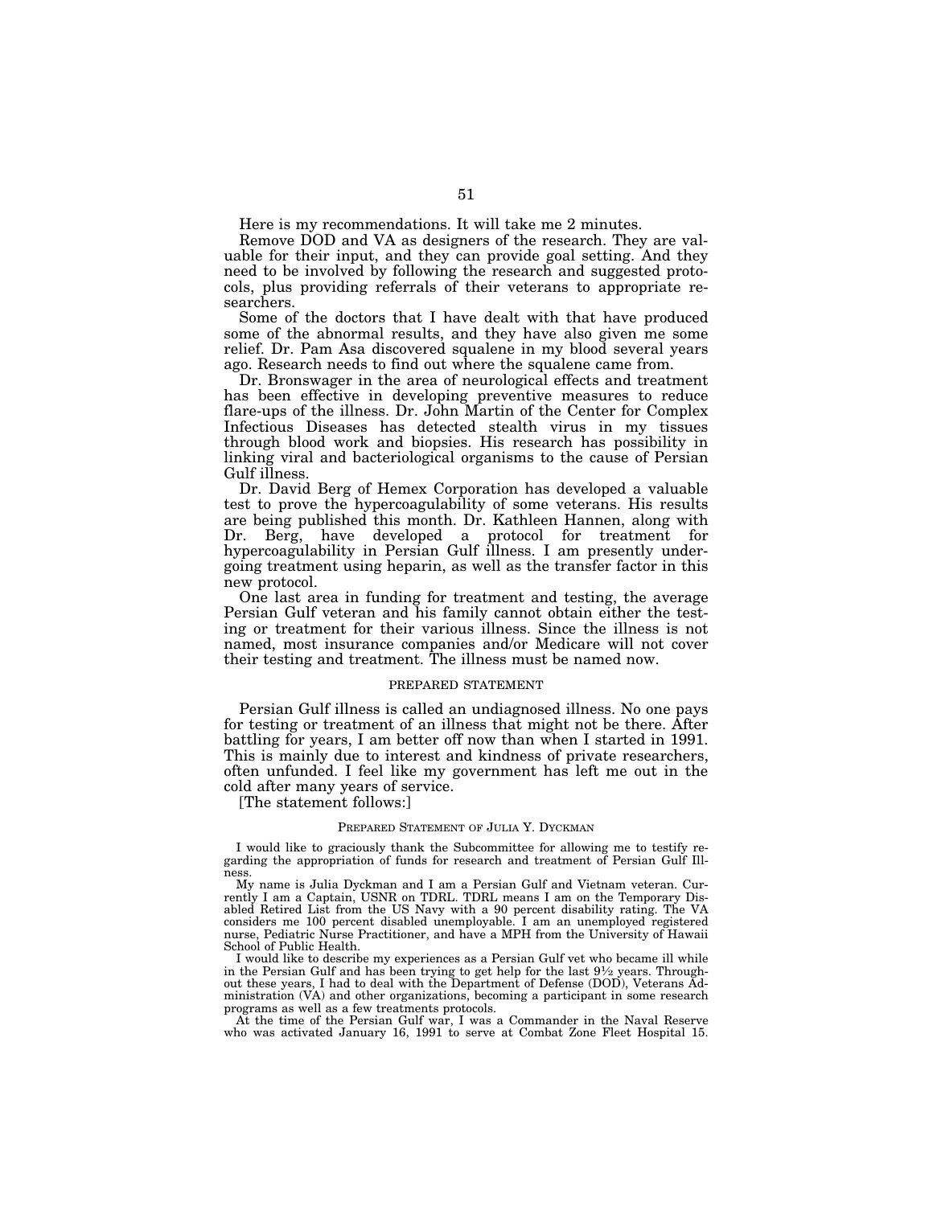Here is my recommendations. It will take me 2 minutes.

Remove DOD and VA as designers of the research. They are valuable for their input, and they can provide goal setting. And they need to be involved by following the research and suggested protocols, plus providing referrals of their veterans to appropriate researchers.

Some of the doctors that I have dealt with that have produced some of the abnormal results, and they have also given me some relief. Dr. Pam Asa discovered squalene in my blood several years ago. Research needs to find out where the squalene came from.

Dr. Bronswager in the area of neurological effects and treatment has been effective in developing preventive measures to reduce flare-ups of the illness. Dr. John Martin of the Center for Complex Infectious Diseases has detected stealth virus in my tissues through blood work and biopsies. His research has possibility in linking viral and bacteriological organisms to the cause of Persian Gulf illness.

Dr. David Berg of Hemex Corporation has developed a valuable test to prove the hypercoagulability of some veterans. His results are being published this month. Dr. Kathleen Hannen, along with Dr. Berg, have developed a protocol for treatment for hypercoagulability in Persian Gulf illness. I am presently undergoing treatment using heparin, as well as the transfer factor in this new protocol.

One last area in funding for treatment and testing, the average Persian Gulf veteran and his family cannot obtain either the testing or treatment for their various illness. Since the illness is not named, most insurance companies and/or Medicare will not cover their testing and treatment. The illness must be named now.

## PREPARED STATEMENT

Persian Gulf illness is called an undiagnosed illness. No one pays for testing or treatment of an illness that might not be there. After battling for years, I am better off now than when I started in 1991. This is mainly due to interest and kindness of private researchers, often unfunded. I feel like my government has left me out in the cold after many years of service.

[The statement follows:]

### PREPARED STATEMENT OF JULIA Y. DYCKMAN

I would like to graciously thank the Subcommittee for allowing me to testify regarding the appropriation of funds for research and treatment of Persian Gulf Illness.

My name is Julia Dyckman and I am a Persian Gulf and Vietnam veteran. Currently I am a Captain, USNR on TDRL. TDRL means I am on the Temporary Disabled Retired List from the US Navy with a 90 percent disability rating. The VA considers me 100 percent disabled unemployable. I am an unemployed registered nurse, Pediatric Nurse Practitioner, and have a MPH from the University of Hawaii School of Public Health.

I would like to describe my experiences as a Persian Gulf vet who became ill while in the Persian Gulf and has been trying to get help for the last 9½ years. Throughout these years, I had to deal with the Department of Defense (DOD), Veterans Administration (VA) and other organizations, becoming a participant in some research programs as well as a few treatments protocols.

At the time of the Persian Gulf war, I was a Commander in the Naval Reserve who was activated January 16, 1991 to serve at Combat Zone Fleet Hospital 15.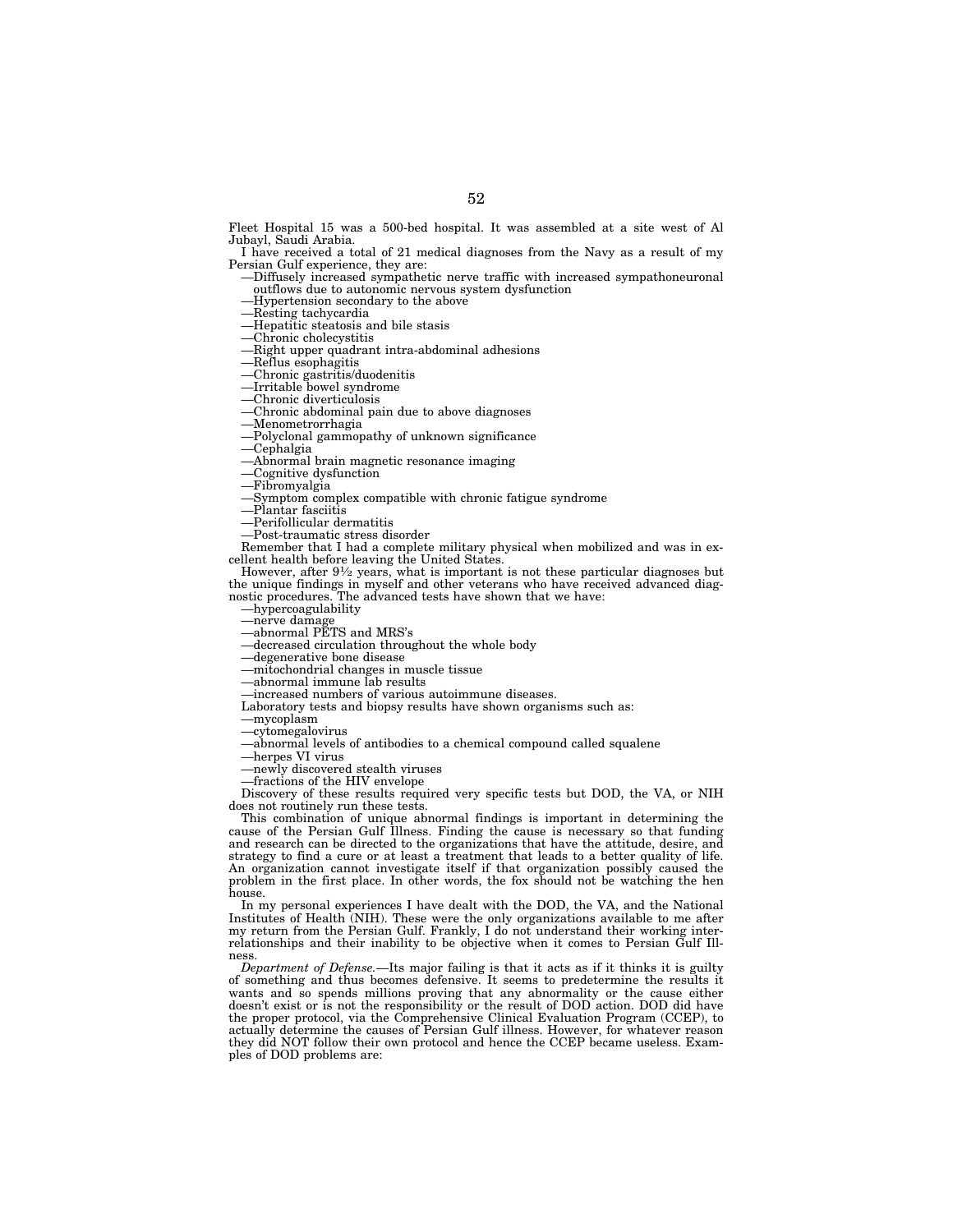Fleet Hospital 15 was a 500-bed hospital. It was assembled at a site west of Al Jubayl, Saudi Arabia.

I have received a total of 21 medical diagnoses from the Navy as a result of my Persian Gulf experience, they are:

—Diffusely increased sympathetic nerve traffic with increased sympathoneuronal outflows due to autonomic nervous system dysfunction
—Hypertension secondary to the above
—Resting tachycardia
—Hepatitic steatosis and bile stasis
—Chronic cholecystitis
—Right upper quadrant intra-abdominal adhesions
—Reflus esophagitis
—Chronic gastritis/duodenitis
—Irritable bowel syndrome
—Chronic diverticulosis
—Chronic abdominal pain due to above diagnoses
—Menometrorrhagia
—Polyclonal gammopathy of unknown significance
—Cephalgia
—Abnormal brain magnetic resonance imaging
—Cognitive dysfunction
—Fibromyalgia
—Symptom complex compatible with chronic fatigue syndrome
—Plantar fasciitis
—Perifollicular dermatitis
—Post-traumatic stress disorder

Remember that I had a complete military physical when mobilized and was in excellent health before leaving the United States.

However, after 9½ years, what is important is not these particular diagnoses but the unique findings in myself and other veterans who have received advanced diagnostic procedures. The advanced tests have shown that we have:

—hypercoagulability
—nerve damage
—abnormal PETS and MRS's
—decreased circulation throughout the whole body
—degenerative bone disease
—mitochondrial changes in muscle tissue
—abnormal immune lab results
—increased numbers of various autoimmune diseases.

Laboratory tests and biopsy results have shown organisms such as:

—mycoplasm
—cytomegalovirus
—abnormal levels of antibodies to a chemical compound called squalene
—herpes VI virus
—newly discovered stealth viruses
—fractions of the HIV envelope

Discovery of these results required very specific tests but DOD, the VA, or NIH does not routinely run these tests.

This combination of unique abnormal findings is important in determining the cause of the Persian Gulf Illness. Finding the cause is necessary so that funding and research can be directed to the organizations that have the attitude, desire, and strategy to find a cure or at least a treatment that leads to a better quality of life. An organization cannot investigate itself if that organization possibly caused the problem in the first place. In other words, the fox should not be watching the hen house.

In my personal experiences I have dealt with the DOD, the VA, and the National Institutes of Health (NIH). These were the only organizations available to me after my return from the Persian Gulf. Frankly, I do not understand their working interrelationships and their inability to be objective when it comes to Persian Gulf Illness.

*Department of Defense.*—Its major failing is that it acts as if it thinks it is guilty of something and thus becomes defensive. It seems to predetermine the results it wants and so spends millions proving that any abnormality or the cause either doesn't exist or is not the responsibility or the result of DOD action. DOD did have the proper protocol, via the Comprehensive Clinical Evaluation Program (CCEP), to actually determine the causes of Persian Gulf illness. However, for whatever reason they did NOT follow their own protocol and hence the CCEP became useless. Examples of DOD problems are: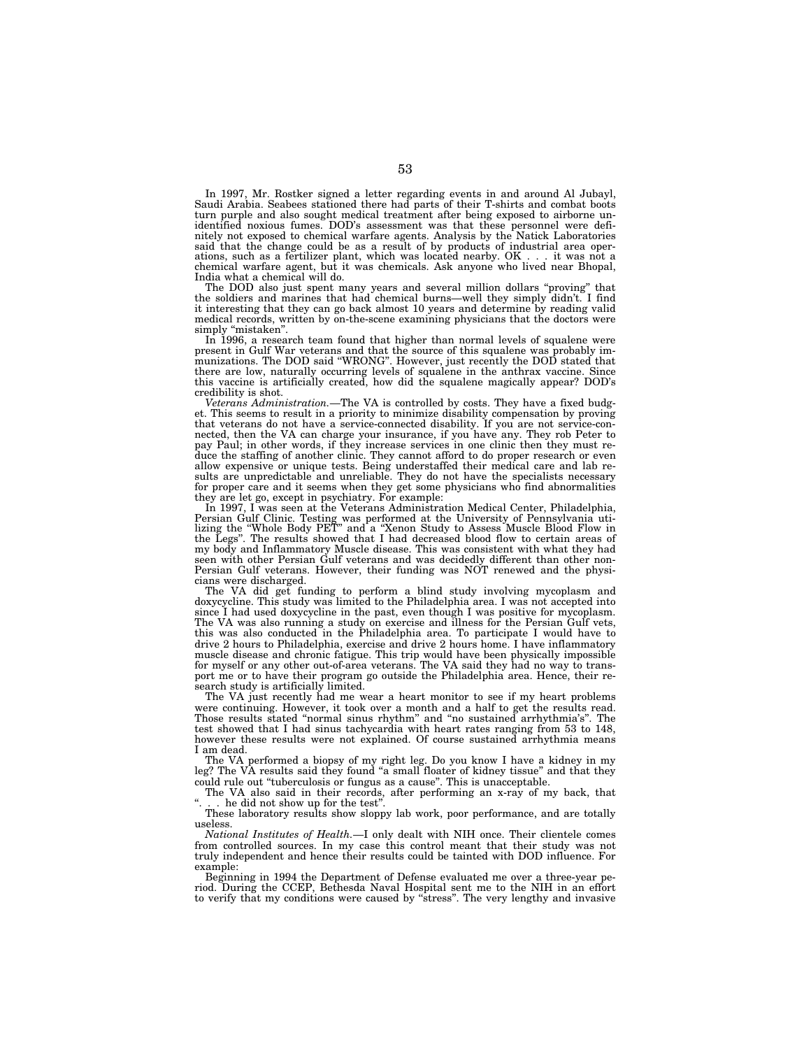In 1997, Mr. Rostker signed a letter regarding events in and around Al Jubayl, Saudi Arabia. Seabees stationed there had parts of their T-shirts and combat boots turn purple and also sought medical treatment after being exposed to airborne unidentified noxious fumes. DOD's assessment was that these personnel were definitely not exposed to chemical warfare agents. Analysis by the Natick Laboratories said that the change could be as a result of by products of industrial area operations, such as a fertilizer plant, which was located nearby. OK . . . it was not a chemical warfare agent, but it was chemicals. Ask anyone who lived near Bhopal, India what a chemical will do.

The DOD also just spent many years and several million dollars "proving" that the soldiers and marines that had chemical burns—well they simply didn't. I find it interesting that they can go back almost 10 years and determine by reading valid medical records, written by on-the-scene examining physicians that the doctors were simply "mistaken".

In 1996, a research team found that higher than normal levels of squalene were present in Gulf War veterans and that the source of this squalene was probably immunizations. The DOD said "WRONG". However, just recently the DOD stated that there are low, naturally occurring levels of squalene in the anthrax vaccine. Since this vaccine is artificially created, how did the squalene magically appear? DOD's credibility is shot.

*Veterans Administration.*—The VA is controlled by costs. They have a fixed budget. This seems to result in a priority to minimize disability compensation by proving that veterans do not have a service-connected disability. If you are not service-connected, then the VA can charge your insurance, if you have any. They rob Peter to pay Paul; in other words, if they increase services in one clinic then they must reduce the staffing of another clinic. They cannot afford to do proper research or even allow expensive or unique tests. Being understaffed their medical care and lab results are unpredictable and unreliable. They do not have the specialists necessary for proper care and it seems when they get some physicians who find abnormalities they are let go, except in psychiatry. For example:

In 1997, I was seen at the Veterans Administration Medical Center, Philadelphia, Persian Gulf Clinic. Testing was performed at the University of Pennsylvania utilizing the "Whole Body PET" and a "Xenon Study to Assess Muscle Blood Flow in the Legs". The results showed that I had decreased blood flow to certain areas of my body and Inflammatory Muscle disease. This was consistent with what they had seen with other Persian Gulf veterans and was decidedly different than other non-Persian Gulf veterans. However, their funding was NOT renewed and the physicians were discharged.

The VA did get funding to perform a blind study involving mycoplasm and doxycycline. This study was limited to the Philadelphia area. I was not accepted into since I had used doxycycline in the past, even though I was positive for mycoplasm. The VA was also running a study on exercise and illness for the Persian Gulf vets, this was also conducted in the Philadelphia area. To participate I would have to drive 2 hours to Philadelphia, exercise and drive 2 hours home. I have inflammatory muscle disease and chronic fatigue. This trip would have been physically impossible for myself or any other out-of-area veterans. The VA said they had no way to transport me or to have their program go outside the Philadelphia area. Hence, their research study is artificially limited.

The VA just recently had me wear a heart monitor to see if my heart problems were continuing. However, it took over a month and a half to get the results read. Those results stated "normal sinus rhythm" and "no sustained arrhythmia's". The test showed that I had sinus tachycardia with heart rates ranging from 53 to 148, however these results were not explained. Of course sustained arrhythmia means I am dead.

The VA performed a biopsy of my right leg. Do you know I have a kidney in my leg? The VA results said they found "a small floater of kidney tissue" and that they could rule out "tuberculosis or fungus as a cause". This is unacceptable.

The VA also said in their records, after performing an x-ray of my back, that ". . . he did not show up for the test".

These laboratory results show sloppy lab work, poor performance, and are totally useless.

*National Institutes of Health.*—I only dealt with NIH once. Their clientele comes from controlled sources. In my case this control meant that their study was not truly independent and hence their results could be tainted with DOD influence. For example:

Beginning in 1994 the Department of Defense evaluated me over a three-year period. During the CCEP, Bethesda Naval Hospital sent me to the NIH in an effort to verify that my conditions were caused by "stress". The very lengthy and invasive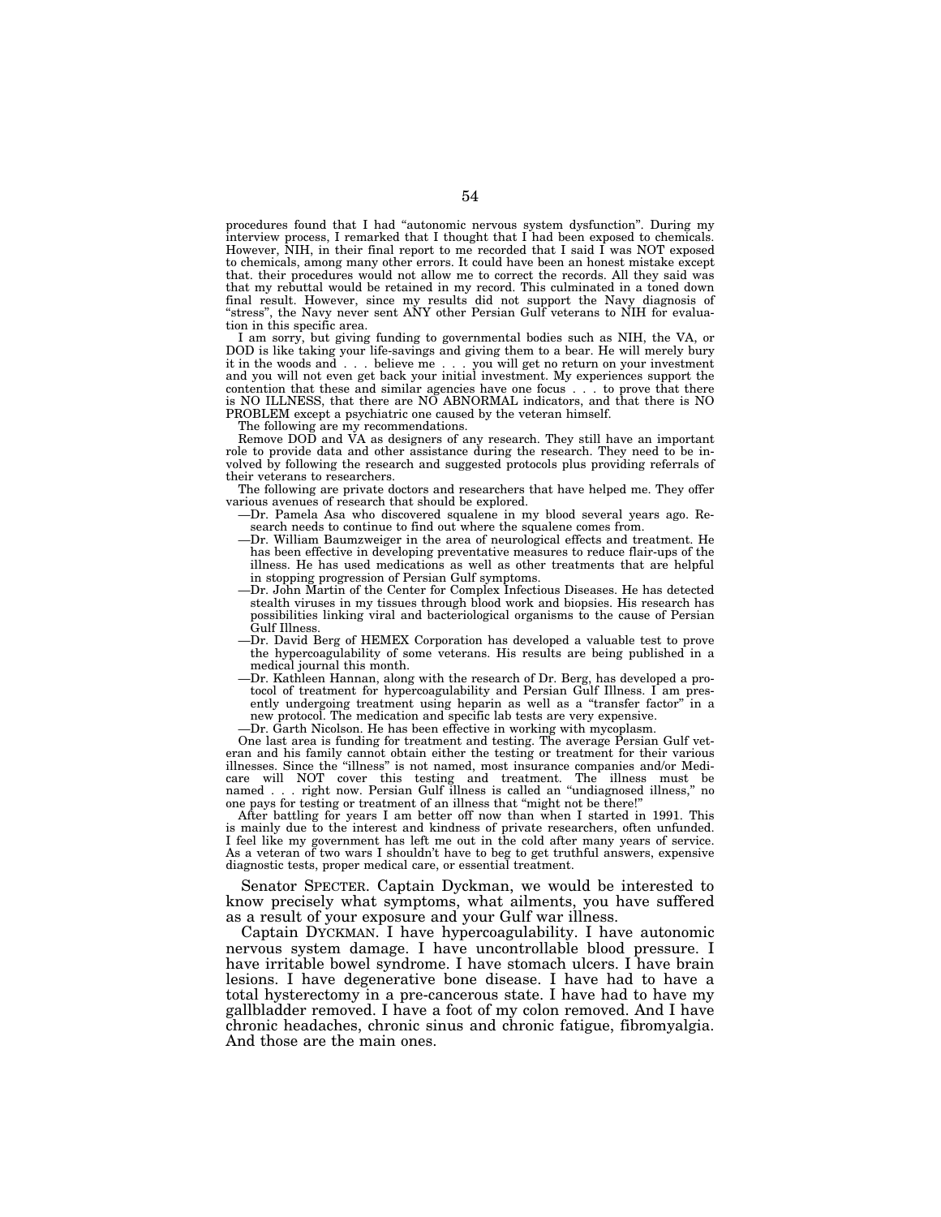procedures found that I had "autonomic nervous system dysfunction". During my interview process, I remarked that I thought that I had been exposed to chemicals. However, NIH, in their final report to me recorded that I said I was NOT exposed to chemicals, among many other errors. It could have been an honest mistake except that. their procedures would not allow me to correct the records. All they said was that my rebuttal would be retained in my record. This culminated in a toned down final result. However, since my results did not support the Navy diagnosis of "stress", the Navy never sent ANY other Persian Gulf veterans to NIH for evaluation in this specific area.

I am sorry, but giving funding to governmental bodies such as NIH, the VA, or DOD is like taking your life-savings and giving them to a bear. He will merely bury it in the woods and . . . believe me . . . you will get no return on your investment and you will not even get back your initial investment. My experiences support the contention that these and similar agencies have one focus . . . to prove that there is NO ILLNESS, that there are NO ABNORMAL indicators, and that there is NO PROBLEM except a psychiatric one caused by the veteran himself.

The following are my recommendations.

Remove DOD and VA as designers of any research. They still have an important role to provide data and other assistance during the research. They need to be involved by following the research and suggested protocols plus providing referrals of their veterans to researchers.

The following are private doctors and researchers that have helped me. They offer various avenues of research that should be explored.

—Dr. Pamela Asa who discovered squalene in my blood several years ago. Research needs to continue to find out where the squalene comes from.

—Dr. William Baumzweiger in the area of neurological effects and treatment. He has been effective in developing preventative measures to reduce flair-ups of the illness. He has used medications as well as other treatments that are helpful in stopping progression of Persian Gulf symptoms.

—Dr. John Martin of the Center for Complex Infectious Diseases. He has detected stealth viruses in my tissues through blood work and biopsies. His research has possibilities linking viral and bacteriological organisms to the cause of Persian Gulf Illness.

—Dr. David Berg of HEMEX Corporation has developed a valuable test to prove the hypercoagulability of some veterans. His results are being published in a medical journal this month.

—Dr. Kathleen Hannan, along with the research of Dr. Berg, has developed a protocol of treatment for hypercoagulability and Persian Gulf Illness. I am presently undergoing treatment using heparin as well as a "transfer factor" in a new protocol. The medication and specific lab tests are very expensive.

—Dr. Garth Nicolson. He has been effective in working with mycoplasm.

One last area is funding for treatment and testing. The average Persian Gulf veteran and his family cannot obtain either the testing or treatment for their various illnesses. Since the "illness" is not named, most insurance companies and/or Medicare will NOT cover this testing and treatment. The illness must be named . . . right now. Persian Gulf illness is called an "undiagnosed illness," no one pays for testing or treatment of an illness that "might not be there!"

After battling for years I am better off now than when I started in 1991. This is mainly due to the interest and kindness of private researchers, often unfunded. I feel like my government has left me out in the cold after many years of service. As a veteran of two wars I shouldn't have to beg to get truthful answers, expensive diagnostic tests, proper medical care, or essential treatment.

Senator SPECTER. Captain Dyckman, we would be interested to know precisely what symptoms, what ailments, you have suffered as a result of your exposure and your Gulf war illness.

Captain DYCKMAN. I have hypercoagulability. I have autonomic nervous system damage. I have uncontrollable blood pressure. I have irritable bowel syndrome. I have stomach ulcers. I have brain lesions. I have degenerative bone disease. I have had to have a total hysterectomy in a pre-cancerous state. I have had to have my gallbladder removed. I have a foot of my colon removed. And I have chronic headaches, chronic sinus and chronic fatigue, fibromyalgia. And those are the main ones.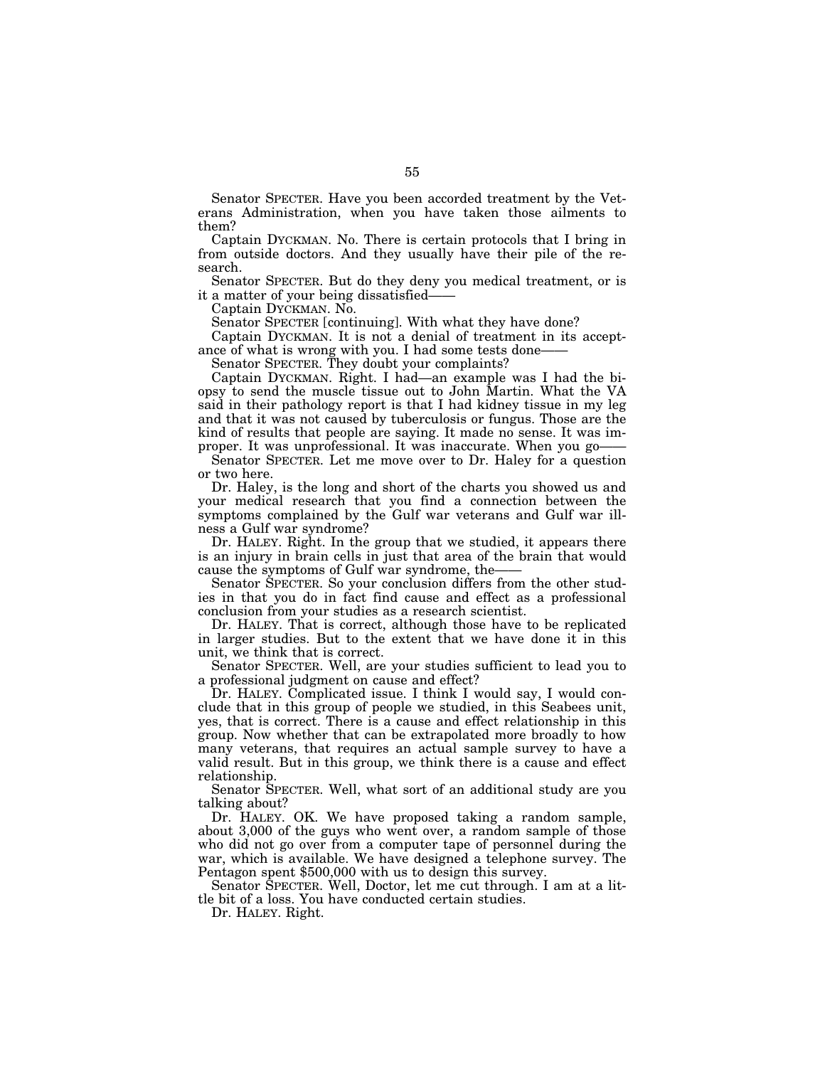Senator SPECTER. Have you been accorded treatment by the Veterans Administration, when you have taken those ailments to them?

Captain DYCKMAN. No. There is certain protocols that I bring in from outside doctors. And they usually have their pile of the research.

Senator SPECTER. But do they deny you medical treatment, or is it a matter of your being dissatisfied——

Captain DYCKMAN. No.

Senator SPECTER [continuing]. With what they have done?

Captain DYCKMAN. It is not a denial of treatment in its acceptance of what is wrong with you. I had some tests done——

Senator SPECTER. They doubt your complaints?

Captain DYCKMAN. Right. I had—an example was I had the biopsy to send the muscle tissue out to John Martin. What the VA said in their pathology report is that I had kidney tissue in my leg and that it was not caused by tuberculosis or fungus. Those are the kind of results that people are saying. It made no sense. It was improper. It was unprofessional. It was inaccurate. When you go——

Senator SPECTER. Let me move over to Dr. Haley for a question or two here.

Dr. Haley, is the long and short of the charts you showed us and your medical research that you find a connection between the symptoms complained by the Gulf war veterans and Gulf war illness a Gulf war syndrome?

Dr. HALEY. Right. In the group that we studied, it appears there is an injury in brain cells in just that area of the brain that would cause the symptoms of Gulf war syndrome, the——

Senator SPECTER. So your conclusion differs from the other studies in that you do in fact find cause and effect as a professional conclusion from your studies as a research scientist.

Dr. HALEY. That is correct, although those have to be replicated in larger studies. But to the extent that we have done it in this unit, we think that is correct.

Senator SPECTER. Well, are your studies sufficient to lead you to a professional judgment on cause and effect?

Dr. HALEY. Complicated issue. I think I would say, I would conclude that in this group of people we studied, in this Seabees unit, yes, that is correct. There is a cause and effect relationship in this group. Now whether that can be extrapolated more broadly to how many veterans, that requires an actual sample survey to have a valid result. But in this group, we think there is a cause and effect relationship.

Senator SPECTER. Well, what sort of an additional study are you talking about?

Dr. HALEY. OK. We have proposed taking a random sample, about 3,000 of the guys who went over, a random sample of those who did not go over from a computer tape of personnel during the war, which is available. We have designed a telephone survey. The Pentagon spent $500,000 with us to design this survey.

Senator SPECTER. Well, Doctor, let me cut through. I am at a little bit of a loss. You have conducted certain studies.

Dr. HALEY. Right.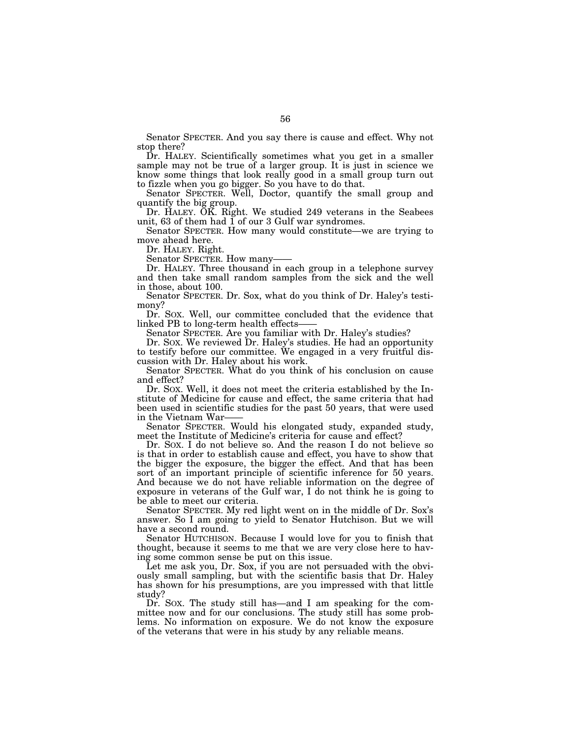Senator SPECTER. And you say there is cause and effect. Why not stop there?

Dr. HALEY. Scientifically sometimes what you get in a smaller sample may not be true of a larger group. It is just in science we know some things that look really good in a small group turn out to fizzle when you go bigger. So you have to do that.

Senator SPECTER. Well, Doctor, quantify the small group and quantify the big group.

Dr. HALEY. OK. Right. We studied 249 veterans in the Seabees unit, 63 of them had 1 of our 3 Gulf war syndromes.

Senator SPECTER. How many would constitute—we are trying to move ahead here.

Dr. HALEY. Right.

Senator SPECTER. How many——

Dr. HALEY. Three thousand in each group in a telephone survey and then take small random samples from the sick and the well in those, about 100.

Senator SPECTER. Dr. Sox, what do you think of Dr. Haley's testimony?

Dr. SOX. Well, our committee concluded that the evidence that linked PB to long-term health effects——

Senator SPECTER. Are you familiar with Dr. Haley's studies?

Dr. SOX. We reviewed Dr. Haley's studies. He had an opportunity to testify before our committee. We engaged in a very fruitful discussion with Dr. Haley about his work.

Senator SPECTER. What do you think of his conclusion on cause and effect?

Dr. SOX. Well, it does not meet the criteria established by the Institute of Medicine for cause and effect, the same criteria that had been used in scientific studies for the past 50 years, that were used in the Vietnam War——

Senator SPECTER. Would his elongated study, expanded study, meet the Institute of Medicine's criteria for cause and effect?

Dr. SOX. I do not believe so. And the reason I do not believe so is that in order to establish cause and effect, you have to show that the bigger the exposure, the bigger the effect. And that has been sort of an important principle of scientific inference for 50 years. And because we do not have reliable information on the degree of exposure in veterans of the Gulf war, I do not think he is going to be able to meet our criteria.

Senator SPECTER. My red light went on in the middle of Dr. Sox's answer. So I am going to yield to Senator Hutchison. But we will have a second round.

Senator HUTCHISON. Because I would love for you to finish that thought, because it seems to me that we are very close here to having some common sense be put on this issue.

Let me ask you, Dr. Sox, if you are not persuaded with the obviously small sampling, but with the scientific basis that Dr. Haley has shown for his presumptions, are you impressed with that little study?

Dr. SOX. The study still has—and I am speaking for the committee now and for our conclusions. The study still has some problems. No information on exposure. We do not know the exposure of the veterans that were in his study by any reliable means.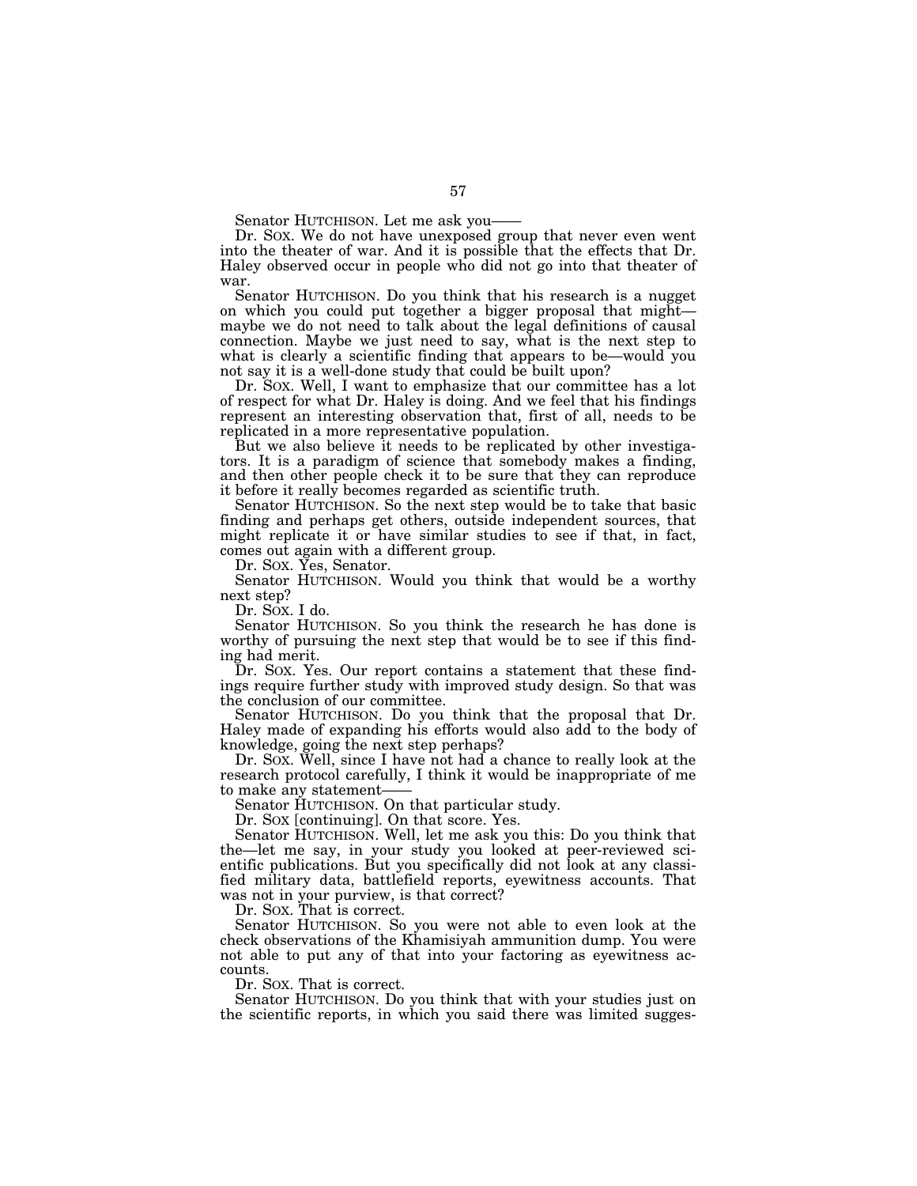Senator HUTCHISON. Let me ask you——

Dr. SOX. We do not have unexposed group that never even went into the theater of war. And it is possible that the effects that Dr. Haley observed occur in people who did not go into that theater of war.

Senator HUTCHISON. Do you think that his research is a nugget on which you could put together a bigger proposal that might—maybe we do not need to talk about the legal definitions of causal connection. Maybe we just need to say, what is the next step to what is clearly a scientific finding that appears to be—would you not say it is a well-done study that could be built upon?

Dr. SOX. Well, I want to emphasize that our committee has a lot of respect for what Dr. Haley is doing. And we feel that his findings represent an interesting observation that, first of all, needs to be replicated in a more representative population.

But we also believe it needs to be replicated by other investigators. It is a paradigm of science that somebody makes a finding, and then other people check it to be sure that they can reproduce it before it really becomes regarded as scientific truth.

Senator HUTCHISON. So the next step would be to take that basic finding and perhaps get others, outside independent sources, that might replicate it or have similar studies to see if that, in fact, comes out again with a different group.

Dr. SOX. Yes, Senator.

Senator HUTCHISON. Would you think that would be a worthy next step?

Dr. SOX. I do.

Senator HUTCHISON. So you think the research he has done is worthy of pursuing the next step that would be to see if this finding had merit.

Dr. SOX. Yes. Our report contains a statement that these findings require further study with improved study design. So that was the conclusion of our committee.

Senator HUTCHISON. Do you think that the proposal that Dr. Haley made of expanding his efforts would also add to the body of knowledge, going the next step perhaps?

Dr. SOX. Well, since I have not had a chance to really look at the research protocol carefully, I think it would be inappropriate of me to make any statement——

Senator HUTCHISON. On that particular study.

Dr. SOX [continuing]. On that score. Yes.

Senator HUTCHISON. Well, let me ask you this: Do you think that the—let me say, in your study you looked at peer-reviewed scientific publications. But you specifically did not look at any classified military data, battlefield reports, eyewitness accounts. That was not in your purview, is that correct?

Dr. SOX. That is correct.

Senator HUTCHISON. So you were not able to even look at the check observations of the Khamisiyah ammunition dump. You were not able to put any of that into your factoring as eyewitness accounts.

Dr. SOX. That is correct.

Senator HUTCHISON. Do you think that with your studies just on the scientific reports, in which you said there was limited sugges-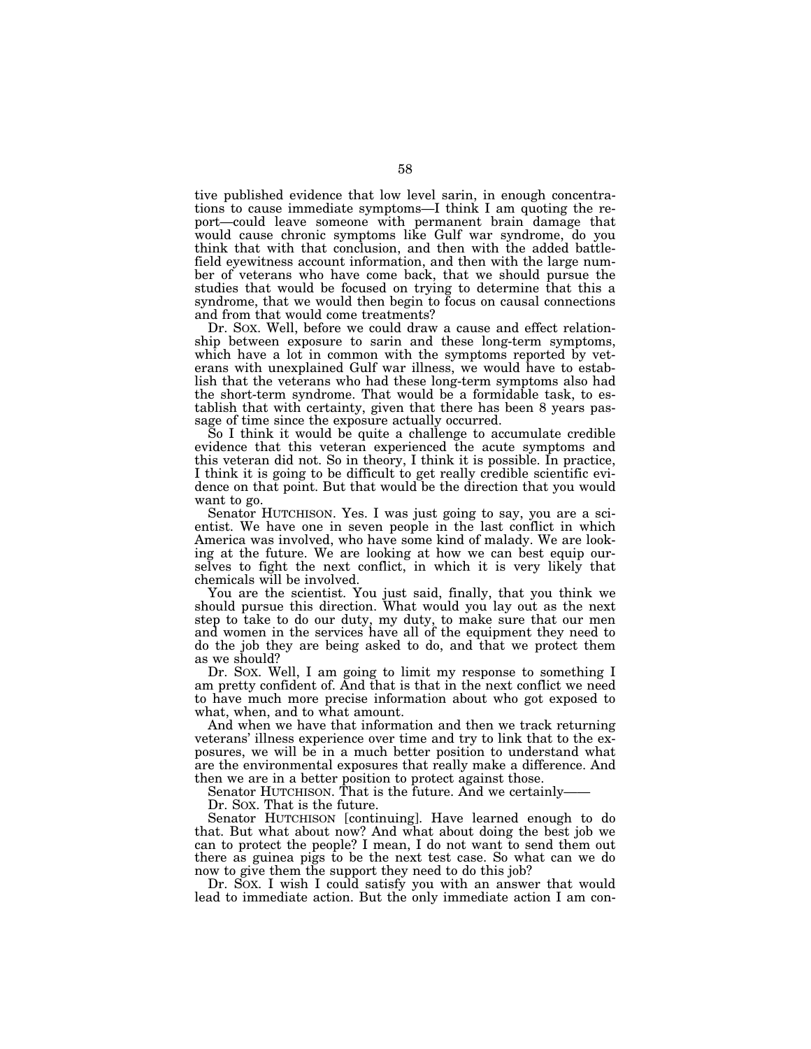tive published evidence that low level sarin, in enough concentrations to cause immediate symptoms—I think I am quoting the report—could leave someone with permanent brain damage that would cause chronic symptoms like Gulf war syndrome, do you think that with that conclusion, and then with the added battlefield eyewitness account information, and then with the large number of veterans who have come back, that we should pursue the studies that would be focused on trying to determine that this a syndrome, that we would then begin to focus on causal connections and from that would come treatments?

Dr. SOX. Well, before we could draw a cause and effect relationship between exposure to sarin and these long-term symptoms, which have a lot in common with the symptoms reported by veterans with unexplained Gulf war illness, we would have to establish that the veterans who had these long-term symptoms also had the short-term syndrome. That would be a formidable task, to establish that with certainty, given that there has been 8 years passage of time since the exposure actually occurred.

So I think it would be quite a challenge to accumulate credible evidence that this veteran experienced the acute symptoms and this veteran did not. So in theory, I think it is possible. In practice, I think it is going to be difficult to get really credible scientific evidence on that point. But that would be the direction that you would want to go.

Senator HUTCHISON. Yes. I was just going to say, you are a scientist. We have one in seven people in the last conflict in which America was involved, who have some kind of malady. We are looking at the future. We are looking at how we can best equip ourselves to fight the next conflict, in which it is very likely that chemicals will be involved.

You are the scientist. You just said, finally, that you think we should pursue this direction. What would you lay out as the next step to take to do our duty, my duty, to make sure that our men and women in the services have all of the equipment they need to do the job they are being asked to do, and that we protect them as we should?

Dr. SOX. Well, I am going to limit my response to something I am pretty confident of. And that is that in the next conflict we need to have much more precise information about who got exposed to what, when, and to what amount.

And when we have that information and then we track returning veterans' illness experience over time and try to link that to the exposures, we will be in a much better position to understand what are the environmental exposures that really make a difference. And then we are in a better position to protect against those.

Senator HUTCHISON. That is the future. And we certainly——

Dr. SOX. That is the future.

Senator HUTCHISON [continuing]. Have learned enough to do that. But what about now? And what about doing the best job we can to protect the people? I mean, I do not want to send them out there as guinea pigs to be the next test case. So what can we do now to give them the support they need to do this job?

Dr. SOX. I wish I could satisfy you with an answer that would lead to immediate action. But the only immediate action I am con-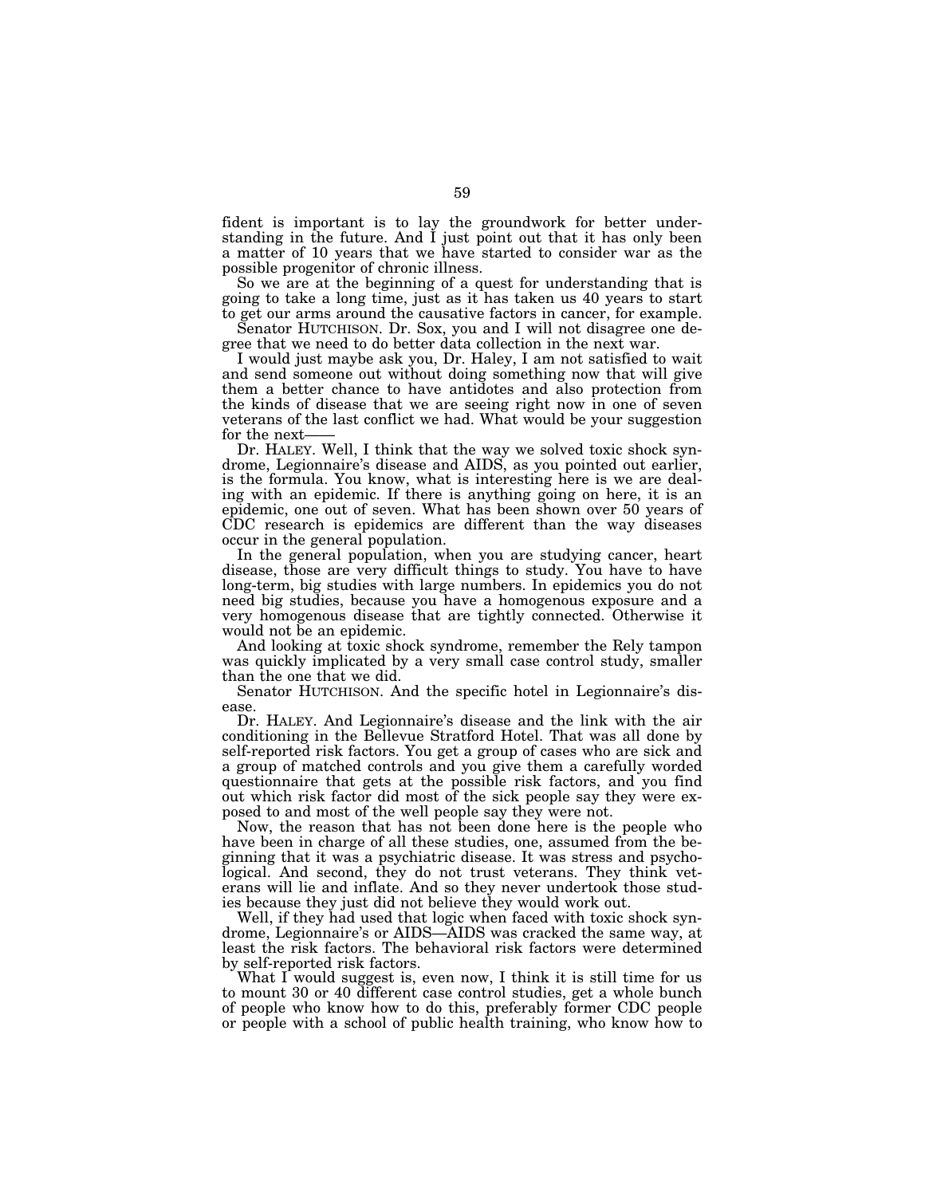fident is important is to lay the groundwork for better understanding in the future. And I just point out that it has only been a matter of 10 years that we have started to consider war as the possible progenitor of chronic illness.

So we are at the beginning of a quest for understanding that is going to take a long time, just as it has taken us 40 years to start to get our arms around the causative factors in cancer, for example.

Senator HUTCHISON. Dr. Sox, you and I will not disagree one degree that we need to do better data collection in the next war.

I would just maybe ask you, Dr. Haley, I am not satisfied to wait and send someone out without doing something now that will give them a better chance to have antidotes and also protection from the kinds of disease that we are seeing right now in one of seven veterans of the last conflict we had. What would be your suggestion for the next——

Dr. HALEY. Well, I think that the way we solved toxic shock syndrome, Legionnaire's disease and AIDS, as you pointed out earlier, is the formula. You know, what is interesting here is we are dealing with an epidemic. If there is anything going on here, it is an epidemic, one out of seven. What has been shown over 50 years of CDC research is epidemics are different than the way diseases occur in the general population.

In the general population, when you are studying cancer, heart disease, those are very difficult things to study. You have to have long-term, big studies with large numbers. In epidemics you do not need big studies, because you have a homogenous exposure and a very homogenous disease that are tightly connected. Otherwise it would not be an epidemic.

And looking at toxic shock syndrome, remember the Rely tampon was quickly implicated by a very small case control study, smaller than the one that we did.

Senator HUTCHISON. And the specific hotel in Legionnaire's disease.

Dr. HALEY. And Legionnaire's disease and the link with the air conditioning in the Bellevue Stratford Hotel. That was all done by self-reported risk factors. You get a group of cases who are sick and a group of matched controls and you give them a carefully worded questionnaire that gets at the possible risk factors, and you find out which risk factor did most of the sick people say they were exposed to and most of the well people say they were not.

Now, the reason that has not been done here is the people who have been in charge of all these studies, one, assumed from the beginning that it was a psychiatric disease. It was stress and psychological. And second, they do not trust veterans. They think veterans will lie and inflate. And so they never undertook those studies because they just did not believe they would work out.

Well, if they had used that logic when faced with toxic shock syndrome, Legionnaire's or AIDS—AIDS was cracked the same way, at least the risk factors. The behavioral risk factors were determined by self-reported risk factors.

What I would suggest is, even now, I think it is still time for us to mount 30 or 40 different case control studies, get a whole bunch of people who know how to do this, preferably former CDC people or people with a school of public health training, who know how to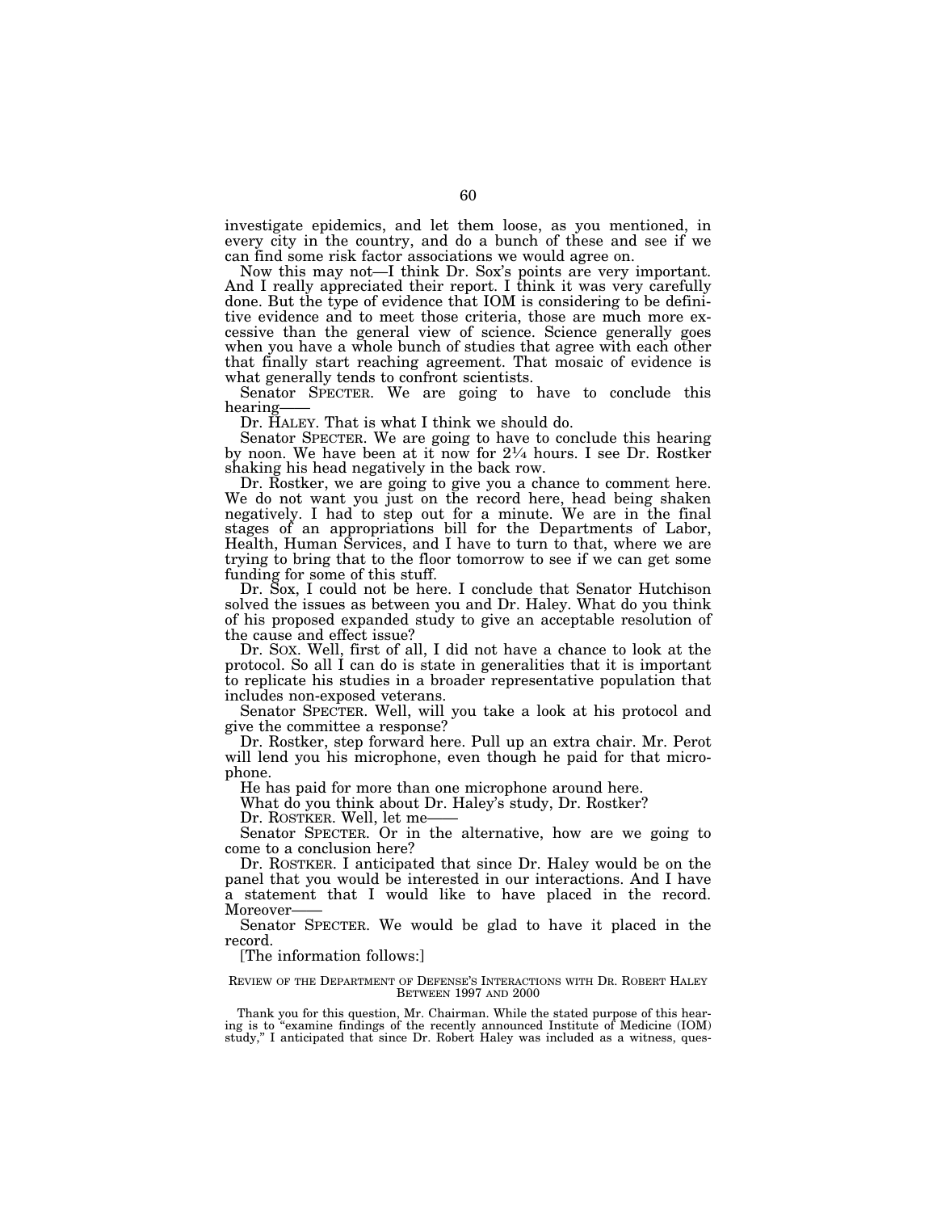investigate epidemics, and let them loose, as you mentioned, in every city in the country, and do a bunch of these and see if we can find some risk factor associations we would agree on.

Now this may not—I think Dr. Sox's points are very important. And I really appreciated their report. I think it was very carefully done. But the type of evidence that IOM is considering to be definitive evidence and to meet those criteria, those are much more excessive than the general view of science. Science generally goes when you have a whole bunch of studies that agree with each other that finally start reaching agreement. That mosaic of evidence is what generally tends to confront scientists.

Senator SPECTER. We are going to have to conclude this hearing——

Dr. HALEY. That is what I think we should do.

Senator SPECTER. We are going to have to conclude this hearing by noon. We have been at it now for 2¼ hours. I see Dr. Rostker shaking his head negatively in the back row.

Dr. Rostker, we are going to give you a chance to comment here. We do not want you just on the record here, head being shaken negatively. I had to step out for a minute. We are in the final stages of an appropriations bill for the Departments of Labor, Health, Human Services, and I have to turn to that, where we are trying to bring that to the floor tomorrow to see if we can get some funding for some of this stuff.

Dr. Sox, I could not be here. I conclude that Senator Hutchison solved the issues as between you and Dr. Haley. What do you think of his proposed expanded study to give an acceptable resolution of the cause and effect issue?

Dr. SOX. Well, first of all, I did not have a chance to look at the protocol. So all I can do is state in generalities that it is important to replicate his studies in a broader representative population that includes non-exposed veterans.

Senator SPECTER. Well, will you take a look at his protocol and give the committee a response?

Dr. Rostker, step forward here. Pull up an extra chair. Mr. Perot will lend you his microphone, even though he paid for that microphone.

He has paid for more than one microphone around here.

What do you think about Dr. Haley's study, Dr. Rostker?

Dr. ROSTKER. Well, let me——

Senator SPECTER. Or in the alternative, how are we going to come to a conclusion here?

Dr. ROSTKER. I anticipated that since Dr. Haley would be on the panel that you would be interested in our interactions. And I have a statement that I would like to have placed in the record. Moreover——

Senator SPECTER. We would be glad to have it placed in the record.

[The information follows:]

REVIEW OF THE DEPARTMENT OF DEFENSE'S INTERACTIONS WITH DR. ROBERT HALEY BETWEEN 1997 AND 2000

Thank you for this question, Mr. Chairman. While the stated purpose of this hearing is to "examine findings of the recently announced Institute of Medicine (IOM) study," I anticipated that since Dr. Robert Haley was included as a witness, ques-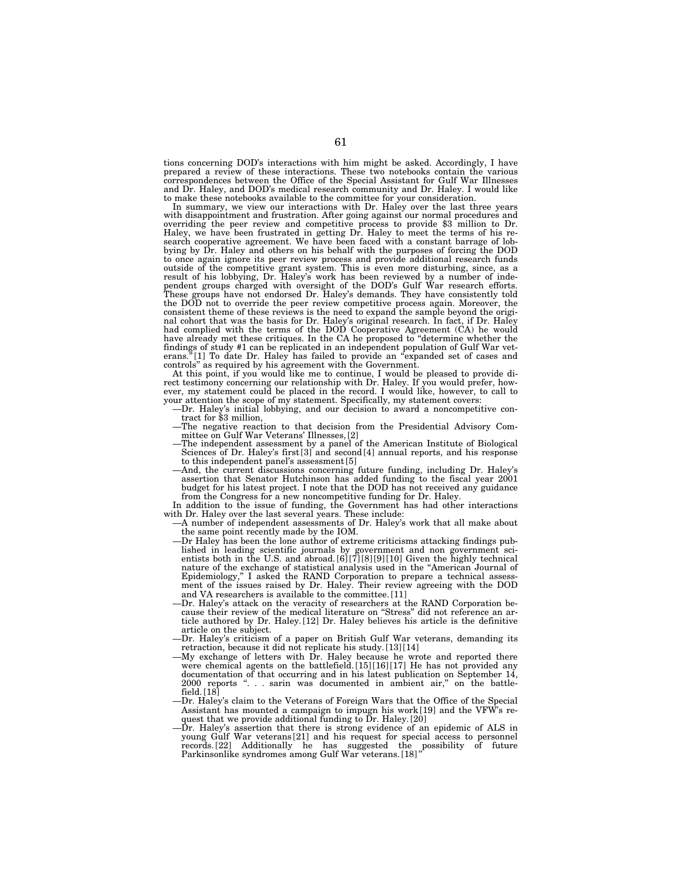tions concerning DOD's interactions with him might be asked. Accordingly, I have prepared a review of these interactions. These two notebooks contain the various correspondences between the Office of the Special Assistant for Gulf War Illnesses and Dr. Haley, and DOD's medical research community and Dr. Haley. I would like to make these notebooks available to the committee for your consideration.

In summary, we view our interactions with Dr. Haley over the last three years with disappointment and frustration. After going against our normal procedures and overriding the peer review and competitive process to provide $3 million to Dr. Haley, we have been frustrated in getting Dr. Haley to meet the terms of his research cooperative agreement. We have been faced with a constant barrage of lobbying by Dr. Haley and others on his behalf with the purposes of forcing the DOD to once again ignore its peer review process and provide additional research funds outside of the competitive grant system. This is even more disturbing, since, as a result of his lobbying, Dr. Haley's work has been reviewed by a number of independent groups charged with oversight of the DOD's Gulf War research efforts. These groups have not endorsed Dr. Haley's demands. They have consistently told the DOD not to override the peer review competitive process again. Moreover, the consistent theme of these reviews is the need to expand the sample beyond the original cohort that was the basis for Dr. Haley's original research. In fact, if Dr. Haley had complied with the terms of the DOD Cooperative Agreement (CA) he would have already met these critiques. In the CA he proposed to "determine whether the findings of study #1 can be replicated in an independent population of Gulf War veterans."[1] To date Dr. Haley has failed to provide an "expanded set of cases and controls" as required by his agreement with the Government.

At this point, if you would like me to continue, I would be pleased to provide direct testimony concerning our relationship with Dr. Haley. If you would prefer, however, my statement could be placed in the record. I would like, however, to call to your attention the scope of my statement. Specifically, my statement covers:

—Dr. Haley's initial lobbying, and our decision to award a noncompetitive contract for $3 million,

—The negative reaction to that decision from the Presidential Advisory Committee on Gulf War Veterans' Illnesses,[2]

—The independent assessment by a panel of the American Institute of Biological Sciences of Dr. Haley's first[3] and second[4] annual reports, and his response to this independent panel's assessment[5]

—And, the current discussions concerning future funding, including Dr. Haley's assertion that Senator Hutchinson has added funding to the fiscal year 2001 budget for his latest project. I note that the DOD has not received any guidance from the Congress for a new noncompetitive funding for Dr. Haley.

In addition to the issue of funding, the Government has had other interactions with Dr. Haley over the last several years. These include:

—A number of independent assessments of Dr. Haley's work that all make about the same point recently made by the IOM.

—Dr Haley has been the lone author of extreme criticisms attacking findings published in leading scientific journals by government and non government scientists both in the U.S. and abroad.[6][7][8][9][10] Given the highly technical nature of the exchange of statistical analysis used in the "American Journal of Epidemiology," I asked the RAND Corporation to prepare a technical assessment of the issues raised by Dr. Haley. Their review agreeing with the DOD and VA researchers is available to the committee.[11]

—Dr. Haley's attack on the veracity of researchers at the RAND Corporation because their review of the medical literature on "Stress" did not reference an article authored by Dr. Haley.[12] Dr. Haley believes his article is the definitive article on the subject.

—Dr. Haley's criticism of a paper on British Gulf War veterans, demanding its retraction, because it did not replicate his study.[13][14]

—My exchange of letters with Dr. Haley because he wrote and reported there were chemical agents on the battlefield.[15][16][17] He has not provided any documentation of that occurring and in his latest publication on September 14, 2000 reports ". . . sarin was documented in ambient air," on the battlefield.[18]

—Dr. Haley's claim to the Veterans of Foreign Wars that the Office of the Special Assistant has mounted a campaign to impugn his work[19] and the VFW's request that we provide additional funding to Dr. Haley.[20]

—Dr. Haley's assertion that there is strong evidence of an epidemic of ALS in young Gulf War veterans[21] and his request for special access to personnel records.[22] Additionally he has suggested the possibility of future Parkinsonlike syndromes among Gulf War veterans.[18]"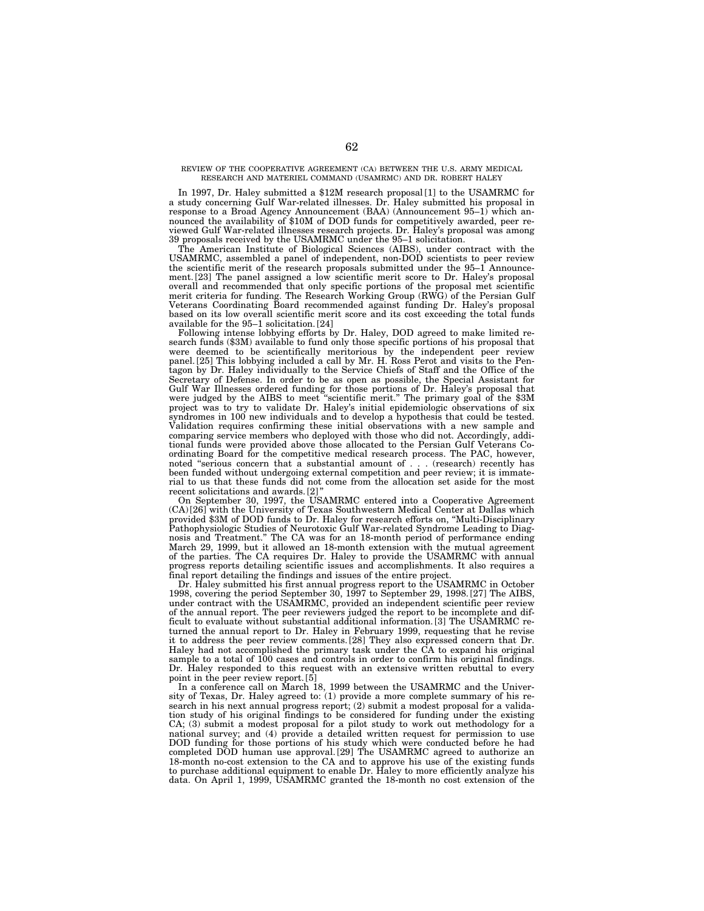## REVIEW OF THE COOPERATIVE AGREEMENT (CA) BETWEEN THE U.S. ARMY MEDICAL RESEARCH AND MATERIEL COMMAND (USAMRMC) AND DR. ROBERT HALEY

In 1997, Dr. Haley submitted a $12M research proposal [1] to the USAMRMC for a study concerning Gulf War-related illnesses. Dr. Haley submitted his proposal in response to a Broad Agency Announcement (BAA) (Announcement 95–1) which announced the availability of $10M of DOD funds for competitively awarded, peer reviewed Gulf War-related illnesses research projects. Dr. Haley's proposal was among 39 proposals received by the USAMRMC under the 95–1 solicitation.

The American Institute of Biological Sciences (AIBS), under contract with the USAMRMC, assembled a panel of independent, non-DOD scientists to peer review the scientific merit of the research proposals submitted under the 95–1 Announcement. [23] The panel assigned a low scientific merit score to Dr. Haley's proposal overall and recommended that only specific portions of the proposal met scientific merit criteria for funding. The Research Working Group (RWG) of the Persian Gulf Veterans Coordinating Board recommended against funding Dr. Haley's proposal based on its low overall scientific merit score and its cost exceeding the total funds available for the 95–1 solicitation. [24]

Following intense lobbying efforts by Dr. Haley, DOD agreed to make limited research funds ($3M) available to fund only those specific portions of his proposal that were deemed to be scientifically meritorious by the independent peer review panel. [25] This lobbying included a call by Mr. H. Ross Perot and visits to the Pentagon by Dr. Haley individually to the Service Chiefs of Staff and the Office of the Secretary of Defense. In order to be as open as possible, the Special Assistant for Gulf War Illnesses ordered funding for those portions of Dr. Haley's proposal that were judged by the AIBS to meet "scientific merit." The primary goal of the $3M project was to try to validate Dr. Haley's initial epidemiologic observations of six syndromes in 100 new individuals and to develop a hypothesis that could be tested. Validation requires confirming these initial observations with a new sample and comparing service members who deployed with those who did not. Accordingly, additional funds were provided above those allocated to the Persian Gulf Veterans Coordinating Board for the competitive medical research process. The PAC, however, noted "serious concern that a substantial amount of . . . (research) recently has been funded without undergoing external competition and peer review; it is immaterial to us that these funds did not come from the allocation set aside for the most recent solicitations and awards. [2]"

On September 30, 1997, the USAMRMC entered into a Cooperative Agreement (CA) [26] with the University of Texas Southwestern Medical Center at Dallas which provided $3M of DOD funds to Dr. Haley for research efforts on, "Multi-Disciplinary Pathophysiologic Studies of Neurotoxic Gulf War-related Syndrome Leading to Diagnosis and Treatment." The CA was for an 18-month period of performance ending March 29, 1999, but it allowed an 18-month extension with the mutual agreement of the parties. The CA requires Dr. Haley to provide the USAMRMC with annual progress reports detailing scientific issues and accomplishments. It also requires a final report detailing the findings and issues of the entire project.

Dr. Haley submitted his first annual progress report to the USAMRMC in October 1998, covering the period September 30, 1997 to September 29, 1998. [27] The AIBS, under contract with the USAMRMC, provided an independent scientific peer review of the annual report. The peer reviewers judged the report to be incomplete and difficult to evaluate without substantial additional information. [3] The USAMRMC returned the annual report to Dr. Haley in February 1999, requesting that he revise it to address the peer review comments. [28] They also expressed concern that Dr. Haley had not accomplished the primary task under the CA to expand his original sample to a total of 100 cases and controls in order to confirm his original findings. Dr. Haley responded to this request with an extensive written rebuttal to every point in the peer review report. [5]

In a conference call on March 18, 1999 between the USAMRMC and the University of Texas, Dr. Haley agreed to: (1) provide a more complete summary of his research in his next annual progress report; (2) submit a modest proposal for a validation study of his original findings to be considered for funding under the existing CA; (3) submit a modest proposal for a pilot study to work out methodology for a national survey; and (4) provide a detailed written request for permission to use DOD funding for those portions of his study which were conducted before he had completed DOD human use approval. [29] The USAMRMC agreed to authorize an 18-month no-cost extension to the CA and to approve his use of the existing funds to purchase additional equipment to enable Dr. Haley to more efficiently analyze his data. On April 1, 1999, USAMRMC granted the 18-month no cost extension of the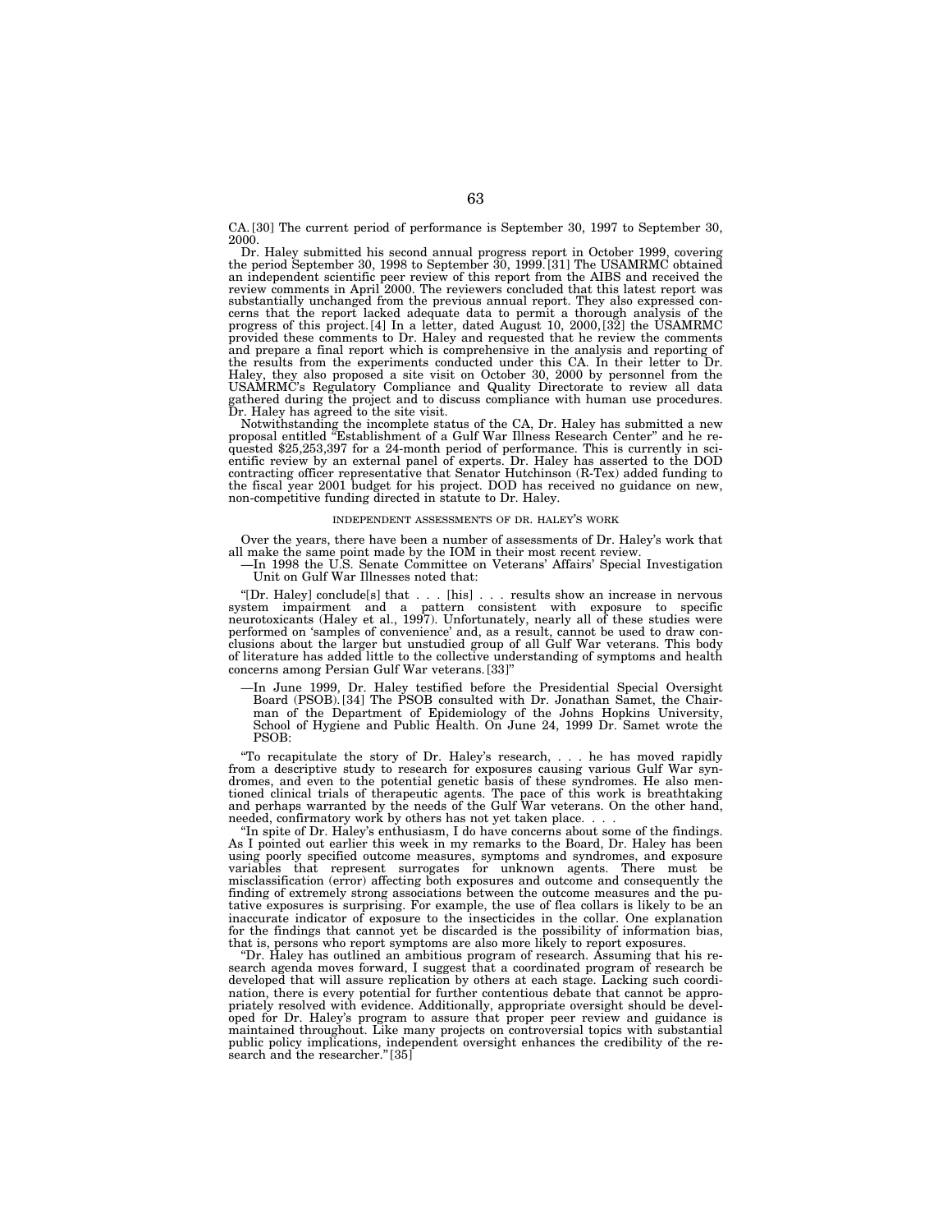CA.[30] The current period of performance is September 30, 1997 to September 30, 2000.

Dr. Haley submitted his second annual progress report in October 1999, covering the period September 30, 1998 to September 30, 1999.[31] The USAMRMC obtained an independent scientific peer review of this report from the AIBS and received the review comments in April 2000. The reviewers concluded that this latest report was substantially unchanged from the previous annual report. They also expressed concerns that the report lacked adequate data to permit a thorough analysis of the progress of this project.[4] In a letter, dated August 10, 2000,[32] the USAMRMC provided these comments to Dr. Haley and requested that he review the comments and prepare a final report which is comprehensive in the analysis and reporting of the results from the experiments conducted under this CA. In their letter to Dr. Haley, they also proposed a site visit on October 30, 2000 by personnel from the USAMRMC's Regulatory Compliance and Quality Directorate to review all data gathered during the project and to discuss compliance with human use procedures. Dr. Haley has agreed to the site visit.

Notwithstanding the incomplete status of the CA, Dr. Haley has submitted a new proposal entitled "Establishment of a Gulf War Illness Research Center" and he requested $25,253,397 for a 24-month period of performance. This is currently in scientific review by an external panel of experts. Dr. Haley has asserted to the DOD contracting officer representative that Senator Hutchinson (R-Tex) added funding to the fiscal year 2001 budget for his project. DOD has received no guidance on new, non-competitive funding directed in statute to Dr. Haley.

## INDEPENDENT ASSESSMENTS OF DR. HALEY'S WORK

Over the years, there have been a number of assessments of Dr. Haley's work that all make the same point made by the IOM in their most recent review.

—In 1998 the U.S. Senate Committee on Veterans' Affairs' Special Investigation Unit on Gulf War Illnesses noted that:

"[Dr. Haley] conclude[s] that . . . [his] . . . results show an increase in nervous system impairment and a pattern consistent with exposure to specific neurotoxicants (Haley et al., 1997). Unfortunately, nearly all of these studies were performed on 'samples of convenience' and, as a result, cannot be used to draw conclusions about the larger but unstudied group of all Gulf War veterans. This body of literature has added little to the collective understanding of symptoms and health concerns among Persian Gulf War veterans.[33]"

—In June 1999, Dr. Haley testified before the Presidential Special Oversight Board (PSOB).[34] The PSOB consulted with Dr. Jonathan Samet, the Chairman of the Department of Epidemiology of the Johns Hopkins University, School of Hygiene and Public Health. On June 24, 1999 Dr. Samet wrote the PSOB:

"To recapitulate the story of Dr. Haley's research, . . . he has moved rapidly from a descriptive study to research for exposures causing various Gulf War syndromes, and even to the potential genetic basis of these syndromes. He also mentioned clinical trials of therapeutic agents. The pace of this work is breathtaking and perhaps warranted by the needs of the Gulf War veterans. On the other hand, needed, confirmatory work by others has not yet taken place. . . .

"In spite of Dr. Haley's enthusiasm, I do have concerns about some of the findings. As I pointed out earlier this week in my remarks to the Board, Dr. Haley has been using poorly specified outcome measures, symptoms and syndromes, and exposure variables that represent surrogates for unknown agents. There must be misclassification (error) affecting both exposures and outcome and consequently the finding of extremely strong associations between the outcome measures and the putative exposures is surprising. For example, the use of flea collars is likely to be an inaccurate indicator of exposure to the insecticides in the collar. One explanation for the findings that cannot yet be discarded is the possibility of information bias, that is, persons who report symptoms are also more likely to report exposures.

"Dr. Haley has outlined an ambitious program of research. Assuming that his research agenda moves forward, I suggest that a coordinated program of research be developed that will assure replication by others at each stage. Lacking such coordination, there is every potential for further contentious debate that cannot be appropriately resolved with evidence. Additionally, appropriate oversight should be developed for Dr. Haley's program to assure that proper peer review and guidance is maintained throughout. Like many projects on controversial topics with substantial public policy implications, independent oversight enhances the credibility of the research and the researcher."[35]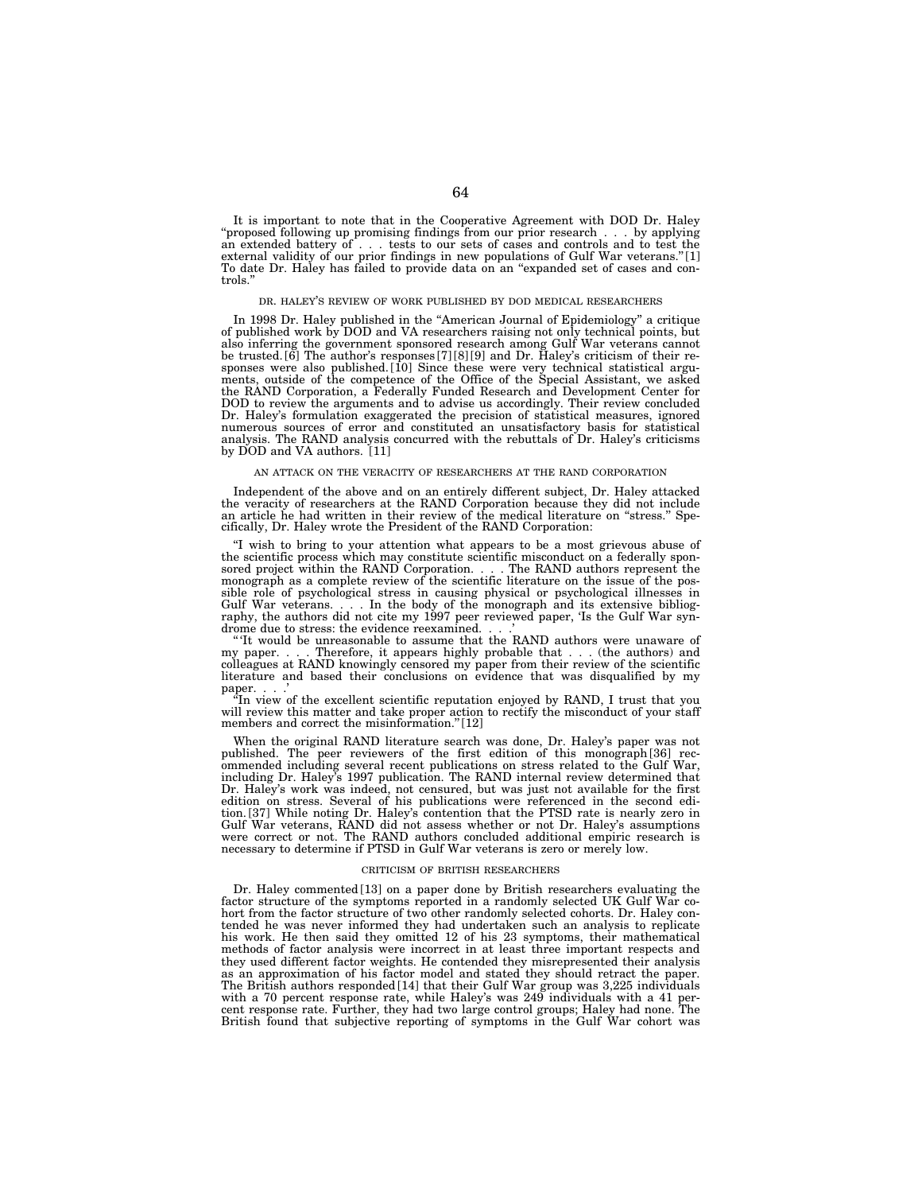It is important to note that in the Cooperative Agreement with DOD Dr. Haley "proposed following up promising findings from our prior research . . . by applying an extended battery of . . . tests to our sets of cases and controls and to test the external validity of our prior findings in new populations of Gulf War veterans."[1] To date Dr. Haley has failed to provide data on an "expanded set of cases and controls."

### DR. HALEY'S REVIEW OF WORK PUBLISHED BY DOD MEDICAL RESEARCHERS

In 1998 Dr. Haley published in the "American Journal of Epidemiology" a critique of published work by DOD and VA researchers raising not only technical points, but also inferring the government sponsored research among Gulf War veterans cannot be trusted.[6] The author's responses[7][8][9] and Dr. Haley's criticism of their responses were also published.[10] Since these were very technical statistical arguments, outside of the competence of the Office of the Special Assistant, we asked the RAND Corporation, a Federally Funded Research and Development Center for DOD to review the arguments and to advise us accordingly. Their review concluded Dr. Haley's formulation exaggerated the precision of statistical measures, ignored numerous sources of error and constituted an unsatisfactory basis for statistical analysis. The RAND analysis concurred with the rebuttals of Dr. Haley's criticisms by DOD and VA authors. [11]

### AN ATTACK ON THE VERACITY OF RESEARCHERS AT THE RAND CORPORATION

Independent of the above and on an entirely different subject, Dr. Haley attacked the veracity of researchers at the RAND Corporation because they did not include an article he had written in their review of the medical literature on "stress." Specifically, Dr. Haley wrote the President of the RAND Corporation:

"I wish to bring to your attention what appears to be a most grievous abuse of the scientific process which may constitute scientific misconduct on a federally sponsored project within the RAND Corporation. . . . The RAND authors represent the monograph as a complete review of the scientific literature on the issue of the possible role of psychological stress in causing physical or psychological illnesses in Gulf War veterans. . . . In the body of the monograph and its extensive bibliography, the authors did not cite my 1997 peer reviewed paper, 'Is the Gulf War syndrome due to stress: the evidence reexamined. . . .'

"'It would be unreasonable to assume that the RAND authors were unaware of my paper. . . . Therefore, it appears highly probable that . . . (the authors) and colleagues at RAND knowingly censored my paper from their review of the scientific literature and based their conclusions on evidence that was disqualified by my paper. . . .'

"In view of the excellent scientific reputation enjoyed by RAND, I trust that you will review this matter and take proper action to rectify the misconduct of your staff members and correct the misinformation."[12]

When the original RAND literature search was done, Dr. Haley's paper was not published. The peer reviewers of the first edition of this monograph[36] recommended including several recent publications on stress related to the Gulf War, including Dr. Haley's 1997 publication. The RAND internal review determined that Dr. Haley's work was indeed, not censured, but was just not available for the first edition on stress. Several of his publications were referenced in the second edition.[37] While noting Dr. Haley's contention that the PTSD rate is nearly zero in Gulf War veterans, RAND did not assess whether or not Dr. Haley's assumptions were correct or not. The RAND authors concluded additional empiric research is necessary to determine if PTSD in Gulf War veterans is zero or merely low.

### CRITICISM OF BRITISH RESEARCHERS

Dr. Haley commented[13] on a paper done by British researchers evaluating the factor structure of the symptoms reported in a randomly selected UK Gulf War cohort from the factor structure of two other randomly selected cohorts. Dr. Haley contended he was never informed they had undertaken such an analysis to replicate his work. He then said they omitted 12 of his 23 symptoms, their mathematical methods of factor analysis were incorrect in at least three important respects and they used different factor weights. He contended they misrepresented their analysis as an approximation of his factor model and stated they should retract the paper. The British authors responded[14] that their Gulf War group was 3,225 individuals with a 70 percent response rate, while Haley's was 249 individuals with a 41 percent response rate. Further, they had two large control groups; Haley had none. The British found that subjective reporting of symptoms in the Gulf War cohort was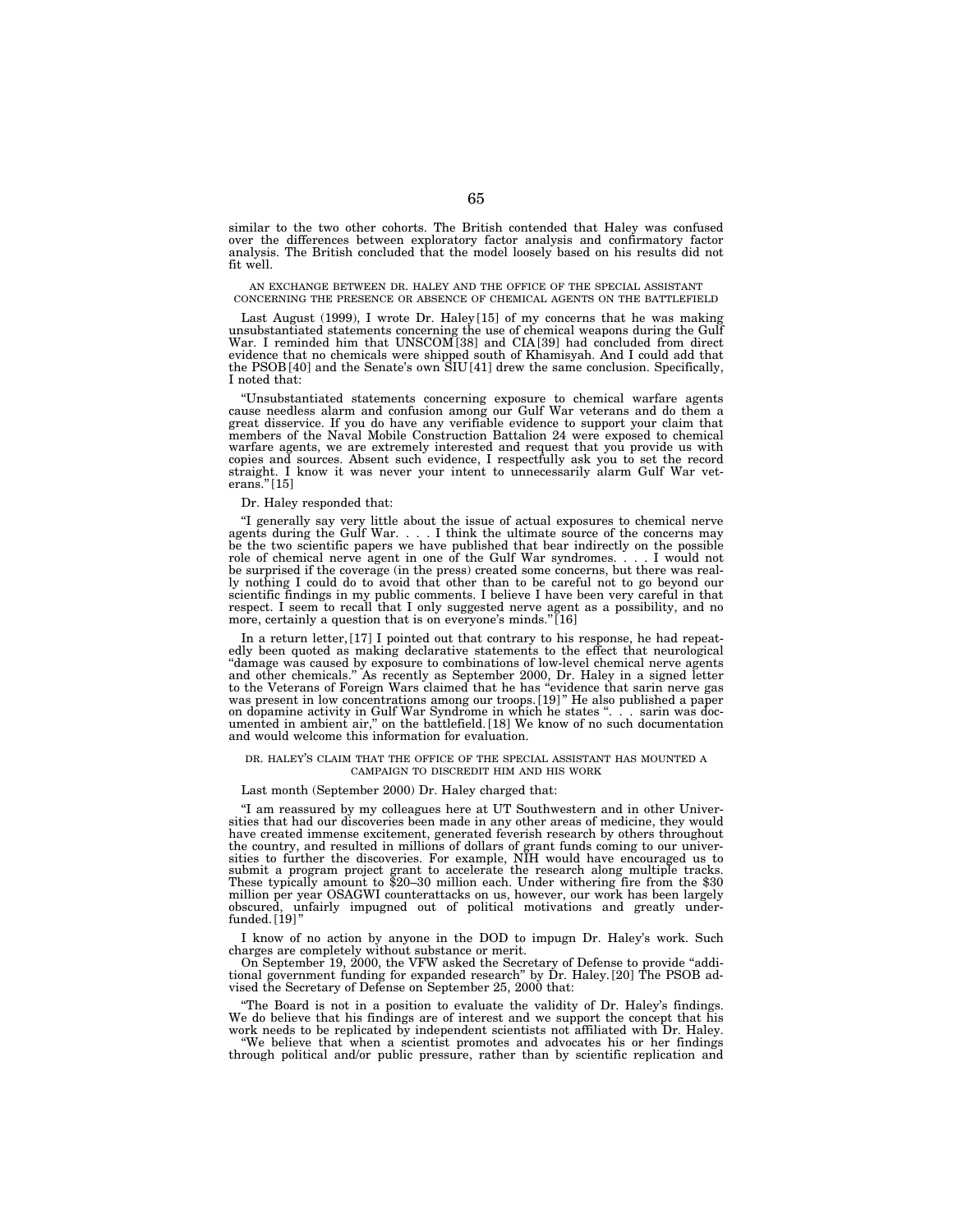similar to the two other cohorts. The British contended that Haley was confused over the differences between exploratory factor analysis and confirmatory factor analysis. The British concluded that the model loosely based on his results did not fit well.

### AN EXCHANGE BETWEEN DR. HALEY AND THE OFFICE OF THE SPECIAL ASSISTANT CONCERNING THE PRESENCE OR ABSENCE OF CHEMICAL AGENTS ON THE BATTLEFIELD

Last August (1999), I wrote Dr. Haley[15] of my concerns that he was making unsubstantiated statements concerning the use of chemical weapons during the Gulf War. I reminded him that UNSCOM[38] and CIA[39] had concluded from direct evidence that no chemicals were shipped south of Khamisyah. And I could add that the PSOB[40] and the Senate's own SIU[41] drew the same conclusion. Specifically, I noted that:

"Unsubstantiated statements concerning exposure to chemical warfare agents cause needless alarm and confusion among our Gulf War veterans and do them a great disservice. If you do have any verifiable evidence to support your claim that members of the Naval Mobile Construction Battalion 24 were exposed to chemical warfare agents, we are extremely interested and request that you provide us with copies and sources. Absent such evidence, I respectfully ask you to set the record straight. I know it was never your intent to unnecessarily alarm Gulf War veterans."[15]

Dr. Haley responded that:

"I generally say very little about the issue of actual exposures to chemical nerve agents during the Gulf War. . . . I think the ultimate source of the concerns may be the two scientific papers we have published that bear indirectly on the possible role of chemical nerve agent in one of the Gulf War syndromes. . . . I would not be surprised if the coverage (in the press) created some concerns, but there was really nothing I could do to avoid that other than to be careful not to go beyond our scientific findings in my public comments. I believe I have been very careful in that respect. I seem to recall that I only suggested nerve agent as a possibility, and no more, certainly a question that is on everyone's minds."[16]

In a return letter,[17] I pointed out that contrary to his response, he had repeatedly been quoted as making declarative statements to the effect that neurological "damage was caused by exposure to combinations of low-level chemical nerve agents and other chemicals." As recently as September 2000, Dr. Haley in a signed letter to the Veterans of Foreign Wars claimed that he has "evidence that sarin nerve gas was present in low concentrations among our troops.[19]" He also published a paper on dopamine activity in Gulf War Syndrome in which he states ". . . sarin was documented in ambient air," on the battlefield.[18] We know of no such documentation and would welcome this information for evaluation.

### DR. HALEY'S CLAIM THAT THE OFFICE OF THE SPECIAL ASSISTANT HAS MOUNTED A CAMPAIGN TO DISCREDIT HIM AND HIS WORK

Last month (September 2000) Dr. Haley charged that:

"I am reassured by my colleagues here at UT Southwestern and in other Universities that had our discoveries been made in any other areas of medicine, they would have created immense excitement, generated feverish research by others throughout the country, and resulted in millions of dollars of grant funds coming to our universities to further the discoveries. For example, NIH would have encouraged us to submit a program project grant to accelerate the research along multiple tracks. These typically amount to \$20–30 million each. Under withering fire from the \$30 million per year OSAGWI counterattacks on us, however, our work has been largely obscured, unfairly impugned out of political motivations and greatly underfunded.[19]"

I know of no action by anyone in the DOD to impugn Dr. Haley's work. Such charges are completely without substance or merit.

On September 19, 2000, the VFW asked the Secretary of Defense to provide "additional government funding for expanded research" by Dr. Haley.[20] The PSOB advised the Secretary of Defense on September 25, 2000 that:

"The Board is not in a position to evaluate the validity of Dr. Haley's findings. We do believe that his findings are of interest and we support the concept that his work needs to be replicated by independent scientists not affiliated with Dr. Haley.

"We believe that when a scientist promotes and advocates his or her findings through political and/or public pressure, rather than by scientific replication and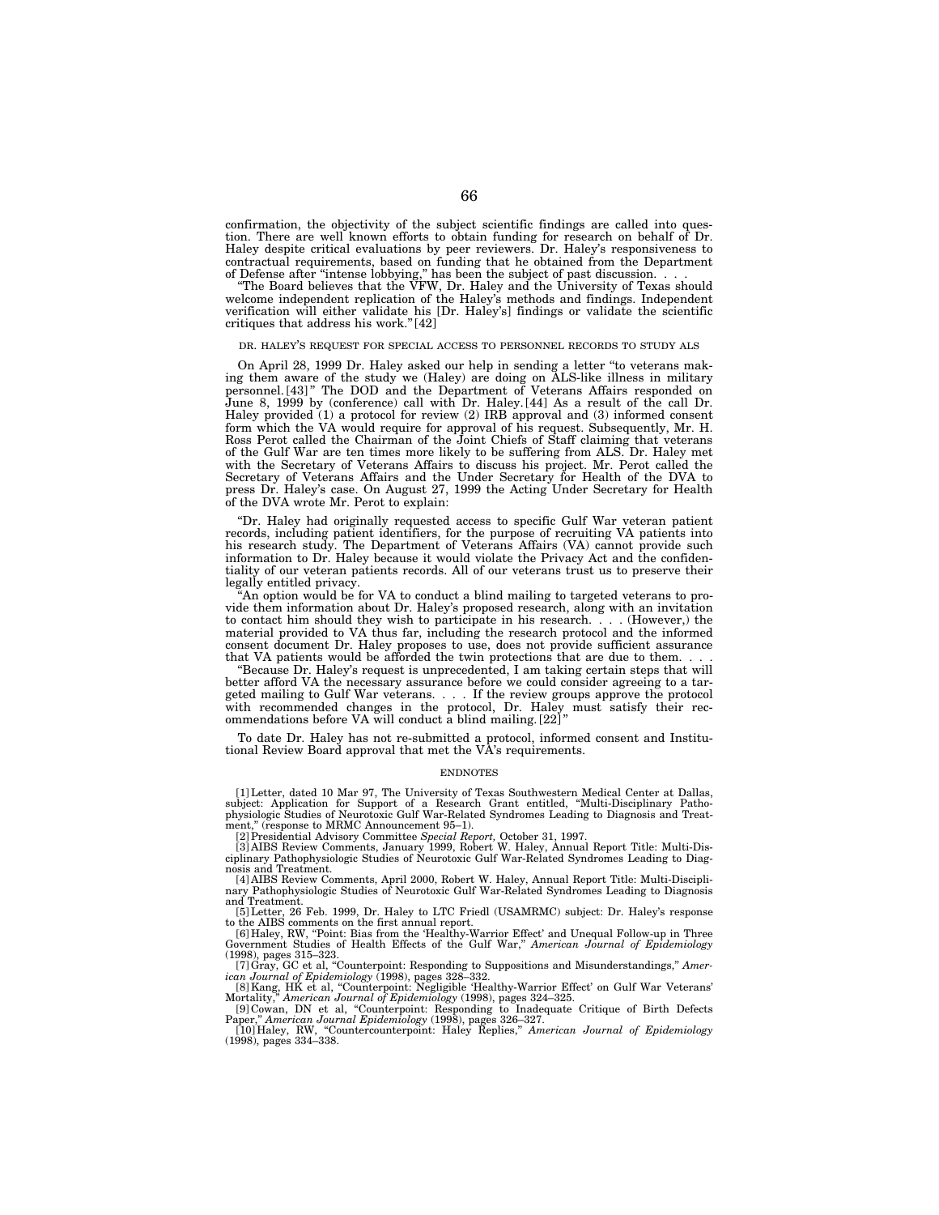confirmation, the objectivity of the subject scientific findings are called into question. There are well known efforts to obtain funding for research on behalf of Dr. Haley despite critical evaluations by peer reviewers. Dr. Haley's responsiveness to contractual requirements, based on funding that he obtained from the Department of Defense after "intense lobbying," has been the subject of past discussion. . . .

"The Board believes that the VFW, Dr. Haley and the University of Texas should welcome independent replication of the Haley's methods and findings. Independent verification will either validate his [Dr. Haley's] findings or validate the scientific critiques that address his work."[42]

DR. HALEY'S REQUEST FOR SPECIAL ACCESS TO PERSONNEL RECORDS TO STUDY ALS

On April 28, 1999 Dr. Haley asked our help in sending a letter "to veterans making them aware of the study we (Haley) are doing on ALS-like illness in military personnel.[43]" The DOD and the Department of Veterans Affairs responded on June 8, 1999 by (conference) call with Dr. Haley.[44] As a result of the call Dr. Haley provided (1) a protocol for review (2) IRB approval and (3) informed consent form which the VA would require for approval of his request. Subsequently, Mr. H. Ross Perot called the Chairman of the Joint Chiefs of Staff claiming that veterans of the Gulf War are ten times more likely to be suffering from ALS. Dr. Haley met with the Secretary of Veterans Affairs to discuss his project. Mr. Perot called the Secretary of Veterans Affairs and the Under Secretary for Health of the DVA to press Dr. Haley's case. On August 27, 1999 the Acting Under Secretary for Health of the DVA wrote Mr. Perot to explain:

"Dr. Haley had originally requested access to specific Gulf War veteran patient records, including patient identifiers, for the purpose of recruiting VA patients into his research study. The Department of Veterans Affairs (VA) cannot provide such information to Dr. Haley because it would violate the Privacy Act and the confidentiality of our veteran patients records. All of our veterans trust us to preserve their legally entitled privacy.

"An option would be for VA to conduct a blind mailing to targeted veterans to provide them information about Dr. Haley's proposed research, along with an invitation to contact him should they wish to participate in his research. . . . (However,) the material provided to VA thus far, including the research protocol and the informed consent document Dr. Haley proposes to use, does not provide sufficient assurance that VA patients would be afforded the twin protections that are due to them. . . .

"Because Dr. Haley's request is unprecedented, I am taking certain steps that will better afford VA the necessary assurance before we could consider agreeing to a targeted mailing to Gulf War veterans. . . . If the review groups approve the protocol with recommended changes in the protocol, Dr. Haley must satisfy their recommendations before VA will conduct a blind mailing.[22]"

To date Dr. Haley has not re-submitted a protocol, informed consent and Institutional Review Board approval that met the VA's requirements.

ENDNOTES

[1] Letter, dated 10 Mar 97, The University of Texas Southwestern Medical Center at Dallas, subject: Application for Support of a Research Grant entitled, "Multi-Disciplinary Pathophysiologic Studies of Neurotoxic Gulf War-Related Syndromes Leading to Diagnosis and Treatment," (response to MRMC Announcement 95–1).

[2] Presidential Advisory Committee *Special Report,* October 31, 1997.

[3] AIBS Review Comments, January 1999, Robert W. Haley, Annual Report Title: Multi-Disciplinary Pathophysiologic Studies of Neurotoxic Gulf War-Related Syndromes Leading to Diagnosis and Treatment.

[4] AIBS Review Comments, April 2000, Robert W. Haley, Annual Report Title: Multi-Disciplinary Pathophysiologic Studies of Neurotoxic Gulf War-Related Syndromes Leading to Diagnosis and Treatment.

[5] Letter, 26 Feb. 1999, Dr. Haley to LTC Friedl (USAMRMC) subject: Dr. Haley's response to the AIBS comments on the first annual report.

[6] Haley, RW, "Point: Bias from the 'Healthy-Warrior Effect' and Unequal Follow-up in Three Government Studies of Health Effects of the Gulf War," *American Journal of Epidemiology* (1998), pages 315–323.

[7] Gray, GC et al, "Counterpoint: Responding to Suppositions and Misunderstandings," *American Journal of Epidemiology* (1998), pages 328–332.

[8] Kang, HK et al, "Counterpoint: Negligible 'Healthy-Warrior Effect' on Gulf War Veterans' Mortality," *American Journal of Epidemiology* (1998), pages 324–325.

[9] Cowan, DN et al, "Counterpoint: Responding to Inadequate Critique of Birth Defects Paper," *American Journal Epidemiology* (1998), pages 326–327.

[10] Haley, RW, "Countercounterpoint: Haley Replies," *American Journal of Epidemiology* (1998), pages 334–338.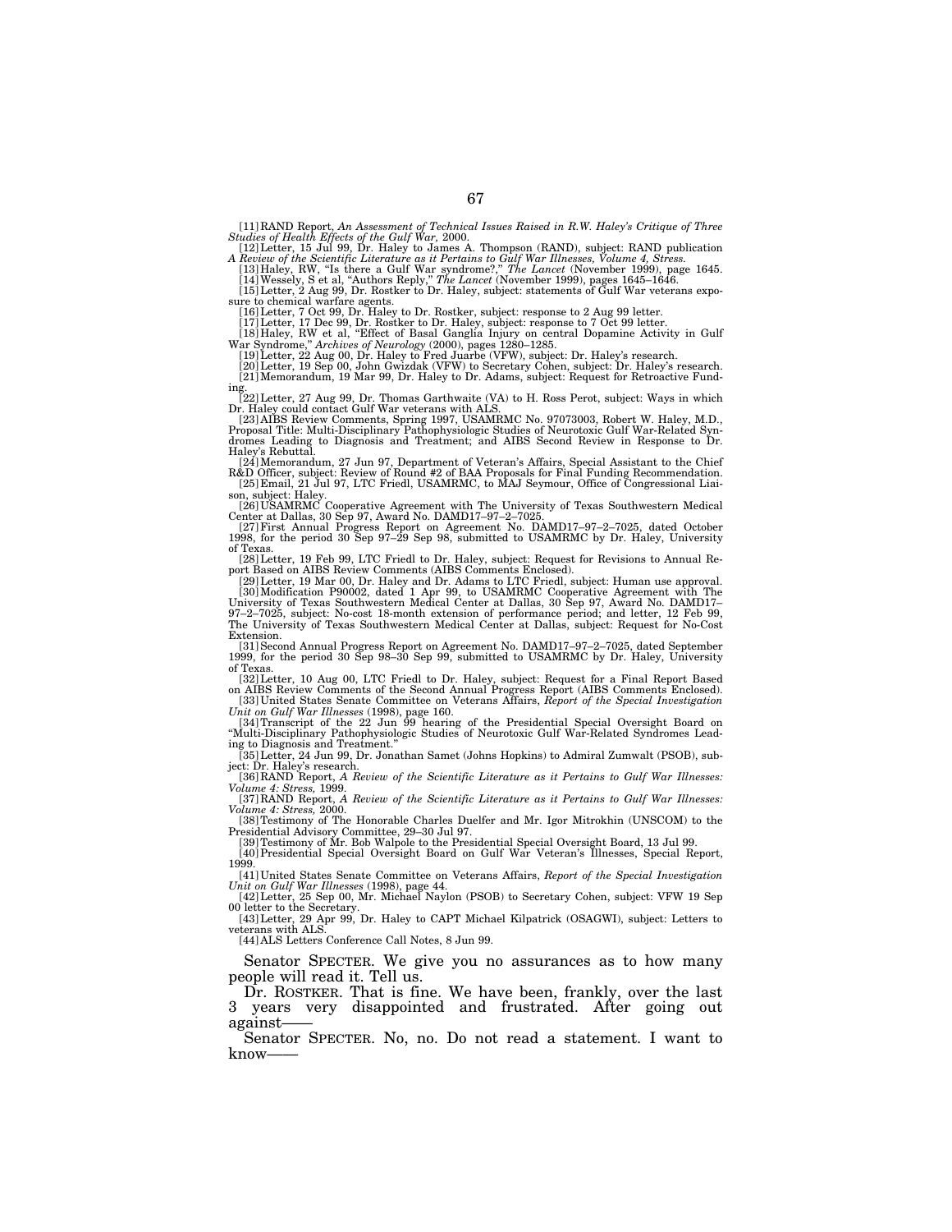[11] RAND Report, *An Assessment of Technical Issues Raised in R.W. Haley's Critique of Three Studies of Health Effects of the Gulf War*, 2000.

[12] Letter, 15 Jul 99, Dr. Haley to James A. Thompson (RAND), subject: RAND publication *A Review of the Scientific Literature as it Pertains to Gulf War Illnesses, Volume 4, Stress.*

[13] Haley, RW, "Is there a Gulf War syndrome?," *The Lancet* (November 1999), page 1645.

[14] Wessely, S et al, "Authors Reply," *The Lancet* (November 1999), pages 1645–1646.

[15] Letter, 2 Aug 99, Dr. Rostker to Dr. Haley, subject: statements of Gulf War veterans exposure to chemical warfare agents.

[16] Letter, 7 Oct 99, Dr. Haley to Dr. Rostker, subject: response to 2 Aug 99 letter.

[17] Letter, 17 Dec 99, Dr. Rostker to Dr. Haley, subject: response to 7 Oct 99 letter.

[18] Haley, RW et al, "Effect of Basal Ganglia Injury on central Dopamine Activity in Gulf War Syndrome," *Archives of Neurology* (2000), pages 1280–1285.

[19] Letter, 22 Aug 00, Dr. Haley to Fred Juarbe (VFW), subject: Dr. Haley's research.

[20] Letter, 19 Sep 00, John Gwizdak (VFW) to Secretary Cohen, subject: Dr. Haley's research.

[21] Memorandum, 19 Mar 99, Dr. Haley to Dr. Adams, subject: Request for Retroactive Funding.

[22] Letter, 27 Aug 99, Dr. Thomas Garthwaite (VA) to H. Ross Perot, subject: Ways in which Dr. Haley could contact Gulf War veterans with ALS.

[23] AIBS Review Comments, Spring 1997, USAMRMC No. 97073003, Robert W. Haley, M.D., Proposal Title: Multi-Disciplinary Pathophysiologic Studies of Neurotoxic Gulf War-Related Syndromes Leading to Diagnosis and Treatment; and AIBS Second Review in Response to Dr. Haley's Rebuttal.

[24] Memorandum, 27 Jun 97, Department of Veteran's Affairs, Special Assistant to the Chief R&D Officer, subject: Review of Round #2 of BAA Proposals for Final Funding Recommendation.

[25] Email, 21 Jul 97, LTC Friedl, USAMRMC, to MAJ Seymour, Office of Congressional Liaison, subject: Haley.

[26] USAMRMC Cooperative Agreement with The University of Texas Southwestern Medical Center at Dallas, 30 Sep 97, Award No. DAMD17–97–2–7025.

[27] First Annual Progress Report on Agreement No. DAMD17–97–2–7025, dated October 1998, for the period 30 Sep 97–29 Sep 98, submitted to USAMRMC by Dr. Haley, University of Texas.

[28] Letter, 19 Feb 99, LTC Friedl to Dr. Haley, subject: Request for Revisions to Annual Report Based on AIBS Review Comments (AIBS Comments Enclosed).

[29] Letter, 19 Mar 00, Dr. Haley and Dr. Adams to LTC Friedl, subject: Human use approval.

[30] Modification P90002, dated 1 Apr 99, to USAMRMC Cooperative Agreement with The University of Texas Southwestern Medical Center at Dallas, 30 Sep 97, Award No. DAMD17–97–2–7025, subject: No-cost 18-month extension of performance period; and letter, 12 Feb 99, The University of Texas Southwestern Medical Center at Dallas, subject: Request for No-Cost Extension.

[31] Second Annual Progress Report on Agreement No. DAMD17–97–2–7025, dated September 1999, for the period 30 Sep 98–30 Sep 99, submitted to USAMRMC by Dr. Haley, University of Texas.

[32] Letter, 10 Aug 00, LTC Friedl to Dr. Haley, subject: Request for a Final Report Based on AIBS Review Comments of the Second Annual Progress Report (AIBS Comments Enclosed).

[33] United States Senate Committee on Veterans Affairs, *Report of the Special Investigation Unit on Gulf War Illnesses* (1998), page 160.

[34] Transcript of the 22 Jun 99 hearing of the Presidential Special Oversight Board on "Multi-Disciplinary Pathophysiologic Studies of Neurotoxic Gulf War-Related Syndromes Leading to Diagnosis and Treatment."

[35] Letter, 24 Jun 99, Dr. Jonathan Samet (Johns Hopkins) to Admiral Zumwalt (PSOB), subject: Dr. Haley's research.

[36] RAND Report, *A Review of the Scientific Literature as it Pertains to Gulf War Illnesses: Volume 4: Stress,* 1999.

[37] RAND Report, *A Review of the Scientific Literature as it Pertains to Gulf War Illnesses: Volume 4: Stress,* 2000.

[38] Testimony of The Honorable Charles Duelfer and Mr. Igor Mitrokhin (UNSCOM) to the Presidential Advisory Committee, 29–30 Jul 97.

[39] Testimony of Mr. Bob Walpole to the Presidential Special Oversight Board, 13 Jul 99.

[40] Presidential Special Oversight Board on Gulf War Veteran's Illnesses, Special Report, 1999.

[41] United States Senate Committee on Veterans Affairs, *Report of the Special Investigation Unit on Gulf War Illnesses* (1998), page 44.

[42] Letter, 25 Sep 00, Mr. Michael Naylon (PSOB) to Secretary Cohen, subject: VFW 19 Sep 00 letter to the Secretary.

[43] Letter, 29 Apr 99, Dr. Haley to CAPT Michael Kilpatrick (OSAGWI), subject: Letters to veterans with ALS.

[44] ALS Letters Conference Call Notes, 8 Jun 99.

Senator SPECTER. We give you no assurances as to how many people will read it. Tell us.

Dr. ROSTKER. That is fine. We have been, frankly, over the last 3 years very disappointed and frustrated. After going out against——

Senator SPECTER. No, no. Do not read a statement. I want to know——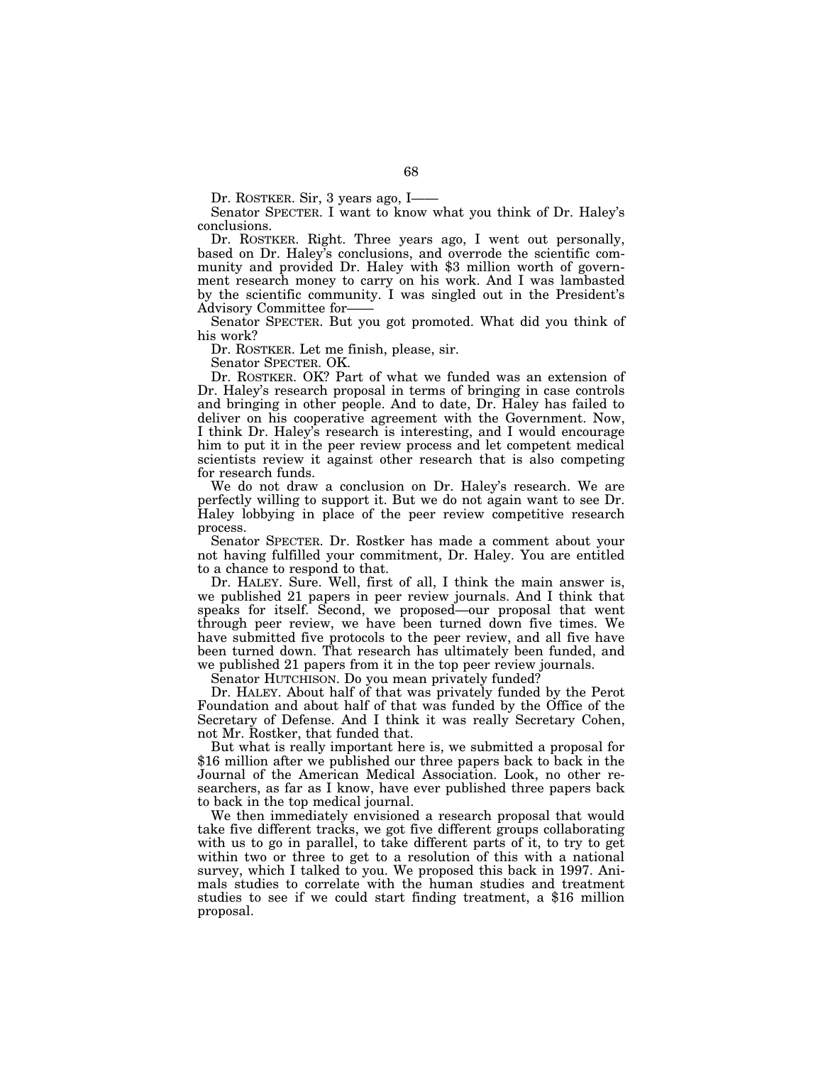Dr. ROSTKER. Sir, 3 years ago, I——

Senator SPECTER. I want to know what you think of Dr. Haley's conclusions.

Dr. ROSTKER. Right. Three years ago, I went out personally, based on Dr. Haley's conclusions, and overrode the scientific community and provided Dr. Haley with $3 million worth of government research money to carry on his work. And I was lambasted by the scientific community. I was singled out in the President's Advisory Committee for——

Senator SPECTER. But you got promoted. What did you think of his work?

Dr. ROSTKER. Let me finish, please, sir.

Senator SPECTER. OK.

Dr. ROSTKER. OK? Part of what we funded was an extension of Dr. Haley's research proposal in terms of bringing in case controls and bringing in other people. And to date, Dr. Haley has failed to deliver on his cooperative agreement with the Government. Now, I think Dr. Haley's research is interesting, and I would encourage him to put it in the peer review process and let competent medical scientists review it against other research that is also competing for research funds.

We do not draw a conclusion on Dr. Haley's research. We are perfectly willing to support it. But we do not again want to see Dr. Haley lobbying in place of the peer review competitive research process.

Senator SPECTER. Dr. Rostker has made a comment about your not having fulfilled your commitment, Dr. Haley. You are entitled to a chance to respond to that.

Dr. HALEY. Sure. Well, first of all, I think the main answer is, we published 21 papers in peer review journals. And I think that speaks for itself. Second, we proposed—our proposal that went through peer review, we have been turned down five times. We have submitted five protocols to the peer review, and all five have been turned down. That research has ultimately been funded, and we published 21 papers from it in the top peer review journals.

Senator HUTCHISON. Do you mean privately funded?

Dr. HALEY. About half of that was privately funded by the Perot Foundation and about half of that was funded by the Office of the Secretary of Defense. And I think it was really Secretary Cohen, not Mr. Rostker, that funded that.

But what is really important here is, we submitted a proposal for $16 million after we published our three papers back to back in the Journal of the American Medical Association. Look, no other researchers, as far as I know, have ever published three papers back to back in the top medical journal.

We then immediately envisioned a research proposal that would take five different tracks, we got five different groups collaborating with us to go in parallel, to take different parts of it, to try to get within two or three to get to a resolution of this with a national survey, which I talked to you. We proposed this back in 1997. Animals studies to correlate with the human studies and treatment studies to see if we could start finding treatment, a $16 million proposal.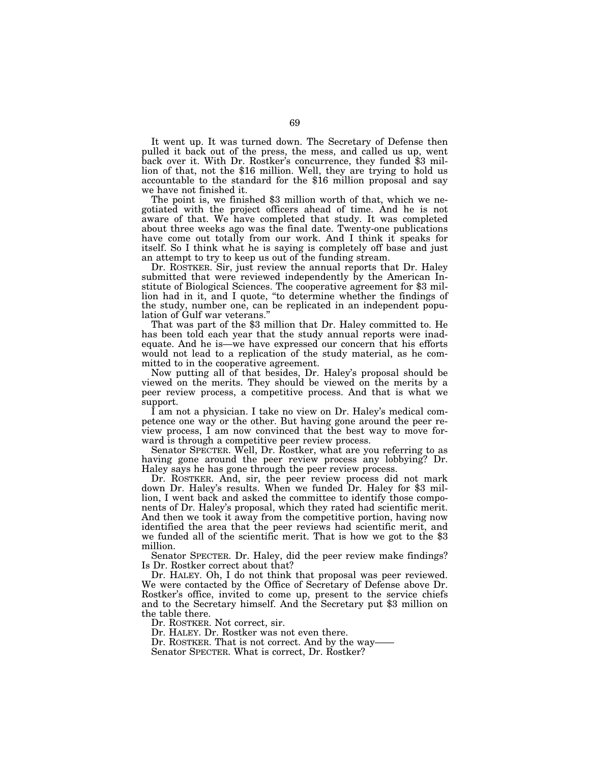It went up. It was turned down. The Secretary of Defense then pulled it back out of the press, the mess, and called us up, went back over it. With Dr. Rostker's concurrence, they funded $3 million of that, not the $16 million. Well, they are trying to hold us accountable to the standard for the $16 million proposal and say we have not finished it.

The point is, we finished $3 million worth of that, which we negotiated with the project officers ahead of time. And he is not aware of that. We have completed that study. It was completed about three weeks ago was the final date. Twenty-one publications have come out totally from our work. And I think it speaks for itself. So I think what he is saying is completely off base and just an attempt to try to keep us out of the funding stream.

Dr. ROSTKER. Sir, just review the annual reports that Dr. Haley submitted that were reviewed independently by the American Institute of Biological Sciences. The cooperative agreement for $3 million had in it, and I quote, "to determine whether the findings of the study, number one, can be replicated in an independent population of Gulf war veterans."

That was part of the $3 million that Dr. Haley committed to. He has been told each year that the study annual reports were inadequate. And he is—we have expressed our concern that his efforts would not lead to a replication of the study material, as he committed to in the cooperative agreement.

Now putting all of that besides, Dr. Haley's proposal should be viewed on the merits. They should be viewed on the merits by a peer review process, a competitive process. And that is what we support.

I am not a physician. I take no view on Dr. Haley's medical competence one way or the other. But having gone around the peer review process, I am now convinced that the best way to move forward is through a competitive peer review process.

Senator SPECTER. Well, Dr. Rostker, what are you referring to as having gone around the peer review process any lobbying? Dr. Haley says he has gone through the peer review process.

Dr. ROSTKER. And, sir, the peer review process did not mark down Dr. Haley's results. When we funded Dr. Haley for $3 million, I went back and asked the committee to identify those components of Dr. Haley's proposal, which they rated had scientific merit. And then we took it away from the competitive portion, having now identified the area that the peer reviews had scientific merit, and we funded all of the scientific merit. That is how we got to the $3 million.

Senator SPECTER. Dr. Haley, did the peer review make findings? Is Dr. Rostker correct about that?

Dr. HALEY. Oh, I do not think that proposal was peer reviewed. We were contacted by the Office of Secretary of Defense above Dr. Rostker's office, invited to come up, present to the service chiefs and to the Secretary himself. And the Secretary put $3 million on the table there.

Dr. ROSTKER. Not correct, sir.

Dr. HALEY. Dr. Rostker was not even there.

Dr. ROSTKER. That is not correct. And by the way——

Senator SPECTER. What is correct, Dr. Rostker?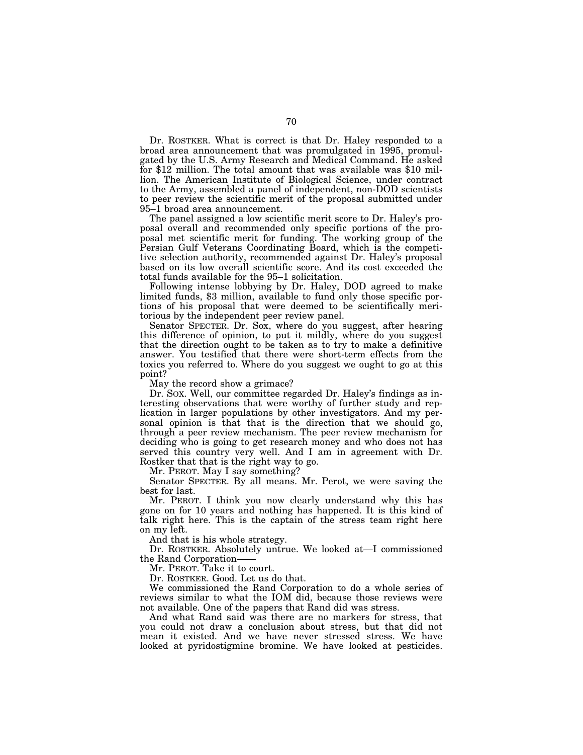Dr. ROSTKER. What is correct is that Dr. Haley responded to a broad area announcement that was promulgated in 1995, promulgated by the U.S. Army Research and Medical Command. He asked for $12 million. The total amount that was available was $10 million. The American Institute of Biological Science, under contract to the Army, assembled a panel of independent, non-DOD scientists to peer review the scientific merit of the proposal submitted under 95–1 broad area announcement.

The panel assigned a low scientific merit score to Dr. Haley's proposal overall and recommended only specific portions of the proposal met scientific merit for funding. The working group of the Persian Gulf Veterans Coordinating Board, which is the competitive selection authority, recommended against Dr. Haley's proposal based on its low overall scientific score. And its cost exceeded the total funds available for the 95–1 solicitation.

Following intense lobbying by Dr. Haley, DOD agreed to make limited funds, $3 million, available to fund only those specific portions of his proposal that were deemed to be scientifically meritorious by the independent peer review panel.

Senator SPECTER. Dr. Sox, where do you suggest, after hearing this difference of opinion, to put it mildly, where do you suggest that the direction ought to be taken as to try to make a definitive answer. You testified that there were short-term effects from the toxics you referred to. Where do you suggest we ought to go at this point?

May the record show a grimace?

Dr. SOX. Well, our committee regarded Dr. Haley's findings as interesting observations that were worthy of further study and replication in larger populations by other investigators. And my personal opinion is that that is the direction that we should go, through a peer review mechanism. The peer review mechanism for deciding who is going to get research money and who does not has served this country very well. And I am in agreement with Dr. Rostker that that is the right way to go.

Mr. PEROT. May I say something?

Senator SPECTER. By all means. Mr. Perot, we were saving the best for last.

Mr. PEROT. I think you now clearly understand why this has gone on for 10 years and nothing has happened. It is this kind of talk right here. This is the captain of the stress team right here on my left.

And that is his whole strategy.

Dr. ROSTKER. Absolutely untrue. We looked at—I commissioned the Rand Corporation——

Mr. PEROT. Take it to court.

Dr. ROSTKER. Good. Let us do that.

We commissioned the Rand Corporation to do a whole series of reviews similar to what the IOM did, because those reviews were not available. One of the papers that Rand did was stress.

And what Rand said was there are no markers for stress, that you could not draw a conclusion about stress, but that did not mean it existed. And we have never stressed stress. We have looked at pyridostigmine bromine. We have looked at pesticides.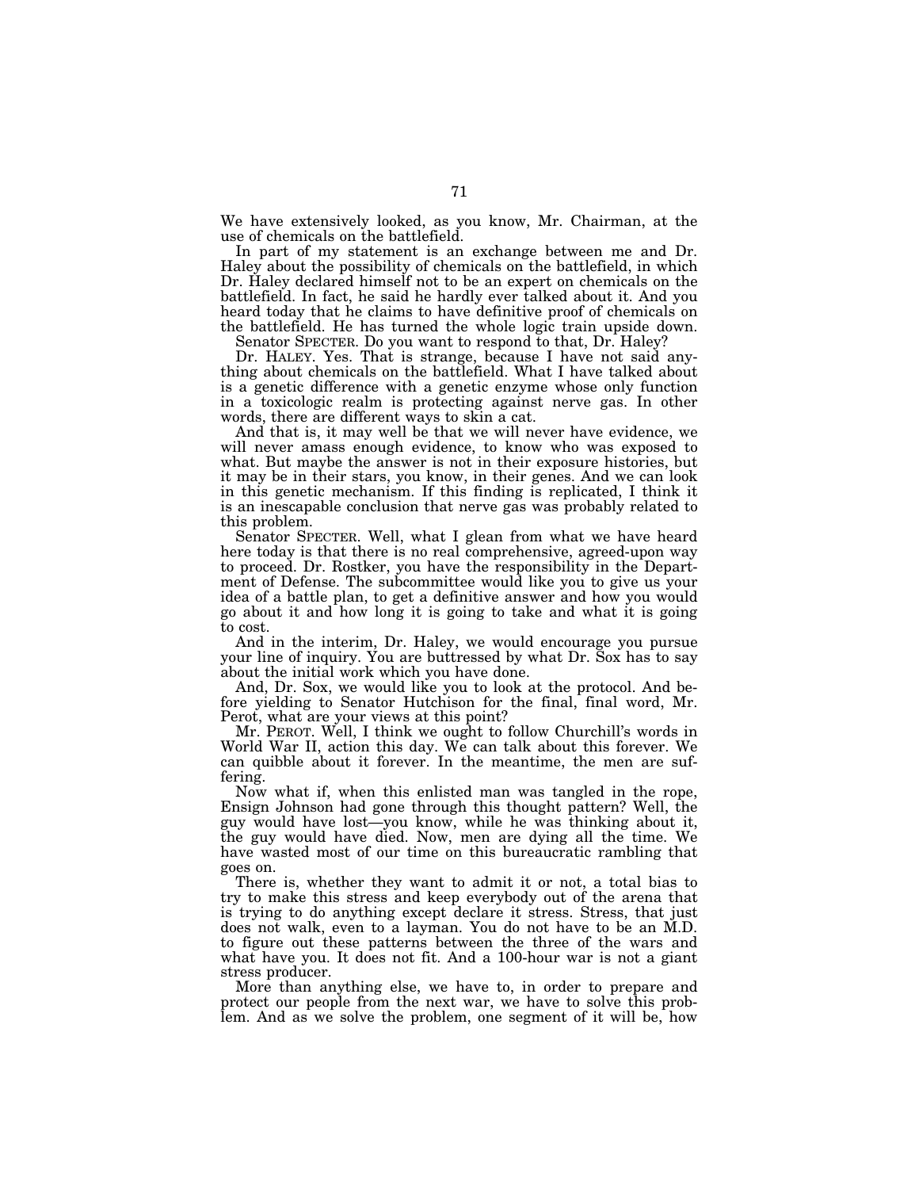We have extensively looked, as you know, Mr. Chairman, at the use of chemicals on the battlefield.

In part of my statement is an exchange between me and Dr. Haley about the possibility of chemicals on the battlefield, in which Dr. Haley declared himself not to be an expert on chemicals on the battlefield. In fact, he said he hardly ever talked about it. And you heard today that he claims to have definitive proof of chemicals on the battlefield. He has turned the whole logic train upside down.

Senator SPECTER. Do you want to respond to that, Dr. Haley?

Dr. HALEY. Yes. That is strange, because I have not said anything about chemicals on the battlefield. What I have talked about is a genetic difference with a genetic enzyme whose only function in a toxicologic realm is protecting against nerve gas. In other words, there are different ways to skin a cat.

And that is, it may well be that we will never have evidence, we will never amass enough evidence, to know who was exposed to what. But maybe the answer is not in their exposure histories, but it may be in their stars, you know, in their genes. And we can look in this genetic mechanism. If this finding is replicated, I think it is an inescapable conclusion that nerve gas was probably related to this problem.

Senator SPECTER. Well, what I glean from what we have heard here today is that there is no real comprehensive, agreed-upon way to proceed. Dr. Rostker, you have the responsibility in the Department of Defense. The subcommittee would like you to give us your idea of a battle plan, to get a definitive answer and how you would go about it and how long it is going to take and what it is going to cost.

And in the interim, Dr. Haley, we would encourage you pursue your line of inquiry. You are buttressed by what Dr. Sox has to say about the initial work which you have done.

And, Dr. Sox, we would like you to look at the protocol. And before yielding to Senator Hutchison for the final, final word, Mr. Perot, what are your views at this point?

Mr. PEROT. Well, I think we ought to follow Churchill's words in World War II, action this day. We can talk about this forever. We can quibble about it forever. In the meantime, the men are suffering.

Now what if, when this enlisted man was tangled in the rope, Ensign Johnson had gone through this thought pattern? Well, the guy would have lost—you know, while he was thinking about it, the guy would have died. Now, men are dying all the time. We have wasted most of our time on this bureaucratic rambling that goes on.

There is, whether they want to admit it or not, a total bias to try to make this stress and keep everybody out of the arena that is trying to do anything except declare it stress. Stress, that just does not walk, even to a layman. You do not have to be an M.D. to figure out these patterns between the three of the wars and what have you. It does not fit. And a 100-hour war is not a giant stress producer.

More than anything else, we have to, in order to prepare and protect our people from the next war, we have to solve this problem. And as we solve the problem, one segment of it will be, how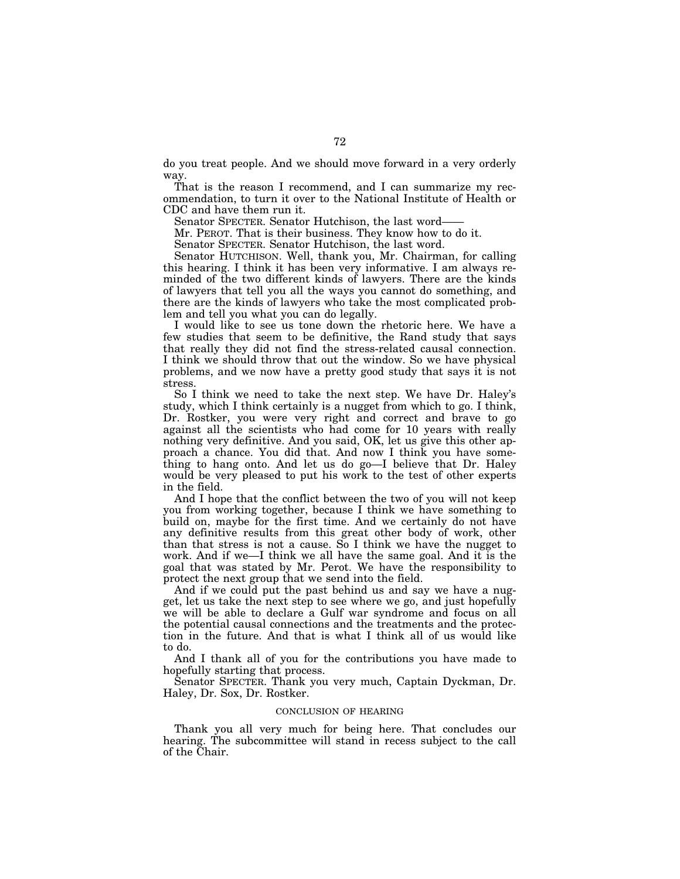do you treat people. And we should move forward in a very orderly way.

That is the reason I recommend, and I can summarize my recommendation, to turn it over to the National Institute of Health or CDC and have them run it.

Senator SPECTER. Senator Hutchison, the last word——

Mr. PEROT. That is their business. They know how to do it.

Senator SPECTER. Senator Hutchison, the last word.

Senator HUTCHISON. Well, thank you, Mr. Chairman, for calling this hearing. I think it has been very informative. I am always reminded of the two different kinds of lawyers. There are the kinds of lawyers that tell you all the ways you cannot do something, and there are the kinds of lawyers who take the most complicated problem and tell you what you can do legally.

I would like to see us tone down the rhetoric here. We have a few studies that seem to be definitive, the Rand study that says that really they did not find the stress-related causal connection. I think we should throw that out the window. So we have physical problems, and we now have a pretty good study that says it is not stress.

So I think we need to take the next step. We have Dr. Haley's study, which I think certainly is a nugget from which to go. I think, Dr. Rostker, you were very right and correct and brave to go against all the scientists who had come for 10 years with really nothing very definitive. And you said, OK, let us give this other approach a chance. You did that. And now I think you have something to hang onto. And let us do go—I believe that Dr. Haley would be very pleased to put his work to the test of other experts in the field.

And I hope that the conflict between the two of you will not keep you from working together, because I think we have something to build on, maybe for the first time. And we certainly do not have any definitive results from this great other body of work, other than that stress is not a cause. So I think we have the nugget to work. And if we—I think we all have the same goal. And it is the goal that was stated by Mr. Perot. We have the responsibility to protect the next group that we send into the field.

And if we could put the past behind us and say we have a nugget, let us take the next step to see where we go, and just hopefully we will be able to declare a Gulf war syndrome and focus on all the potential causal connections and the treatments and the protection in the future. And that is what I think all of us would like to do.

And I thank all of you for the contributions you have made to hopefully starting that process.

Senator SPECTER. Thank you very much, Captain Dyckman, Dr. Haley, Dr. Sox, Dr. Rostker.

## CONCLUSION OF HEARING

Thank you all very much for being here. That concludes our hearing. The subcommittee will stand in recess subject to the call of the Chair.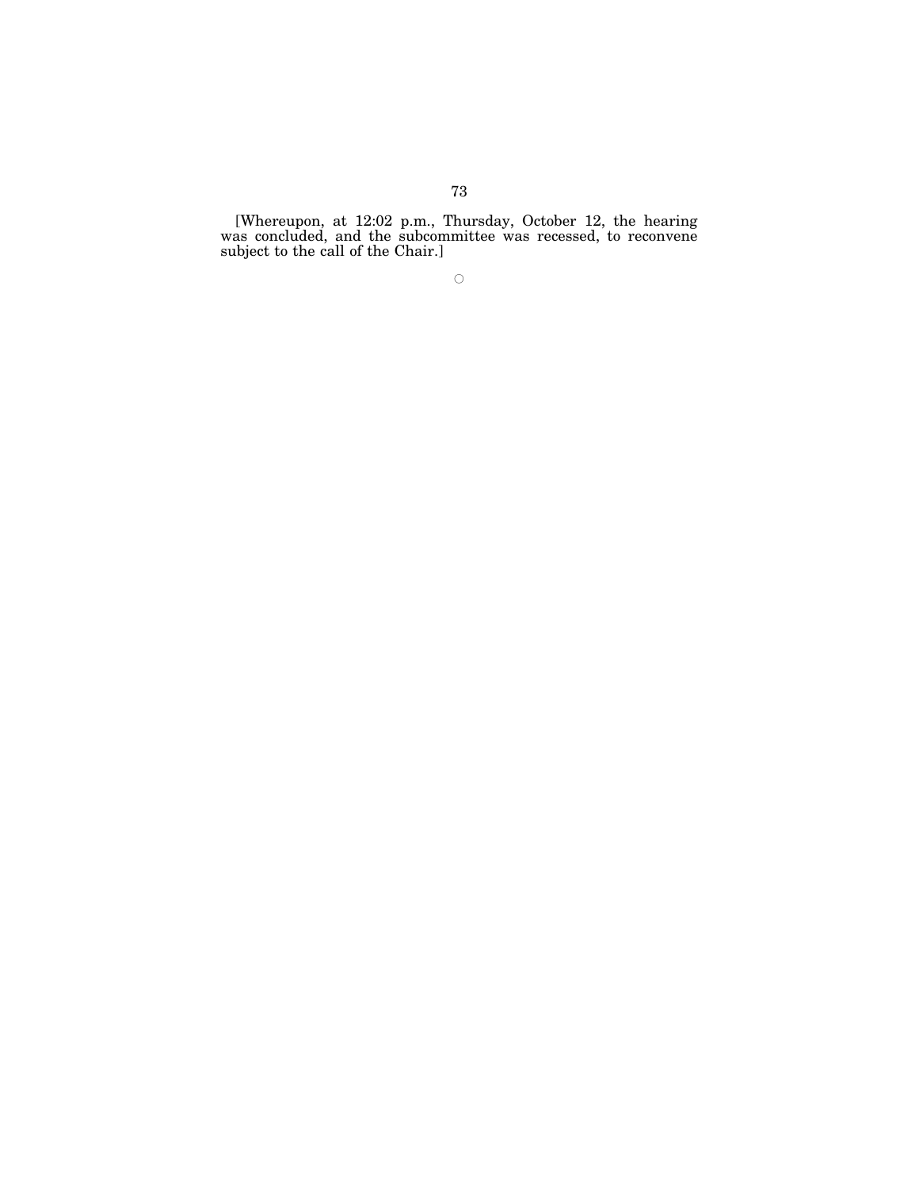[Whereupon, at 12:02 p.m., Thursday, October 12, the hearing was concluded, and the subcommittee was recessed, to reconvene subject to the call of the Chair.]

○